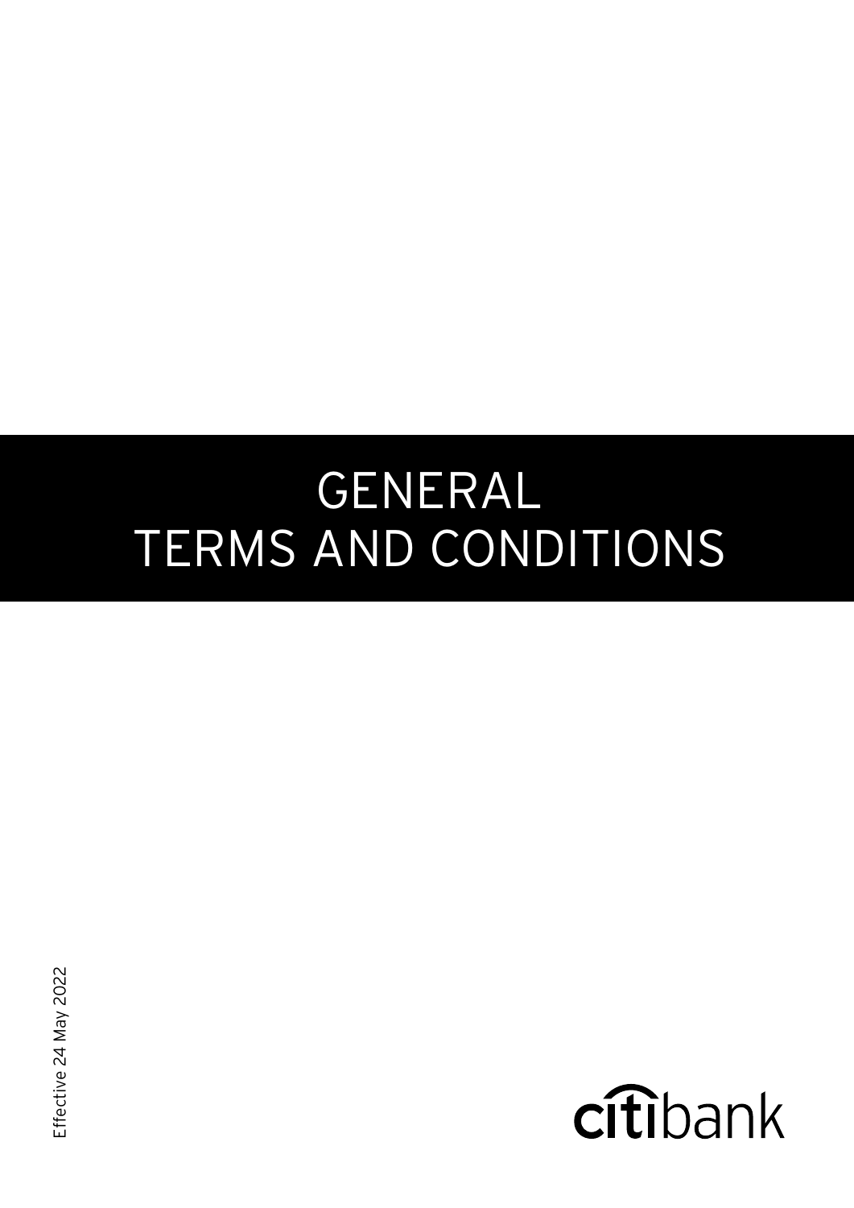# GENERAL TERMS AND CONDITIONS

Effective 24 May 2022

citibank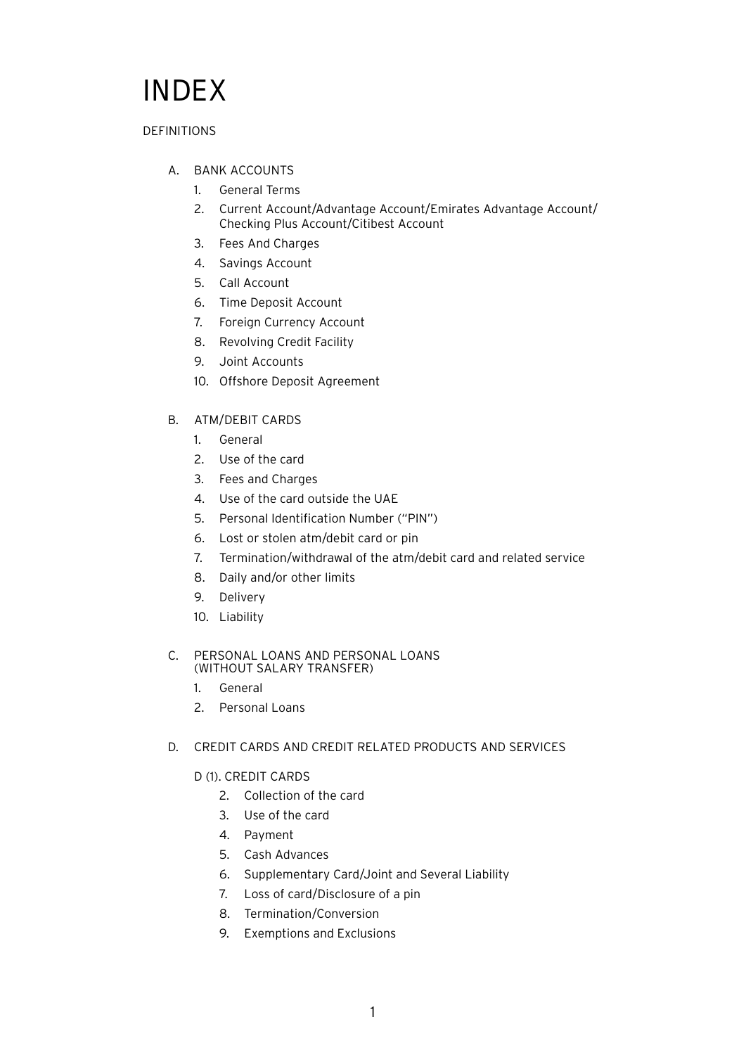# INDEX

DEFINITIONS

A. BANK ACCOUNTS
   1. General Terms
   2. Current Account/Advantage Account/Emirates Advantage Account/ Checking Plus Account/Citibest Account
   3. Fees And Charges
   4. Savings Account
   5. Call Account
   6. Time Deposit Account
   7. Foreign Currency Account
   8. Revolving Credit Facility
   9. Joint Accounts
   10. Offshore Deposit Agreement

B. ATM/DEBIT CARDS
   1. General
   2. Use of the card
   3. Fees and Charges
   4. Use of the card outside the UAE
   5. Personal Identification Number (“PIN”)
   6. Lost or stolen atm/debit card or pin
   7. Termination/withdrawal of the atm/debit card and related service
   8. Daily and/or other limits
   9. Delivery
   10. Liability

C. PERSONAL LOANS AND PERSONAL LOANS (WITHOUT SALARY TRANSFER)
   1. General
   2. Personal Loans

D. CREDIT CARDS AND CREDIT RELATED PRODUCTS AND SERVICES

   D (1). CREDIT CARDS
      2. Collection of the card
      3. Use of the card
      4. Payment
      5. Cash Advances
      6. Supplementary Card/Joint and Several Liability
      7. Loss of card/Disclosure of a pin
      8. Termination/Conversion
      9. Exemptions and Exclusions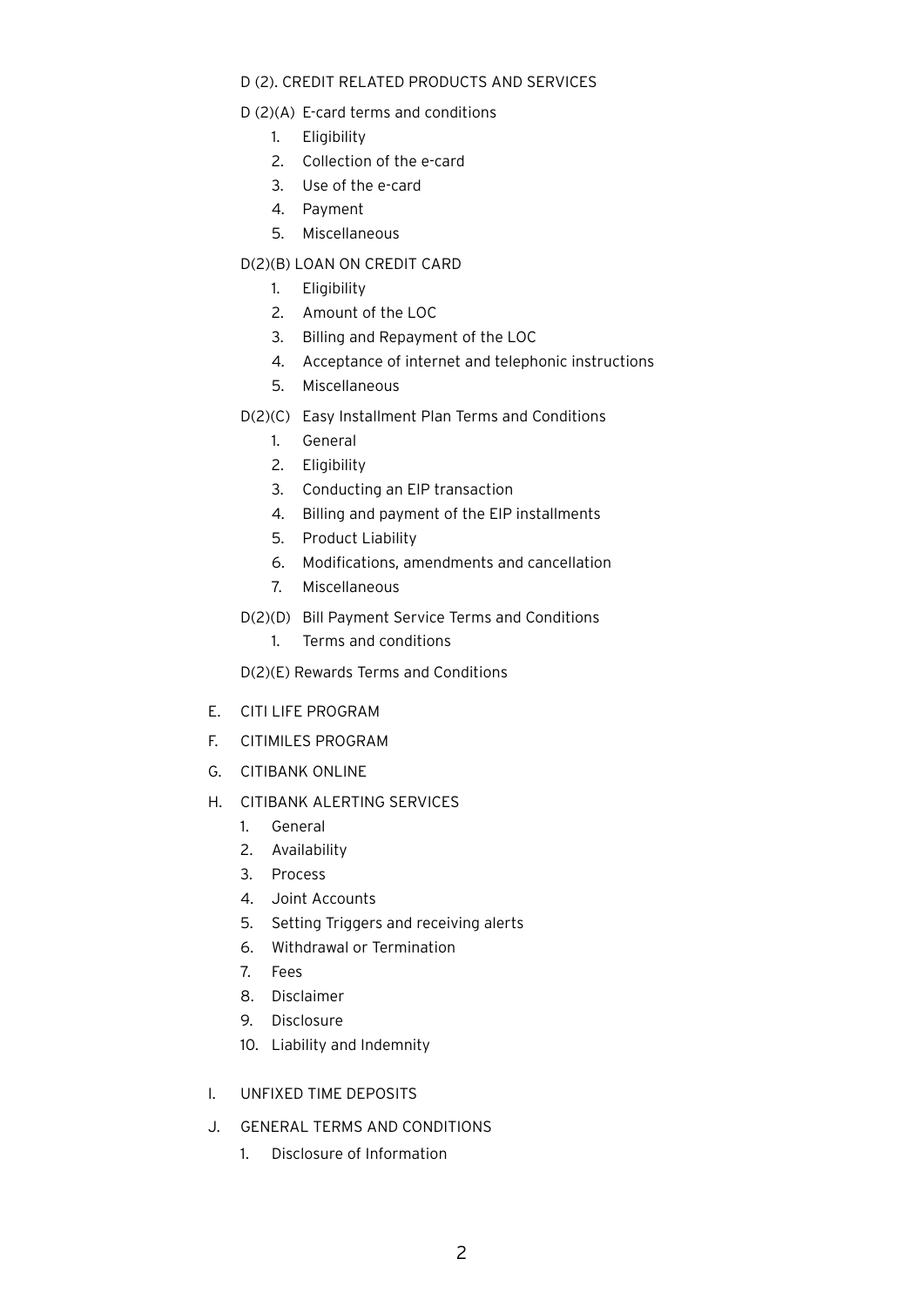D (2). CREDIT RELATED PRODUCTS AND SERVICES

D (2)(A) E-card terms and conditions

1. Eligibility
2. Collection of the e-card
3. Use of the e-card
4. Payment
5. Miscellaneous

D(2)(B) LOAN ON CREDIT CARD

1. Eligibility
2. Amount of the LOC
3. Billing and Repayment of the LOC
4. Acceptance of internet and telephonic instructions
5. Miscellaneous

D(2)(C) Easy Installment Plan Terms and Conditions

1. General
2. Eligibility
3. Conducting an EIP transaction
4. Billing and payment of the EIP installments
5. Product Liability
6. Modifications, amendments and cancellation
7. Miscellaneous

D(2)(D) Bill Payment Service Terms and Conditions

1. Terms and conditions

D(2)(E) Rewards Terms and Conditions

E. CITI LIFE PROGRAM

F. CITIMILES PROGRAM

G. CITIBANK ONLINE

H. CITIBANK ALERTING SERVICES

1. General
2. Availability
3. Process
4. Joint Accounts
5. Setting Triggers and receiving alerts
6. Withdrawal or Termination
7. Fees
8. Disclaimer
9. Disclosure
10. Liability and Indemnity

I. UNFIXED TIME DEPOSITS

J. GENERAL TERMS AND CONDITIONS

1. Disclosure of Information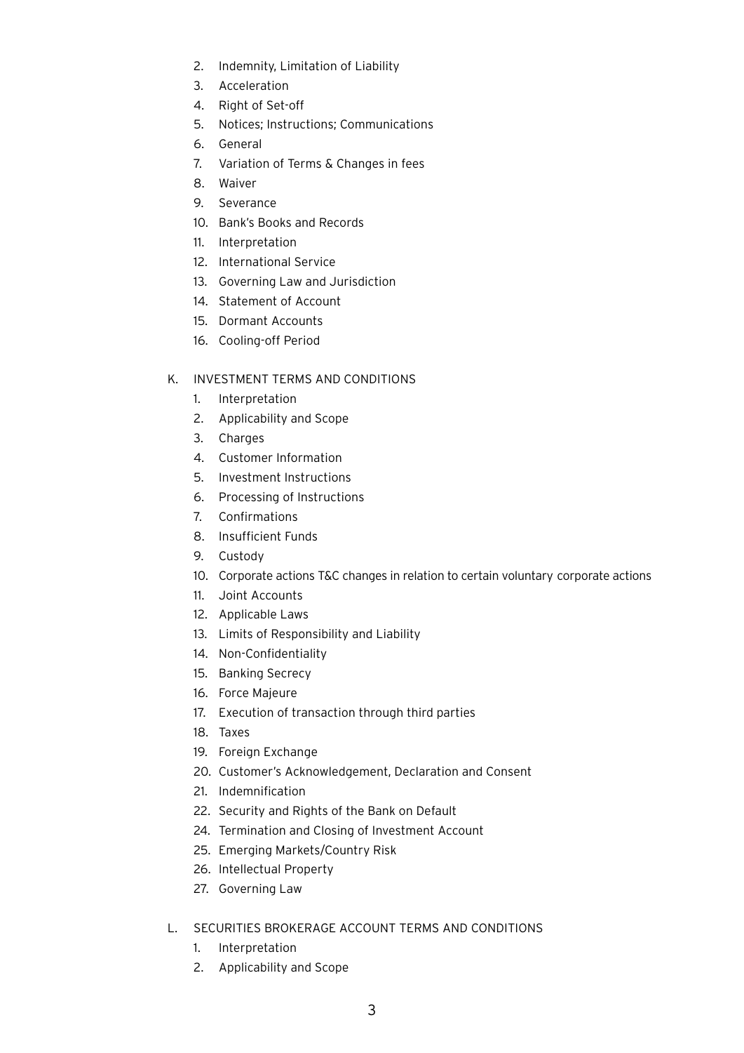2. Indemnity, Limitation of Liability
3. Acceleration
4. Right of Set-off
5. Notices; Instructions; Communications
6. General
7. Variation of Terms & Changes in fees
8. Waiver
9. Severance
10. Bank's Books and Records
11. Interpretation
12. International Service
13. Governing Law and Jurisdiction
14. Statement of Account
15. Dormant Accounts
16. Cooling-off Period

K. INVESTMENT TERMS AND CONDITIONS

1. Interpretation
2. Applicability and Scope
3. Charges
4. Customer Information
5. Investment Instructions
6. Processing of Instructions
7. Confirmations
8. Insufficient Funds
9. Custody
10. Corporate actions T&C changes in relation to certain voluntary corporate actions
11. Joint Accounts
12. Applicable Laws
13. Limits of Responsibility and Liability
14. Non-Confidentiality
15. Banking Secrecy
16. Force Majeure
17. Execution of transaction through third parties
18. Taxes
19. Foreign Exchange
20. Customer's Acknowledgement, Declaration and Consent
21. Indemnification
22. Security and Rights of the Bank on Default
24. Termination and Closing of Investment Account
25. Emerging Markets/Country Risk
26. Intellectual Property
27. Governing Law

L. SECURITIES BROKERAGE ACCOUNT TERMS AND CONDITIONS

1. Interpretation
2. Applicability and Scope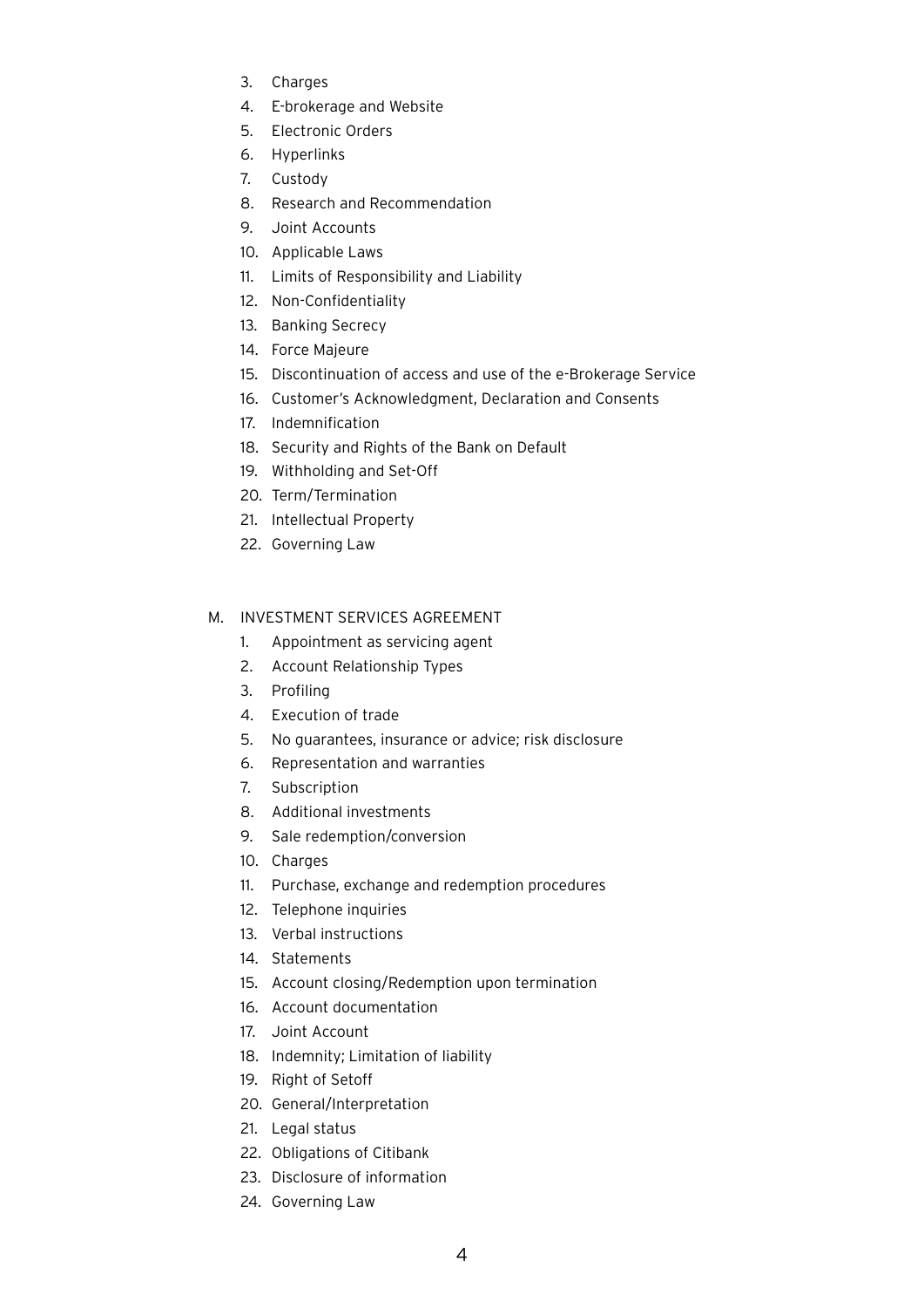3. Charges
4. E-brokerage and Website
5. Electronic Orders
6. Hyperlinks
7. Custody
8. Research and Recommendation
9. Joint Accounts
10. Applicable Laws
11. Limits of Responsibility and Liability
12. Non-Confidentiality
13. Banking Secrecy
14. Force Majeure
15. Discontinuation of access and use of the e-Brokerage Service
16. Customer's Acknowledgment, Declaration and Consents
17. Indemnification
18. Security and Rights of the Bank on Default
19. Withholding and Set-Off
20. Term/Termination
21. Intellectual Property
22. Governing Law

M. INVESTMENT SERVICES AGREEMENT

1. Appointment as servicing agent
2. Account Relationship Types
3. Profiling
4. Execution of trade
5. No guarantees, insurance or advice; risk disclosure
6. Representation and warranties
7. Subscription
8. Additional investments
9. Sale redemption/conversion
10. Charges
11. Purchase, exchange and redemption procedures
12. Telephone inquiries
13. Verbal instructions
14. Statements
15. Account closing/Redemption upon termination
16. Account documentation
17. Joint Account
18. Indemnity; Limitation of liability
19. Right of Setoff
20. General/Interpretation
21. Legal status
22. Obligations of Citibank
23. Disclosure of information
24. Governing Law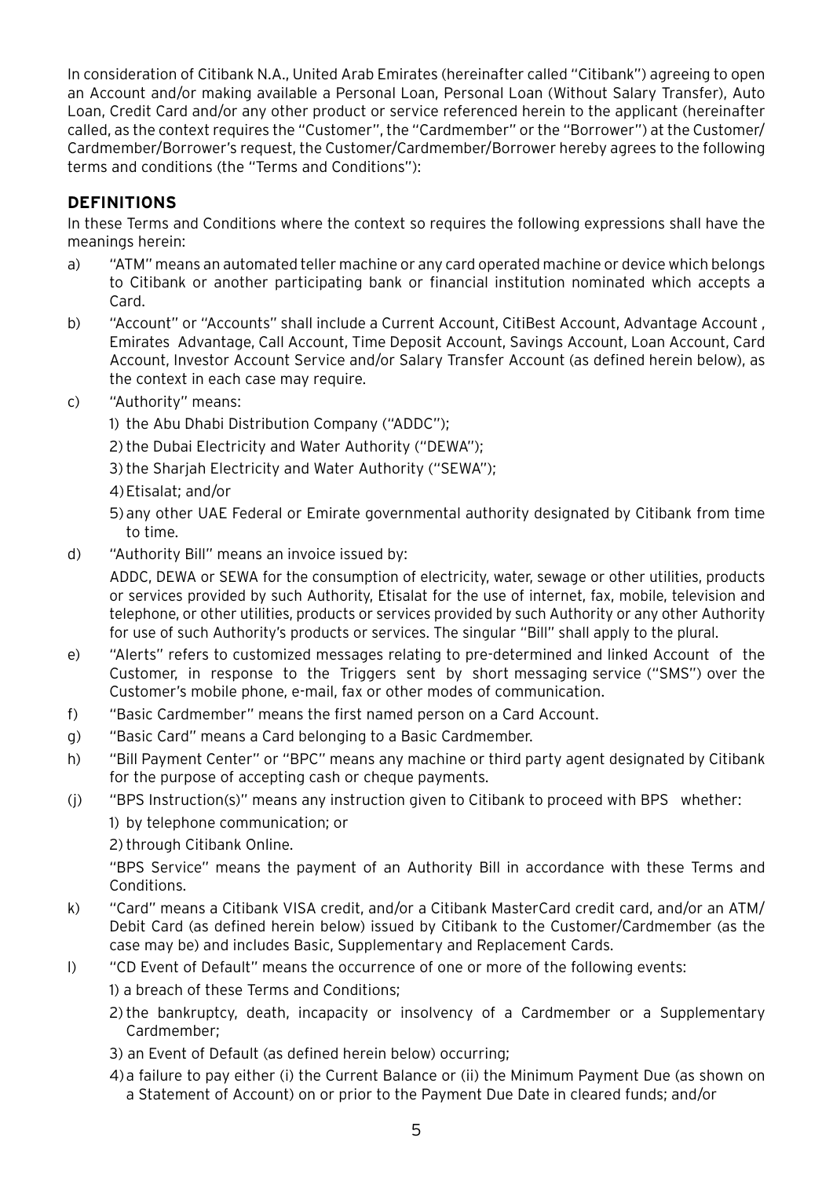In consideration of Citibank N.A., United Arab Emirates (hereinafter called "Citibank") agreeing to open an Account and/or making available a Personal Loan, Personal Loan (Without Salary Transfer), Auto Loan, Credit Card and/or any other product or service referenced herein to the applicant (hereinafter called, as the context requires the "Customer", the "Cardmember" or the "Borrower") at the Customer/Cardmember/Borrower's request, the Customer/Cardmember/Borrower hereby agrees to the following terms and conditions (the "Terms and Conditions"):

## DEFINITIONS

In these Terms and Conditions where the context so requires the following expressions shall have the meanings herein:

a) "ATM" means an automated teller machine or any card operated machine or device which belongs to Citibank or another participating bank or financial institution nominated which accepts a Card.

b) "Account" or "Accounts" shall include a Current Account, CitiBest Account, Advantage Account , Emirates Advantage, Call Account, Time Deposit Account, Savings Account, Loan Account, Card Account, Investor Account Service and/or Salary Transfer Account (as defined herein below), as the context in each case may require.

c) "Authority" means:

   1) the Abu Dhabi Distribution Company ("ADDC");

   2) the Dubai Electricity and Water Authority ("DEWA");

   3) the Sharjah Electricity and Water Authority ("SEWA");

   4) Etisalat; and/or

   5) any other UAE Federal or Emirate governmental authority designated by Citibank from time to time.

d) "Authority Bill" means an invoice issued by:

   ADDC, DEWA or SEWA for the consumption of electricity, water, sewage or other utilities, products or services provided by such Authority, Etisalat for the use of internet, fax, mobile, television and telephone, or other utilities, products or services provided by such Authority or any other Authority for use of such Authority's products or services. The singular "Bill" shall apply to the plural.

e) "Alerts" refers to customized messages relating to pre-determined and linked Account of the Customer, in response to the Triggers sent by short messaging service ("SMS") over the Customer's mobile phone, e-mail, fax or other modes of communication.

f) "Basic Cardmember" means the first named person on a Card Account.

g) "Basic Card" means a Card belonging to a Basic Cardmember.

h) "Bill Payment Center" or "BPC" means any machine or third party agent designated by Citibank for the purpose of accepting cash or cheque payments.

(j) "BPS Instruction(s)" means any instruction given to Citibank to proceed with BPS whether:

   1) by telephone communication; or

   2) through Citibank Online.

   "BPS Service" means the payment of an Authority Bill in accordance with these Terms and Conditions.

k) "Card" means a Citibank VISA credit, and/or a Citibank MasterCard credit card, and/or an ATM/Debit Card (as defined herein below) issued by Citibank to the Customer/Cardmember (as the case may be) and includes Basic, Supplementary and Replacement Cards.

l) "CD Event of Default" means the occurrence of one or more of the following events:

   1) a breach of these Terms and Conditions;

   2) the bankruptcy, death, incapacity or insolvency of a Cardmember or a Supplementary Cardmember;

   3) an Event of Default (as defined herein below) occurring;

   4) a failure to pay either (i) the Current Balance or (ii) the Minimum Payment Due (as shown on a Statement of Account) on or prior to the Payment Due Date in cleared funds; and/or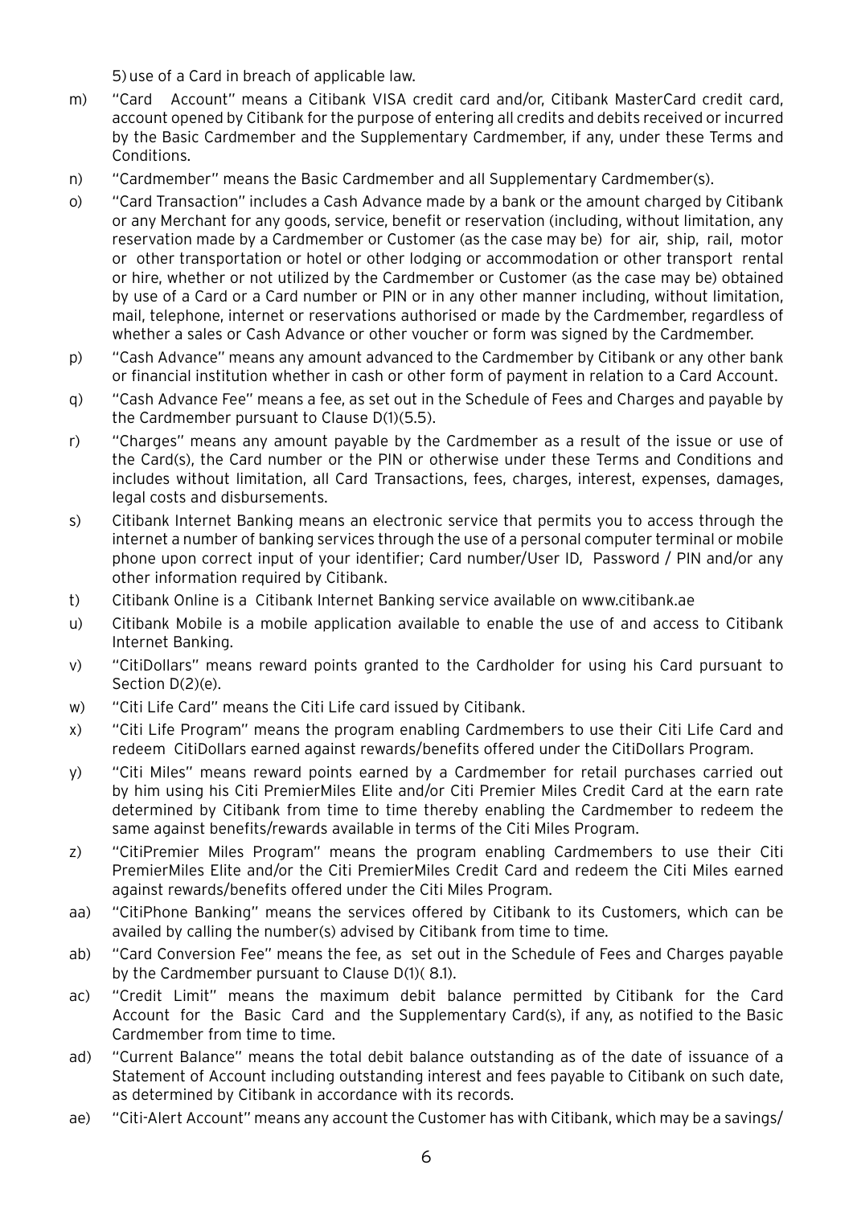5) use of a Card in breach of applicable law.

m) "Card Account" means a Citibank VISA credit card and/or, Citibank MasterCard credit card, account opened by Citibank for the purpose of entering all credits and debits received or incurred by the Basic Cardmember and the Supplementary Cardmember, if any, under these Terms and Conditions.

n) "Cardmember" means the Basic Cardmember and all Supplementary Cardmember(s).

o) "Card Transaction" includes a Cash Advance made by a bank or the amount charged by Citibank or any Merchant for any goods, service, benefit or reservation (including, without limitation, any reservation made by a Cardmember or Customer (as the case may be) for air, ship, rail, motor or other transportation or hotel or other lodging or accommodation or other transport rental or hire, whether or not utilized by the Cardmember or Customer (as the case may be) obtained by use of a Card or a Card number or PIN or in any other manner including, without limitation, mail, telephone, internet or reservations authorised or made by the Cardmember, regardless of whether a sales or Cash Advance or other voucher or form was signed by the Cardmember.

p) "Cash Advance" means any amount advanced to the Cardmember by Citibank or any other bank or financial institution whether in cash or other form of payment in relation to a Card Account.

q) "Cash Advance Fee" means a fee, as set out in the Schedule of Fees and Charges and payable by the Cardmember pursuant to Clause D(1)(5.5).

r) "Charges" means any amount payable by the Cardmember as a result of the issue or use of the Card(s), the Card number or the PIN or otherwise under these Terms and Conditions and includes without limitation, all Card Transactions, fees, charges, interest, expenses, damages, legal costs and disbursements.

s) Citibank Internet Banking means an electronic service that permits you to access through the internet a number of banking services through the use of a personal computer terminal or mobile phone upon correct input of your identifier; Card number/User ID, Password / PIN and/or any other information required by Citibank.

t) Citibank Online is a Citibank Internet Banking service available on www.citibank.ae

u) Citibank Mobile is a mobile application available to enable the use of and access to Citibank Internet Banking.

v) "CitiDollars" means reward points granted to the Cardholder for using his Card pursuant to Section D(2)(e).

w) "Citi Life Card" means the Citi Life card issued by Citibank.

x) "Citi Life Program" means the program enabling Cardmembers to use their Citi Life Card and redeem CitiDollars earned against rewards/benefits offered under the CitiDollars Program.

y) "Citi Miles" means reward points earned by a Cardmember for retail purchases carried out by him using his Citi PremierMiles Elite and/or Citi Premier Miles Credit Card at the earn rate determined by Citibank from time to time thereby enabling the Cardmember to redeem the same against benefits/rewards available in terms of the Citi Miles Program.

z) "CitiPremier Miles Program" means the program enabling Cardmembers to use their Citi PremierMiles Elite and/or the Citi PremierMiles Credit Card and redeem the Citi Miles earned against rewards/benefits offered under the Citi Miles Program.

aa) "CitiPhone Banking" means the services offered by Citibank to its Customers, which can be availed by calling the number(s) advised by Citibank from time to time.

ab) "Card Conversion Fee" means the fee, as set out in the Schedule of Fees and Charges payable by the Cardmember pursuant to Clause D(1)( 8.1).

ac) "Credit Limit" means the maximum debit balance permitted by Citibank for the Card Account for the Basic Card and the Supplementary Card(s), if any, as notified to the Basic Cardmember from time to time.

ad) "Current Balance" means the total debit balance outstanding as of the date of issuance of a Statement of Account including outstanding interest and fees payable to Citibank on such date, as determined by Citibank in accordance with its records.

ae) "Citi-Alert Account" means any account the Customer has with Citibank, which may be a savings/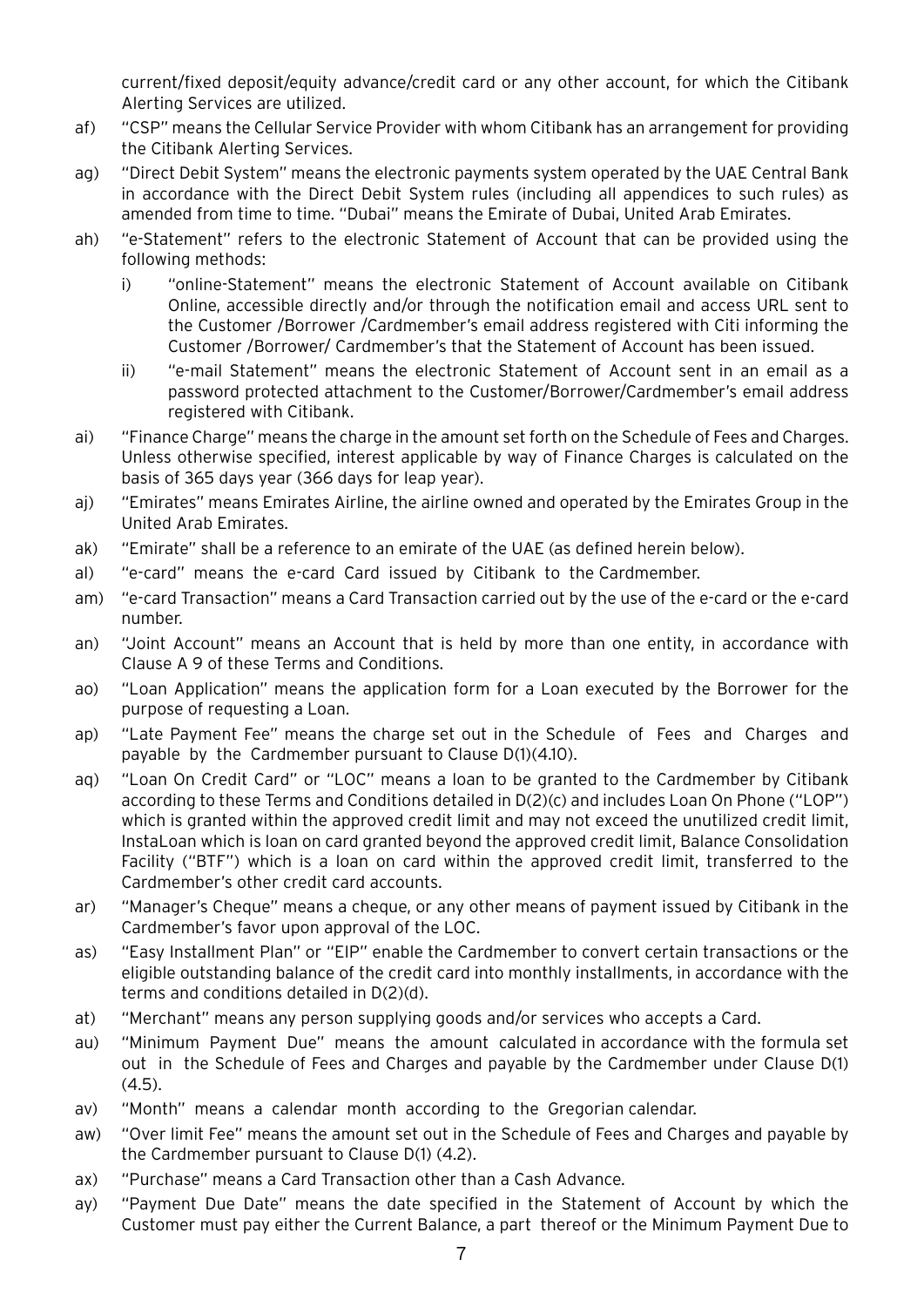current/fixed deposit/equity advance/credit card or any other account, for which the Citibank Alerting Services are utilized.

af) "CSP" means the Cellular Service Provider with whom Citibank has an arrangement for providing the Citibank Alerting Services.

ag) "Direct Debit System" means the electronic payments system operated by the UAE Central Bank in accordance with the Direct Debit System rules (including all appendices to such rules) as amended from time to time. "Dubai" means the Emirate of Dubai, United Arab Emirates.

ah) "e-Statement" refers to the electronic Statement of Account that can be provided using the following methods:

   i) "online-Statement" means the electronic Statement of Account available on Citibank Online, accessible directly and/or through the notification email and access URL sent to the Customer /Borrower /Cardmember's email address registered with Citi informing the Customer /Borrower/ Cardmember's that the Statement of Account has been issued.

   ii) "e-mail Statement" means the electronic Statement of Account sent in an email as a password protected attachment to the Customer/Borrower/Cardmember's email address registered with Citibank.

ai) "Finance Charge" means the charge in the amount set forth on the Schedule of Fees and Charges. Unless otherwise specified, interest applicable by way of Finance Charges is calculated on the basis of 365 days year (366 days for leap year).

aj) "Emirates" means Emirates Airline, the airline owned and operated by the Emirates Group in the United Arab Emirates.

ak) "Emirate" shall be a reference to an emirate of the UAE (as defined herein below).

al) "e-card" means the e-card Card issued by Citibank to the Cardmember.

am) "e-card Transaction" means a Card Transaction carried out by the use of the e-card or the e-card number.

an) "Joint Account" means an Account that is held by more than one entity, in accordance with Clause A 9 of these Terms and Conditions.

ao) "Loan Application" means the application form for a Loan executed by the Borrower for the purpose of requesting a Loan.

ap) "Late Payment Fee" means the charge set out in the Schedule of Fees and Charges and payable by the Cardmember pursuant to Clause D(1)(4.10).

aq) "Loan On Credit Card" or "LOC" means a loan to be granted to the Cardmember by Citibank according to these Terms and Conditions detailed in D(2)(c) and includes Loan On Phone ("LOP") which is granted within the approved credit limit and may not exceed the unutilized credit limit, InstaLoan which is loan on card granted beyond the approved credit limit, Balance Consolidation Facility ("BTF") which is a loan on card within the approved credit limit, transferred to the Cardmember's other credit card accounts.

ar) "Manager's Cheque" means a cheque, or any other means of payment issued by Citibank in the Cardmember's favor upon approval of the LOC.

as) "Easy Installment Plan" or "EIP" enable the Cardmember to convert certain transactions or the eligible outstanding balance of the credit card into monthly installments, in accordance with the terms and conditions detailed in D(2)(d).

at) "Merchant" means any person supplying goods and/or services who accepts a Card.

au) "Minimum Payment Due" means the amount calculated in accordance with the formula set out in the Schedule of Fees and Charges and payable by the Cardmember under Clause D(1) (4.5).

av) "Month" means a calendar month according to the Gregorian calendar.

aw) "Over limit Fee" means the amount set out in the Schedule of Fees and Charges and payable by the Cardmember pursuant to Clause D(1) (4.2).

ax) "Purchase" means a Card Transaction other than a Cash Advance.

ay) "Payment Due Date" means the date specified in the Statement of Account by which the Customer must pay either the Current Balance, a part thereof or the Minimum Payment Due to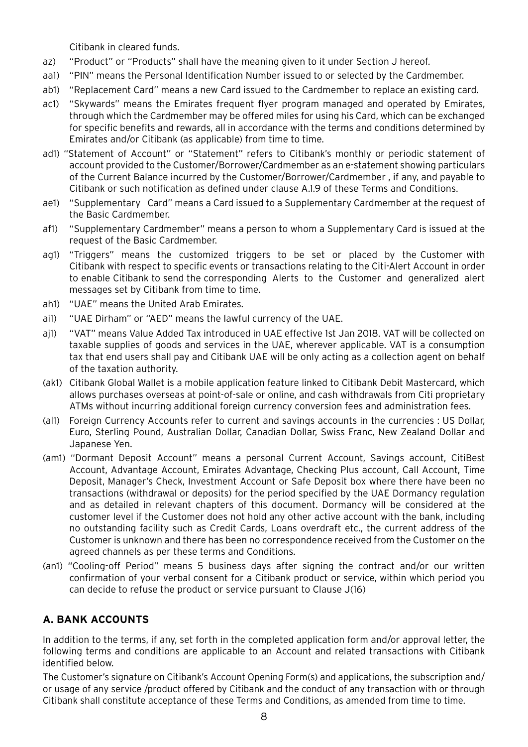Citibank in cleared funds.

- az) "Product" or "Products" shall have the meaning given to it under Section J hereof.
- aa1) "PIN" means the Personal Identification Number issued to or selected by the Cardmember.
- ab1) "Replacement Card" means a new Card issued to the Cardmember to replace an existing card.
- ac1) "Skywards" means the Emirates frequent flyer program managed and operated by Emirates, through which the Cardmember may be offered miles for using his Card, which can be exchanged for specific benefits and rewards, all in accordance with the terms and conditions determined by Emirates and/or Citibank (as applicable) from time to time.
- ad1) "Statement of Account" or "Statement" refers to Citibank's monthly or periodic statement of account provided to the Customer/Borrower/Cardmember as an e-statement showing particulars of the Current Balance incurred by the Customer/Borrower/Cardmember , if any, and payable to Citibank or such notification as defined under clause A.1.9 of these Terms and Conditions.
- ae1) "Supplementary Card" means a Card issued to a Supplementary Cardmember at the request of the Basic Cardmember.
- af1) "Supplementary Cardmember" means a person to whom a Supplementary Card is issued at the request of the Basic Cardmember.
- ag1) "Triggers" means the customized triggers to be set or placed by the Customer with Citibank with respect to specific events or transactions relating to the Citi-Alert Account in order to enable Citibank to send the corresponding Alerts to the Customer and generalized alert messages set by Citibank from time to time.
- ah1) "UAE" means the United Arab Emirates.
- ai1) "UAE Dirham" or "AED" means the lawful currency of the UAE.
- aj1) "VAT" means Value Added Tax introduced in UAE effective 1st Jan 2018. VAT will be collected on taxable supplies of goods and services in the UAE, wherever applicable. VAT is a consumption tax that end users shall pay and Citibank UAE will be only acting as a collection agent on behalf of the taxation authority.
- (ak1) Citibank Global Wallet is a mobile application feature linked to Citibank Debit Mastercard, which allows purchases overseas at point-of-sale or online, and cash withdrawals from Citi proprietary ATMs without incurring additional foreign currency conversion fees and administration fees.
- (al1) Foreign Currency Accounts refer to current and savings accounts in the currencies : US Dollar, Euro, Sterling Pound, Australian Dollar, Canadian Dollar, Swiss Franc, New Zealand Dollar and Japanese Yen.
- (am1) "Dormant Deposit Account" means a personal Current Account, Savings account, CitiBest Account, Advantage Account, Emirates Advantage, Checking Plus account, Call Account, Time Deposit, Manager's Check, Investment Account or Safe Deposit box where there have been no transactions (withdrawal or deposits) for the period specified by the UAE Dormancy regulation and as detailed in relevant chapters of this document. Dormancy will be considered at the customer level if the Customer does not hold any other active account with the bank, including no outstanding facility such as Credit Cards, Loans overdraft etc., the current address of the Customer is unknown and there has been no correspondence received from the Customer on the agreed channels as per these terms and Conditions.
- (an1) "Cooling-off Period" means 5 business days after signing the contract and/or our written confirmation of your verbal consent for a Citibank product or service, within which period you can decide to refuse the product or service pursuant to Clause J(16)

## A. BANK ACCOUNTS

In addition to the terms, if any, set forth in the completed application form and/or approval letter, the following terms and conditions are applicable to an Account and related transactions with Citibank identified below.

The Customer's signature on Citibank's Account Opening Form(s) and applications, the subscription and/ or usage of any service /product offered by Citibank and the conduct of any transaction with or through Citibank shall constitute acceptance of these Terms and Conditions, as amended from time to time.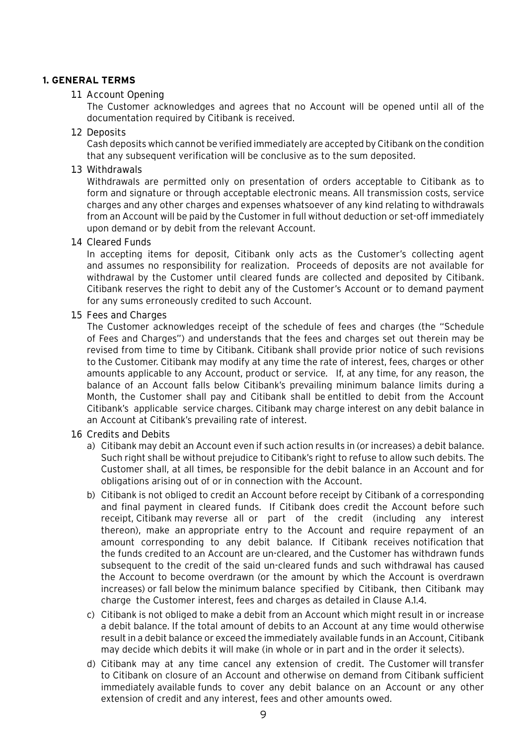## 1. GENERAL TERMS

### 1.1 Account Opening

The Customer acknowledges and agrees that no Account will be opened until all of the documentation required by Citibank is received.

### 1.2 Deposits

Cash deposits which cannot be verified immediately are accepted by Citibank on the condition that any subsequent verification will be conclusive as to the sum deposited.

### 1.3 Withdrawals

Withdrawals are permitted only on presentation of orders acceptable to Citibank as to form and signature or through acceptable electronic means. All transmission costs, service charges and any other charges and expenses whatsoever of any kind relating to withdrawals from an Account will be paid by the Customer in full without deduction or set-off immediately upon demand or by debit from the relevant Account.

### 1.4 Cleared Funds

In accepting items for deposit, Citibank only acts as the Customer's collecting agent and assumes no responsibility for realization. Proceeds of deposits are not available for withdrawal by the Customer until cleared funds are collected and deposited by Citibank. Citibank reserves the right to debit any of the Customer's Account or to demand payment for any sums erroneously credited to such Account.

### 1.5 Fees and Charges

The Customer acknowledges receipt of the schedule of fees and charges (the "Schedule of Fees and Charges") and understands that the fees and charges set out therein may be revised from time to time by Citibank. Citibank shall provide prior notice of such revisions to the Customer. Citibank may modify at any time the rate of interest, fees, charges or other amounts applicable to any Account, product or service. If, at any time, for any reason, the balance of an Account falls below Citibank's prevailing minimum balance limits during a Month, the Customer shall pay and Citibank shall be entitled to debit from the Account Citibank's applicable service charges. Citibank may charge interest on any debit balance in an Account at Citibank's prevailing rate of interest.

### 1.6 Credits and Debits

a) Citibank may debit an Account even if such action results in (or increases) a debit balance. Such right shall be without prejudice to Citibank's right to refuse to allow such debits. The Customer shall, at all times, be responsible for the debit balance in an Account and for obligations arising out of or in connection with the Account.

b) Citibank is not obliged to credit an Account before receipt by Citibank of a corresponding and final payment in cleared funds. If Citibank does credit the Account before such receipt, Citibank may reverse all or part of the credit (including any interest thereon), make an appropriate entry to the Account and require repayment of an amount corresponding to any debit balance. If Citibank receives notification that the funds credited to an Account are un-cleared, and the Customer has withdrawn funds subsequent to the credit of the said un-cleared funds and such withdrawal has caused the Account to become overdrawn (or the amount by which the Account is overdrawn increases) or fall below the minimum balance specified by Citibank, then Citibank may charge the Customer interest, fees and charges as detailed in Clause A.1.4.

c) Citibank is not obliged to make a debit from an Account which might result in or increase a debit balance. If the total amount of debits to an Account at any time would otherwise result in a debit balance or exceed the immediately available funds in an Account, Citibank may decide which debits it will make (in whole or in part and in the order it selects).

d) Citibank may at any time cancel any extension of credit. The Customer will transfer to Citibank on closure of an Account and otherwise on demand from Citibank sufficient immediately available funds to cover any debit balance on an Account or any other extension of credit and any interest, fees and other amounts owed.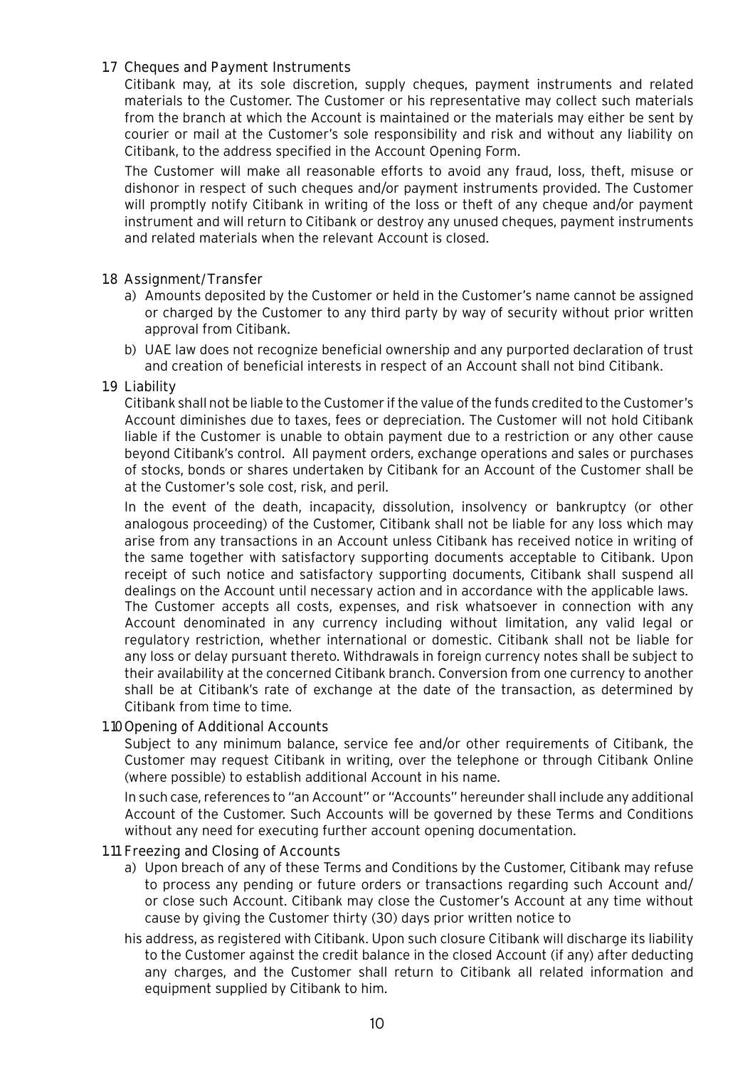### 1.7 Cheques and Payment Instruments

Citibank may, at its sole discretion, supply cheques, payment instruments and related materials to the Customer. The Customer or his representative may collect such materials from the branch at which the Account is maintained or the materials may either be sent by courier or mail at the Customer's sole responsibility and risk and without any liability on Citibank, to the address specified in the Account Opening Form.

The Customer will make all reasonable efforts to avoid any fraud, loss, theft, misuse or dishonor in respect of such cheques and/or payment instruments provided. The Customer will promptly notify Citibank in writing of the loss or theft of any cheque and/or payment instrument and will return to Citibank or destroy any unused cheques, payment instruments and related materials when the relevant Account is closed.

### 1.8 Assignment/Transfer

a) Amounts deposited by the Customer or held in the Customer's name cannot be assigned or charged by the Customer to any third party by way of security without prior written approval from Citibank.

b) UAE law does not recognize beneficial ownership and any purported declaration of trust and creation of beneficial interests in respect of an Account shall not bind Citibank.

### 1.9 Liability

Citibank shall not be liable to the Customer if the value of the funds credited to the Customer's Account diminishes due to taxes, fees or depreciation. The Customer will not hold Citibank liable if the Customer is unable to obtain payment due to a restriction or any other cause beyond Citibank's control. All payment orders, exchange operations and sales or purchases of stocks, bonds or shares undertaken by Citibank for an Account of the Customer shall be at the Customer's sole cost, risk, and peril.

In the event of the death, incapacity, dissolution, insolvency or bankruptcy (or other analogous proceeding) of the Customer, Citibank shall not be liable for any loss which may arise from any transactions in an Account unless Citibank has received notice in writing of the same together with satisfactory supporting documents acceptable to Citibank. Upon receipt of such notice and satisfactory supporting documents, Citibank shall suspend all dealings on the Account until necessary action and in accordance with the applicable laws.

The Customer accepts all costs, expenses, and risk whatsoever in connection with any Account denominated in any currency including without limitation, any valid legal or regulatory restriction, whether international or domestic. Citibank shall not be liable for any loss or delay pursuant thereto. Withdrawals in foreign currency notes shall be subject to their availability at the concerned Citibank branch. Conversion from one currency to another shall be at Citibank's rate of exchange at the date of the transaction, as determined by Citibank from time to time.

### 1.10 Opening of Additional Accounts

Subject to any minimum balance, service fee and/or other requirements of Citibank, the Customer may request Citibank in writing, over the telephone or through Citibank Online (where possible) to establish additional Account in his name.

In such case, references to "an Account" or "Accounts" hereunder shall include any additional Account of the Customer. Such Accounts will be governed by these Terms and Conditions without any need for executing further account opening documentation.

### 1.11 Freezing and Closing of Accounts

a) Upon breach of any of these Terms and Conditions by the Customer, Citibank may refuse to process any pending or future orders or transactions regarding such Account and/or close such Account. Citibank may close the Customer's Account at any time without cause by giving the Customer thirty (30) days prior written notice to his address, as registered with Citibank. Upon such closure Citibank will discharge its liability to the Customer against the credit balance in the closed Account (if any) after deducting any charges, and the Customer shall return to Citibank all related information and equipment supplied by Citibank to him.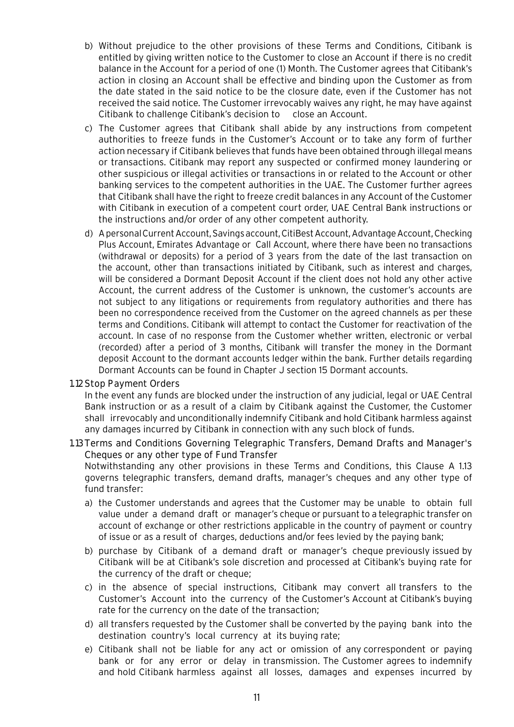b) Without prejudice to the other provisions of these Terms and Conditions, Citibank is entitled by giving written notice to the Customer to close an Account if there is no credit balance in the Account for a period of one (1) Month. The Customer agrees that Citibank's action in closing an Account shall be effective and binding upon the Customer as from the date stated in the said notice to be the closure date, even if the Customer has not received the said notice. The Customer irrevocably waives any right, he may have against Citibank to challenge Citibank's decision to close an Account.

c) The Customer agrees that Citibank shall abide by any instructions from competent authorities to freeze funds in the Customer's Account or to take any form of further action necessary if Citibank believes that funds have been obtained through illegal means or transactions. Citibank may report any suspected or confirmed money laundering or other suspicious or illegal activities or transactions in or related to the Account or other banking services to the competent authorities in the UAE. The Customer further agrees that Citibank shall have the right to freeze credit balances in any Account of the Customer with Citibank in execution of a competent court order, UAE Central Bank instructions or the instructions and/or order of any other competent authority.

d) A personal Current Account, Savings account, CitiBest Account, Advantage Account, Checking Plus Account, Emirates Advantage or Call Account, where there have been no transactions (withdrawal or deposits) for a period of 3 years from the date of the last transaction on the account, other than transactions initiated by Citibank, such as interest and charges, will be considered a Dormant Deposit Account if the client does not hold any other active Account, the current address of the Customer is unknown, the customer's accounts are not subject to any litigations or requirements from regulatory authorities and there has been no correspondence received from the Customer on the agreed channels as per these terms and Conditions. Citibank will attempt to contact the Customer for reactivation of the account. In case of no response from the Customer whether written, electronic or verbal (recorded) after a period of 3 months, Citibank will transfer the money in the Dormant deposit Account to the dormant accounts ledger within the bank. Further details regarding Dormant Accounts can be found in Chapter J section 15 Dormant accounts.

1.12 Stop Payment Orders

In the event any funds are blocked under the instruction of any judicial, legal or UAE Central Bank instruction or as a result of a claim by Citibank against the Customer, the Customer shall irrevocably and unconditionally indemnify Citibank and hold Citibank harmless against any damages incurred by Citibank in connection with any such block of funds.

1.13 Terms and Conditions Governing Telegraphic Transfers, Demand Drafts and Manager's Cheques or any other type of Fund Transfer

Notwithstanding any other provisions in these Terms and Conditions, this Clause A 1.13 governs telegraphic transfers, demand drafts, manager's cheques and any other type of fund transfer:

a) the Customer understands and agrees that the Customer may be unable to obtain full value under a demand draft or manager's cheque or pursuant to a telegraphic transfer on account of exchange or other restrictions applicable in the country of payment or country of issue or as a result of charges, deductions and/or fees levied by the paying bank;

b) purchase by Citibank of a demand draft or manager's cheque previously issued by Citibank will be at Citibank's sole discretion and processed at Citibank's buying rate for the currency of the draft or cheque;

c) in the absence of special instructions, Citibank may convert all transfers to the Customer's Account into the currency of the Customer's Account at Citibank's buying rate for the currency on the date of the transaction;

d) all transfers requested by the Customer shall be converted by the paying bank into the destination country's local currency at its buying rate;

e) Citibank shall not be liable for any act or omission of any correspondent or paying bank or for any error or delay in transmission. The Customer agrees to indemnify and hold Citibank harmless against all losses, damages and expenses incurred by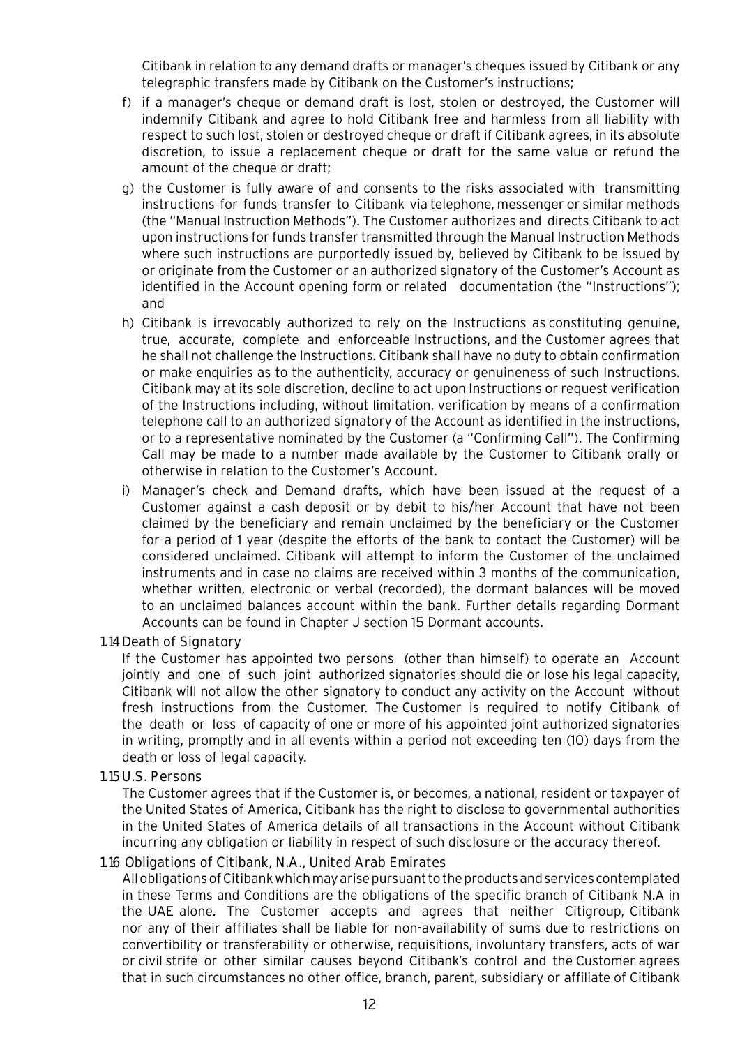Citibank in relation to any demand drafts or manager's cheques issued by Citibank or any telegraphic transfers made by Citibank on the Customer's instructions;

f) if a manager's cheque or demand draft is lost, stolen or destroyed, the Customer will indemnify Citibank and agree to hold Citibank free and harmless from all liability with respect to such lost, stolen or destroyed cheque or draft if Citibank agrees, in its absolute discretion, to issue a replacement cheque or draft for the same value or refund the amount of the cheque or draft;

g) the Customer is fully aware of and consents to the risks associated with transmitting instructions for funds transfer to Citibank via telephone, messenger or similar methods (the "Manual Instruction Methods"). The Customer authorizes and directs Citibank to act upon instructions for funds transfer transmitted through the Manual Instruction Methods where such instructions are purportedly issued by, believed by Citibank to be issued by or originate from the Customer or an authorized signatory of the Customer's Account as identified in the Account opening form or related documentation (the "Instructions"); and

h) Citibank is irrevocably authorized to rely on the Instructions as constituting genuine, true, accurate, complete and enforceable Instructions, and the Customer agrees that he shall not challenge the Instructions. Citibank shall have no duty to obtain confirmation or make enquiries as to the authenticity, accuracy or genuineness of such Instructions. Citibank may at its sole discretion, decline to act upon Instructions or request verification of the Instructions including, without limitation, verification by means of a confirmation telephone call to an authorized signatory of the Account as identified in the instructions, or to a representative nominated by the Customer (a "Confirming Call"). The Confirming Call may be made to a number made available by the Customer to Citibank orally or otherwise in relation to the Customer's Account.

i) Manager's check and Demand drafts, which have been issued at the request of a Customer against a cash deposit or by debit to his/her Account that have not been claimed by the beneficiary and remain unclaimed by the beneficiary or the Customer for a period of 1 year (despite the efforts of the bank to contact the Customer) will be considered unclaimed. Citibank will attempt to inform the Customer of the unclaimed instruments and in case no claims are received within 3 months of the communication, whether written, electronic or verbal (recorded), the dormant balances will be moved to an unclaimed balances account within the bank. Further details regarding Dormant Accounts can be found in Chapter J section 15 Dormant accounts.

1.14 Death of Signatory

If the Customer has appointed two persons (other than himself) to operate an Account jointly and one of such joint authorized signatories should die or lose his legal capacity, Citibank will not allow the other signatory to conduct any activity on the Account without fresh instructions from the Customer. The Customer is required to notify Citibank of the death or loss of capacity of one or more of his appointed joint authorized signatories in writing, promptly and in all events within a period not exceeding ten (10) days from the death or loss of legal capacity.

1.15 U.S. Persons

The Customer agrees that if the Customer is, or becomes, a national, resident or taxpayer of the United States of America, Citibank has the right to disclose to governmental authorities in the United States of America details of all transactions in the Account without Citibank incurring any obligation or liability in respect of such disclosure or the accuracy thereof.

1.16 Obligations of Citibank, N.A., United Arab Emirates

All obligations of Citibank which may arise pursuant to the products and services contemplated in these Terms and Conditions are the obligations of the specific branch of Citibank N.A in the UAE alone. The Customer accepts and agrees that neither Citigroup, Citibank nor any of their affiliates shall be liable for non-availability of sums due to restrictions on convertibility or transferability or otherwise, requisitions, involuntary transfers, acts of war or civil strife or other similar causes beyond Citibank's control and the Customer agrees that in such circumstances no other office, branch, parent, subsidiary or affiliate of Citibank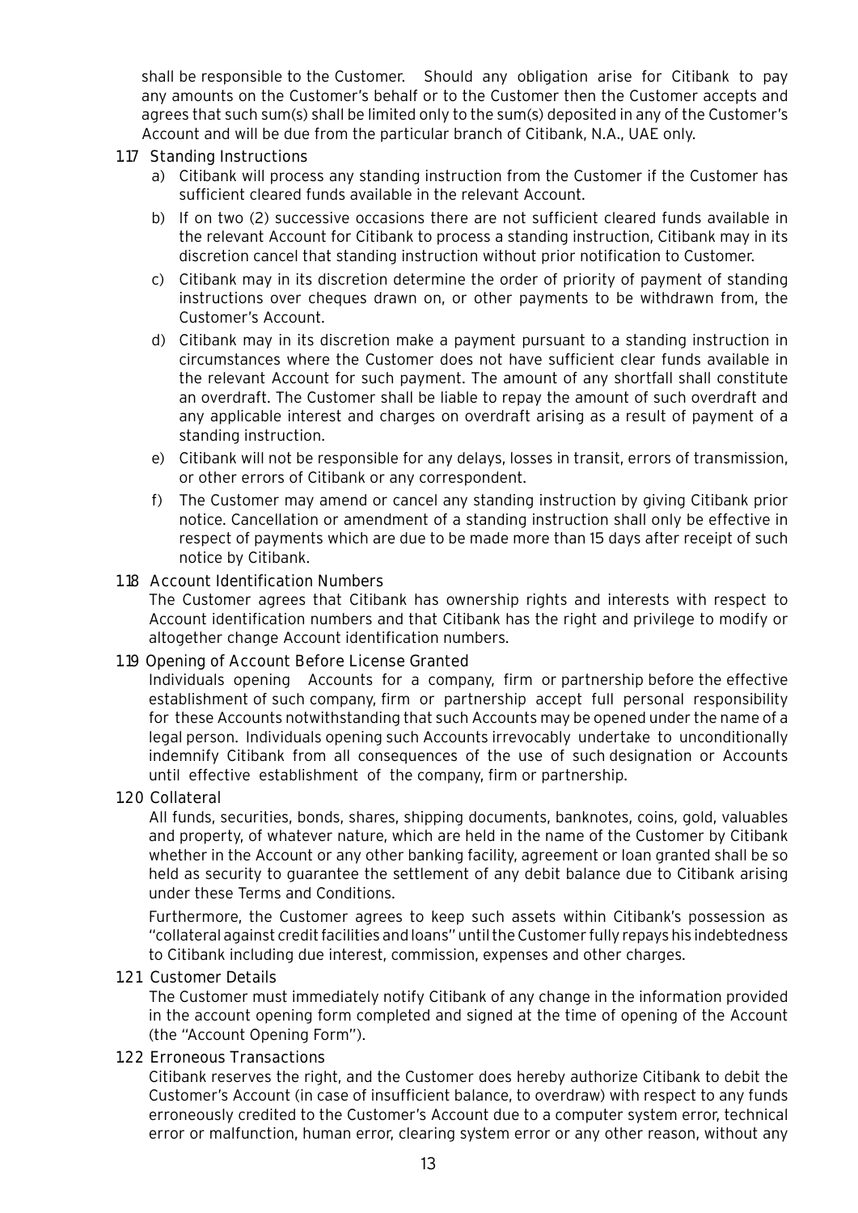shall be responsible to the Customer. Should any obligation arise for Citibank to pay any amounts on the Customer's behalf or to the Customer then the Customer accepts and agrees that such sum(s) shall be limited only to the sum(s) deposited in any of the Customer's Account and will be due from the particular branch of Citibank, N.A., UAE only.

### 1.17 Standing Instructions

a) Citibank will process any standing instruction from the Customer if the Customer has sufficient cleared funds available in the relevant Account.

b) If on two (2) successive occasions there are not sufficient cleared funds available in the relevant Account for Citibank to process a standing instruction, Citibank may in its discretion cancel that standing instruction without prior notification to Customer.

c) Citibank may in its discretion determine the order of priority of payment of standing instructions over cheques drawn on, or other payments to be withdrawn from, the Customer's Account.

d) Citibank may in its discretion make a payment pursuant to a standing instruction in circumstances where the Customer does not have sufficient clear funds available in the relevant Account for such payment. The amount of any shortfall shall constitute an overdraft. The Customer shall be liable to repay the amount of such overdraft and any applicable interest and charges on overdraft arising as a result of payment of a standing instruction.

e) Citibank will not be responsible for any delays, losses in transit, errors of transmission, or other errors of Citibank or any correspondent.

f) The Customer may amend or cancel any standing instruction by giving Citibank prior notice. Cancellation or amendment of a standing instruction shall only be effective in respect of payments which are due to be made more than 15 days after receipt of such notice by Citibank.

### 1.18 Account Identification Numbers

The Customer agrees that Citibank has ownership rights and interests with respect to Account identification numbers and that Citibank has the right and privilege to modify or altogether change Account identification numbers.

### 1.19 Opening of Account Before License Granted

Individuals opening Accounts for a company, firm or partnership before the effective establishment of such company, firm or partnership accept full personal responsibility for these Accounts notwithstanding that such Accounts may be opened under the name of a legal person. Individuals opening such Accounts irrevocably undertake to unconditionally indemnify Citibank from all consequences of the use of such designation or Accounts until effective establishment of the company, firm or partnership.

### 1.20 Collateral

All funds, securities, bonds, shares, shipping documents, banknotes, coins, gold, valuables and property, of whatever nature, which are held in the name of the Customer by Citibank whether in the Account or any other banking facility, agreement or loan granted shall be so held as security to guarantee the settlement of any debit balance due to Citibank arising under these Terms and Conditions.

Furthermore, the Customer agrees to keep such assets within Citibank's possession as "collateral against credit facilities and loans" until the Customer fully repays his indebtedness to Citibank including due interest, commission, expenses and other charges.

### 1.21 Customer Details

The Customer must immediately notify Citibank of any change in the information provided in the account opening form completed and signed at the time of opening of the Account (the "Account Opening Form").

### 1.22 Erroneous Transactions

Citibank reserves the right, and the Customer does hereby authorize Citibank to debit the Customer's Account (in case of insufficient balance, to overdraw) with respect to any funds erroneously credited to the Customer's Account due to a computer system error, technical error or malfunction, human error, clearing system error or any other reason, without any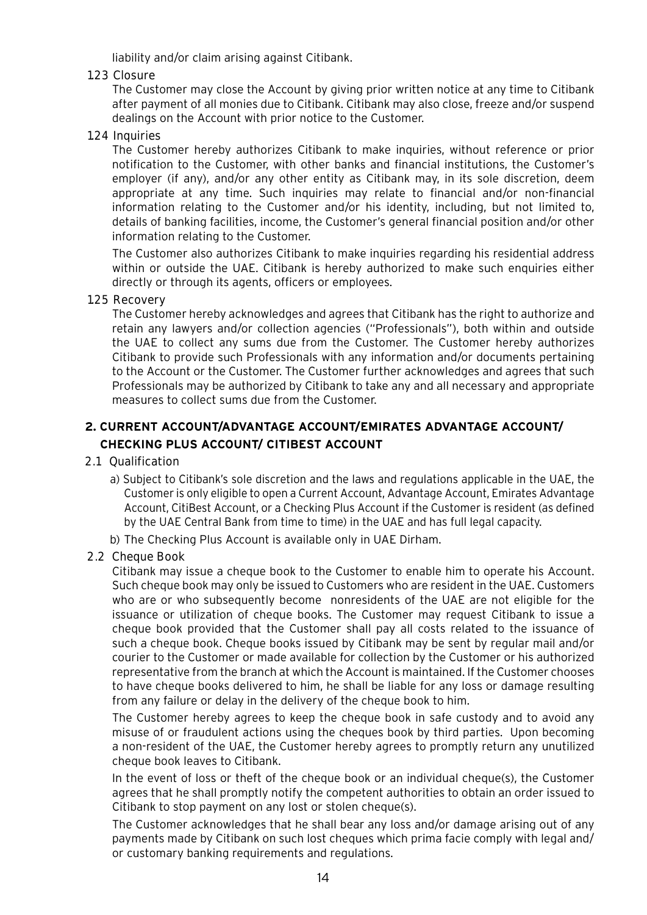liability and/or claim arising against Citibank.

1.23 Closure

The Customer may close the Account by giving prior written notice at any time to Citibank after payment of all monies due to Citibank. Citibank may also close, freeze and/or suspend dealings on the Account with prior notice to the Customer.

1.24 Inquiries

The Customer hereby authorizes Citibank to make inquiries, without reference or prior notification to the Customer, with other banks and financial institutions, the Customer's employer (if any), and/or any other entity as Citibank may, in its sole discretion, deem appropriate at any time. Such inquiries may relate to financial and/or non-financial information relating to the Customer and/or his identity, including, but not limited to, details of banking facilities, income, the Customer's general financial position and/or other information relating to the Customer.

The Customer also authorizes Citibank to make inquiries regarding his residential address within or outside the UAE. Citibank is hereby authorized to make such enquiries either directly or through its agents, officers or employees.

1.25 Recovery

The Customer hereby acknowledges and agrees that Citibank has the right to authorize and retain any lawyers and/or collection agencies ("Professionals"), both within and outside the UAE to collect any sums due from the Customer. The Customer hereby authorizes Citibank to provide such Professionals with any information and/or documents pertaining to the Account or the Customer. The Customer further acknowledges and agrees that such Professionals may be authorized by Citibank to take any and all necessary and appropriate measures to collect sums due from the Customer.

## 2. CURRENT ACCOUNT/ADVANTAGE ACCOUNT/EMIRATES ADVANTAGE ACCOUNT/ CHECKING PLUS ACCOUNT/ CITIBEST ACCOUNT

2.1 Qualification

a) Subject to Citibank's sole discretion and the laws and regulations applicable in the UAE, the Customer is only eligible to open a Current Account, Advantage Account, Emirates Advantage Account, CitiBest Account, or a Checking Plus Account if the Customer is resident (as defined by the UAE Central Bank from time to time) in the UAE and has full legal capacity.

b) The Checking Plus Account is available only in UAE Dirham.

2.2 Cheque Book

Citibank may issue a cheque book to the Customer to enable him to operate his Account. Such cheque book may only be issued to Customers who are resident in the UAE. Customers who are or who subsequently become nonresidents of the UAE are not eligible for the issuance or utilization of cheque books. The Customer may request Citibank to issue a cheque book provided that the Customer shall pay all costs related to the issuance of such a cheque book. Cheque books issued by Citibank may be sent by regular mail and/or courier to the Customer or made available for collection by the Customer or his authorized representative from the branch at which the Account is maintained. If the Customer chooses to have cheque books delivered to him, he shall be liable for any loss or damage resulting from any failure or delay in the delivery of the cheque book to him.

The Customer hereby agrees to keep the cheque book in safe custody and to avoid any misuse of or fraudulent actions using the cheques book by third parties. Upon becoming a non-resident of the UAE, the Customer hereby agrees to promptly return any unutilized cheque book leaves to Citibank.

In the event of loss or theft of the cheque book or an individual cheque(s), the Customer agrees that he shall promptly notify the competent authorities to obtain an order issued to Citibank to stop payment on any lost or stolen cheque(s).

The Customer acknowledges that he shall bear any loss and/or damage arising out of any payments made by Citibank on such lost cheques which prima facie comply with legal and/ or customary banking requirements and regulations.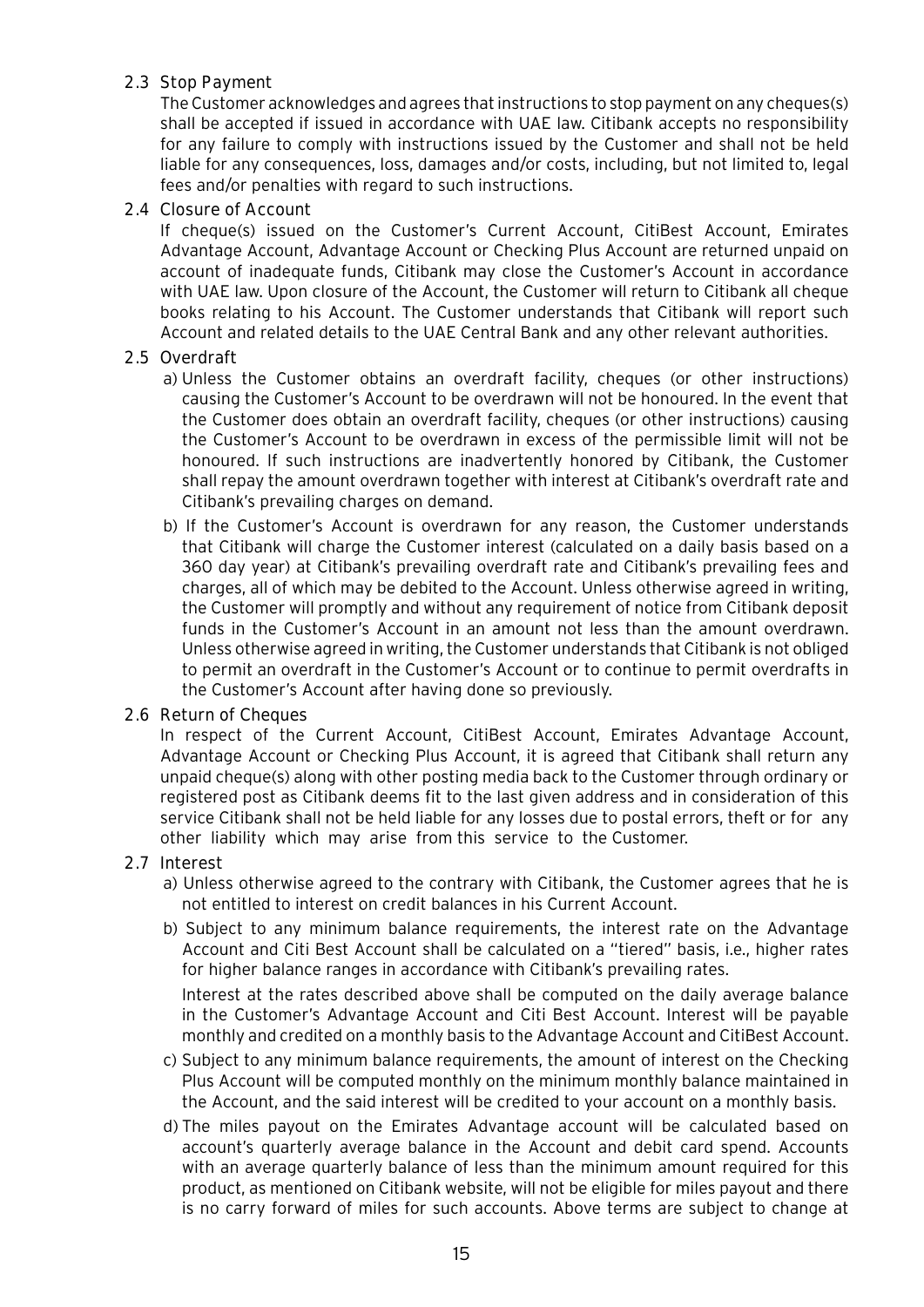### 2.3 Stop Payment

The Customer acknowledges and agrees that instructions to stop payment on any cheques(s) shall be accepted if issued in accordance with UAE law. Citibank accepts no responsibility for any failure to comply with instructions issued by the Customer and shall not be held liable for any consequences, loss, damages and/or costs, including, but not limited to, legal fees and/or penalties with regard to such instructions.

### 2.4 Closure of Account

If cheque(s) issued on the Customer's Current Account, CitiBest Account, Emirates Advantage Account, Advantage Account or Checking Plus Account are returned unpaid on account of inadequate funds, Citibank may close the Customer's Account in accordance with UAE law. Upon closure of the Account, the Customer will return to Citibank all cheque books relating to his Account. The Customer understands that Citibank will report such Account and related details to the UAE Central Bank and any other relevant authorities.

### 2.5 Overdraft

a) Unless the Customer obtains an overdraft facility, cheques (or other instructions) causing the Customer's Account to be overdrawn will not be honoured. In the event that the Customer does obtain an overdraft facility, cheques (or other instructions) causing the Customer's Account to be overdrawn in excess of the permissible limit will not be honoured. If such instructions are inadvertently honored by Citibank, the Customer shall repay the amount overdrawn together with interest at Citibank's overdraft rate and Citibank's prevailing charges on demand.

b) If the Customer's Account is overdrawn for any reason, the Customer understands that Citibank will charge the Customer interest (calculated on a daily basis based on a 360 day year) at Citibank's prevailing overdraft rate and Citibank's prevailing fees and charges, all of which may be debited to the Account. Unless otherwise agreed in writing, the Customer will promptly and without any requirement of notice from Citibank deposit funds in the Customer's Account in an amount not less than the amount overdrawn. Unless otherwise agreed in writing, the Customer understands that Citibank is not obliged to permit an overdraft in the Customer's Account or to continue to permit overdrafts in the Customer's Account after having done so previously.

### 2.6 Return of Cheques

In respect of the Current Account, CitiBest Account, Emirates Advantage Account, Advantage Account or Checking Plus Account, it is agreed that Citibank shall return any unpaid cheque(s) along with other posting media back to the Customer through ordinary or registered post as Citibank deems fit to the last given address and in consideration of this service Citibank shall not be held liable for any losses due to postal errors, theft or for any other liability which may arise from this service to the Customer.

### 2.7 Interest

a) Unless otherwise agreed to the contrary with Citibank, the Customer agrees that he is not entitled to interest on credit balances in his Current Account.

b) Subject to any minimum balance requirements, the interest rate on the Advantage Account and Citi Best Account shall be calculated on a "tiered" basis, i.e., higher rates for higher balance ranges in accordance with Citibank's prevailing rates.

Interest at the rates described above shall be computed on the daily average balance in the Customer's Advantage Account and Citi Best Account. Interest will be payable monthly and credited on a monthly basis to the Advantage Account and CitiBest Account.

c) Subject to any minimum balance requirements, the amount of interest on the Checking Plus Account will be computed monthly on the minimum monthly balance maintained in the Account, and the said interest will be credited to your account on a monthly basis.

d) The miles payout on the Emirates Advantage account will be calculated based on account's quarterly average balance in the Account and debit card spend. Accounts with an average quarterly balance of less than the minimum amount required for this product, as mentioned on Citibank website, will not be eligible for miles payout and there is no carry forward of miles for such accounts. Above terms are subject to change at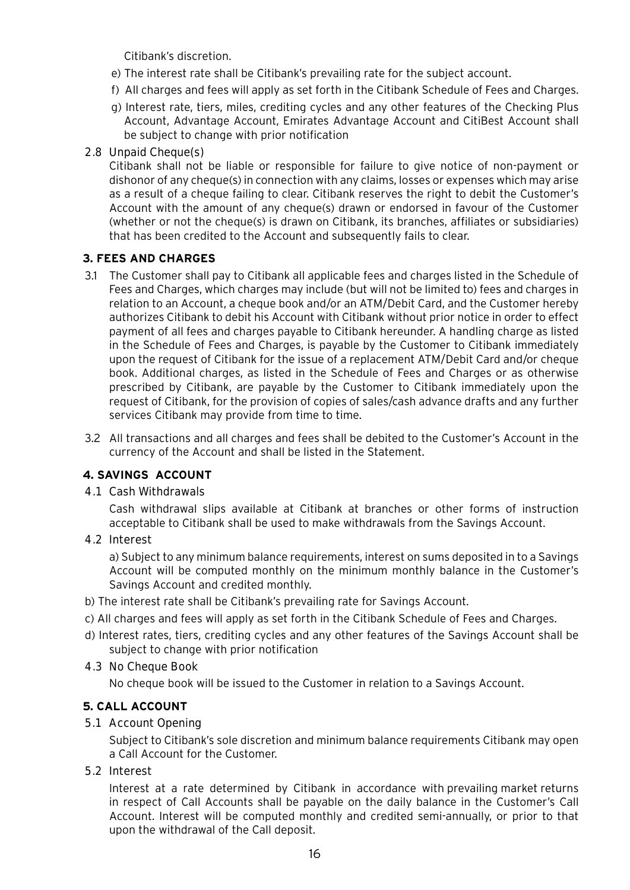Citibank's discretion.

e) The interest rate shall be Citibank's prevailing rate for the subject account.

f) All charges and fees will apply as set forth in the Citibank Schedule of Fees and Charges.

g) Interest rate, tiers, miles, crediting cycles and any other features of the Checking Plus Account, Advantage Account, Emirates Advantage Account and CitiBest Account shall be subject to change with prior notification

2.8 Unpaid Cheque(s)

Citibank shall not be liable or responsible for failure to give notice of non-payment or dishonor of any cheque(s) in connection with any claims, losses or expenses which may arise as a result of a cheque failing to clear. Citibank reserves the right to debit the Customer's Account with the amount of any cheque(s) drawn or endorsed in favour of the Customer (whether or not the cheque(s) is drawn on Citibank, its branches, affiliates or subsidiaries) that has been credited to the Account and subsequently fails to clear.

**3. FEES AND CHARGES**

3.1 The Customer shall pay to Citibank all applicable fees and charges listed in the Schedule of Fees and Charges, which charges may include (but will not be limited to) fees and charges in relation to an Account, a cheque book and/or an ATM/Debit Card, and the Customer hereby authorizes Citibank to debit his Account with Citibank without prior notice in order to effect payment of all fees and charges payable to Citibank hereunder. A handling charge as listed in the Schedule of Fees and Charges, is payable by the Customer to Citibank immediately upon the request of Citibank for the issue of a replacement ATM/Debit Card and/or cheque book. Additional charges, as listed in the Schedule of Fees and Charges or as otherwise prescribed by Citibank, are payable by the Customer to Citibank immediately upon the request of Citibank, for the provision of copies of sales/cash advance drafts and any further services Citibank may provide from time to time.

3.2 All transactions and all charges and fees shall be debited to the Customer's Account in the currency of the Account and shall be listed in the Statement.

**4. SAVINGS ACCOUNT**

4.1 Cash Withdrawals

Cash withdrawal slips available at Citibank at branches or other forms of instruction acceptable to Citibank shall be used to make withdrawals from the Savings Account.

4.2 Interest

a) Subject to any minimum balance requirements, interest on sums deposited in to a Savings Account will be computed monthly on the minimum monthly balance in the Customer's Savings Account and credited monthly.

b) The interest rate shall be Citibank's prevailing rate for Savings Account.

c) All charges and fees will apply as set forth in the Citibank Schedule of Fees and Charges.

d) Interest rates, tiers, crediting cycles and any other features of the Savings Account shall be subject to change with prior notification

4.3 No Cheque Book

No cheque book will be issued to the Customer in relation to a Savings Account.

**5. CALL ACCOUNT**

5.1 Account Opening

Subject to Citibank's sole discretion and minimum balance requirements Citibank may open a Call Account for the Customer.

5.2 Interest

Interest at a rate determined by Citibank in accordance with prevailing market returns in respect of Call Accounts shall be payable on the daily balance in the Customer's Call Account. Interest will be computed monthly and credited semi-annually, or prior to that upon the withdrawal of the Call deposit.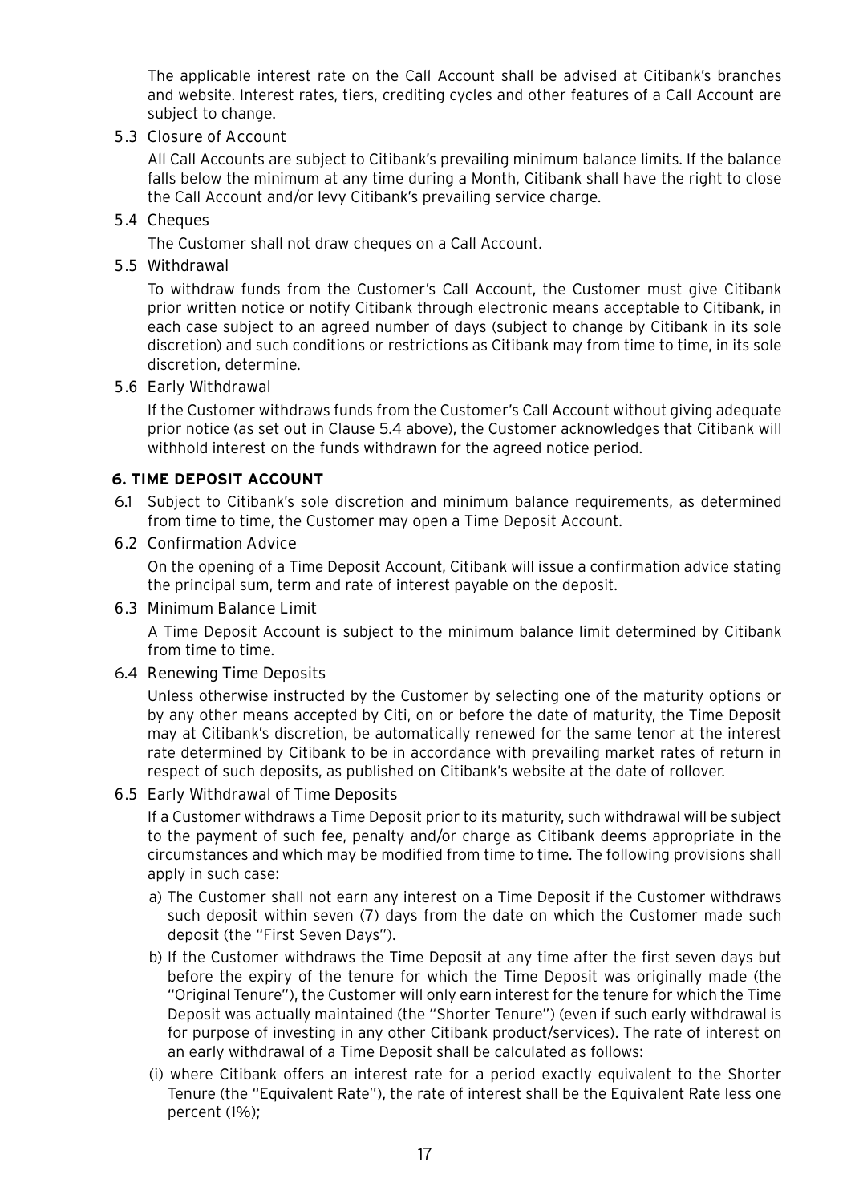The applicable interest rate on the Call Account shall be advised at Citibank's branches and website. Interest rates, tiers, crediting cycles and other features of a Call Account are subject to change.

5.3 Closure of Account

All Call Accounts are subject to Citibank's prevailing minimum balance limits. If the balance falls below the minimum at any time during a Month, Citibank shall have the right to close the Call Account and/or levy Citibank's prevailing service charge.

5.4 Cheques

The Customer shall not draw cheques on a Call Account.

5.5 Withdrawal

To withdraw funds from the Customer's Call Account, the Customer must give Citibank prior written notice or notify Citibank through electronic means acceptable to Citibank, in each case subject to an agreed number of days (subject to change by Citibank in its sole discretion) and such conditions or restrictions as Citibank may from time to time, in its sole discretion, determine.

5.6 Early Withdrawal

If the Customer withdraws funds from the Customer's Call Account without giving adequate prior notice (as set out in Clause 5.4 above), the Customer acknowledges that Citibank will withhold interest on the funds withdrawn for the agreed notice period.

## 6. TIME DEPOSIT ACCOUNT

6.1 Subject to Citibank's sole discretion and minimum balance requirements, as determined from time to time, the Customer may open a Time Deposit Account.

6.2 Confirmation Advice

On the opening of a Time Deposit Account, Citibank will issue a confirmation advice stating the principal sum, term and rate of interest payable on the deposit.

6.3 Minimum Balance Limit

A Time Deposit Account is subject to the minimum balance limit determined by Citibank from time to time.

6.4 Renewing Time Deposits

Unless otherwise instructed by the Customer by selecting one of the maturity options or by any other means accepted by Citi, on or before the date of maturity, the Time Deposit may at Citibank's discretion, be automatically renewed for the same tenor at the interest rate determined by Citibank to be in accordance with prevailing market rates of return in respect of such deposits, as published on Citibank's website at the date of rollover.

6.5 Early Withdrawal of Time Deposits

If a Customer withdraws a Time Deposit prior to its maturity, such withdrawal will be subject to the payment of such fee, penalty and/or charge as Citibank deems appropriate in the circumstances and which may be modified from time to time. The following provisions shall apply in such case:

a) The Customer shall not earn any interest on a Time Deposit if the Customer withdraws such deposit within seven (7) days from the date on which the Customer made such deposit (the "First Seven Days").

b) If the Customer withdraws the Time Deposit at any time after the first seven days but before the expiry of the tenure for which the Time Deposit was originally made (the "Original Tenure"), the Customer will only earn interest for the tenure for which the Time Deposit was actually maintained (the "Shorter Tenure") (even if such early withdrawal is for purpose of investing in any other Citibank product/services). The rate of interest on an early withdrawal of a Time Deposit shall be calculated as follows:

(i) where Citibank offers an interest rate for a period exactly equivalent to the Shorter Tenure (the "Equivalent Rate"), the rate of interest shall be the Equivalent Rate less one percent (1%);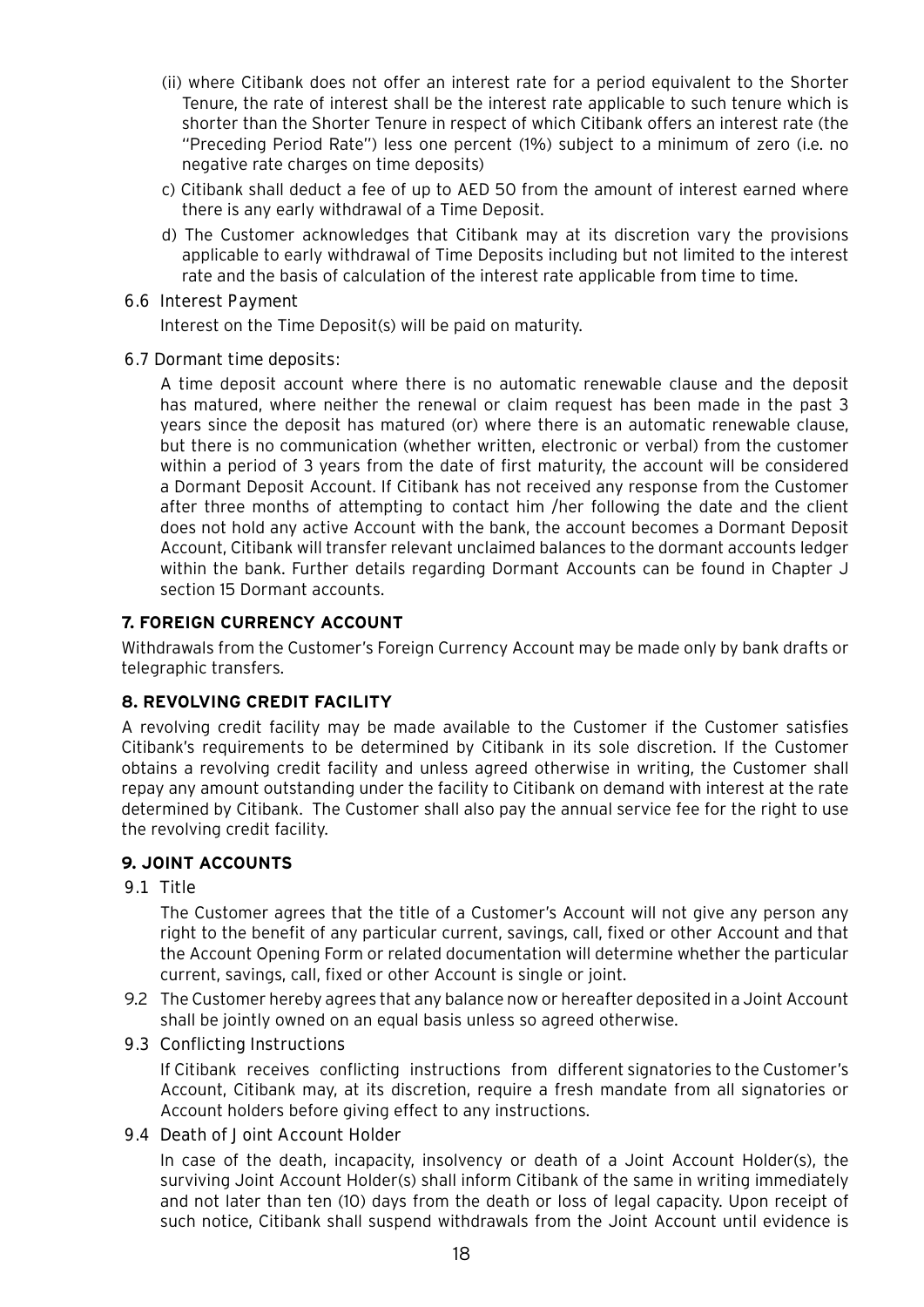(ii) where Citibank does not offer an interest rate for a period equivalent to the Shorter Tenure, the rate of interest shall be the interest rate applicable to such tenure which is shorter than the Shorter Tenure in respect of which Citibank offers an interest rate (the "Preceding Period Rate") less one percent (1%) subject to a minimum of zero (i.e. no negative rate charges on time deposits)

c) Citibank shall deduct a fee of up to AED 50 from the amount of interest earned where there is any early withdrawal of a Time Deposit.

d) The Customer acknowledges that Citibank may at its discretion vary the provisions applicable to early withdrawal of Time Deposits including but not limited to the interest rate and the basis of calculation of the interest rate applicable from time to time.

6.6 Interest Payment

Interest on the Time Deposit(s) will be paid on maturity.

6.7 Dormant time deposits:

A time deposit account where there is no automatic renewable clause and the deposit has matured, where neither the renewal or claim request has been made in the past 3 years since the deposit has matured (or) where there is an automatic renewable clause, but there is no communication (whether written, electronic or verbal) from the customer within a period of 3 years from the date of first maturity, the account will be considered a Dormant Deposit Account. If Citibank has not received any response from the Customer after three months of attempting to contact him /her following the date and the client does not hold any active Account with the bank, the account becomes a Dormant Deposit Account, Citibank will transfer relevant unclaimed balances to the dormant accounts ledger within the bank. Further details regarding Dormant Accounts can be found in Chapter J section 15 Dormant accounts.

**7. FOREIGN CURRENCY ACCOUNT**

Withdrawals from the Customer's Foreign Currency Account may be made only by bank drafts or telegraphic transfers.

**8. REVOLVING CREDIT FACILITY**

A revolving credit facility may be made available to the Customer if the Customer satisfies Citibank's requirements to be determined by Citibank in its sole discretion. If the Customer obtains a revolving credit facility and unless agreed otherwise in writing, the Customer shall repay any amount outstanding under the facility to Citibank on demand with interest at the rate determined by Citibank. The Customer shall also pay the annual service fee for the right to use the revolving credit facility.

**9. JOINT ACCOUNTS**

9.1 Title

The Customer agrees that the title of a Customer's Account will not give any person any right to the benefit of any particular current, savings, call, fixed or other Account and that the Account Opening Form or related documentation will determine whether the particular current, savings, call, fixed or other Account is single or joint.

9.2 The Customer hereby agrees that any balance now or hereafter deposited in a Joint Account shall be jointly owned on an equal basis unless so agreed otherwise.

9.3 Conflicting Instructions

If Citibank receives conflicting instructions from different signatories to the Customer's Account, Citibank may, at its discretion, require a fresh mandate from all signatories or Account holders before giving effect to any instructions.

9.4 Death of Joint Account Holder

In case of the death, incapacity, insolvency or death of a Joint Account Holder(s), the surviving Joint Account Holder(s) shall inform Citibank of the same in writing immediately and not later than ten (10) days from the death or loss of legal capacity. Upon receipt of such notice, Citibank shall suspend withdrawals from the Joint Account until evidence is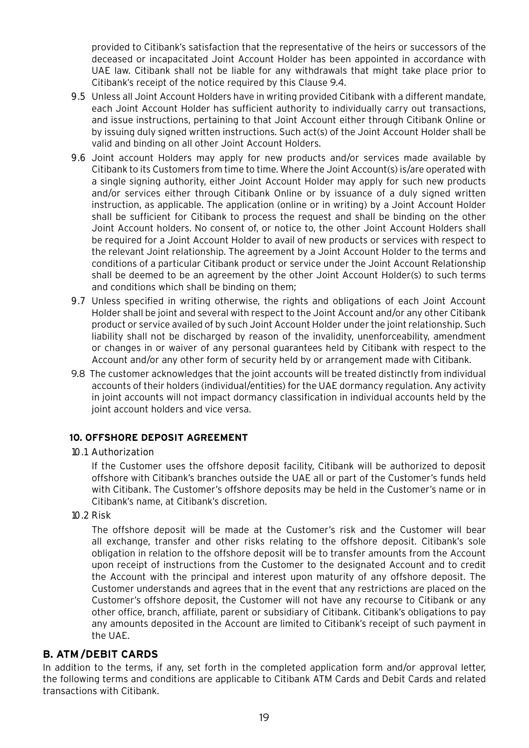provided to Citibank's satisfaction that the representative of the heirs or successors of the deceased or incapacitated Joint Account Holder has been appointed in accordance with UAE law. Citibank shall not be liable for any withdrawals that might take place prior to Citibank's receipt of the notice required by this Clause 9.4.

9.5 Unless all Joint Account Holders have in writing provided Citibank with a different mandate, each Joint Account Holder has sufficient authority to individually carry out transactions, and issue instructions, pertaining to that Joint Account either through Citibank Online or by issuing duly signed written instructions. Such act(s) of the Joint Account Holder shall be valid and binding on all other Joint Account Holders.

9.6 Joint account Holders may apply for new products and/or services made available by Citibank to its Customers from time to time. Where the Joint Account(s) is/are operated with a single signing authority, either Joint Account Holder may apply for such new products and/or services either through Citibank Online or by issuance of a duly signed written instruction, as applicable. The application (online or in writing) by a Joint Account Holder shall be sufficient for Citibank to process the request and shall be binding on the other Joint Account holders. No consent of, or notice to, the other Joint Account Holders shall be required for a Joint Account Holder to avail of new products or services with respect to the relevant Joint relationship. The agreement by a Joint Account Holder to the terms and conditions of a particular Citibank product or service under the Joint Account Relationship shall be deemed to be an agreement by the other Joint Account Holder(s) to such terms and conditions which shall be binding on them;

9.7 Unless specified in writing otherwise, the rights and obligations of each Joint Account Holder shall be joint and several with respect to the Joint Account and/or any other Citibank product or service availed of by such Joint Account Holder under the joint relationship. Such liability shall not be discharged by reason of the invalidity, unenforceability, amendment or changes in or waiver of any personal guarantees held by Citibank with respect to the Account and/or any other form of security held by or arrangement made with Citibank.

9.8 The customer acknowledges that the joint accounts will be treated distinctly from individual accounts of their holders (individual/entities) for the UAE dormancy regulation. Any activity in joint accounts will not impact dormancy classification in individual accounts held by the joint account holders and vice versa.

### 10. OFFSHORE DEPOSIT AGREEMENT

10.1 Authorization

If the Customer uses the offshore deposit facility, Citibank will be authorized to deposit offshore with Citibank's branches outside the UAE all or part of the Customer's funds held with Citibank. The Customer's offshore deposits may be held in the Customer's name or in Citibank's name, at Citibank's discretion.

10.2 Risk

The offshore deposit will be made at the Customer's risk and the Customer will bear all exchange, transfer and other risks relating to the offshore deposit. Citibank's sole obligation in relation to the offshore deposit will be to transfer amounts from the Account upon receipt of instructions from the Customer to the designated Account and to credit the Account with the principal and interest upon maturity of any offshore deposit. The Customer understands and agrees that in the event that any restrictions are placed on the Customer's offshore deposit, the Customer will not have any recourse to Citibank or any other office, branch, affiliate, parent or subsidiary of Citibank. Citibank's obligations to pay any amounts deposited in the Account are limited to Citibank's receipt of such payment in the UAE.

## B. ATM /DEBIT CARDS

In addition to the terms, if any, set forth in the completed application form and/or approval letter, the following terms and conditions are applicable to Citibank ATM Cards and Debit Cards and related transactions with Citibank.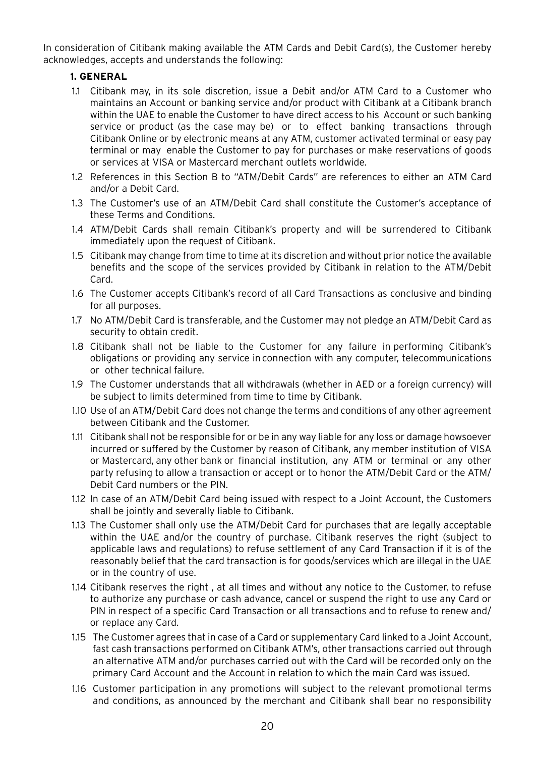In consideration of Citibank making available the ATM Cards and Debit Card(s), the Customer hereby acknowledges, accepts and understands the following:

**1. GENERAL**

1.1 Citibank may, in its sole discretion, issue a Debit and/or ATM Card to a Customer who maintains an Account or banking service and/or product with Citibank at a Citibank branch within the UAE to enable the Customer to have direct access to his Account or such banking service or product (as the case may be) or to effect banking transactions through Citibank Online or by electronic means at any ATM, customer activated terminal or easy pay terminal or may enable the Customer to pay for purchases or make reservations of goods or services at VISA or Mastercard merchant outlets worldwide.

1.2 References in this Section B to "ATM/Debit Cards" are references to either an ATM Card and/or a Debit Card.

1.3 The Customer's use of an ATM/Debit Card shall constitute the Customer's acceptance of these Terms and Conditions.

1.4 ATM/Debit Cards shall remain Citibank's property and will be surrendered to Citibank immediately upon the request of Citibank.

1.5 Citibank may change from time to time at its discretion and without prior notice the available benefits and the scope of the services provided by Citibank in relation to the ATM/Debit Card.

1.6 The Customer accepts Citibank's record of all Card Transactions as conclusive and binding for all purposes.

1.7 No ATM/Debit Card is transferable, and the Customer may not pledge an ATM/Debit Card as security to obtain credit.

1.8 Citibank shall not be liable to the Customer for any failure in performing Citibank's obligations or providing any service in connection with any computer, telecommunications or other technical failure.

1.9 The Customer understands that all withdrawals (whether in AED or a foreign currency) will be subject to limits determined from time to time by Citibank.

1.10 Use of an ATM/Debit Card does not change the terms and conditions of any other agreement between Citibank and the Customer.

1.11 Citibank shall not be responsible for or be in any way liable for any loss or damage howsoever incurred or suffered by the Customer by reason of Citibank, any member institution of VISA or Mastercard, any other bank or financial institution, any ATM or terminal or any other party refusing to allow a transaction or accept or to honor the ATM/Debit Card or the ATM/Debit Card numbers or the PIN.

1.12 In case of an ATM/Debit Card being issued with respect to a Joint Account, the Customers shall be jointly and severally liable to Citibank.

1.13 The Customer shall only use the ATM/Debit Card for purchases that are legally acceptable within the UAE and/or the country of purchase. Citibank reserves the right (subject to applicable laws and regulations) to refuse settlement of any Card Transaction if it is of the reasonably belief that the card transaction is for goods/services which are illegal in the UAE or in the country of use.

1.14 Citibank reserves the right , at all times and without any notice to the Customer, to refuse to authorize any purchase or cash advance, cancel or suspend the right to use any Card or PIN in respect of a specific Card Transaction or all transactions and to refuse to renew and/or replace any Card.

1.15 The Customer agrees that in case of a Card or supplementary Card linked to a Joint Account, fast cash transactions performed on Citibank ATM's, other transactions carried out through an alternative ATM and/or purchases carried out with the Card will be recorded only on the primary Card Account and the Account in relation to which the main Card was issued.

1.16 Customer participation in any promotions will subject to the relevant promotional terms and conditions, as announced by the merchant and Citibank shall bear no responsibility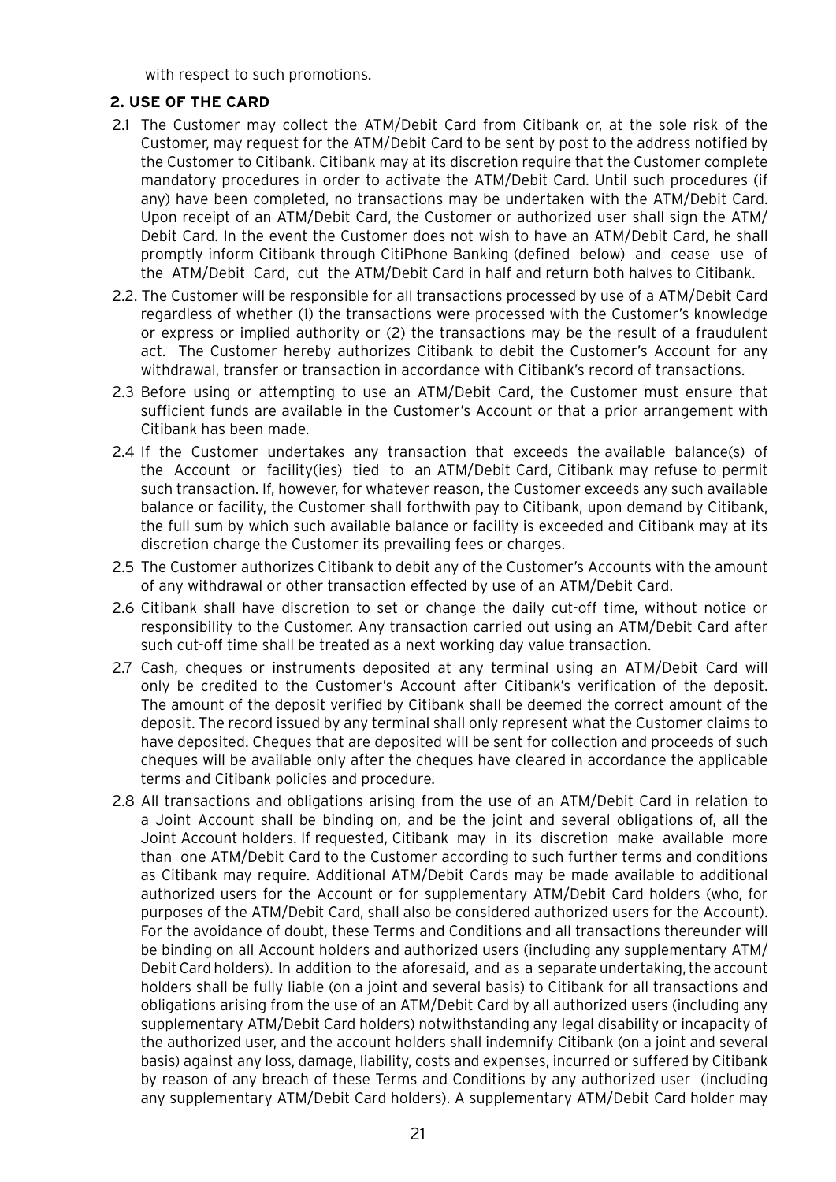with respect to such promotions.

### 2. USE OF THE CARD

2.1 The Customer may collect the ATM/Debit Card from Citibank or, at the sole risk of the Customer, may request for the ATM/Debit Card to be sent by post to the address notified by the Customer to Citibank. Citibank may at its discretion require that the Customer complete mandatory procedures in order to activate the ATM/Debit Card. Until such procedures (if any) have been completed, no transactions may be undertaken with the ATM/Debit Card. Upon receipt of an ATM/Debit Card, the Customer or authorized user shall sign the ATM/ Debit Card. In the event the Customer does not wish to have an ATM/Debit Card, he shall promptly inform Citibank through CitiPhone Banking (defined below) and cease use of the ATM/Debit Card, cut the ATM/Debit Card in half and return both halves to Citibank.

2.2. The Customer will be responsible for all transactions processed by use of a ATM/Debit Card regardless of whether (1) the transactions were processed with the Customer's knowledge or express or implied authority or (2) the transactions may be the result of a fraudulent act. The Customer hereby authorizes Citibank to debit the Customer's Account for any withdrawal, transfer or transaction in accordance with Citibank's record of transactions.

2.3 Before using or attempting to use an ATM/Debit Card, the Customer must ensure that sufficient funds are available in the Customer's Account or that a prior arrangement with Citibank has been made.

2.4 If the Customer undertakes any transaction that exceeds the available balance(s) of the Account or facility(ies) tied to an ATM/Debit Card, Citibank may refuse to permit such transaction. If, however, for whatever reason, the Customer exceeds any such available balance or facility, the Customer shall forthwith pay to Citibank, upon demand by Citibank, the full sum by which such available balance or facility is exceeded and Citibank may at its discretion charge the Customer its prevailing fees or charges.

2.5 The Customer authorizes Citibank to debit any of the Customer's Accounts with the amount of any withdrawal or other transaction effected by use of an ATM/Debit Card.

2.6 Citibank shall have discretion to set or change the daily cut-off time, without notice or responsibility to the Customer. Any transaction carried out using an ATM/Debit Card after such cut-off time shall be treated as a next working day value transaction.

2.7 Cash, cheques or instruments deposited at any terminal using an ATM/Debit Card will only be credited to the Customer's Account after Citibank's verification of the deposit. The amount of the deposit verified by Citibank shall be deemed the correct amount of the deposit. The record issued by any terminal shall only represent what the Customer claims to have deposited. Cheques that are deposited will be sent for collection and proceeds of such cheques will be available only after the cheques have cleared in accordance the applicable terms and Citibank policies and procedure.

2.8 All transactions and obligations arising from the use of an ATM/Debit Card in relation to a Joint Account shall be binding on, and be the joint and several obligations of, all the Joint Account holders. If requested, Citibank may in its discretion make available more than one ATM/Debit Card to the Customer according to such further terms and conditions as Citibank may require. Additional ATM/Debit Cards may be made available to additional authorized users for the Account or for supplementary ATM/Debit Card holders (who, for purposes of the ATM/Debit Card, shall also be considered authorized users for the Account). For the avoidance of doubt, these Terms and Conditions and all transactions thereunder will be binding on all Account holders and authorized users (including any supplementary ATM/ Debit Card holders). In addition to the aforesaid, and as a separate undertaking, the account holders shall be fully liable (on a joint and several basis) to Citibank for all transactions and obligations arising from the use of an ATM/Debit Card by all authorized users (including any supplementary ATM/Debit Card holders) notwithstanding any legal disability or incapacity of the authorized user, and the account holders shall indemnify Citibank (on a joint and several basis) against any loss, damage, liability, costs and expenses, incurred or suffered by Citibank by reason of any breach of these Terms and Conditions by any authorized user (including any supplementary ATM/Debit Card holders). A supplementary ATM/Debit Card holder may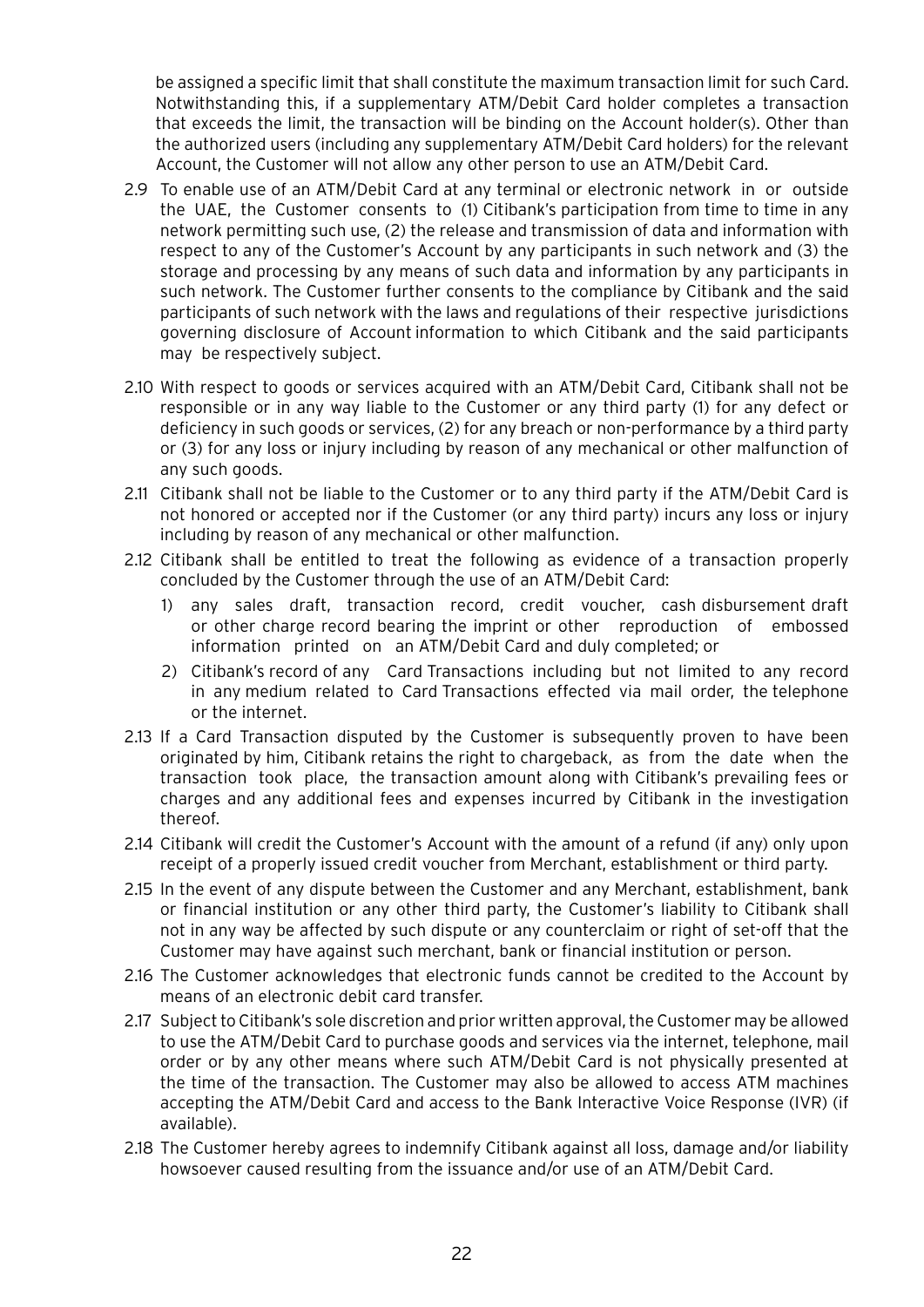be assigned a specific limit that shall constitute the maximum transaction limit for such Card. Notwithstanding this, if a supplementary ATM/Debit Card holder completes a transaction that exceeds the limit, the transaction will be binding on the Account holder(s). Other than the authorized users (including any supplementary ATM/Debit Card holders) for the relevant Account, the Customer will not allow any other person to use an ATM/Debit Card.

2.9 To enable use of an ATM/Debit Card at any terminal or electronic network in or outside the UAE, the Customer consents to (1) Citibank's participation from time to time in any network permitting such use, (2) the release and transmission of data and information with respect to any of the Customer's Account by any participants in such network and (3) the storage and processing by any means of such data and information by any participants in such network. The Customer further consents to the compliance by Citibank and the said participants of such network with the laws and regulations of their respective jurisdictions governing disclosure of Account information to which Citibank and the said participants may be respectively subject.

2.10 With respect to goods or services acquired with an ATM/Debit Card, Citibank shall not be responsible or in any way liable to the Customer or any third party (1) for any defect or deficiency in such goods or services, (2) for any breach or non-performance by a third party or (3) for any loss or injury including by reason of any mechanical or other malfunction of any such goods.

2.11 Citibank shall not be liable to the Customer or to any third party if the ATM/Debit Card is not honored or accepted nor if the Customer (or any third party) incurs any loss or injury including by reason of any mechanical or other malfunction.

2.12 Citibank shall be entitled to treat the following as evidence of a transaction properly concluded by the Customer through the use of an ATM/Debit Card:

1) any sales draft, transaction record, credit voucher, cash disbursement draft or other charge record bearing the imprint or other reproduction of embossed information printed on an ATM/Debit Card and duly completed; or
2) Citibank's record of any Card Transactions including but not limited to any record in any medium related to Card Transactions effected via mail order, the telephone or the internet.

2.13 If a Card Transaction disputed by the Customer is subsequently proven to have been originated by him, Citibank retains the right to chargeback, as from the date when the transaction took place, the transaction amount along with Citibank's prevailing fees or charges and any additional fees and expenses incurred by Citibank in the investigation thereof.

2.14 Citibank will credit the Customer's Account with the amount of a refund (if any) only upon receipt of a properly issued credit voucher from Merchant, establishment or third party.

2.15 In the event of any dispute between the Customer and any Merchant, establishment, bank or financial institution or any other third party, the Customer's liability to Citibank shall not in any way be affected by such dispute or any counterclaim or right of set-off that the Customer may have against such merchant, bank or financial institution or person.

2.16 The Customer acknowledges that electronic funds cannot be credited to the Account by means of an electronic debit card transfer.

2.17 Subject to Citibank's sole discretion and prior written approval, the Customer may be allowed to use the ATM/Debit Card to purchase goods and services via the internet, telephone, mail order or by any other means where such ATM/Debit Card is not physically presented at the time of the transaction. The Customer may also be allowed to access ATM machines accepting the ATM/Debit Card and access to the Bank Interactive Voice Response (IVR) (if available).

2.18 The Customer hereby agrees to indemnify Citibank against all loss, damage and/or liability howsoever caused resulting from the issuance and/or use of an ATM/Debit Card.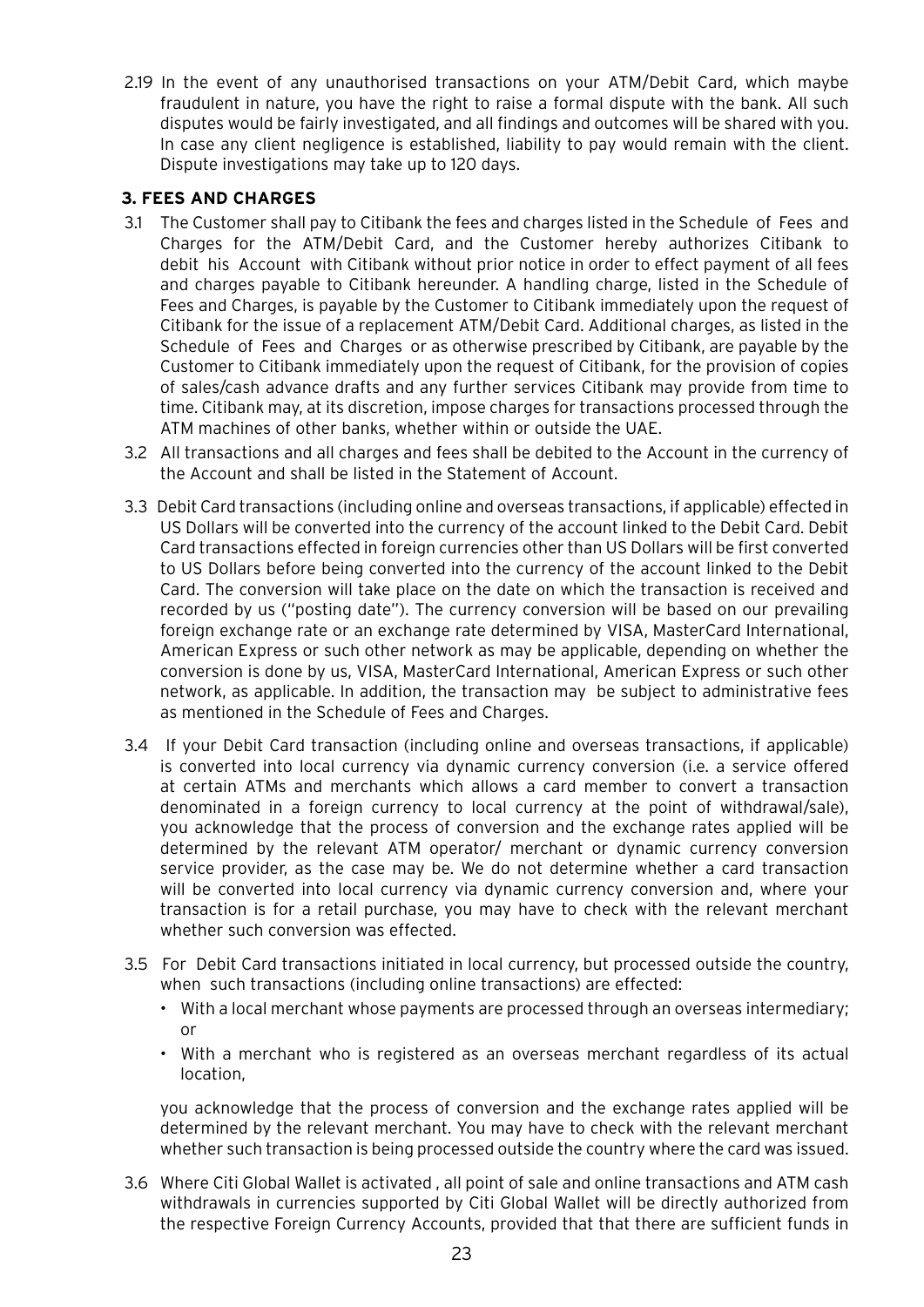2.19 In the event of any unauthorised transactions on your ATM/Debit Card, which maybe fraudulent in nature, you have the right to raise a formal dispute with the bank. All such disputes would be fairly investigated, and all findings and outcomes will be shared with you. In case any client negligence is established, liability to pay would remain with the client. Dispute investigations may take up to 120 days.

### 3. FEES AND CHARGES

3.1 The Customer shall pay to Citibank the fees and charges listed in the Schedule of Fees and Charges for the ATM/Debit Card, and the Customer hereby authorizes Citibank to debit his Account with Citibank without prior notice in order to effect payment of all fees and charges payable to Citibank hereunder. A handling charge, listed in the Schedule of Fees and Charges, is payable by the Customer to Citibank immediately upon the request of Citibank for the issue of a replacement ATM/Debit Card. Additional charges, as listed in the Schedule of Fees and Charges or as otherwise prescribed by Citibank, are payable by the Customer to Citibank immediately upon the request of Citibank, for the provision of copies of sales/cash advance drafts and any further services Citibank may provide from time to time. Citibank may, at its discretion, impose charges for transactions processed through the ATM machines of other banks, whether within or outside the UAE.

3.2 All transactions and all charges and fees shall be debited to the Account in the currency of the Account and shall be listed in the Statement of Account.

3.3 Debit Card transactions (including online and overseas transactions, if applicable) effected in US Dollars will be converted into the currency of the account linked to the Debit Card. Debit Card transactions effected in foreign currencies other than US Dollars will be first converted to US Dollars before being converted into the currency of the account linked to the Debit Card. The conversion will take place on the date on which the transaction is received and recorded by us ("posting date"). The currency conversion will be based on our prevailing foreign exchange rate or an exchange rate determined by VISA, MasterCard International, American Express or such other network as may be applicable, depending on whether the conversion is done by us, VISA, MasterCard International, American Express or such other network, as applicable. In addition, the transaction may be subject to administrative fees as mentioned in the Schedule of Fees and Charges.

3.4 If your Debit Card transaction (including online and overseas transactions, if applicable) is converted into local currency via dynamic currency conversion (i.e. a service offered at certain ATMs and merchants which allows a card member to convert a transaction denominated in a foreign currency to local currency at the point of withdrawal/sale), you acknowledge that the process of conversion and the exchange rates applied will be determined by the relevant ATM operator/ merchant or dynamic currency conversion service provider, as the case may be. We do not determine whether a card transaction will be converted into local currency via dynamic currency conversion and, where your transaction is for a retail purchase, you may have to check with the relevant merchant whether such conversion was effected.

3.5 For Debit Card transactions initiated in local currency, but processed outside the country, when such transactions (including online transactions) are effected:

- With a local merchant whose payments are processed through an overseas intermediary; or
- With a merchant who is registered as an overseas merchant regardless of its actual location,

you acknowledge that the process of conversion and the exchange rates applied will be determined by the relevant merchant. You may have to check with the relevant merchant whether such transaction is being processed outside the country where the card was issued.

3.6 Where Citi Global Wallet is activated , all point of sale and online transactions and ATM cash withdrawals in currencies supported by Citi Global Wallet will be directly authorized from the respective Foreign Currency Accounts, provided that that there are sufficient funds in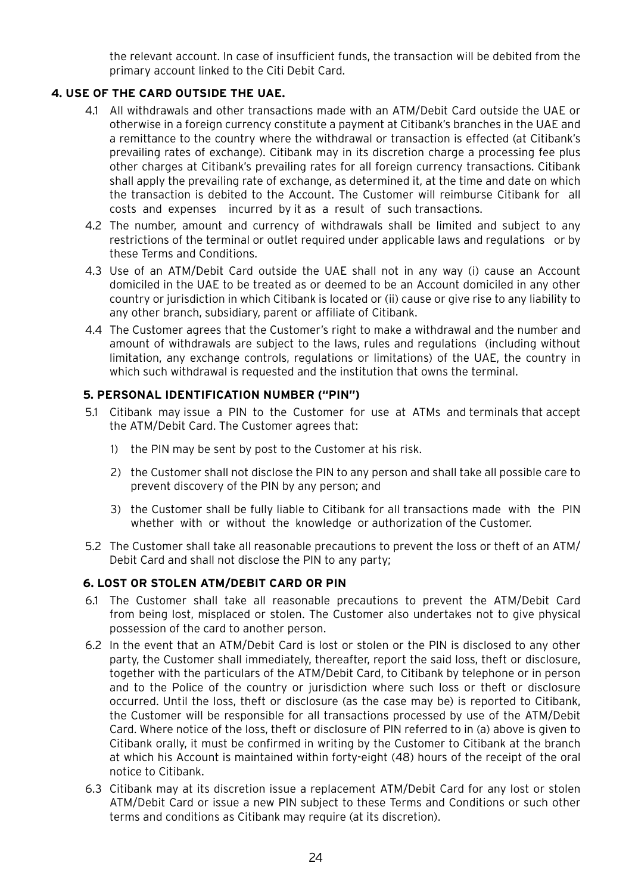the relevant account. In case of insufficient funds, the transaction will be debited from the primary account linked to the Citi Debit Card.

## 4. USE OF THE CARD OUTSIDE THE UAE.

4.1 All withdrawals and other transactions made with an ATM/Debit Card outside the UAE or otherwise in a foreign currency constitute a payment at Citibank's branches in the UAE and a remittance to the country where the withdrawal or transaction is effected (at Citibank's prevailing rates of exchange). Citibank may in its discretion charge a processing fee plus other charges at Citibank's prevailing rates for all foreign currency transactions. Citibank shall apply the prevailing rate of exchange, as determined it, at the time and date on which the transaction is debited to the Account. The Customer will reimburse Citibank for all costs and expenses incurred by it as a result of such transactions.

4.2 The number, amount and currency of withdrawals shall be limited and subject to any restrictions of the terminal or outlet required under applicable laws and regulations or by these Terms and Conditions.

4.3 Use of an ATM/Debit Card outside the UAE shall not in any way (i) cause an Account domiciled in the UAE to be treated as or deemed to be an Account domiciled in any other country or jurisdiction in which Citibank is located or (ii) cause or give rise to any liability to any other branch, subsidiary, parent or affiliate of Citibank.

4.4 The Customer agrees that the Customer's right to make a withdrawal and the number and amount of withdrawals are subject to the laws, rules and regulations (including without limitation, any exchange controls, regulations or limitations) of the UAE, the country in which such withdrawal is requested and the institution that owns the terminal.

## 5. PERSONAL IDENTIFICATION NUMBER ("PIN")

5.1 Citibank may issue a PIN to the Customer for use at ATMs and terminals that accept the ATM/Debit Card. The Customer agrees that:

1) the PIN may be sent by post to the Customer at his risk.

2) the Customer shall not disclose the PIN to any person and shall take all possible care to prevent discovery of the PIN by any person; and

3) the Customer shall be fully liable to Citibank for all transactions made with the PIN whether with or without the knowledge or authorization of the Customer.

5.2 The Customer shall take all reasonable precautions to prevent the loss or theft of an ATM/ Debit Card and shall not disclose the PIN to any party;

## 6. LOST OR STOLEN ATM/DEBIT CARD OR PIN

6.1 The Customer shall take all reasonable precautions to prevent the ATM/Debit Card from being lost, misplaced or stolen. The Customer also undertakes not to give physical possession of the card to another person.

6.2 In the event that an ATM/Debit Card is lost or stolen or the PIN is disclosed to any other party, the Customer shall immediately, thereafter, report the said loss, theft or disclosure, together with the particulars of the ATM/Debit Card, to Citibank by telephone or in person and to the Police of the country or jurisdiction where such loss or theft or disclosure occurred. Until the loss, theft or disclosure (as the case may be) is reported to Citibank, the Customer will be responsible for all transactions processed by use of the ATM/Debit Card. Where notice of the loss, theft or disclosure of PIN referred to in (a) above is given to Citibank orally, it must be confirmed in writing by the Customer to Citibank at the branch at which his Account is maintained within forty-eight (48) hours of the receipt of the oral notice to Citibank.

6.3 Citibank may at its discretion issue a replacement ATM/Debit Card for any lost or stolen ATM/Debit Card or issue a new PIN subject to these Terms and Conditions or such other terms and conditions as Citibank may require (at its discretion).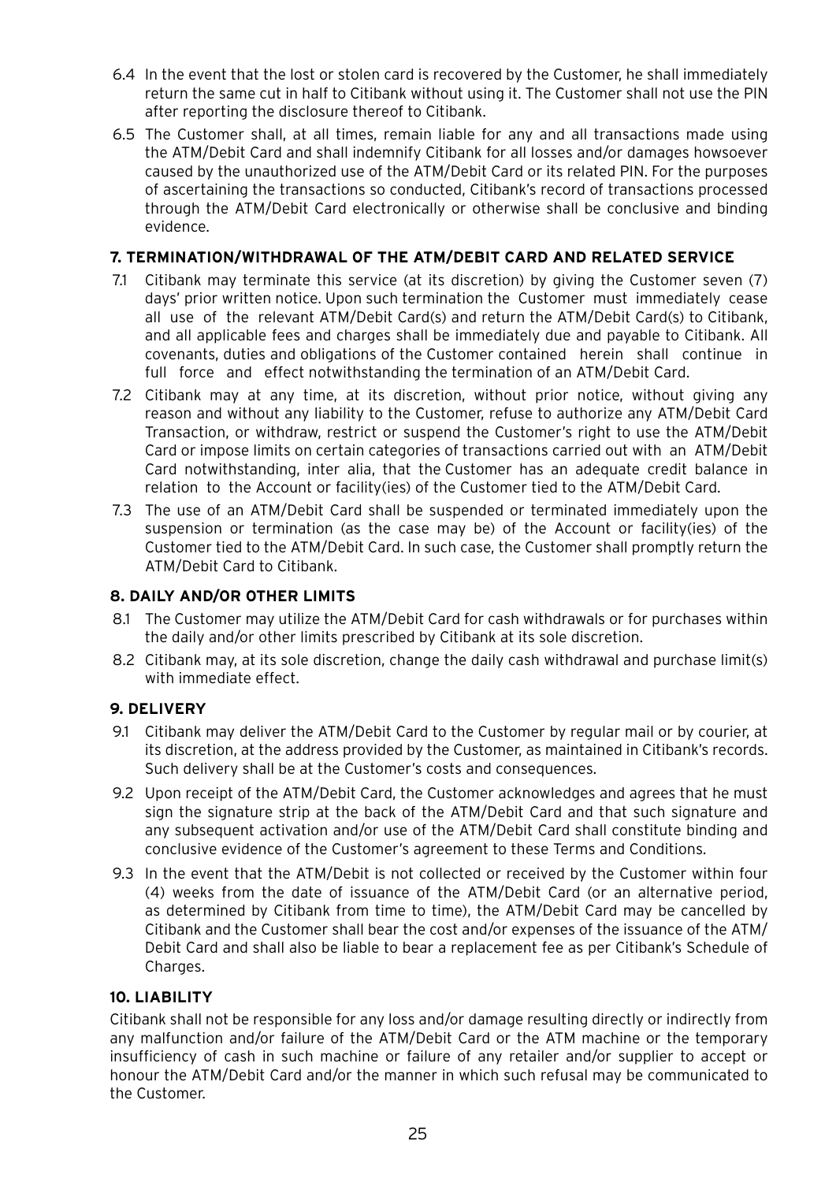6.4 In the event that the lost or stolen card is recovered by the Customer, he shall immediately return the same cut in half to Citibank without using it. The Customer shall not use the PIN after reporting the disclosure thereof to Citibank.

6.5 The Customer shall, at all times, remain liable for any and all transactions made using the ATM/Debit Card and shall indemnify Citibank for all losses and/or damages howsoever caused by the unauthorized use of the ATM/Debit Card or its related PIN. For the purposes of ascertaining the transactions so conducted, Citibank's record of transactions processed through the ATM/Debit Card electronically or otherwise shall be conclusive and binding evidence.

### 7. TERMINATION/WITHDRAWAL OF THE ATM/DEBIT CARD AND RELATED SERVICE

7.1 Citibank may terminate this service (at its discretion) by giving the Customer seven (7) days' prior written notice. Upon such termination the Customer must immediately cease all use of the relevant ATM/Debit Card(s) and return the ATM/Debit Card(s) to Citibank, and all applicable fees and charges shall be immediately due and payable to Citibank. All covenants, duties and obligations of the Customer contained herein shall continue in full force and effect notwithstanding the termination of an ATM/Debit Card.

7.2 Citibank may at any time, at its discretion, without prior notice, without giving any reason and without any liability to the Customer, refuse to authorize any ATM/Debit Card Transaction, or withdraw, restrict or suspend the Customer's right to use the ATM/Debit Card or impose limits on certain categories of transactions carried out with an ATM/Debit Card notwithstanding, inter alia, that the Customer has an adequate credit balance in relation to the Account or facility(ies) of the Customer tied to the ATM/Debit Card.

7.3 The use of an ATM/Debit Card shall be suspended or terminated immediately upon the suspension or termination (as the case may be) of the Account or facility(ies) of the Customer tied to the ATM/Debit Card. In such case, the Customer shall promptly return the ATM/Debit Card to Citibank.

### 8. DAILY AND/OR OTHER LIMITS

8.1 The Customer may utilize the ATM/Debit Card for cash withdrawals or for purchases within the daily and/or other limits prescribed by Citibank at its sole discretion.

8.2 Citibank may, at its sole discretion, change the daily cash withdrawal and purchase limit(s) with immediate effect.

### 9. DELIVERY

9.1 Citibank may deliver the ATM/Debit Card to the Customer by regular mail or by courier, at its discretion, at the address provided by the Customer, as maintained in Citibank's records. Such delivery shall be at the Customer's costs and consequences.

9.2 Upon receipt of the ATM/Debit Card, the Customer acknowledges and agrees that he must sign the signature strip at the back of the ATM/Debit Card and that such signature and any subsequent activation and/or use of the ATM/Debit Card shall constitute binding and conclusive evidence of the Customer's agreement to these Terms and Conditions.

9.3 In the event that the ATM/Debit is not collected or received by the Customer within four (4) weeks from the date of issuance of the ATM/Debit Card (or an alternative period, as determined by Citibank from time to time), the ATM/Debit Card may be cancelled by Citibank and the Customer shall bear the cost and/or expenses of the issuance of the ATM/Debit Card and shall also be liable to bear a replacement fee as per Citibank's Schedule of Charges.

### 10. LIABILITY

Citibank shall not be responsible for any loss and/or damage resulting directly or indirectly from any malfunction and/or failure of the ATM/Debit Card or the ATM machine or the temporary insufficiency of cash in such machine or failure of any retailer and/or supplier to accept or honour the ATM/Debit Card and/or the manner in which such refusal may be communicated to the Customer.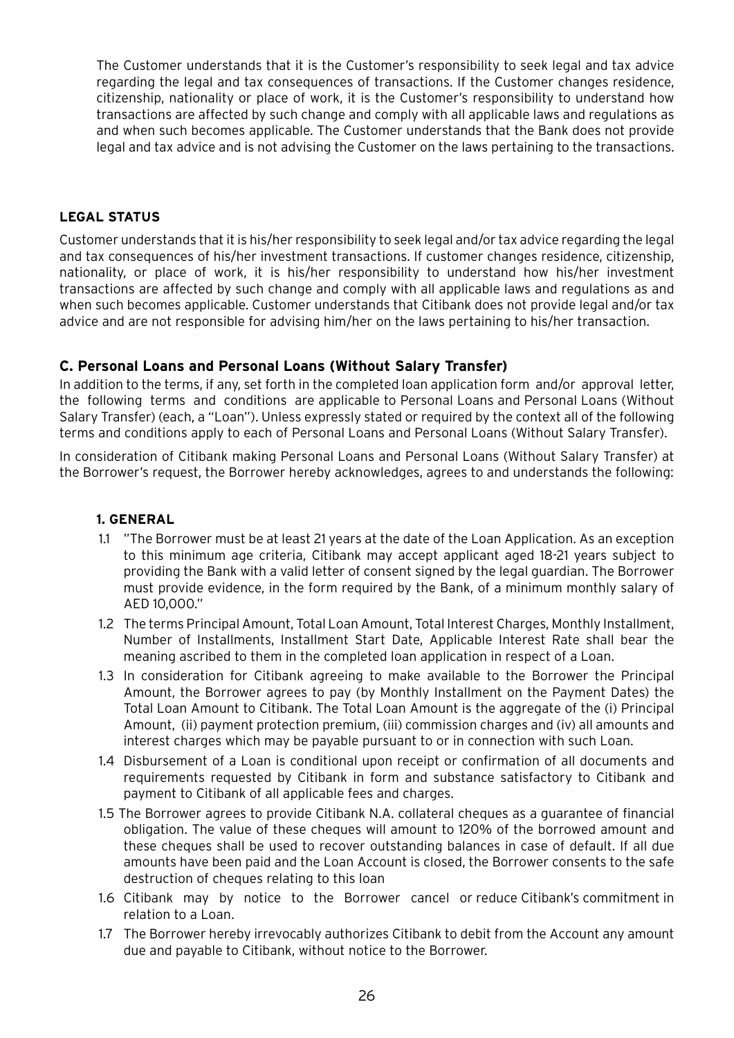The Customer understands that it is the Customer's responsibility to seek legal and tax advice regarding the legal and tax consequences of transactions. If the Customer changes residence, citizenship, nationality or place of work, it is the Customer's responsibility to understand how transactions are affected by such change and comply with all applicable laws and regulations as and when such becomes applicable. The Customer understands that the Bank does not provide legal and tax advice and is not advising the Customer on the laws pertaining to the transactions.

### LEGAL STATUS

Customer understands that it is his/her responsibility to seek legal and/or tax advice regarding the legal and tax consequences of his/her investment transactions. If customer changes residence, citizenship, nationality, or place of work, it is his/her responsibility to understand how his/her investment transactions are affected by such change and comply with all applicable laws and regulations as and when such becomes applicable. Customer understands that Citibank does not provide legal and/or tax advice and are not responsible for advising him/her on the laws pertaining to his/her transaction.

### C. Personal Loans and Personal Loans (Without Salary Transfer)

In addition to the terms, if any, set forth in the completed loan application form and/or approval letter, the following terms and conditions are applicable to Personal Loans and Personal Loans (Without Salary Transfer) (each, a "Loan"). Unless expressly stated or required by the context all of the following terms and conditions apply to each of Personal Loans and Personal Loans (Without Salary Transfer).

In consideration of Citibank making Personal Loans and Personal Loans (Without Salary Transfer) at the Borrower's request, the Borrower hereby acknowledges, agrees to and understands the following:

#### 1. GENERAL

1.1 "The Borrower must be at least 21 years at the date of the Loan Application. As an exception to this minimum age criteria, Citibank may accept applicant aged 18-21 years subject to providing the Bank with a valid letter of consent signed by the legal guardian. The Borrower must provide evidence, in the form required by the Bank, of a minimum monthly salary of AED 10,000."

1.2 The terms Principal Amount, Total Loan Amount, Total Interest Charges, Monthly Installment, Number of Installments, Installment Start Date, Applicable Interest Rate shall bear the meaning ascribed to them in the completed loan application in respect of a Loan.

1.3 In consideration for Citibank agreeing to make available to the Borrower the Principal Amount, the Borrower agrees to pay (by Monthly Installment on the Payment Dates) the Total Loan Amount to Citibank. The Total Loan Amount is the aggregate of the (i) Principal Amount, (ii) payment protection premium, (iii) commission charges and (iv) all amounts and interest charges which may be payable pursuant to or in connection with such Loan.

1.4 Disbursement of a Loan is conditional upon receipt or confirmation of all documents and requirements requested by Citibank in form and substance satisfactory to Citibank and payment to Citibank of all applicable fees and charges.

1.5 The Borrower agrees to provide Citibank N.A. collateral cheques as a guarantee of financial obligation. The value of these cheques will amount to 120% of the borrowed amount and these cheques shall be used to recover outstanding balances in case of default. If all due amounts have been paid and the Loan Account is closed, the Borrower consents to the safe destruction of cheques relating to this loan

1.6 Citibank may by notice to the Borrower cancel or reduce Citibank's commitment in relation to a Loan.

1.7 The Borrower hereby irrevocably authorizes Citibank to debit from the Account any amount due and payable to Citibank, without notice to the Borrower.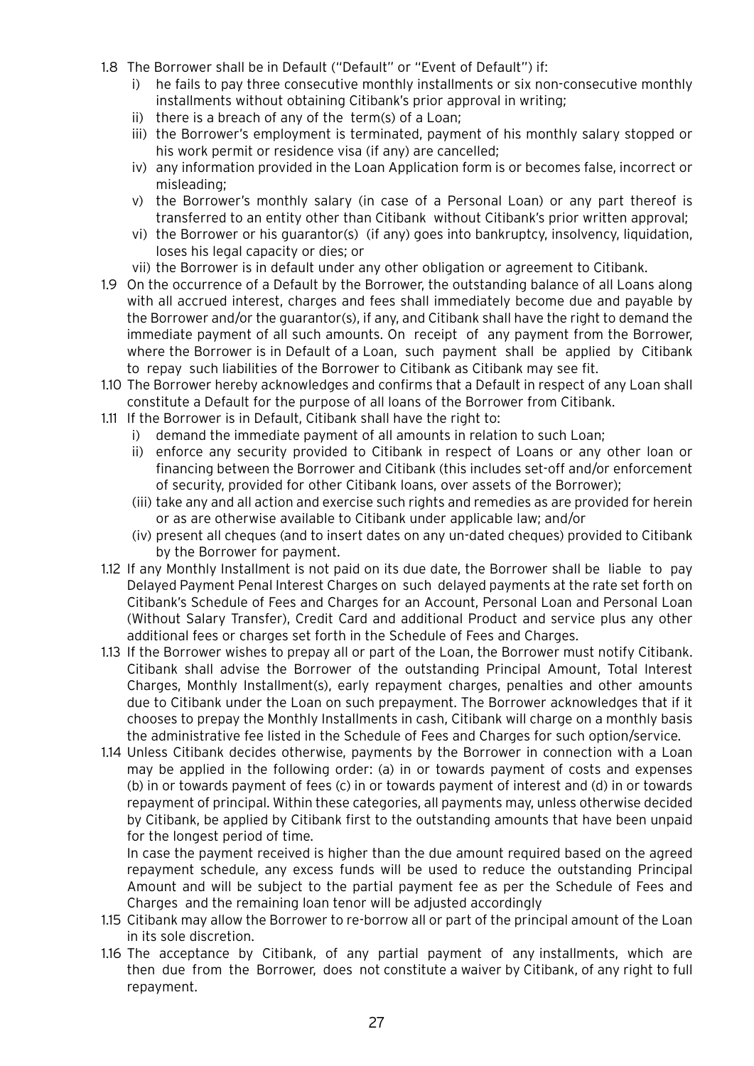1.8 The Borrower shall be in Default ("Default" or "Event of Default") if:

   i) he fails to pay three consecutive monthly installments or six non-consecutive monthly installments without obtaining Citibank's prior approval in writing;
   ii) there is a breach of any of the term(s) of a Loan;
   iii) the Borrower's employment is terminated, payment of his monthly salary stopped or his work permit or residence visa (if any) are cancelled;
   iv) any information provided in the Loan Application form is or becomes false, incorrect or misleading;
   v) the Borrower's monthly salary (in case of a Personal Loan) or any part thereof is transferred to an entity other than Citibank without Citibank's prior written approval;
   vi) the Borrower or his guarantor(s) (if any) goes into bankruptcy, insolvency, liquidation, loses his legal capacity or dies; or
   vii) the Borrower is in default under any other obligation or agreement to Citibank.

1.9 On the occurrence of a Default by the Borrower, the outstanding balance of all Loans along with all accrued interest, charges and fees shall immediately become due and payable by the Borrower and/or the guarantor(s), if any, and Citibank shall have the right to demand the immediate payment of all such amounts. On receipt of any payment from the Borrower, where the Borrower is in Default of a Loan, such payment shall be applied by Citibank to repay such liabilities of the Borrower to Citibank as Citibank may see fit.

1.10 The Borrower hereby acknowledges and confirms that a Default in respect of any Loan shall constitute a Default for the purpose of all loans of the Borrower from Citibank.

1.11 If the Borrower is in Default, Citibank shall have the right to:

   i) demand the immediate payment of all amounts in relation to such Loan;
   ii) enforce any security provided to Citibank in respect of Loans or any other loan or financing between the Borrower and Citibank (this includes set-off and/or enforcement of security, provided for other Citibank loans, over assets of the Borrower);
   (iii) take any and all action and exercise such rights and remedies as are provided for herein or as are otherwise available to Citibank under applicable law; and/or
   (iv) present all cheques (and to insert dates on any un-dated cheques) provided to Citibank by the Borrower for payment.

1.12 If any Monthly Installment is not paid on its due date, the Borrower shall be liable to pay Delayed Payment Penal Interest Charges on such delayed payments at the rate set forth on Citibank's Schedule of Fees and Charges for an Account, Personal Loan and Personal Loan (Without Salary Transfer), Credit Card and additional Product and service plus any other additional fees or charges set forth in the Schedule of Fees and Charges.

1.13 If the Borrower wishes to prepay all or part of the Loan, the Borrower must notify Citibank. Citibank shall advise the Borrower of the outstanding Principal Amount, Total Interest Charges, Monthly Installment(s), early repayment charges, penalties and other amounts due to Citibank under the Loan on such prepayment. The Borrower acknowledges that if it chooses to prepay the Monthly Installments in cash, Citibank will charge on a monthly basis the administrative fee listed in the Schedule of Fees and Charges for such option/service.

1.14 Unless Citibank decides otherwise, payments by the Borrower in connection with a Loan may be applied in the following order: (a) in or towards payment of costs and expenses (b) in or towards payment of fees (c) in or towards payment of interest and (d) in or towards repayment of principal. Within these categories, all payments may, unless otherwise decided by Citibank, be applied by Citibank first to the outstanding amounts that have been unpaid for the longest period of time.

   In case the payment received is higher than the due amount required based on the agreed repayment schedule, any excess funds will be used to reduce the outstanding Principal Amount and will be subject to the partial payment fee as per the Schedule of Fees and Charges and the remaining loan tenor will be adjusted accordingly

1.15 Citibank may allow the Borrower to re-borrow all or part of the principal amount of the Loan in its sole discretion.

1.16 The acceptance by Citibank, of any partial payment of any installments, which are then due from the Borrower, does not constitute a waiver by Citibank, of any right to full repayment.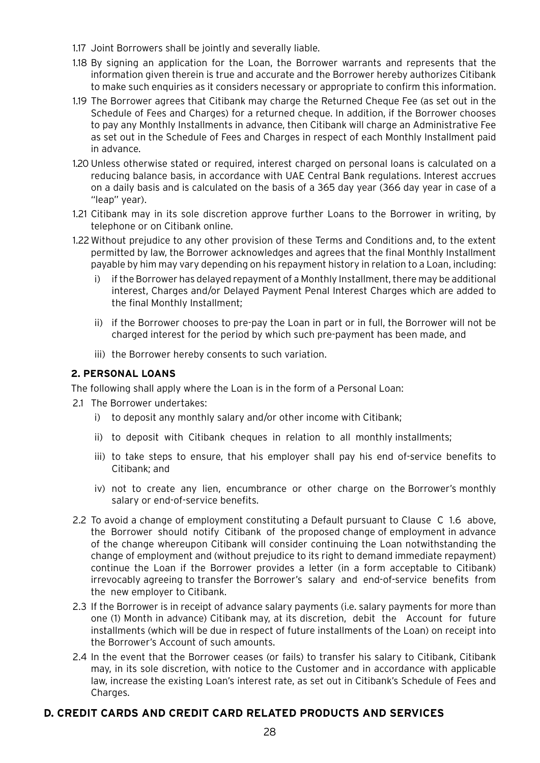1.17 Joint Borrowers shall be jointly and severally liable.

1.18 By signing an application for the Loan, the Borrower warrants and represents that the information given therein is true and accurate and the Borrower hereby authorizes Citibank to make such enquiries as it considers necessary or appropriate to confirm this information.

1.19 The Borrower agrees that Citibank may charge the Returned Cheque Fee (as set out in the Schedule of Fees and Charges) for a returned cheque. In addition, if the Borrower chooses to pay any Monthly Installments in advance, then Citibank will charge an Administrative Fee as set out in the Schedule of Fees and Charges in respect of each Monthly Installment paid in advance.

1.20 Unless otherwise stated or required, interest charged on personal loans is calculated on a reducing balance basis, in accordance with UAE Central Bank regulations. Interest accrues on a daily basis and is calculated on the basis of a 365 day year (366 day year in case of a "leap" year).

1.21 Citibank may in its sole discretion approve further Loans to the Borrower in writing, by telephone or on Citibank online.

1.22 Without prejudice to any other provision of these Terms and Conditions and, to the extent permitted by law, the Borrower acknowledges and agrees that the final Monthly Installment payable by him may vary depending on his repayment history in relation to a Loan, including:

i) if the Borrower has delayed repayment of a Monthly Installment, there may be additional interest, Charges and/or Delayed Payment Penal Interest Charges which are added to the final Monthly Installment;

ii) if the Borrower chooses to pre-pay the Loan in part or in full, the Borrower will not be charged interest for the period by which such pre-payment has been made, and

iii) the Borrower hereby consents to such variation.

### 2. PERSONAL LOANS

The following shall apply where the Loan is in the form of a Personal Loan:

2.1 The Borrower undertakes:

i) to deposit any monthly salary and/or other income with Citibank;

ii) to deposit with Citibank cheques in relation to all monthly installments;

iii) to take steps to ensure, that his employer shall pay his end of-service benefits to Citibank; and

iv) not to create any lien, encumbrance or other charge on the Borrower's monthly salary or end-of-service benefits.

2.2 To avoid a change of employment constituting a Default pursuant to Clause C 1.6 above, the Borrower should notify Citibank of the proposed change of employment in advance of the change whereupon Citibank will consider continuing the Loan notwithstanding the change of employment and (without prejudice to its right to demand immediate repayment) continue the Loan if the Borrower provides a letter (in a form acceptable to Citibank) irrevocably agreeing to transfer the Borrower's salary and end-of-service benefits from the new employer to Citibank.

2.3 If the Borrower is in receipt of advance salary payments (i.e. salary payments for more than one (1) Month in advance) Citibank may, at its discretion, debit the Account for future installments (which will be due in respect of future installments of the Loan) on receipt into the Borrower's Account of such amounts.

2.4 In the event that the Borrower ceases (or fails) to transfer his salary to Citibank, Citibank may, in its sole discretion, with notice to the Customer and in accordance with applicable law, increase the existing Loan's interest rate, as set out in Citibank's Schedule of Fees and Charges.

## D. CREDIT CARDS AND CREDIT CARD RELATED PRODUCTS AND SERVICES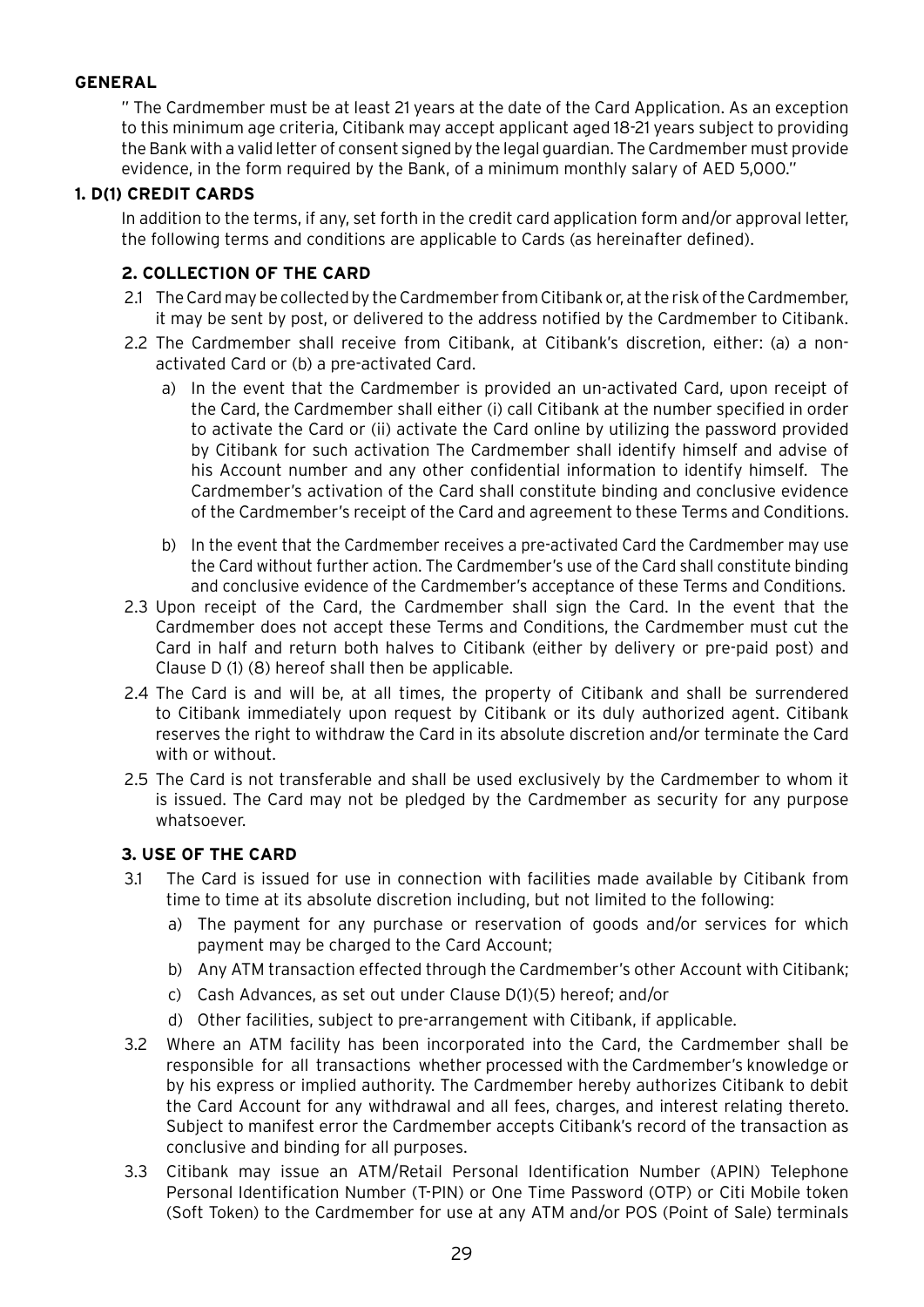**GENERAL**

" The Cardmember must be at least 21 years at the date of the Card Application. As an exception to this minimum age criteria, Citibank may accept applicant aged 18-21 years subject to providing the Bank with a valid letter of consent signed by the legal guardian. The Cardmember must provide evidence, in the form required by the Bank, of a minimum monthly salary of AED 5,000."

**1. D(1) CREDIT CARDS**

In addition to the terms, if any, set forth in the credit card application form and/or approval letter, the following terms and conditions are applicable to Cards (as hereinafter defined).

**2. COLLECTION OF THE CARD**

2.1 The Card may be collected by the Cardmember from Citibank or, at the risk of the Cardmember, it may be sent by post, or delivered to the address notified by the Cardmember to Citibank.

2.2 The Cardmember shall receive from Citibank, at Citibank's discretion, either: (a) a non-activated Card or (b) a pre-activated Card.

a) In the event that the Cardmember is provided an un-activated Card, upon receipt of the Card, the Cardmember shall either (i) call Citibank at the number specified in order to activate the Card or (ii) activate the Card online by utilizing the password provided by Citibank for such activation The Cardmember shall identify himself and advise of his Account number and any other confidential information to identify himself. The Cardmember's activation of the Card shall constitute binding and conclusive evidence of the Cardmember's receipt of the Card and agreement to these Terms and Conditions.

b) In the event that the Cardmember receives a pre-activated Card the Cardmember may use the Card without further action. The Cardmember's use of the Card shall constitute binding and conclusive evidence of the Cardmember's acceptance of these Terms and Conditions.

2.3 Upon receipt of the Card, the Cardmember shall sign the Card. In the event that the Cardmember does not accept these Terms and Conditions, the Cardmember must cut the Card in half and return both halves to Citibank (either by delivery or pre-paid post) and Clause D (1) (8) hereof shall then be applicable.

2.4 The Card is and will be, at all times, the property of Citibank and shall be surrendered to Citibank immediately upon request by Citibank or its duly authorized agent. Citibank reserves the right to withdraw the Card in its absolute discretion and/or terminate the Card with or without.

2.5 The Card is not transferable and shall be used exclusively by the Cardmember to whom it is issued. The Card may not be pledged by the Cardmember as security for any purpose whatsoever.

**3. USE OF THE CARD**

3.1 The Card is issued for use in connection with facilities made available by Citibank from time to time at its absolute discretion including, but not limited to the following:

a) The payment for any purchase or reservation of goods and/or services for which payment may be charged to the Card Account;

b) Any ATM transaction effected through the Cardmember's other Account with Citibank;

c) Cash Advances, as set out under Clause D(1)(5) hereof; and/or

d) Other facilities, subject to pre-arrangement with Citibank, if applicable.

3.2 Where an ATM facility has been incorporated into the Card, the Cardmember shall be responsible for all transactions whether processed with the Cardmember's knowledge or by his express or implied authority. The Cardmember hereby authorizes Citibank to debit the Card Account for any withdrawal and all fees, charges, and interest relating thereto. Subject to manifest error the Cardmember accepts Citibank's record of the transaction as conclusive and binding for all purposes.

3.3 Citibank may issue an ATM/Retail Personal Identification Number (APIN) Telephone Personal Identification Number (T-PIN) or One Time Password (OTP) or Citi Mobile token (Soft Token) to the Cardmember for use at any ATM and/or POS (Point of Sale) terminals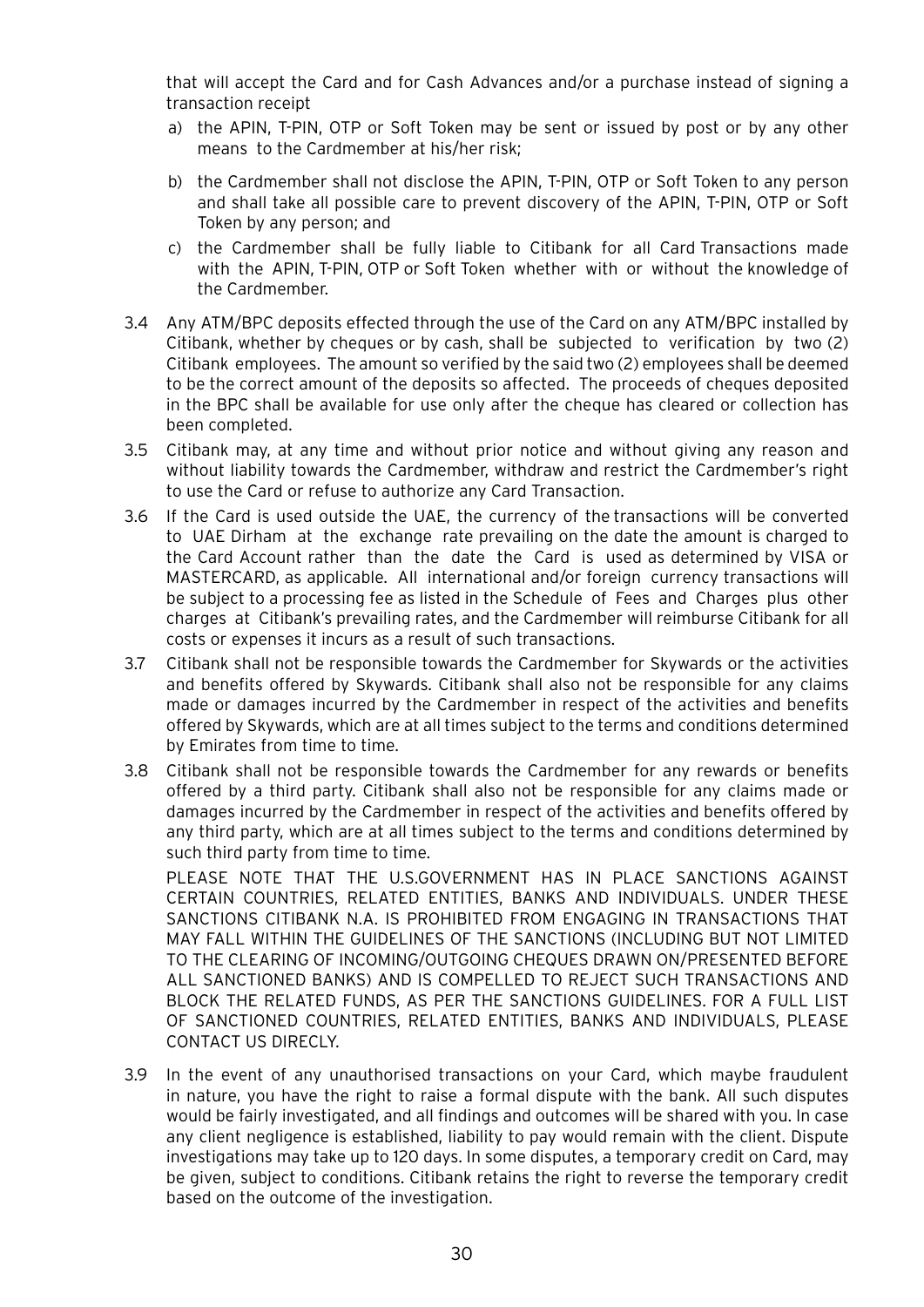that will accept the Card and for Cash Advances and/or a purchase instead of signing a transaction receipt

a) the APIN, T-PIN, OTP or Soft Token may be sent or issued by post or by any other means to the Cardmember at his/her risk;

b) the Cardmember shall not disclose the APIN, T-PIN, OTP or Soft Token to any person and shall take all possible care to prevent discovery of the APIN, T-PIN, OTP or Soft Token by any person; and

c) the Cardmember shall be fully liable to Citibank for all Card Transactions made with the APIN, T-PIN, OTP or Soft Token whether with or without the knowledge of the Cardmember.

3.4 Any ATM/BPC deposits effected through the use of the Card on any ATM/BPC installed by Citibank, whether by cheques or by cash, shall be subjected to verification by two (2) Citibank employees. The amount so verified by the said two (2) employees shall be deemed to be the correct amount of the deposits so affected. The proceeds of cheques deposited in the BPC shall be available for use only after the cheque has cleared or collection has been completed.

3.5 Citibank may, at any time and without prior notice and without giving any reason and without liability towards the Cardmember, withdraw and restrict the Cardmember's right to use the Card or refuse to authorize any Card Transaction.

3.6 If the Card is used outside the UAE, the currency of the transactions will be converted to UAE Dirham at the exchange rate prevailing on the date the amount is charged to the Card Account rather than the date the Card is used as determined by VISA or MASTERCARD, as applicable. All international and/or foreign currency transactions will be subject to a processing fee as listed in the Schedule of Fees and Charges plus other charges at Citibank's prevailing rates, and the Cardmember will reimburse Citibank for all costs or expenses it incurs as a result of such transactions.

3.7 Citibank shall not be responsible towards the Cardmember for Skywards or the activities and benefits offered by Skywards. Citibank shall also not be responsible for any claims made or damages incurred by the Cardmember in respect of the activities and benefits offered by Skywards, which are at all times subject to the terms and conditions determined by Emirates from time to time.

3.8 Citibank shall not be responsible towards the Cardmember for any rewards or benefits offered by a third party. Citibank shall also not be responsible for any claims made or damages incurred by the Cardmember in respect of the activities and benefits offered by any third party, which are at all times subject to the terms and conditions determined by such third party from time to time.

PLEASE NOTE THAT THE U.S.GOVERNMENT HAS IN PLACE SANCTIONS AGAINST CERTAIN COUNTRIES, RELATED ENTITIES, BANKS AND INDIVIDUALS. UNDER THESE SANCTIONS CITIBANK N.A. IS PROHIBITED FROM ENGAGING IN TRANSACTIONS THAT MAY FALL WITHIN THE GUIDELINES OF THE SANCTIONS (INCLUDING BUT NOT LIMITED TO THE CLEARING OF INCOMING/OUTGOING CHEQUES DRAWN ON/PRESENTED BEFORE ALL SANCTIONED BANKS) AND IS COMPELLED TO REJECT SUCH TRANSACTIONS AND BLOCK THE RELATED FUNDS, AS PER THE SANCTIONS GUIDELINES. FOR A FULL LIST OF SANCTIONED COUNTRIES, RELATED ENTITIES, BANKS AND INDIVIDUALS, PLEASE CONTACT US DIRECLY.

3.9 In the event of any unauthorised transactions on your Card, which maybe fraudulent in nature, you have the right to raise a formal dispute with the bank. All such disputes would be fairly investigated, and all findings and outcomes will be shared with you. In case any client negligence is established, liability to pay would remain with the client. Dispute investigations may take up to 120 days. In some disputes, a temporary credit on Card, may be given, subject to conditions. Citibank retains the right to reverse the temporary credit based on the outcome of the investigation.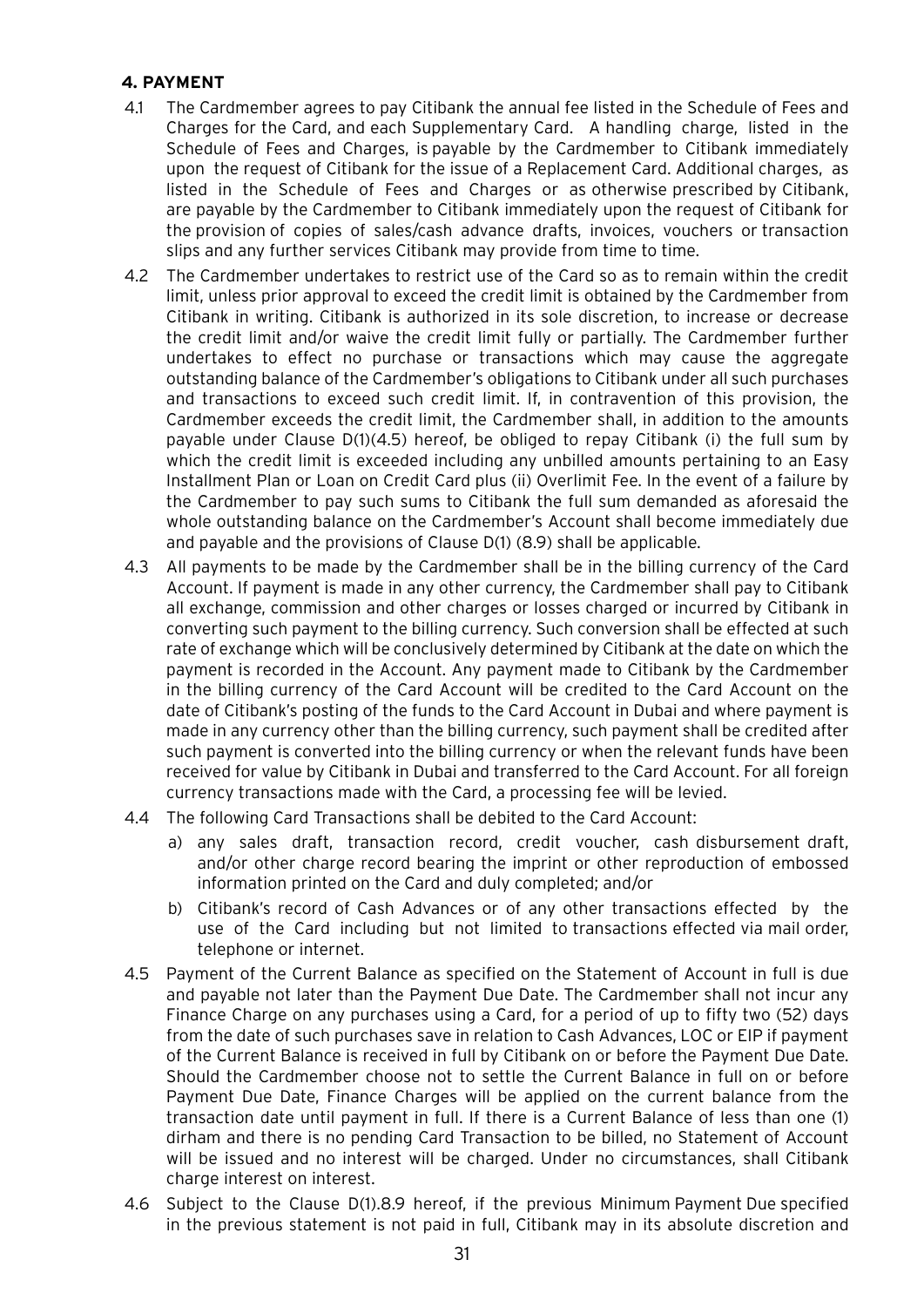### 4. PAYMENT

4.1 The Cardmember agrees to pay Citibank the annual fee listed in the Schedule of Fees and Charges for the Card, and each Supplementary Card. A handling charge, listed in the Schedule of Fees and Charges, is payable by the Cardmember to Citibank immediately upon the request of Citibank for the issue of a Replacement Card. Additional charges, as listed in the Schedule of Fees and Charges or as otherwise prescribed by Citibank, are payable by the Cardmember to Citibank immediately upon the request of Citibank for the provision of copies of sales/cash advance drafts, invoices, vouchers or transaction slips and any further services Citibank may provide from time to time.

4.2 The Cardmember undertakes to restrict use of the Card so as to remain within the credit limit, unless prior approval to exceed the credit limit is obtained by the Cardmember from Citibank in writing. Citibank is authorized in its sole discretion, to increase or decrease the credit limit and/or waive the credit limit fully or partially. The Cardmember further undertakes to effect no purchase or transactions which may cause the aggregate outstanding balance of the Cardmember's obligations to Citibank under all such purchases and transactions to exceed such credit limit. If, in contravention of this provision, the Cardmember exceeds the credit limit, the Cardmember shall, in addition to the amounts payable under Clause D(1)(4.5) hereof, be obliged to repay Citibank (i) the full sum by which the credit limit is exceeded including any unbilled amounts pertaining to an Easy Installment Plan or Loan on Credit Card plus (ii) Overlimit Fee. In the event of a failure by the Cardmember to pay such sums to Citibank the full sum demanded as aforesaid the whole outstanding balance on the Cardmember's Account shall become immediately due and payable and the provisions of Clause D(1) (8.9) shall be applicable.

4.3 All payments to be made by the Cardmember shall be in the billing currency of the Card Account. If payment is made in any other currency, the Cardmember shall pay to Citibank all exchange, commission and other charges or losses charged or incurred by Citibank in converting such payment to the billing currency. Such conversion shall be effected at such rate of exchange which will be conclusively determined by Citibank at the date on which the payment is recorded in the Account. Any payment made to Citibank by the Cardmember in the billing currency of the Card Account will be credited to the Card Account on the date of Citibank's posting of the funds to the Card Account in Dubai and where payment is made in any currency other than the billing currency, such payment shall be credited after such payment is converted into the billing currency or when the relevant funds have been received for value by Citibank in Dubai and transferred to the Card Account. For all foreign currency transactions made with the Card, a processing fee will be levied.

4.4 The following Card Transactions shall be debited to the Card Account:

a) any sales draft, transaction record, credit voucher, cash disbursement draft, and/or other charge record bearing the imprint or other reproduction of embossed information printed on the Card and duly completed; and/or

b) Citibank's record of Cash Advances or of any other transactions effected by the use of the Card including but not limited to transactions effected via mail order, telephone or internet.

4.5 Payment of the Current Balance as specified on the Statement of Account in full is due and payable not later than the Payment Due Date. The Cardmember shall not incur any Finance Charge on any purchases using a Card, for a period of up to fifty two (52) days from the date of such purchases save in relation to Cash Advances, LOC or EIP if payment of the Current Balance is received in full by Citibank on or before the Payment Due Date. Should the Cardmember choose not to settle the Current Balance in full on or before Payment Due Date, Finance Charges will be applied on the current balance from the transaction date until payment in full. If there is a Current Balance of less than one (1) dirham and there is no pending Card Transaction to be billed, no Statement of Account will be issued and no interest will be charged. Under no circumstances, shall Citibank charge interest on interest.

4.6 Subject to the Clause D(1).8.9 hereof, if the previous Minimum Payment Due specified in the previous statement is not paid in full, Citibank may in its absolute discretion and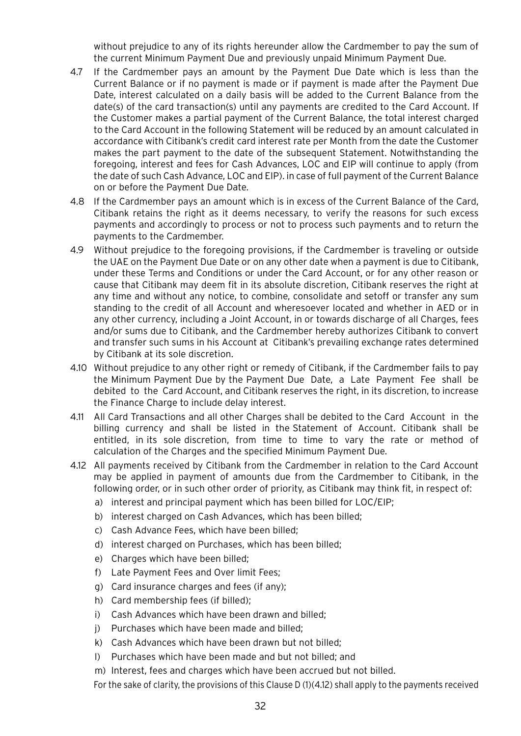without prejudice to any of its rights hereunder allow the Cardmember to pay the sum of the current Minimum Payment Due and previously unpaid Minimum Payment Due.

4.7 If the Cardmember pays an amount by the Payment Due Date which is less than the Current Balance or if no payment is made or if payment is made after the Payment Due Date, interest calculated on a daily basis will be added to the Current Balance from the date(s) of the card transaction(s) until any payments are credited to the Card Account. If the Customer makes a partial payment of the Current Balance, the total interest charged to the Card Account in the following Statement will be reduced by an amount calculated in accordance with Citibank's credit card interest rate per Month from the date the Customer makes the part payment to the date of the subsequent Statement. Notwithstanding the foregoing, interest and fees for Cash Advances, LOC and EIP will continue to apply (from the date of such Cash Advance, LOC and EIP). in case of full payment of the Current Balance on or before the Payment Due Date.

4.8 If the Cardmember pays an amount which is in excess of the Current Balance of the Card, Citibank retains the right as it deems necessary, to verify the reasons for such excess payments and accordingly to process or not to process such payments and to return the payments to the Cardmember.

4.9 Without prejudice to the foregoing provisions, if the Cardmember is traveling or outside the UAE on the Payment Due Date or on any other date when a payment is due to Citibank, under these Terms and Conditions or under the Card Account, or for any other reason or cause that Citibank may deem fit in its absolute discretion, Citibank reserves the right at any time and without any notice, to combine, consolidate and setoff or transfer any sum standing to the credit of all Account and wheresoever located and whether in AED or in any other currency, including a Joint Account, in or towards discharge of all Charges, fees and/or sums due to Citibank, and the Cardmember hereby authorizes Citibank to convert and transfer such sums in his Account at Citibank's prevailing exchange rates determined by Citibank at its sole discretion.

4.10 Without prejudice to any other right or remedy of Citibank, if the Cardmember fails to pay the Minimum Payment Due by the Payment Due Date, a Late Payment Fee shall be debited to the Card Account, and Citibank reserves the right, in its discretion, to increase the Finance Charge to include delay interest.

4.11 All Card Transactions and all other Charges shall be debited to the Card Account in the billing currency and shall be listed in the Statement of Account. Citibank shall be entitled, in its sole discretion, from time to time to vary the rate or method of calculation of the Charges and the specified Minimum Payment Due.

4.12 All payments received by Citibank from the Cardmember in relation to the Card Account may be applied in payment of amounts due from the Cardmember to Citibank, in the following order, or in such other order of priority, as Citibank may think fit, in respect of:

a) interest and principal payment which has been billed for LOC/EIP;
b) interest charged on Cash Advances, which has been billed;
c) Cash Advance Fees, which have been billed;
d) interest charged on Purchases, which has been billed;
e) Charges which have been billed;
f) Late Payment Fees and Over limit Fees;
g) Card insurance charges and fees (if any);
h) Card membership fees (if billed);
i) Cash Advances which have been drawn and billed;
j) Purchases which have been made and billed;
k) Cash Advances which have been drawn but not billed;
l) Purchases which have been made and but not billed; and
m) Interest, fees and charges which have been accrued but not billed.

For the sake of clarity, the provisions of this Clause D (1)(4.12) shall apply to the payments received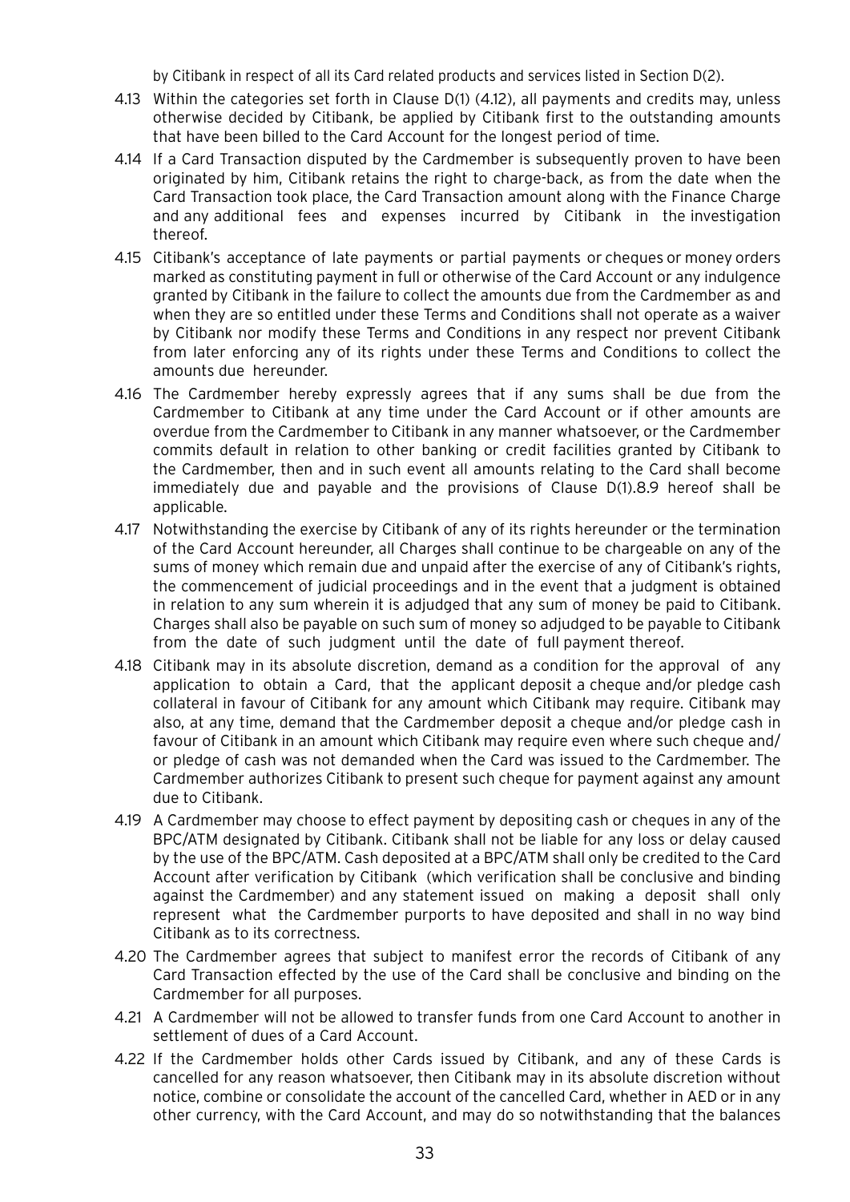by Citibank in respect of all its Card related products and services listed in Section D(2).

4.13 Within the categories set forth in Clause D(1) (4.12), all payments and credits may, unless otherwise decided by Citibank, be applied by Citibank first to the outstanding amounts that have been billed to the Card Account for the longest period of time.

4.14 If a Card Transaction disputed by the Cardmember is subsequently proven to have been originated by him, Citibank retains the right to charge-back, as from the date when the Card Transaction took place, the Card Transaction amount along with the Finance Charge and any additional fees and expenses incurred by Citibank in the investigation thereof.

4.15 Citibank's acceptance of late payments or partial payments or cheques or money orders marked as constituting payment in full or otherwise of the Card Account or any indulgence granted by Citibank in the failure to collect the amounts due from the Cardmember as and when they are so entitled under these Terms and Conditions shall not operate as a waiver by Citibank nor modify these Terms and Conditions in any respect nor prevent Citibank from later enforcing any of its rights under these Terms and Conditions to collect the amounts due hereunder.

4.16 The Cardmember hereby expressly agrees that if any sums shall be due from the Cardmember to Citibank at any time under the Card Account or if other amounts are overdue from the Cardmember to Citibank in any manner whatsoever, or the Cardmember commits default in relation to other banking or credit facilities granted by Citibank to the Cardmember, then and in such event all amounts relating to the Card shall become immediately due and payable and the provisions of Clause D(1).8.9 hereof shall be applicable.

4.17 Notwithstanding the exercise by Citibank of any of its rights hereunder or the termination of the Card Account hereunder, all Charges shall continue to be chargeable on any of the sums of money which remain due and unpaid after the exercise of any of Citibank's rights, the commencement of judicial proceedings and in the event that a judgment is obtained in relation to any sum wherein it is adjudged that any sum of money be paid to Citibank. Charges shall also be payable on such sum of money so adjudged to be payable to Citibank from the date of such judgment until the date of full payment thereof.

4.18 Citibank may in its absolute discretion, demand as a condition for the approval of any application to obtain a Card, that the applicant deposit a cheque and/or pledge cash collateral in favour of Citibank for any amount which Citibank may require. Citibank may also, at any time, demand that the Cardmember deposit a cheque and/or pledge cash in favour of Citibank in an amount which Citibank may require even where such cheque and/or pledge of cash was not demanded when the Card was issued to the Cardmember. The Cardmember authorizes Citibank to present such cheque for payment against any amount due to Citibank.

4.19 A Cardmember may choose to effect payment by depositing cash or cheques in any of the BPC/ATM designated by Citibank. Citibank shall not be liable for any loss or delay caused by the use of the BPC/ATM. Cash deposited at a BPC/ATM shall only be credited to the Card Account after verification by Citibank (which verification shall be conclusive and binding against the Cardmember) and any statement issued on making a deposit shall only represent what the Cardmember purports to have deposited and shall in no way bind Citibank as to its correctness.

4.20 The Cardmember agrees that subject to manifest error the records of Citibank of any Card Transaction effected by the use of the Card shall be conclusive and binding on the Cardmember for all purposes.

4.21 A Cardmember will not be allowed to transfer funds from one Card Account to another in settlement of dues of a Card Account.

4.22 If the Cardmember holds other Cards issued by Citibank, and any of these Cards is cancelled for any reason whatsoever, then Citibank may in its absolute discretion without notice, combine or consolidate the account of the cancelled Card, whether in AED or in any other currency, with the Card Account, and may do so notwithstanding that the balances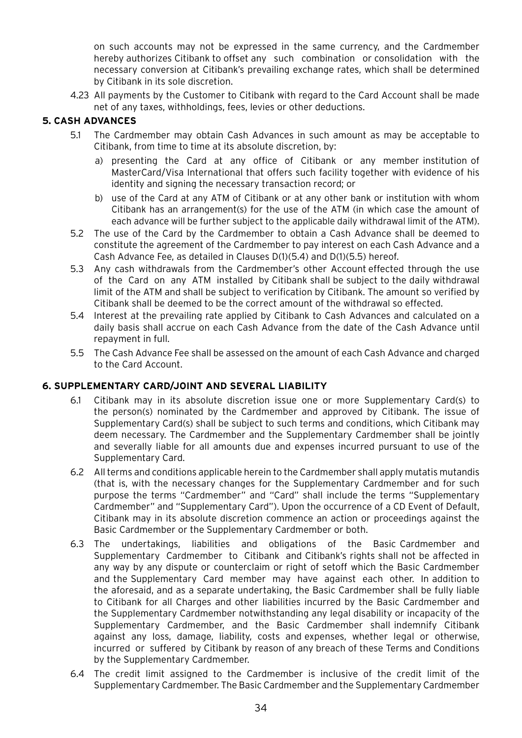on such accounts may not be expressed in the same currency, and the Cardmember hereby authorizes Citibank to offset any such combination or consolidation with the necessary conversion at Citibank's prevailing exchange rates, which shall be determined by Citibank in its sole discretion.

4.23 All payments by the Customer to Citibank with regard to the Card Account shall be made net of any taxes, withholdings, fees, levies or other deductions.

**5. CASH ADVANCES**

5.1 The Cardmember may obtain Cash Advances in such amount as may be acceptable to Citibank, from time to time at its absolute discretion, by:

a) presenting the Card at any office of Citibank or any member institution of MasterCard/Visa International that offers such facility together with evidence of his identity and signing the necessary transaction record; or

b) use of the Card at any ATM of Citibank or at any other bank or institution with whom Citibank has an arrangement(s) for the use of the ATM (in which case the amount of each advance will be further subject to the applicable daily withdrawal limit of the ATM).

5.2 The use of the Card by the Cardmember to obtain a Cash Advance shall be deemed to constitute the agreement of the Cardmember to pay interest on each Cash Advance and a Cash Advance Fee, as detailed in Clauses D(1)(5.4) and D(1)(5.5) hereof.

5.3 Any cash withdrawals from the Cardmember's other Account effected through the use of the Card on any ATM installed by Citibank shall be subject to the daily withdrawal limit of the ATM and shall be subject to verification by Citibank. The amount so verified by Citibank shall be deemed to be the correct amount of the withdrawal so effected.

5.4 Interest at the prevailing rate applied by Citibank to Cash Advances and calculated on a daily basis shall accrue on each Cash Advance from the date of the Cash Advance until repayment in full.

5.5 The Cash Advance Fee shall be assessed on the amount of each Cash Advance and charged to the Card Account.

**6. SUPPLEMENTARY CARD/JOINT AND SEVERAL LIABILITY**

6.1 Citibank may in its absolute discretion issue one or more Supplementary Card(s) to the person(s) nominated by the Cardmember and approved by Citibank. The issue of Supplementary Card(s) shall be subject to such terms and conditions, which Citibank may deem necessary. The Cardmember and the Supplementary Cardmember shall be jointly and severally liable for all amounts due and expenses incurred pursuant to use of the Supplementary Card.

6.2 All terms and conditions applicable herein to the Cardmember shall apply mutatis mutandis (that is, with the necessary changes for the Supplementary Cardmember and for such purpose the terms "Cardmember" and "Card" shall include the terms "Supplementary Cardmember" and "Supplementary Card"). Upon the occurrence of a CD Event of Default, Citibank may in its absolute discretion commence an action or proceedings against the Basic Cardmember or the Supplementary Cardmember or both.

6.3 The undertakings, liabilities and obligations of the Basic Cardmember and Supplementary Cardmember to Citibank and Citibank's rights shall not be affected in any way by any dispute or counterclaim or right of setoff which the Basic Cardmember and the Supplementary Card member may have against each other. In addition to the aforesaid, and as a separate undertaking, the Basic Cardmember shall be fully liable to Citibank for all Charges and other liabilities incurred by the Basic Cardmember and the Supplementary Cardmember notwithstanding any legal disability or incapacity of the Supplementary Cardmember, and the Basic Cardmember shall indemnify Citibank against any loss, damage, liability, costs and expenses, whether legal or otherwise, incurred or suffered by Citibank by reason of any breach of these Terms and Conditions by the Supplementary Cardmember.

6.4 The credit limit assigned to the Cardmember is inclusive of the credit limit of the Supplementary Cardmember. The Basic Cardmember and the Supplementary Cardmember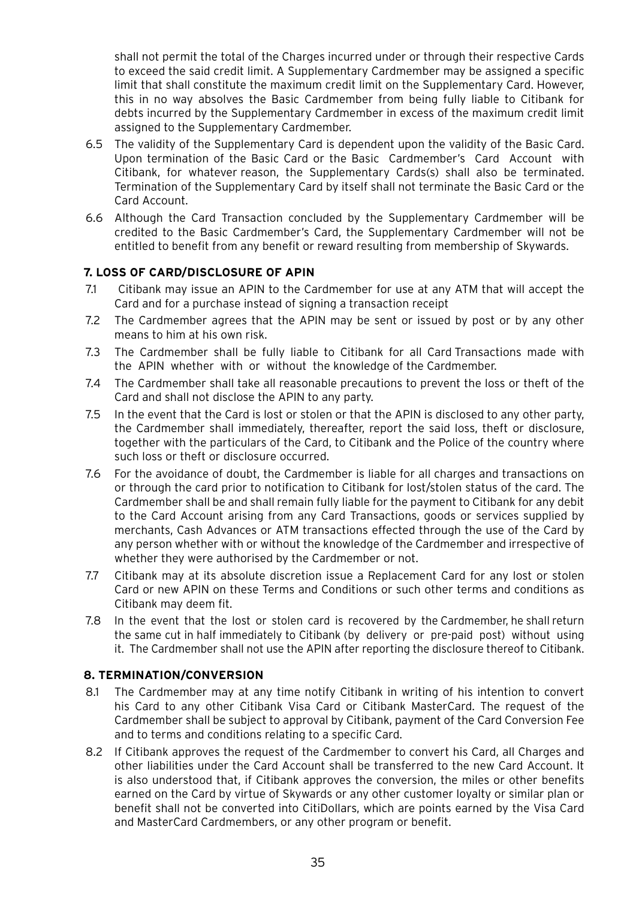shall not permit the total of the Charges incurred under or through their respective Cards to exceed the said credit limit. A Supplementary Cardmember may be assigned a specific limit that shall constitute the maximum credit limit on the Supplementary Card. However, this in no way absolves the Basic Cardmember from being fully liable to Citibank for debts incurred by the Supplementary Cardmember in excess of the maximum credit limit assigned to the Supplementary Cardmember.

6.5 The validity of the Supplementary Card is dependent upon the validity of the Basic Card. Upon termination of the Basic Card or the Basic Cardmember's Card Account with Citibank, for whatever reason, the Supplementary Cards(s) shall also be terminated. Termination of the Supplementary Card by itself shall not terminate the Basic Card or the Card Account.

6.6 Although the Card Transaction concluded by the Supplementary Cardmember will be credited to the Basic Cardmember's Card, the Supplementary Cardmember will not be entitled to benefit from any benefit or reward resulting from membership of Skywards.

### 7. LOSS OF CARD/DISCLOSURE OF APIN

7.1 Citibank may issue an APIN to the Cardmember for use at any ATM that will accept the Card and for a purchase instead of signing a transaction receipt

7.2 The Cardmember agrees that the APIN may be sent or issued by post or by any other means to him at his own risk.

7.3 The Cardmember shall be fully liable to Citibank for all Card Transactions made with the APIN whether with or without the knowledge of the Cardmember.

7.4 The Cardmember shall take all reasonable precautions to prevent the loss or theft of the Card and shall not disclose the APIN to any party.

7.5 In the event that the Card is lost or stolen or that the APIN is disclosed to any other party, the Cardmember shall immediately, thereafter, report the said loss, theft or disclosure, together with the particulars of the Card, to Citibank and the Police of the country where such loss or theft or disclosure occurred.

7.6 For the avoidance of doubt, the Cardmember is liable for all charges and transactions on or through the card prior to notification to Citibank for lost/stolen status of the card. The Cardmember shall be and shall remain fully liable for the payment to Citibank for any debit to the Card Account arising from any Card Transactions, goods or services supplied by merchants, Cash Advances or ATM transactions effected through the use of the Card by any person whether with or without the knowledge of the Cardmember and irrespective of whether they were authorised by the Cardmember or not.

7.7 Citibank may at its absolute discretion issue a Replacement Card for any lost or stolen Card or new APIN on these Terms and Conditions or such other terms and conditions as Citibank may deem fit.

7.8 In the event that the lost or stolen card is recovered by the Cardmember, he shall return the same cut in half immediately to Citibank (by delivery or pre-paid post) without using it. The Cardmember shall not use the APIN after reporting the disclosure thereof to Citibank.

### 8. TERMINATION/CONVERSION

8.1 The Cardmember may at any time notify Citibank in writing of his intention to convert his Card to any other Citibank Visa Card or Citibank MasterCard. The request of the Cardmember shall be subject to approval by Citibank, payment of the Card Conversion Fee and to terms and conditions relating to a specific Card.

8.2 If Citibank approves the request of the Cardmember to convert his Card, all Charges and other liabilities under the Card Account shall be transferred to the new Card Account. It is also understood that, if Citibank approves the conversion, the miles or other benefits earned on the Card by virtue of Skywards or any other customer loyalty or similar plan or benefit shall not be converted into CitiDollars, which are points earned by the Visa Card and MasterCard Cardmembers, or any other program or benefit.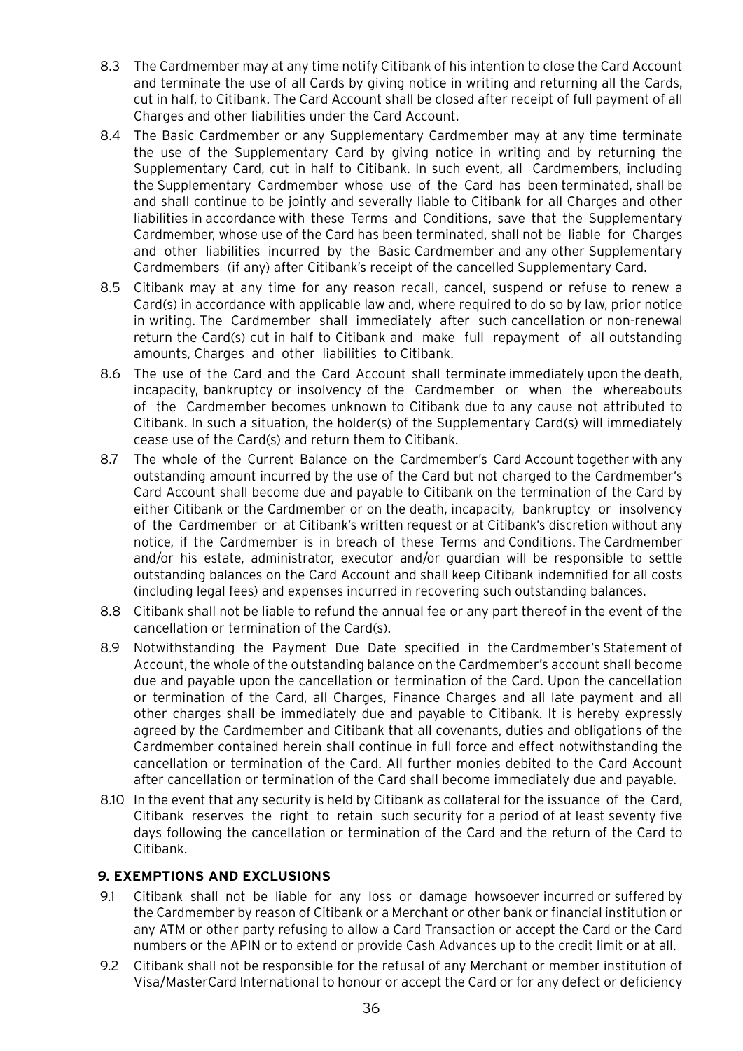8.3 The Cardmember may at any time notify Citibank of his intention to close the Card Account and terminate the use of all Cards by giving notice in writing and returning all the Cards, cut in half, to Citibank. The Card Account shall be closed after receipt of full payment of all Charges and other liabilities under the Card Account.

8.4 The Basic Cardmember or any Supplementary Cardmember may at any time terminate the use of the Supplementary Card by giving notice in writing and by returning the Supplementary Card, cut in half to Citibank. In such event, all Cardmembers, including the Supplementary Cardmember whose use of the Card has been terminated, shall be and shall continue to be jointly and severally liable to Citibank for all Charges and other liabilities in accordance with these Terms and Conditions, save that the Supplementary Cardmember, whose use of the Card has been terminated, shall not be liable for Charges and other liabilities incurred by the Basic Cardmember and any other Supplementary Cardmembers (if any) after Citibank's receipt of the cancelled Supplementary Card.

8.5 Citibank may at any time for any reason recall, cancel, suspend or refuse to renew a Card(s) in accordance with applicable law and, where required to do so by law, prior notice in writing. The Cardmember shall immediately after such cancellation or non-renewal return the Card(s) cut in half to Citibank and make full repayment of all outstanding amounts, Charges and other liabilities to Citibank.

8.6 The use of the Card and the Card Account shall terminate immediately upon the death, incapacity, bankruptcy or insolvency of the Cardmember or when the whereabouts of the Cardmember becomes unknown to Citibank due to any cause not attributed to Citibank. In such a situation, the holder(s) of the Supplementary Card(s) will immediately cease use of the Card(s) and return them to Citibank.

8.7 The whole of the Current Balance on the Cardmember's Card Account together with any outstanding amount incurred by the use of the Card but not charged to the Cardmember's Card Account shall become due and payable to Citibank on the termination of the Card by either Citibank or the Cardmember or on the death, incapacity, bankruptcy or insolvency of the Cardmember or at Citibank's written request or at Citibank's discretion without any notice, if the Cardmember is in breach of these Terms and Conditions. The Cardmember and/or his estate, administrator, executor and/or guardian will be responsible to settle outstanding balances on the Card Account and shall keep Citibank indemnified for all costs (including legal fees) and expenses incurred in recovering such outstanding balances.

8.8 Citibank shall not be liable to refund the annual fee or any part thereof in the event of the cancellation or termination of the Card(s).

8.9 Notwithstanding the Payment Due Date specified in the Cardmember's Statement of Account, the whole of the outstanding balance on the Cardmember's account shall become due and payable upon the cancellation or termination of the Card. Upon the cancellation or termination of the Card, all Charges, Finance Charges and all late payment and all other charges shall be immediately due and payable to Citibank. It is hereby expressly agreed by the Cardmember and Citibank that all covenants, duties and obligations of the Cardmember contained herein shall continue in full force and effect notwithstanding the cancellation or termination of the Card. All further monies debited to the Card Account after cancellation or termination of the Card shall become immediately due and payable.

8.10 In the event that any security is held by Citibank as collateral for the issuance of the Card, Citibank reserves the right to retain such security for a period of at least seventy five days following the cancellation or termination of the Card and the return of the Card to Citibank.

## 9. EXEMPTIONS AND EXCLUSIONS

9.1 Citibank shall not be liable for any loss or damage howsoever incurred or suffered by the Cardmember by reason of Citibank or a Merchant or other bank or financial institution or any ATM or other party refusing to allow a Card Transaction or accept the Card or the Card numbers or the APIN or to extend or provide Cash Advances up to the credit limit or at all.

9.2 Citibank shall not be responsible for the refusal of any Merchant or member institution of Visa/MasterCard International to honour or accept the Card or for any defect or deficiency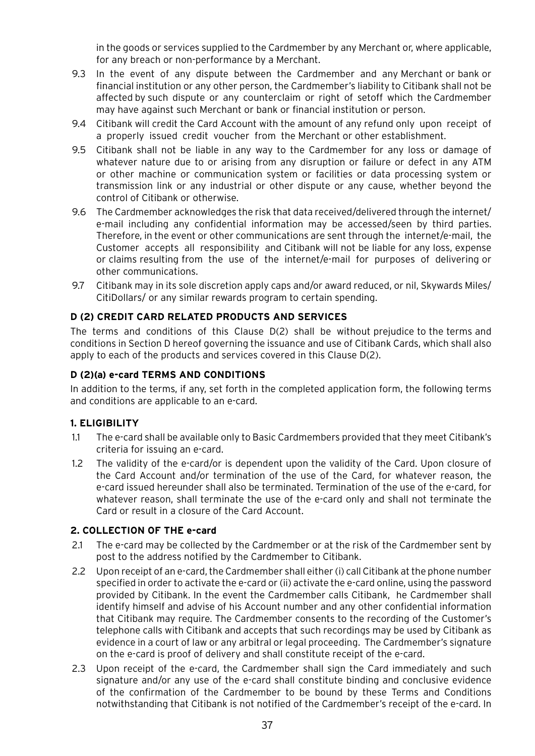in the goods or services supplied to the Cardmember by any Merchant or, where applicable, for any breach or non-performance by a Merchant.

9.3 In the event of any dispute between the Cardmember and any Merchant or bank or financial institution or any other person, the Cardmember's liability to Citibank shall not be affected by such dispute or any counterclaim or right of setoff which the Cardmember may have against such Merchant or bank or financial institution or person.

9.4 Citibank will credit the Card Account with the amount of any refund only upon receipt of a properly issued credit voucher from the Merchant or other establishment.

9.5 Citibank shall not be liable in any way to the Cardmember for any loss or damage of whatever nature due to or arising from any disruption or failure or defect in any ATM or other machine or communication system or facilities or data processing system or transmission link or any industrial or other dispute or any cause, whether beyond the control of Citibank or otherwise.

9.6 The Cardmember acknowledges the risk that data received/delivered through the internet/ e-mail including any confidential information may be accessed/seen by third parties. Therefore, in the event or other communications are sent through the internet/e-mail, the Customer accepts all responsibility and Citibank will not be liable for any loss, expense or claims resulting from the use of the internet/e-mail for purposes of delivering or other communications.

9.7 Citibank may in its sole discretion apply caps and/or award reduced, or nil, Skywards Miles/ CitiDollars/ or any similar rewards program to certain spending.

**D (2) CREDIT CARD RELATED PRODUCTS AND SERVICES**

The terms and conditions of this Clause D(2) shall be without prejudice to the terms and conditions in Section D hereof governing the issuance and use of Citibank Cards, which shall also apply to each of the products and services covered in this Clause D(2).

**D (2)(a) e-card TERMS AND CONDITIONS**

In addition to the terms, if any, set forth in the completed application form, the following terms and conditions are applicable to an e-card.

**1. ELIGIBILITY**

1.1 The e-card shall be available only to Basic Cardmembers provided that they meet Citibank's criteria for issuing an e-card.

1.2 The validity of the e-card/or is dependent upon the validity of the Card. Upon closure of the Card Account and/or termination of the use of the Card, for whatever reason, the e-card issued hereunder shall also be terminated. Termination of the use of the e-card, for whatever reason, shall terminate the use of the e-card only and shall not terminate the Card or result in a closure of the Card Account.

**2. COLLECTION OF THE e-card**

2.1 The e-card may be collected by the Cardmember or at the risk of the Cardmember sent by post to the address notified by the Cardmember to Citibank.

2.2 Upon receipt of an e-card, the Cardmember shall either (i) call Citibank at the phone number specified in order to activate the e-card or (ii) activate the e-card online, using the password provided by Citibank. In the event the Cardmember calls Citibank, he Cardmember shall identify himself and advise of his Account number and any other confidential information that Citibank may require. The Cardmember consents to the recording of the Customer's telephone calls with Citibank and accepts that such recordings may be used by Citibank as evidence in a court of law or any arbitral or legal proceeding. The Cardmember's signature on the e-card is proof of delivery and shall constitute receipt of the e-card.

2.3 Upon receipt of the e-card, the Cardmember shall sign the Card immediately and such signature and/or any use of the e-card shall constitute binding and conclusive evidence of the confirmation of the Cardmember to be bound by these Terms and Conditions notwithstanding that Citibank is not notified of the Cardmember's receipt of the e-card. In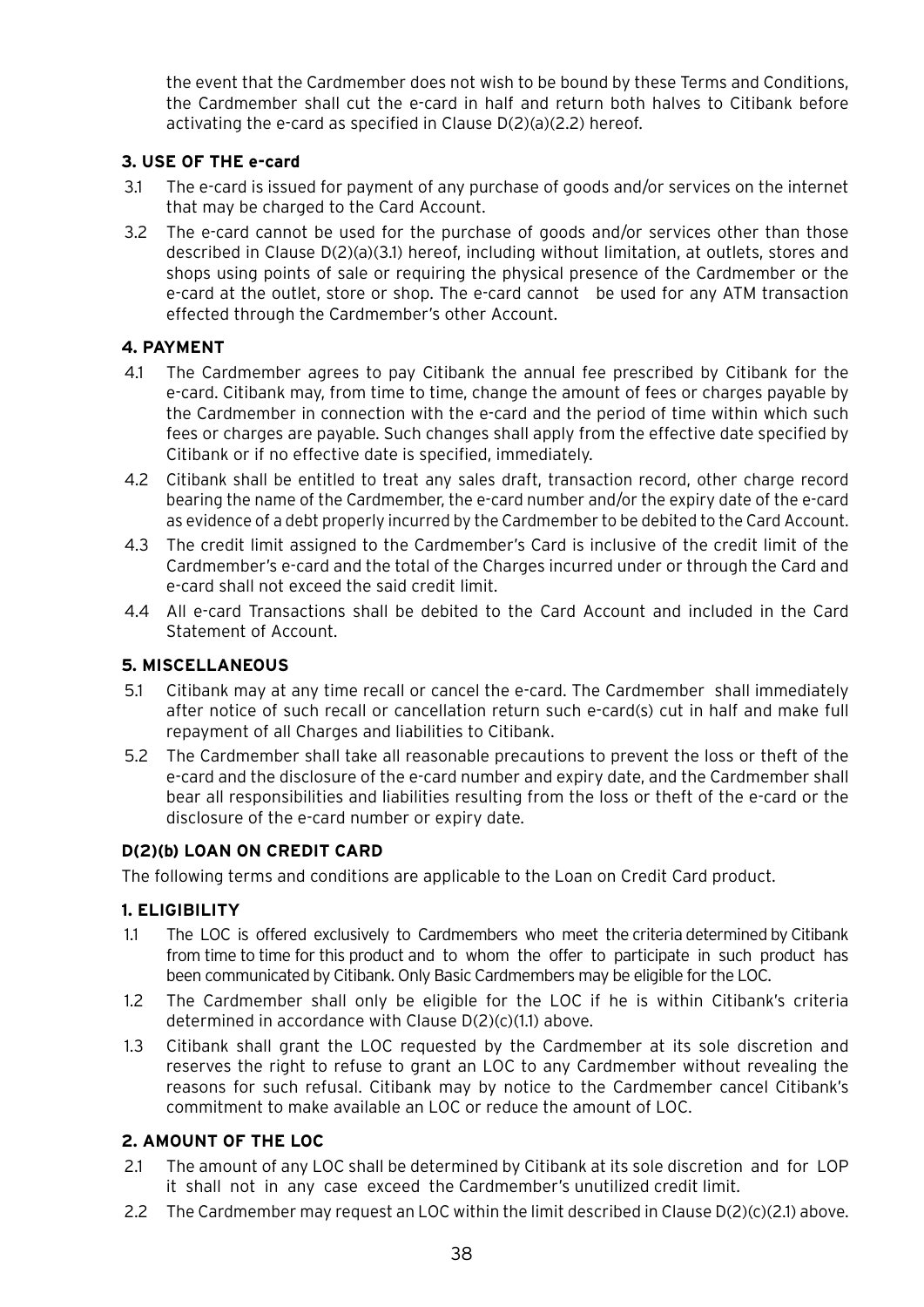the event that the Cardmember does not wish to be bound by these Terms and Conditions, the Cardmember shall cut the e-card in half and return both halves to Citibank before activating the e-card as specified in Clause D(2)(a)(2.2) hereof.

### 3. USE OF THE e-card

3.1 The e-card is issued for payment of any purchase of goods and/or services on the internet that may be charged to the Card Account.

3.2 The e-card cannot be used for the purchase of goods and/or services other than those described in Clause D(2)(a)(3.1) hereof, including without limitation, at outlets, stores and shops using points of sale or requiring the physical presence of the Cardmember or the e-card at the outlet, store or shop. The e-card cannot be used for any ATM transaction effected through the Cardmember's other Account.

### 4. PAYMENT

4.1 The Cardmember agrees to pay Citibank the annual fee prescribed by Citibank for the e-card. Citibank may, from time to time, change the amount of fees or charges payable by the Cardmember in connection with the e-card and the period of time within which such fees or charges are payable. Such changes shall apply from the effective date specified by Citibank or if no effective date is specified, immediately.

4.2 Citibank shall be entitled to treat any sales draft, transaction record, other charge record bearing the name of the Cardmember, the e-card number and/or the expiry date of the e-card as evidence of a debt properly incurred by the Cardmember to be debited to the Card Account.

4.3 The credit limit assigned to the Cardmember's Card is inclusive of the credit limit of the Cardmember's e-card and the total of the Charges incurred under or through the Card and e-card shall not exceed the said credit limit.

4.4 All e-card Transactions shall be debited to the Card Account and included in the Card Statement of Account.

### 5. MISCELLANEOUS

5.1 Citibank may at any time recall or cancel the e-card. The Cardmember shall immediately after notice of such recall or cancellation return such e-card(s) cut in half and make full repayment of all Charges and liabilities to Citibank.

5.2 The Cardmember shall take all reasonable precautions to prevent the loss or theft of the e-card and the disclosure of the e-card number and expiry date, and the Cardmember shall bear all responsibilities and liabilities resulting from the loss or theft of the e-card or the disclosure of the e-card number or expiry date.

## D(2)(b) LOAN ON CREDIT CARD

The following terms and conditions are applicable to the Loan on Credit Card product.

### 1. ELIGIBILITY

1.1 The LOC is offered exclusively to Cardmembers who meet the criteria determined by Citibank from time to time for this product and to whom the offer to participate in such product has been communicated by Citibank. Only Basic Cardmembers may be eligible for the LOC.

1.2 The Cardmember shall only be eligible for the LOC if he is within Citibank's criteria determined in accordance with Clause D(2)(c)(1.1) above.

1.3 Citibank shall grant the LOC requested by the Cardmember at its sole discretion and reserves the right to refuse to grant an LOC to any Cardmember without revealing the reasons for such refusal. Citibank may by notice to the Cardmember cancel Citibank's commitment to make available an LOC or reduce the amount of LOC.

### 2. AMOUNT OF THE LOC

2.1 The amount of any LOC shall be determined by Citibank at its sole discretion and for LOP it shall not in any case exceed the Cardmember's unutilized credit limit.

2.2 The Cardmember may request an LOC within the limit described in Clause D(2)(c)(2.1) above.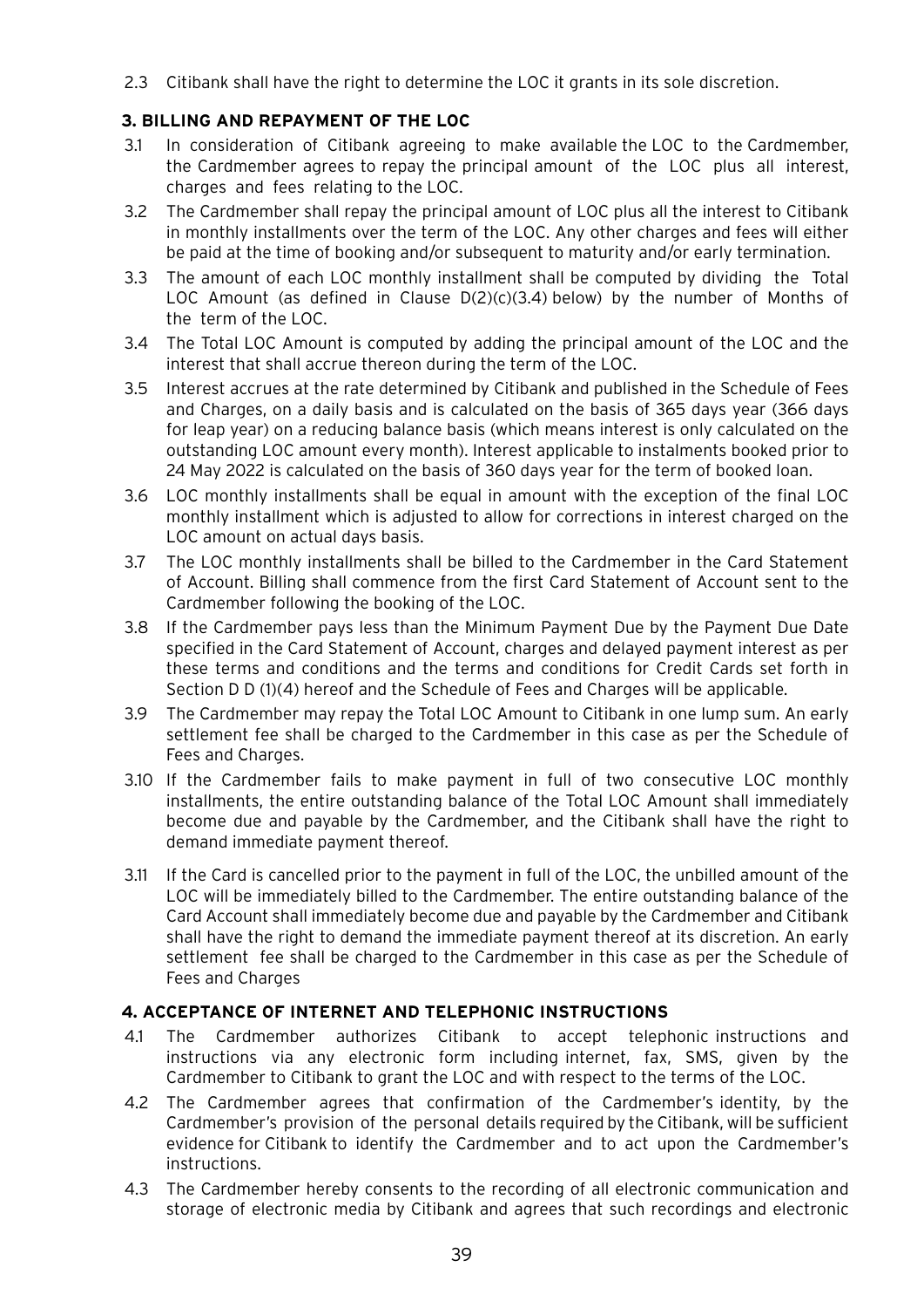2.3 Citibank shall have the right to determine the LOC it grants in its sole discretion.

### 3. BILLING AND REPAYMENT OF THE LOC

3.1 In consideration of Citibank agreeing to make available the LOC to the Cardmember, the Cardmember agrees to repay the principal amount of the LOC plus all interest, charges and fees relating to the LOC.

3.2 The Cardmember shall repay the principal amount of LOC plus all the interest to Citibank in monthly installments over the term of the LOC. Any other charges and fees will either be paid at the time of booking and/or subsequent to maturity and/or early termination.

3.3 The amount of each LOC monthly installment shall be computed by dividing the Total LOC Amount (as defined in Clause D(2)(c)(3.4) below) by the number of Months of the term of the LOC.

3.4 The Total LOC Amount is computed by adding the principal amount of the LOC and the interest that shall accrue thereon during the term of the LOC.

3.5 Interest accrues at the rate determined by Citibank and published in the Schedule of Fees and Charges, on a daily basis and is calculated on the basis of 365 days year (366 days for leap year) on a reducing balance basis (which means interest is only calculated on the outstanding LOC amount every month). Interest applicable to instalments booked prior to 24 May 2022 is calculated on the basis of 360 days year for the term of booked loan.

3.6 LOC monthly installments shall be equal in amount with the exception of the final LOC monthly installment which is adjusted to allow for corrections in interest charged on the LOC amount on actual days basis.

3.7 The LOC monthly installments shall be billed to the Cardmember in the Card Statement of Account. Billing shall commence from the first Card Statement of Account sent to the Cardmember following the booking of the LOC.

3.8 If the Cardmember pays less than the Minimum Payment Due by the Payment Due Date specified in the Card Statement of Account, charges and delayed payment interest as per these terms and conditions and the terms and conditions for Credit Cards set forth in Section D D (1)(4) hereof and the Schedule of Fees and Charges will be applicable.

3.9 The Cardmember may repay the Total LOC Amount to Citibank in one lump sum. An early settlement fee shall be charged to the Cardmember in this case as per the Schedule of Fees and Charges.

3.10 If the Cardmember fails to make payment in full of two consecutive LOC monthly installments, the entire outstanding balance of the Total LOC Amount shall immediately become due and payable by the Cardmember, and the Citibank shall have the right to demand immediate payment thereof.

3.11 If the Card is cancelled prior to the payment in full of the LOC, the unbilled amount of the LOC will be immediately billed to the Cardmember. The entire outstanding balance of the Card Account shall immediately become due and payable by the Cardmember and Citibank shall have the right to demand the immediate payment thereof at its discretion. An early settlement fee shall be charged to the Cardmember in this case as per the Schedule of Fees and Charges

### 4. ACCEPTANCE OF INTERNET AND TELEPHONIC INSTRUCTIONS

4.1 The Cardmember authorizes Citibank to accept telephonic instructions and instructions via any electronic form including internet, fax, SMS, given by the Cardmember to Citibank to grant the LOC and with respect to the terms of the LOC.

4.2 The Cardmember agrees that confirmation of the Cardmember's identity, by the Cardmember's provision of the personal details required by the Citibank, will be sufficient evidence for Citibank to identify the Cardmember and to act upon the Cardmember's instructions.

4.3 The Cardmember hereby consents to the recording of all electronic communication and storage of electronic media by Citibank and agrees that such recordings and electronic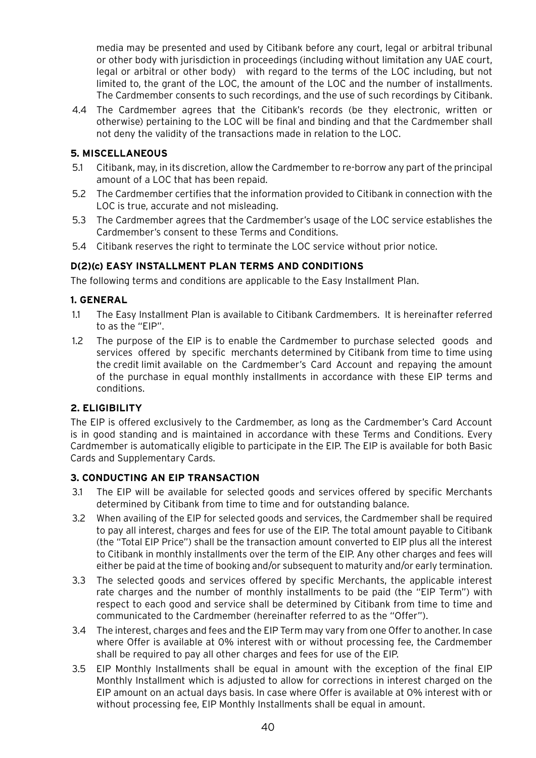media may be presented and used by Citibank before any court, legal or arbitral tribunal or other body with jurisdiction in proceedings (including without limitation any UAE court, legal or arbitral or other body) with regard to the terms of the LOC including, but not limited to, the grant of the LOC, the amount of the LOC and the number of installments. The Cardmember consents to such recordings, and the use of such recordings by Citibank.

4.4 The Cardmember agrees that the Citibank's records (be they electronic, written or otherwise) pertaining to the LOC will be final and binding and that the Cardmember shall not deny the validity of the transactions made in relation to the LOC.

**5. MISCELLANEOUS**

5.1 Citibank, may, in its discretion, allow the Cardmember to re-borrow any part of the principal amount of a LOC that has been repaid.

5.2 The Cardmember certifies that the information provided to Citibank in connection with the LOC is true, accurate and not misleading.

5.3 The Cardmember agrees that the Cardmember's usage of the LOC service establishes the Cardmember's consent to these Terms and Conditions.

5.4 Citibank reserves the right to terminate the LOC service without prior notice.

**D(2)(c) EASY INSTALLMENT PLAN TERMS AND CONDITIONS**

The following terms and conditions are applicable to the Easy Installment Plan.

**1. GENERAL**

1.1 The Easy Installment Plan is available to Citibank Cardmembers. It is hereinafter referred to as the "EIP".

1.2 The purpose of the EIP is to enable the Cardmember to purchase selected goods and services offered by specific merchants determined by Citibank from time to time using the credit limit available on the Cardmember's Card Account and repaying the amount of the purchase in equal monthly installments in accordance with these EIP terms and conditions.

**2. ELIGIBILITY**

The EIP is offered exclusively to the Cardmember, as long as the Cardmember's Card Account is in good standing and is maintained in accordance with these Terms and Conditions. Every Cardmember is automatically eligible to participate in the EIP. The EIP is available for both Basic Cards and Supplementary Cards.

**3. CONDUCTING AN EIP TRANSACTION**

3.1 The EIP will be available for selected goods and services offered by specific Merchants determined by Citibank from time to time and for outstanding balance.

3.2 When availing of the EIP for selected goods and services, the Cardmember shall be required to pay all interest, charges and fees for use of the EIP. The total amount payable to Citibank (the "Total EIP Price") shall be the transaction amount converted to EIP plus all the interest to Citibank in monthly installments over the term of the EIP. Any other charges and fees will either be paid at the time of booking and/or subsequent to maturity and/or early termination.

3.3 The selected goods and services offered by specific Merchants, the applicable interest rate charges and the number of monthly installments to be paid (the "EIP Term") with respect to each good and service shall be determined by Citibank from time to time and communicated to the Cardmember (hereinafter referred to as the "Offer").

3.4 The interest, charges and fees and the EIP Term may vary from one Offer to another. In case where Offer is available at 0% interest with or without processing fee, the Cardmember shall be required to pay all other charges and fees for use of the EIP.

3.5 EIP Monthly Installments shall be equal in amount with the exception of the final EIP Monthly Installment which is adjusted to allow for corrections in interest charged on the EIP amount on an actual days basis. In case where Offer is available at 0% interest with or without processing fee, EIP Monthly Installments shall be equal in amount.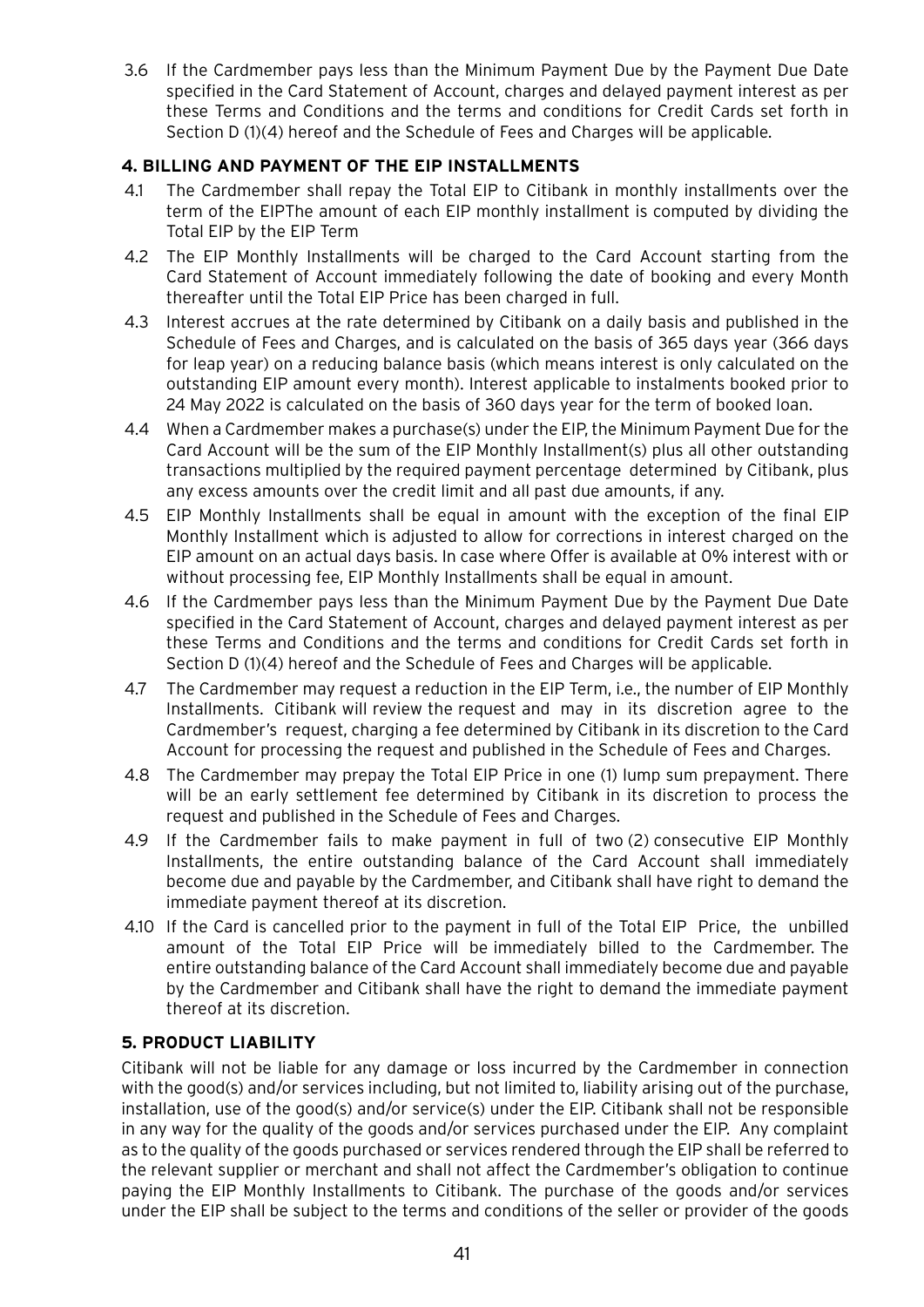3.6 If the Cardmember pays less than the Minimum Payment Due by the Payment Due Date specified in the Card Statement of Account, charges and delayed payment interest as per these Terms and Conditions and the terms and conditions for Credit Cards set forth in Section D (1)(4) hereof and the Schedule of Fees and Charges will be applicable.

## 4. BILLING AND PAYMENT OF THE EIP INSTALLMENTS

4.1 The Cardmember shall repay the Total EIP to Citibank in monthly installments over the term of the EIPThe amount of each EIP monthly installment is computed by dividing the Total EIP by the EIP Term

4.2 The EIP Monthly Installments will be charged to the Card Account starting from the Card Statement of Account immediately following the date of booking and every Month thereafter until the Total EIP Price has been charged in full.

4.3 Interest accrues at the rate determined by Citibank on a daily basis and published in the Schedule of Fees and Charges, and is calculated on the basis of 365 days year (366 days for leap year) on a reducing balance basis (which means interest is only calculated on the outstanding EIP amount every month). Interest applicable to instalments booked prior to 24 May 2022 is calculated on the basis of 360 days year for the term of booked loan.

4.4 When a Cardmember makes a purchase(s) under the EIP, the Minimum Payment Due for the Card Account will be the sum of the EIP Monthly Installment(s) plus all other outstanding transactions multiplied by the required payment percentage determined by Citibank, plus any excess amounts over the credit limit and all past due amounts, if any.

4.5 EIP Monthly Installments shall be equal in amount with the exception of the final EIP Monthly Installment which is adjusted to allow for corrections in interest charged on the EIP amount on an actual days basis. In case where Offer is available at 0% interest with or without processing fee, EIP Monthly Installments shall be equal in amount.

4.6 If the Cardmember pays less than the Minimum Payment Due by the Payment Due Date specified in the Card Statement of Account, charges and delayed payment interest as per these Terms and Conditions and the terms and conditions for Credit Cards set forth in Section D (1)(4) hereof and the Schedule of Fees and Charges will be applicable.

4.7 The Cardmember may request a reduction in the EIP Term, i.e., the number of EIP Monthly Installments. Citibank will review the request and may in its discretion agree to the Cardmember's request, charging a fee determined by Citibank in its discretion to the Card Account for processing the request and published in the Schedule of Fees and Charges.

4.8 The Cardmember may prepay the Total EIP Price in one (1) lump sum prepayment. There will be an early settlement fee determined by Citibank in its discretion to process the request and published in the Schedule of Fees and Charges.

4.9 If the Cardmember fails to make payment in full of two (2) consecutive EIP Monthly Installments, the entire outstanding balance of the Card Account shall immediately become due and payable by the Cardmember, and Citibank shall have right to demand the immediate payment thereof at its discretion.

4.10 If the Card is cancelled prior to the payment in full of the Total EIP Price, the unbilled amount of the Total EIP Price will be immediately billed to the Cardmember. The entire outstanding balance of the Card Account shall immediately become due and payable by the Cardmember and Citibank shall have the right to demand the immediate payment thereof at its discretion.

## 5. PRODUCT LIABILITY

Citibank will not be liable for any damage or loss incurred by the Cardmember in connection with the good(s) and/or services including, but not limited to, liability arising out of the purchase, installation, use of the good(s) and/or service(s) under the EIP. Citibank shall not be responsible in any way for the quality of the goods and/or services purchased under the EIP. Any complaint as to the quality of the goods purchased or services rendered through the EIP shall be referred to the relevant supplier or merchant and shall not affect the Cardmember's obligation to continue paying the EIP Monthly Installments to Citibank. The purchase of the goods and/or services under the EIP shall be subject to the terms and conditions of the seller or provider of the goods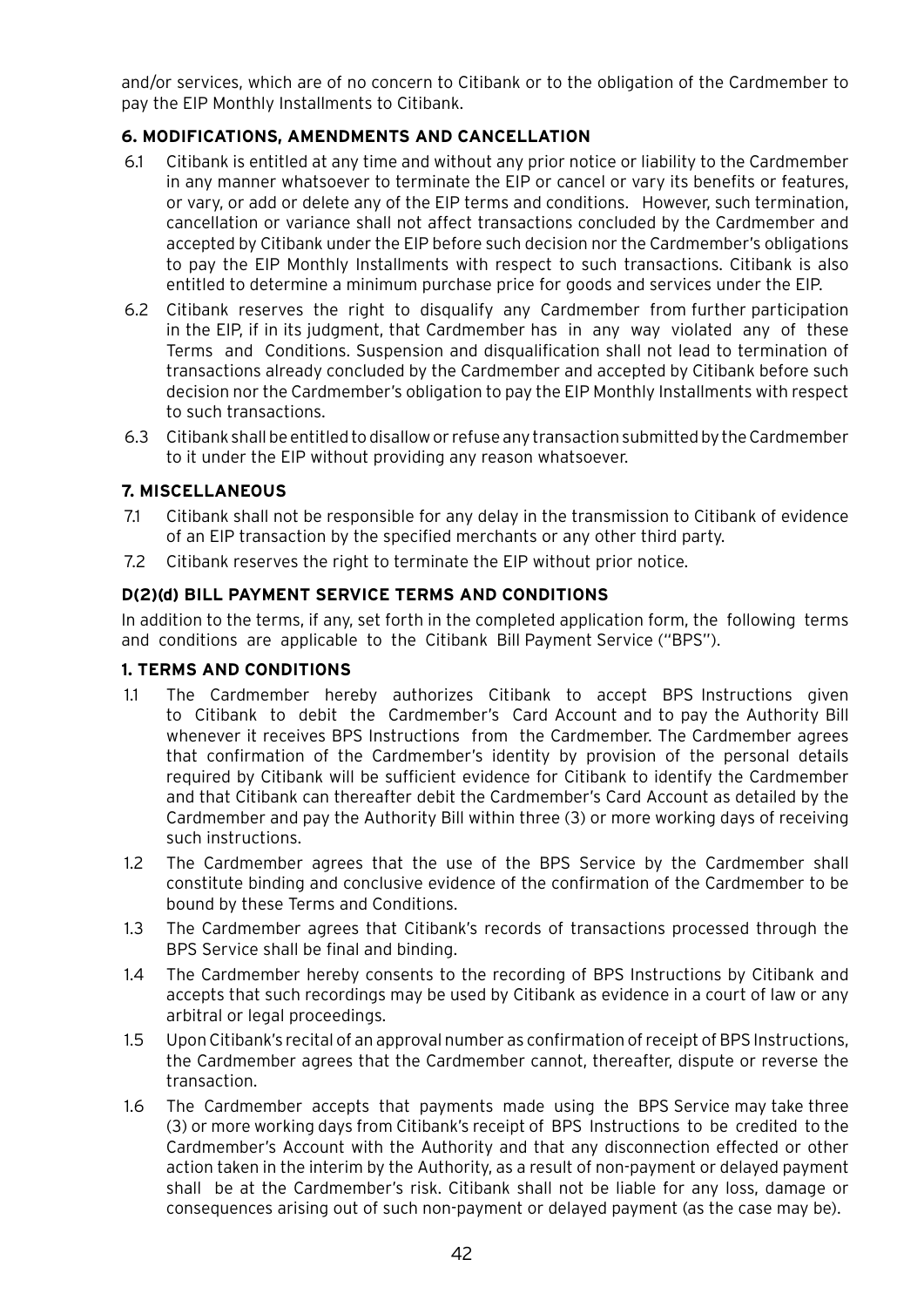and/or services, which are of no concern to Citibank or to the obligation of the Cardmember to pay the EIP Monthly Installments to Citibank.

### 6. MODIFICATIONS, AMENDMENTS AND CANCELLATION

6.1 Citibank is entitled at any time and without any prior notice or liability to the Cardmember in any manner whatsoever to terminate the EIP or cancel or vary its benefits or features, or vary, or add or delete any of the EIP terms and conditions. However, such termination, cancellation or variance shall not affect transactions concluded by the Cardmember and accepted by Citibank under the EIP before such decision nor the Cardmember's obligations to pay the EIP Monthly Installments with respect to such transactions. Citibank is also entitled to determine a minimum purchase price for goods and services under the EIP.

6.2 Citibank reserves the right to disqualify any Cardmember from further participation in the EIP, if in its judgment, that Cardmember has in any way violated any of these Terms and Conditions. Suspension and disqualification shall not lead to termination of transactions already concluded by the Cardmember and accepted by Citibank before such decision nor the Cardmember's obligation to pay the EIP Monthly Installments with respect to such transactions.

6.3 Citibank shall be entitled to disallow or refuse any transaction submitted by the Cardmember to it under the EIP without providing any reason whatsoever.

### 7. MISCELLANEOUS

7.1 Citibank shall not be responsible for any delay in the transmission to Citibank of evidence of an EIP transaction by the specified merchants or any other third party.

7.2 Citibank reserves the right to terminate the EIP without prior notice.

## D(2)(d) BILL PAYMENT SERVICE TERMS AND CONDITIONS

In addition to the terms, if any, set forth in the completed application form, the following terms and conditions are applicable to the Citibank Bill Payment Service ("BPS").

### 1. TERMS AND CONDITIONS

1.1 The Cardmember hereby authorizes Citibank to accept BPS Instructions given to Citibank to debit the Cardmember's Card Account and to pay the Authority Bill whenever it receives BPS Instructions from the Cardmember. The Cardmember agrees that confirmation of the Cardmember's identity by provision of the personal details required by Citibank will be sufficient evidence for Citibank to identify the Cardmember and that Citibank can thereafter debit the Cardmember's Card Account as detailed by the Cardmember and pay the Authority Bill within three (3) or more working days of receiving such instructions.

1.2 The Cardmember agrees that the use of the BPS Service by the Cardmember shall constitute binding and conclusive evidence of the confirmation of the Cardmember to be bound by these Terms and Conditions.

1.3 The Cardmember agrees that Citibank's records of transactions processed through the BPS Service shall be final and binding.

1.4 The Cardmember hereby consents to the recording of BPS Instructions by Citibank and accepts that such recordings may be used by Citibank as evidence in a court of law or any arbitral or legal proceedings.

1.5 Upon Citibank's recital of an approval number as confirmation of receipt of BPS Instructions, the Cardmember agrees that the Cardmember cannot, thereafter, dispute or reverse the transaction.

1.6 The Cardmember accepts that payments made using the BPS Service may take three (3) or more working days from Citibank's receipt of BPS Instructions to be credited to the Cardmember's Account with the Authority and that any disconnection effected or other action taken in the interim by the Authority, as a result of non-payment or delayed payment shall be at the Cardmember's risk. Citibank shall not be liable for any loss, damage or consequences arising out of such non-payment or delayed payment (as the case may be).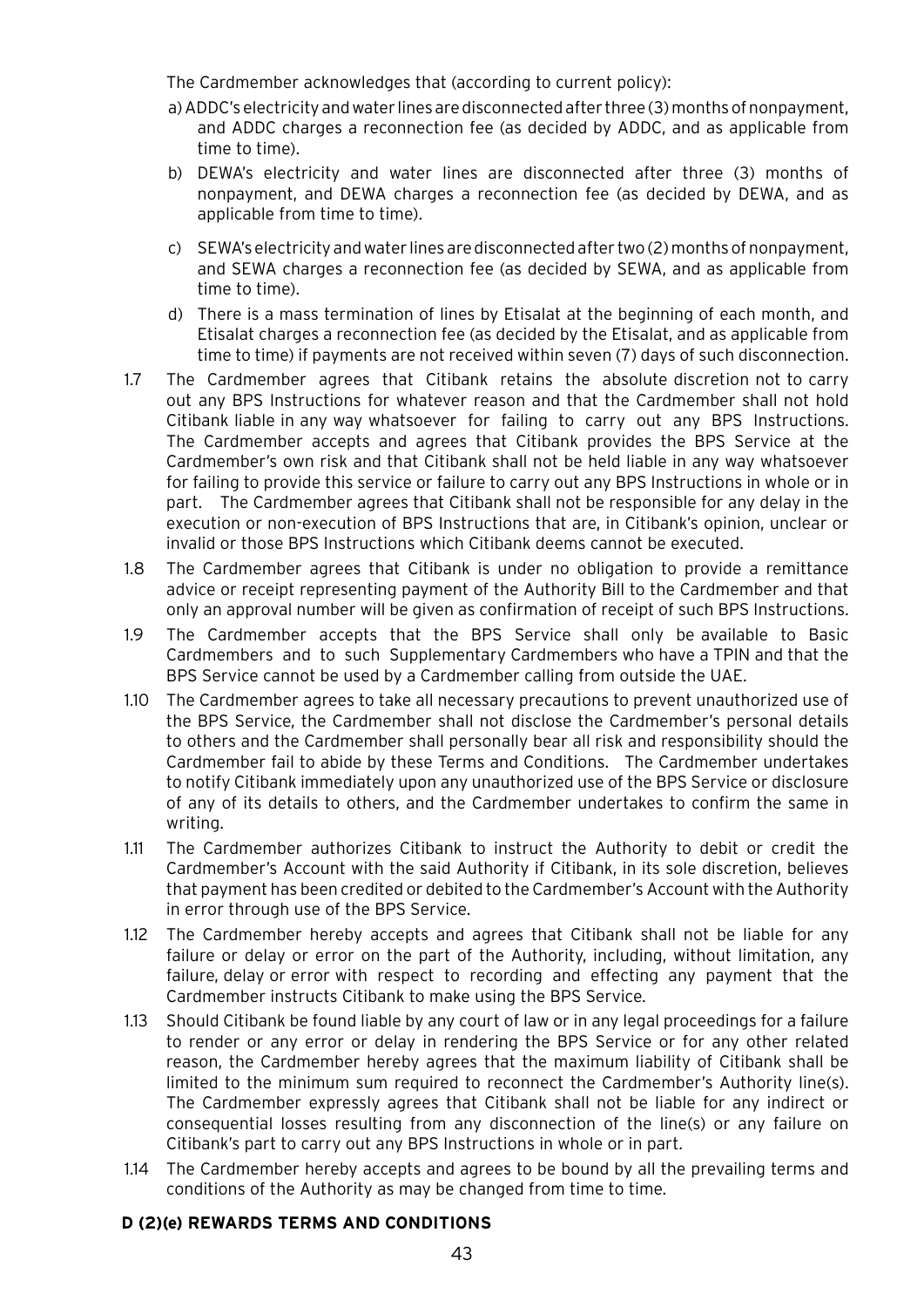The Cardmember acknowledges that (according to current policy):

a) ADDC's electricity and water lines are disconnected after three (3) months of nonpayment, and ADDC charges a reconnection fee (as decided by ADDC, and as applicable from time to time).

b) DEWA's electricity and water lines are disconnected after three (3) months of nonpayment, and DEWA charges a reconnection fee (as decided by DEWA, and as applicable from time to time).

c) SEWA's electricity and water lines are disconnected after two (2) months of nonpayment, and SEWA charges a reconnection fee (as decided by SEWA, and as applicable from time to time).

d) There is a mass termination of lines by Etisalat at the beginning of each month, and Etisalat charges a reconnection fee (as decided by the Etisalat, and as applicable from time to time) if payments are not received within seven (7) days of such disconnection.

1.7 The Cardmember agrees that Citibank retains the absolute discretion not to carry out any BPS Instructions for whatever reason and that the Cardmember shall not hold Citibank liable in any way whatsoever for failing to carry out any BPS Instructions. The Cardmember accepts and agrees that Citibank provides the BPS Service at the Cardmember's own risk and that Citibank shall not be held liable in any way whatsoever for failing to provide this service or failure to carry out any BPS Instructions in whole or in part. The Cardmember agrees that Citibank shall not be responsible for any delay in the execution or non-execution of BPS Instructions that are, in Citibank's opinion, unclear or invalid or those BPS Instructions which Citibank deems cannot be executed.

1.8 The Cardmember agrees that Citibank is under no obligation to provide a remittance advice or receipt representing payment of the Authority Bill to the Cardmember and that only an approval number will be given as confirmation of receipt of such BPS Instructions.

1.9 The Cardmember accepts that the BPS Service shall only be available to Basic Cardmembers and to such Supplementary Cardmembers who have a TPIN and that the BPS Service cannot be used by a Cardmember calling from outside the UAE.

1.10 The Cardmember agrees to take all necessary precautions to prevent unauthorized use of the BPS Service, the Cardmember shall not disclose the Cardmember's personal details to others and the Cardmember shall personally bear all risk and responsibility should the Cardmember fail to abide by these Terms and Conditions. The Cardmember undertakes to notify Citibank immediately upon any unauthorized use of the BPS Service or disclosure of any of its details to others, and the Cardmember undertakes to confirm the same in writing.

1.11 The Cardmember authorizes Citibank to instruct the Authority to debit or credit the Cardmember's Account with the said Authority if Citibank, in its sole discretion, believes that payment has been credited or debited to the Cardmember's Account with the Authority in error through use of the BPS Service.

1.12 The Cardmember hereby accepts and agrees that Citibank shall not be liable for any failure or delay or error on the part of the Authority, including, without limitation, any failure, delay or error with respect to recording and effecting any payment that the Cardmember instructs Citibank to make using the BPS Service.

1.13 Should Citibank be found liable by any court of law or in any legal proceedings for a failure to render or any error or delay in rendering the BPS Service or for any other related reason, the Cardmember hereby agrees that the maximum liability of Citibank shall be limited to the minimum sum required to reconnect the Cardmember's Authority line(s). The Cardmember expressly agrees that Citibank shall not be liable for any indirect or consequential losses resulting from any disconnection of the line(s) or any failure on Citibank's part to carry out any BPS Instructions in whole or in part.

1.14 The Cardmember hereby accepts and agrees to be bound by all the prevailing terms and conditions of the Authority as may be changed from time to time.

**D (2)(e) REWARDS TERMS AND CONDITIONS**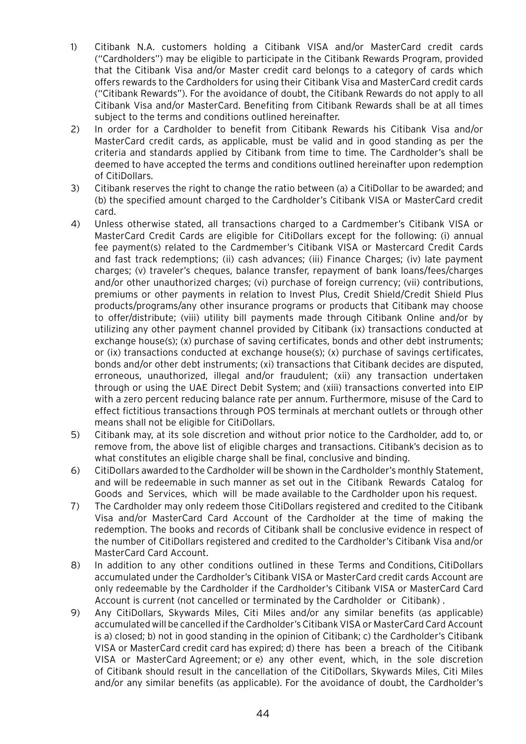1) Citibank N.A. customers holding a Citibank VISA and/or MasterCard credit cards ("Cardholders") may be eligible to participate in the Citibank Rewards Program, provided that the Citibank Visa and/or Master credit card belongs to a category of cards which offers rewards to the Cardholders for using their Citibank Visa and MasterCard credit cards ("Citibank Rewards"). For the avoidance of doubt, the Citibank Rewards do not apply to all Citibank Visa and/or MasterCard. Benefiting from Citibank Rewards shall be at all times subject to the terms and conditions outlined hereinafter.

2) In order for a Cardholder to benefit from Citibank Rewards his Citibank Visa and/or MasterCard credit cards, as applicable, must be valid and in good standing as per the criteria and standards applied by Citibank from time to time. The Cardholder's shall be deemed to have accepted the terms and conditions outlined hereinafter upon redemption of CitiDollars.

3) Citibank reserves the right to change the ratio between (a) a CitiDollar to be awarded; and (b) the specified amount charged to the Cardholder's Citibank VISA or MasterCard credit card.

4) Unless otherwise stated, all transactions charged to a Cardmember's Citibank VISA or MasterCard Credit Cards are eligible for CitiDollars except for the following: (i) annual fee payment(s) related to the Cardmember's Citibank VISA or Mastercard Credit Cards and fast track redemptions; (ii) cash advances; (iii) Finance Charges; (iv) late payment charges; (v) traveler's cheques, balance transfer, repayment of bank loans/fees/charges and/or other unauthorized charges; (vi) purchase of foreign currency; (vii) contributions, premiums or other payments in relation to Invest Plus, Credit Shield/Credit Shield Plus products/programs/any other insurance programs or products that Citibank may choose to offer/distribute; (viii) utility bill payments made through Citibank Online and/or by utilizing any other payment channel provided by Citibank (ix) transactions conducted at exchange house(s); (x) purchase of saving certificates, bonds and other debt instruments; or (ix) transactions conducted at exchange house(s); (x) purchase of savings certificates, bonds and/or other debt instruments; (xi) transactions that Citibank decides are disputed, erroneous, unauthorized, illegal and/or fraudulent; (xii) any transaction undertaken through or using the UAE Direct Debit System; and (xiii) transactions converted into EIP with a zero percent reducing balance rate per annum. Furthermore, misuse of the Card to effect fictitious transactions through POS terminals at merchant outlets or through other means shall not be eligible for CitiDollars.

5) Citibank may, at its sole discretion and without prior notice to the Cardholder, add to, or remove from, the above list of eligible charges and transactions. Citibank's decision as to what constitutes an eligible charge shall be final, conclusive and binding.

6) CitiDollars awarded to the Cardholder will be shown in the Cardholder's monthly Statement, and will be redeemable in such manner as set out in the Citibank Rewards Catalog for Goods and Services, which will be made available to the Cardholder upon his request.

7) The Cardholder may only redeem those CitiDollars registered and credited to the Citibank Visa and/or MasterCard Card Account of the Cardholder at the time of making the redemption. The books and records of Citibank shall be conclusive evidence in respect of the number of CitiDollars registered and credited to the Cardholder's Citibank Visa and/or MasterCard Card Account.

8) In addition to any other conditions outlined in these Terms and Conditions, CitiDollars accumulated under the Cardholder's Citibank VISA or MasterCard credit cards Account are only redeemable by the Cardholder if the Cardholder's Citibank VISA or MasterCard Card Account is current (not cancelled or terminated by the Cardholder or Citibank) .

9) Any CitiDollars, Skywards Miles, Citi Miles and/or any similar benefits (as applicable) accumulated will be cancelled if the Cardholder's Citibank VISA or MasterCard Card Account is a) closed; b) not in good standing in the opinion of Citibank; c) the Cardholder's Citibank VISA or MasterCard credit card has expired; d) there has been a breach of the Citibank VISA or MasterCard Agreement; or e) any other event, which, in the sole discretion of Citibank should result in the cancellation of the CitiDollars, Skywards Miles, Citi Miles and/or any similar benefits (as applicable). For the avoidance of doubt, the Cardholder's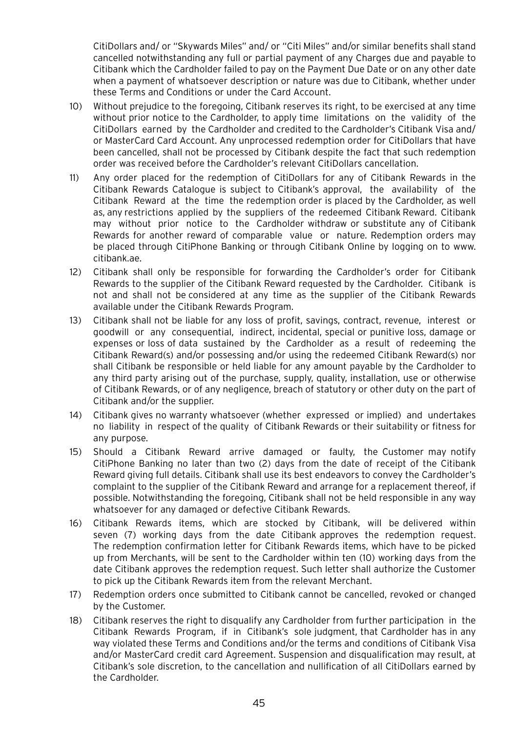CitiDollars and/ or "Skywards Miles" and/ or "Citi Miles" and/or similar benefits shall stand cancelled notwithstanding any full or partial payment of any Charges due and payable to Citibank which the Cardholder failed to pay on the Payment Due Date or on any other date when a payment of whatsoever description or nature was due to Citibank, whether under these Terms and Conditions or under the Card Account.

10) Without prejudice to the foregoing, Citibank reserves its right, to be exercised at any time without prior notice to the Cardholder, to apply time limitations on the validity of the CitiDollars earned by the Cardholder and credited to the Cardholder's Citibank Visa and/ or MasterCard Card Account. Any unprocessed redemption order for CitiDollars that have been cancelled, shall not be processed by Citibank despite the fact that such redemption order was received before the Cardholder's relevant CitiDollars cancellation.

11) Any order placed for the redemption of CitiDollars for any of Citibank Rewards in the Citibank Rewards Catalogue is subject to Citibank's approval, the availability of the Citibank Reward at the time the redemption order is placed by the Cardholder, as well as, any restrictions applied by the suppliers of the redeemed Citibank Reward. Citibank may without prior notice to the Cardholder withdraw or substitute any of Citibank Rewards for another reward of comparable value or nature. Redemption orders may be placed through CitiPhone Banking or through Citibank Online by logging on to www.citibank.ae.

12) Citibank shall only be responsible for forwarding the Cardholder's order for Citibank Rewards to the supplier of the Citibank Reward requested by the Cardholder. Citibank is not and shall not be considered at any time as the supplier of the Citibank Rewards available under the Citibank Rewards Program.

13) Citibank shall not be liable for any loss of profit, savings, contract, revenue, interest or goodwill or any consequential, indirect, incidental, special or punitive loss, damage or expenses or loss of data sustained by the Cardholder as a result of redeeming the Citibank Reward(s) and/or possessing and/or using the redeemed Citibank Reward(s) nor shall Citibank be responsible or held liable for any amount payable by the Cardholder to any third party arising out of the purchase, supply, quality, installation, use or otherwise of Citibank Rewards, or of any negligence, breach of statutory or other duty on the part of Citibank and/or the supplier.

14) Citibank gives no warranty whatsoever (whether expressed or implied) and undertakes no liability in respect of the quality of Citibank Rewards or their suitability or fitness for any purpose.

15) Should a Citibank Reward arrive damaged or faulty, the Customer may notify CitiPhone Banking no later than two (2) days from the date of receipt of the Citibank Reward giving full details. Citibank shall use its best endeavors to convey the Cardholder's complaint to the supplier of the Citibank Reward and arrange for a replacement thereof, if possible. Notwithstanding the foregoing, Citibank shall not be held responsible in any way whatsoever for any damaged or defective Citibank Rewards.

16) Citibank Rewards items, which are stocked by Citibank, will be delivered within seven (7) working days from the date Citibank approves the redemption request. The redemption confirmation letter for Citibank Rewards items, which have to be picked up from Merchants, will be sent to the Cardholder within ten (10) working days from the date Citibank approves the redemption request. Such letter shall authorize the Customer to pick up the Citibank Rewards item from the relevant Merchant.

17) Redemption orders once submitted to Citibank cannot be cancelled, revoked or changed by the Customer.

18) Citibank reserves the right to disqualify any Cardholder from further participation in the Citibank Rewards Program, if in Citibank's sole judgment, that Cardholder has in any way violated these Terms and Conditions and/or the terms and conditions of Citibank Visa and/or MasterCard credit card Agreement. Suspension and disqualification may result, at Citibank's sole discretion, to the cancellation and nullification of all CitiDollars earned by the Cardholder.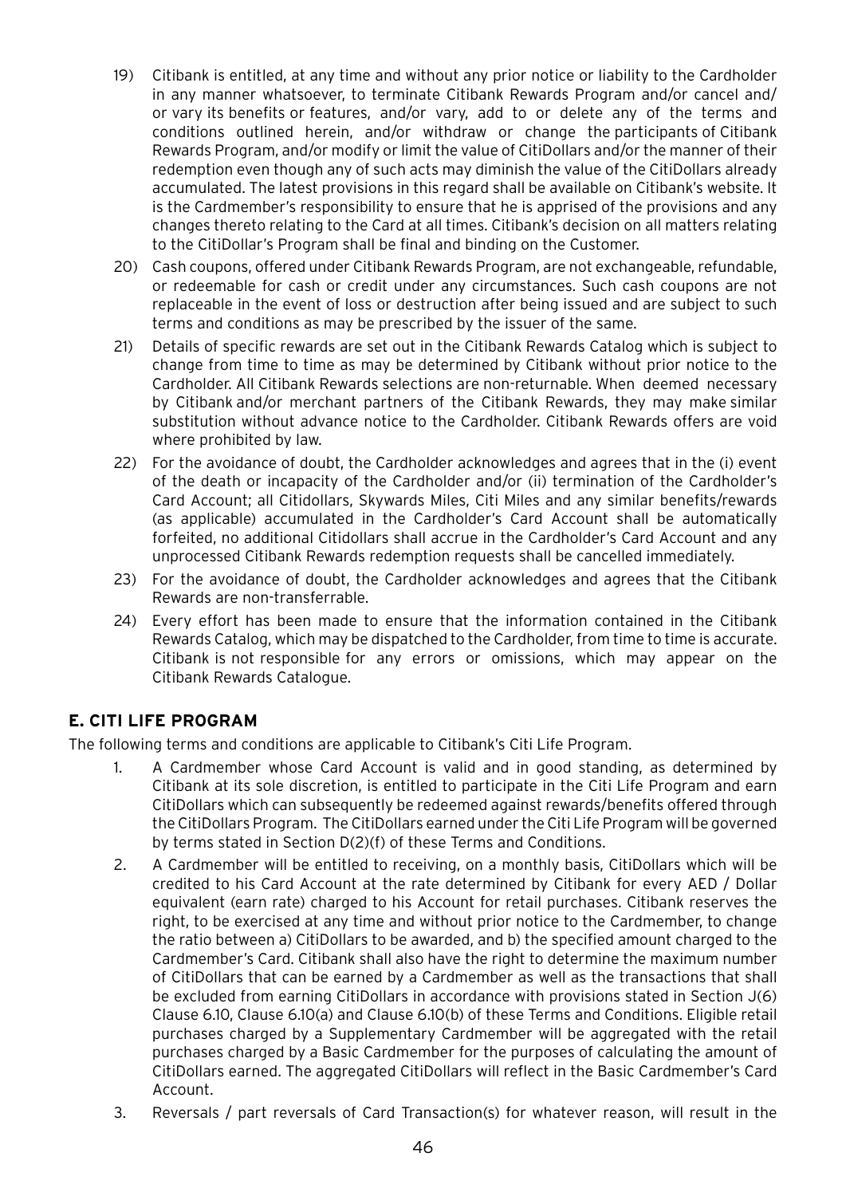19) Citibank is entitled, at any time and without any prior notice or liability to the Cardholder in any manner whatsoever, to terminate Citibank Rewards Program and/or cancel and/ or vary its benefits or features, and/or vary, add to or delete any of the terms and conditions outlined herein, and/or withdraw or change the participants of Citibank Rewards Program, and/or modify or limit the value of CitiDollars and/or the manner of their redemption even though any of such acts may diminish the value of the CitiDollars already accumulated. The latest provisions in this regard shall be available on Citibank's website. It is the Cardmember's responsibility to ensure that he is apprised of the provisions and any changes thereto relating to the Card at all times. Citibank's decision on all matters relating to the CitiDollar's Program shall be final and binding on the Customer.

20) Cash coupons, offered under Citibank Rewards Program, are not exchangeable, refundable, or redeemable for cash or credit under any circumstances. Such cash coupons are not replaceable in the event of loss or destruction after being issued and are subject to such terms and conditions as may be prescribed by the issuer of the same.

21) Details of specific rewards are set out in the Citibank Rewards Catalog which is subject to change from time to time as may be determined by Citibank without prior notice to the Cardholder. All Citibank Rewards selections are non-returnable. When deemed necessary by Citibank and/or merchant partners of the Citibank Rewards, they may make similar substitution without advance notice to the Cardholder. Citibank Rewards offers are void where prohibited by law.

22) For the avoidance of doubt, the Cardholder acknowledges and agrees that in the (i) event of the death or incapacity of the Cardholder and/or (ii) termination of the Cardholder's Card Account; all Citidollars, Skywards Miles, Citi Miles and any similar benefits/rewards (as applicable) accumulated in the Cardholder's Card Account shall be automatically forfeited, no additional Citidollars shall accrue in the Cardholder's Card Account and any unprocessed Citibank Rewards redemption requests shall be cancelled immediately.

23) For the avoidance of doubt, the Cardholder acknowledges and agrees that the Citibank Rewards are non-transferrable.

24) Every effort has been made to ensure that the information contained in the Citibank Rewards Catalog, which may be dispatched to the Cardholder, from time to time is accurate. Citibank is not responsible for any errors or omissions, which may appear on the Citibank Rewards Catalogue.

## E. CITI LIFE PROGRAM

The following terms and conditions are applicable to Citibank's Citi Life Program.

1. A Cardmember whose Card Account is valid and in good standing, as determined by Citibank at its sole discretion, is entitled to participate in the Citi Life Program and earn CitiDollars which can subsequently be redeemed against rewards/benefits offered through the CitiDollars Program. The CitiDollars earned under the Citi Life Program will be governed by terms stated in Section D(2)(f) of these Terms and Conditions.

2. A Cardmember will be entitled to receiving, on a monthly basis, CitiDollars which will be credited to his Card Account at the rate determined by Citibank for every AED / Dollar equivalent (earn rate) charged to his Account for retail purchases. Citibank reserves the right, to be exercised at any time and without prior notice to the Cardmember, to change the ratio between a) CitiDollars to be awarded, and b) the specified amount charged to the Cardmember's Card. Citibank shall also have the right to determine the maximum number of CitiDollars that can be earned by a Cardmember as well as the transactions that shall be excluded from earning CitiDollars in accordance with provisions stated in Section J(6) Clause 6.10, Clause 6.10(a) and Clause 6.10(b) of these Terms and Conditions. Eligible retail purchases charged by a Supplementary Cardmember will be aggregated with the retail purchases charged by a Basic Cardmember for the purposes of calculating the amount of CitiDollars earned. The aggregated CitiDollars will reflect in the Basic Cardmember's Card Account.

3. Reversals / part reversals of Card Transaction(s) for whatever reason, will result in the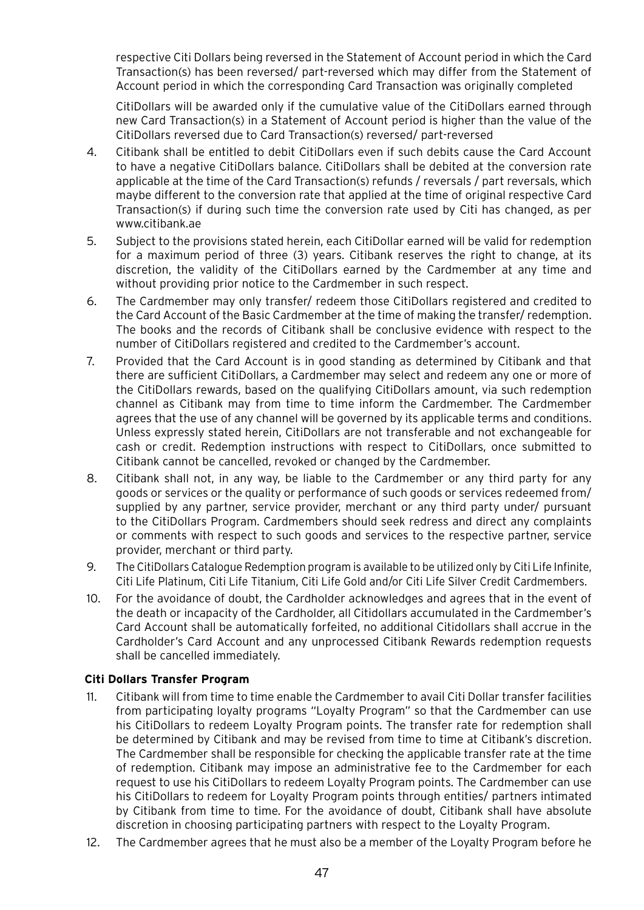respective Citi Dollars being reversed in the Statement of Account period in which the Card Transaction(s) has been reversed/ part-reversed which may differ from the Statement of Account period in which the corresponding Card Transaction was originally completed

CitiDollars will be awarded only if the cumulative value of the CitiDollars earned through new Card Transaction(s) in a Statement of Account period is higher than the value of the CitiDollars reversed due to Card Transaction(s) reversed/ part-reversed

4. Citibank shall be entitled to debit CitiDollars even if such debits cause the Card Account to have a negative CitiDollars balance. CitiDollars shall be debited at the conversion rate applicable at the time of the Card Transaction(s) refunds / reversals / part reversals, which maybe different to the conversion rate that applied at the time of original respective Card Transaction(s) if during such time the conversion rate used by Citi has changed, as per www.citibank.ae

5. Subject to the provisions stated herein, each CitiDollar earned will be valid for redemption for a maximum period of three (3) years. Citibank reserves the right to change, at its discretion, the validity of the CitiDollars earned by the Cardmember at any time and without providing prior notice to the Cardmember in such respect.

6. The Cardmember may only transfer/ redeem those CitiDollars registered and credited to the Card Account of the Basic Cardmember at the time of making the transfer/ redemption. The books and the records of Citibank shall be conclusive evidence with respect to the number of CitiDollars registered and credited to the Cardmember's account.

7. Provided that the Card Account is in good standing as determined by Citibank and that there are sufficient CitiDollars, a Cardmember may select and redeem any one or more of the CitiDollars rewards, based on the qualifying CitiDollars amount, via such redemption channel as Citibank may from time to time inform the Cardmember. The Cardmember agrees that the use of any channel will be governed by its applicable terms and conditions. Unless expressly stated herein, CitiDollars are not transferable and not exchangeable for cash or credit. Redemption instructions with respect to CitiDollars, once submitted to Citibank cannot be cancelled, revoked or changed by the Cardmember.

8. Citibank shall not, in any way, be liable to the Cardmember or any third party for any goods or services or the quality or performance of such goods or services redeemed from/ supplied by any partner, service provider, merchant or any third party under/ pursuant to the CitiDollars Program. Cardmembers should seek redress and direct any complaints or comments with respect to such goods and services to the respective partner, service provider, merchant or third party.

9. The CitiDollars Catalogue Redemption program is available to be utilized only by Citi Life Infinite, Citi Life Platinum, Citi Life Titanium, Citi Life Gold and/or Citi Life Silver Credit Cardmembers.

10. For the avoidance of doubt, the Cardholder acknowledges and agrees that in the event of the death or incapacity of the Cardholder, all Citidollars accumulated in the Cardmember's Card Account shall be automatically forfeited, no additional Citidollars shall accrue in the Cardholder's Card Account and any unprocessed Citibank Rewards redemption requests shall be cancelled immediately.

**Citi Dollars Transfer Program**

11. Citibank will from time to time enable the Cardmember to avail Citi Dollar transfer facilities from participating loyalty programs "Loyalty Program" so that the Cardmember can use his CitiDollars to redeem Loyalty Program points. The transfer rate for redemption shall be determined by Citibank and may be revised from time to time at Citibank's discretion. The Cardmember shall be responsible for checking the applicable transfer rate at the time of redemption. Citibank may impose an administrative fee to the Cardmember for each request to use his CitiDollars to redeem Loyalty Program points. The Cardmember can use his CitiDollars to redeem for Loyalty Program points through entities/ partners intimated by Citibank from time to time. For the avoidance of doubt, Citibank shall have absolute discretion in choosing participating partners with respect to the Loyalty Program.

12. The Cardmember agrees that he must also be a member of the Loyalty Program before he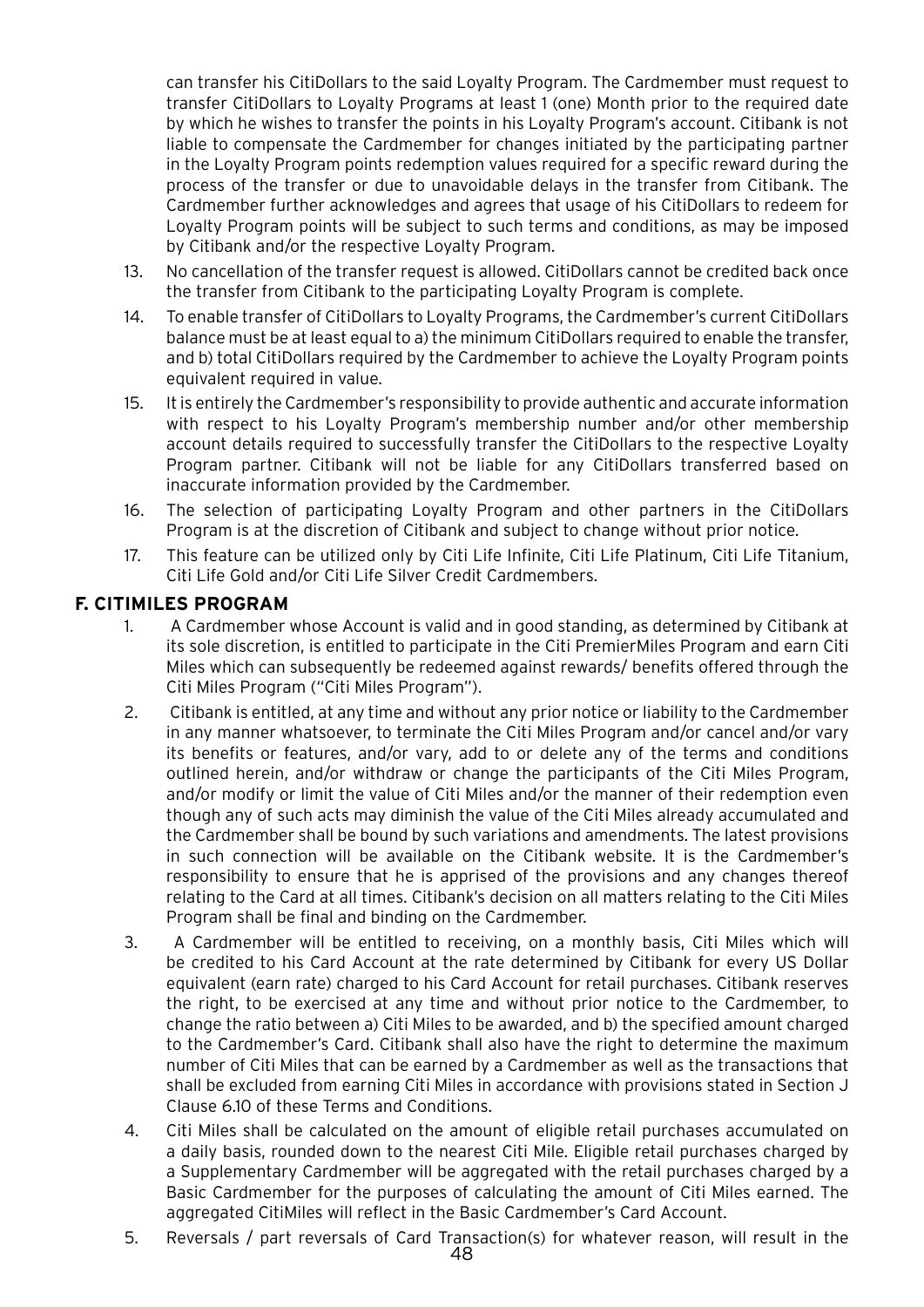can transfer his CitiDollars to the said Loyalty Program. The Cardmember must request to transfer CitiDollars to Loyalty Programs at least 1 (one) Month prior to the required date by which he wishes to transfer the points in his Loyalty Program's account. Citibank is not liable to compensate the Cardmember for changes initiated by the participating partner in the Loyalty Program points redemption values required for a specific reward during the process of the transfer or due to unavoidable delays in the transfer from Citibank. The Cardmember further acknowledges and agrees that usage of his CitiDollars to redeem for Loyalty Program points will be subject to such terms and conditions, as may be imposed by Citibank and/or the respective Loyalty Program.

13. No cancellation of the transfer request is allowed. CitiDollars cannot be credited back once the transfer from Citibank to the participating Loyalty Program is complete.
14. To enable transfer of CitiDollars to Loyalty Programs, the Cardmember's current CitiDollars balance must be at least equal to a) the minimum CitiDollars required to enable the transfer, and b) total CitiDollars required by the Cardmember to achieve the Loyalty Program points equivalent required in value.
15. It is entirely the Cardmember's responsibility to provide authentic and accurate information with respect to his Loyalty Program's membership number and/or other membership account details required to successfully transfer the CitiDollars to the respective Loyalty Program partner. Citibank will not be liable for any CitiDollars transferred based on inaccurate information provided by the Cardmember.
16. The selection of participating Loyalty Program and other partners in the CitiDollars Program is at the discretion of Citibank and subject to change without prior notice.
17. This feature can be utilized only by Citi Life Infinite, Citi Life Platinum, Citi Life Titanium, Citi Life Gold and/or Citi Life Silver Credit Cardmembers.

## F. CITIMILES PROGRAM

1. A Cardmember whose Account is valid and in good standing, as determined by Citibank at its sole discretion, is entitled to participate in the Citi PremierMiles Program and earn Citi Miles which can subsequently be redeemed against rewards/ benefits offered through the Citi Miles Program ("Citi Miles Program").
2. Citibank is entitled, at any time and without any prior notice or liability to the Cardmember in any manner whatsoever, to terminate the Citi Miles Program and/or cancel and/or vary its benefits or features, and/or vary, add to or delete any of the terms and conditions outlined herein, and/or withdraw or change the participants of the Citi Miles Program, and/or modify or limit the value of Citi Miles and/or the manner of their redemption even though any of such acts may diminish the value of the Citi Miles already accumulated and the Cardmember shall be bound by such variations and amendments. The latest provisions in such connection will be available on the Citibank website. It is the Cardmember's responsibility to ensure that he is apprised of the provisions and any changes thereof relating to the Card at all times. Citibank's decision on all matters relating to the Citi Miles Program shall be final and binding on the Cardmember.
3. A Cardmember will be entitled to receiving, on a monthly basis, Citi Miles which will be credited to his Card Account at the rate determined by Citibank for every US Dollar equivalent (earn rate) charged to his Card Account for retail purchases. Citibank reserves the right, to be exercised at any time and without prior notice to the Cardmember, to change the ratio between a) Citi Miles to be awarded, and b) the specified amount charged to the Cardmember's Card. Citibank shall also have the right to determine the maximum number of Citi Miles that can be earned by a Cardmember as well as the transactions that shall be excluded from earning Citi Miles in accordance with provisions stated in Section J Clause 6.10 of these Terms and Conditions.
4. Citi Miles shall be calculated on the amount of eligible retail purchases accumulated on a daily basis, rounded down to the nearest Citi Mile. Eligible retail purchases charged by a Supplementary Cardmember will be aggregated with the retail purchases charged by a Basic Cardmember for the purposes of calculating the amount of Citi Miles earned. The aggregated CitiMiles will reflect in the Basic Cardmember's Card Account.
5. Reversals / part reversals of Card Transaction(s) for whatever reason, will result in the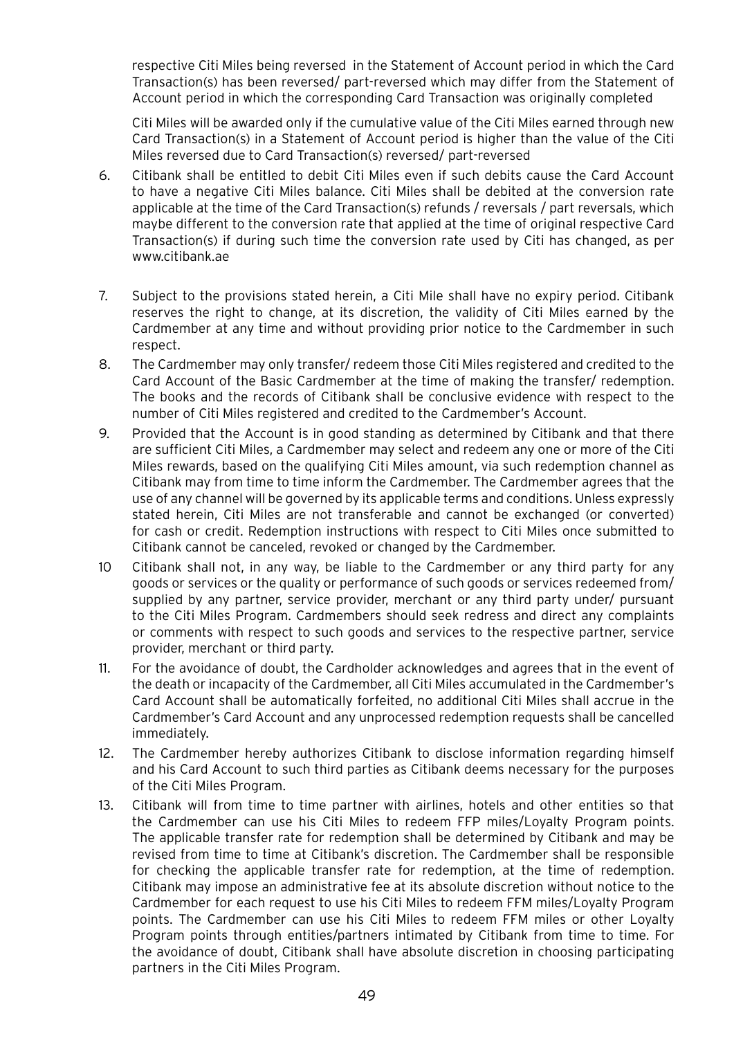respective Citi Miles being reversed in the Statement of Account period in which the Card Transaction(s) has been reversed/ part-reversed which may differ from the Statement of Account period in which the corresponding Card Transaction was originally completed

Citi Miles will be awarded only if the cumulative value of the Citi Miles earned through new Card Transaction(s) in a Statement of Account period is higher than the value of the Citi Miles reversed due to Card Transaction(s) reversed/ part-reversed

6. Citibank shall be entitled to debit Citi Miles even if such debits cause the Card Account to have a negative Citi Miles balance. Citi Miles shall be debited at the conversion rate applicable at the time of the Card Transaction(s) refunds / reversals / part reversals, which maybe different to the conversion rate that applied at the time of original respective Card Transaction(s) if during such time the conversion rate used by Citi has changed, as per www.citibank.ae

7. Subject to the provisions stated herein, a Citi Mile shall have no expiry period. Citibank reserves the right to change, at its discretion, the validity of Citi Miles earned by the Cardmember at any time and without providing prior notice to the Cardmember in such respect.

8. The Cardmember may only transfer/ redeem those Citi Miles registered and credited to the Card Account of the Basic Cardmember at the time of making the transfer/ redemption. The books and the records of Citibank shall be conclusive evidence with respect to the number of Citi Miles registered and credited to the Cardmember's Account.

9. Provided that the Account is in good standing as determined by Citibank and that there are sufficient Citi Miles, a Cardmember may select and redeem any one or more of the Citi Miles rewards, based on the qualifying Citi Miles amount, via such redemption channel as Citibank may from time to time inform the Cardmember. The Cardmember agrees that the use of any channel will be governed by its applicable terms and conditions. Unless expressly stated herein, Citi Miles are not transferable and cannot be exchanged (or converted) for cash or credit. Redemption instructions with respect to Citi Miles once submitted to Citibank cannot be canceled, revoked or changed by the Cardmember.

10 Citibank shall not, in any way, be liable to the Cardmember or any third party for any goods or services or the quality or performance of such goods or services redeemed from/ supplied by any partner, service provider, merchant or any third party under/ pursuant to the Citi Miles Program. Cardmembers should seek redress and direct any complaints or comments with respect to such goods and services to the respective partner, service provider, merchant or third party.

11. For the avoidance of doubt, the Cardholder acknowledges and agrees that in the event of the death or incapacity of the Cardmember, all Citi Miles accumulated in the Cardmember's Card Account shall be automatically forfeited, no additional Citi Miles shall accrue in the Cardmember's Card Account and any unprocessed redemption requests shall be cancelled immediately.

12. The Cardmember hereby authorizes Citibank to disclose information regarding himself and his Card Account to such third parties as Citibank deems necessary for the purposes of the Citi Miles Program.

13. Citibank will from time to time partner with airlines, hotels and other entities so that the Cardmember can use his Citi Miles to redeem FFP miles/Loyalty Program points. The applicable transfer rate for redemption shall be determined by Citibank and may be revised from time to time at Citibank's discretion. The Cardmember shall be responsible for checking the applicable transfer rate for redemption, at the time of redemption. Citibank may impose an administrative fee at its absolute discretion without notice to the Cardmember for each request to use his Citi Miles to redeem FFM miles/Loyalty Program points. The Cardmember can use his Citi Miles to redeem FFM miles or other Loyalty Program points through entities/partners intimated by Citibank from time to time. For the avoidance of doubt, Citibank shall have absolute discretion in choosing participating partners in the Citi Miles Program.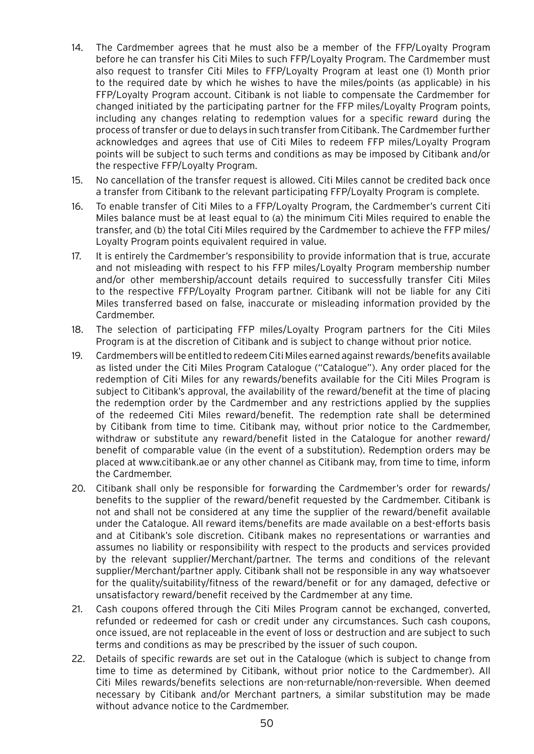14. The Cardmember agrees that he must also be a member of the FFP/Loyalty Program before he can transfer his Citi Miles to such FFP/Loyalty Program. The Cardmember must also request to transfer Citi Miles to FFP/Loyalty Program at least one (1) Month prior to the required date by which he wishes to have the miles/points (as applicable) in his FFP/Loyalty Program account. Citibank is not liable to compensate the Cardmember for changed initiated by the participating partner for the FFP miles/Loyalty Program points, including any changes relating to redemption values for a specific reward during the process of transfer or due to delays in such transfer from Citibank. The Cardmember further acknowledges and agrees that use of Citi Miles to redeem FFP miles/Loyalty Program points will be subject to such terms and conditions as may be imposed by Citibank and/or the respective FFP/Loyalty Program.
15. No cancellation of the transfer request is allowed. Citi Miles cannot be credited back once a transfer from Citibank to the relevant participating FFP/Loyalty Program is complete.
16. To enable transfer of Citi Miles to a FFP/Loyalty Program, the Cardmember's current Citi Miles balance must be at least equal to (a) the minimum Citi Miles required to enable the transfer, and (b) the total Citi Miles required by the Cardmember to achieve the FFP miles/ Loyalty Program points equivalent required in value.
17. It is entirely the Cardmember's responsibility to provide information that is true, accurate and not misleading with respect to his FFP miles/Loyalty Program membership number and/or other membership/account details required to successfully transfer Citi Miles to the respective FFP/Loyalty Program partner. Citibank will not be liable for any Citi Miles transferred based on false, inaccurate or misleading information provided by the Cardmember.
18. The selection of participating FFP miles/Loyalty Program partners for the Citi Miles Program is at the discretion of Citibank and is subject to change without prior notice.
19. Cardmembers will be entitled to redeem Citi Miles earned against rewards/benefits available as listed under the Citi Miles Program Catalogue ("Catalogue"). Any order placed for the redemption of Citi Miles for any rewards/benefits available for the Citi Miles Program is subject to Citibank's approval, the availability of the reward/benefit at the time of placing the redemption order by the Cardmember and any restrictions applied by the supplies of the redeemed Citi Miles reward/benefit. The redemption rate shall be determined by Citibank from time to time. Citibank may, without prior notice to the Cardmember, withdraw or substitute any reward/benefit listed in the Catalogue for another reward/ benefit of comparable value (in the event of a substitution). Redemption orders may be placed at www.citibank.ae or any other channel as Citibank may, from time to time, inform the Cardmember.
20. Citibank shall only be responsible for forwarding the Cardmember's order for rewards/ benefits to the supplier of the reward/benefit requested by the Cardmember. Citibank is not and shall not be considered at any time the supplier of the reward/benefit available under the Catalogue. All reward items/benefits are made available on a best-efforts basis and at Citibank's sole discretion. Citibank makes no representations or warranties and assumes no liability or responsibility with respect to the products and services provided by the relevant supplier/Merchant/partner. The terms and conditions of the relevant supplier/Merchant/partner apply. Citibank shall not be responsible in any way whatsoever for the quality/suitability/fitness of the reward/benefit or for any damaged, defective or unsatisfactory reward/benefit received by the Cardmember at any time.
21. Cash coupons offered through the Citi Miles Program cannot be exchanged, converted, refunded or redeemed for cash or credit under any circumstances. Such cash coupons, once issued, are not replaceable in the event of loss or destruction and are subject to such terms and conditions as may be prescribed by the issuer of such coupon.
22. Details of specific rewards are set out in the Catalogue (which is subject to change from time to time as determined by Citibank, without prior notice to the Cardmember). All Citi Miles rewards/benefits selections are non-returnable/non-reversible. When deemed necessary by Citibank and/or Merchant partners, a similar substitution may be made without advance notice to the Cardmember.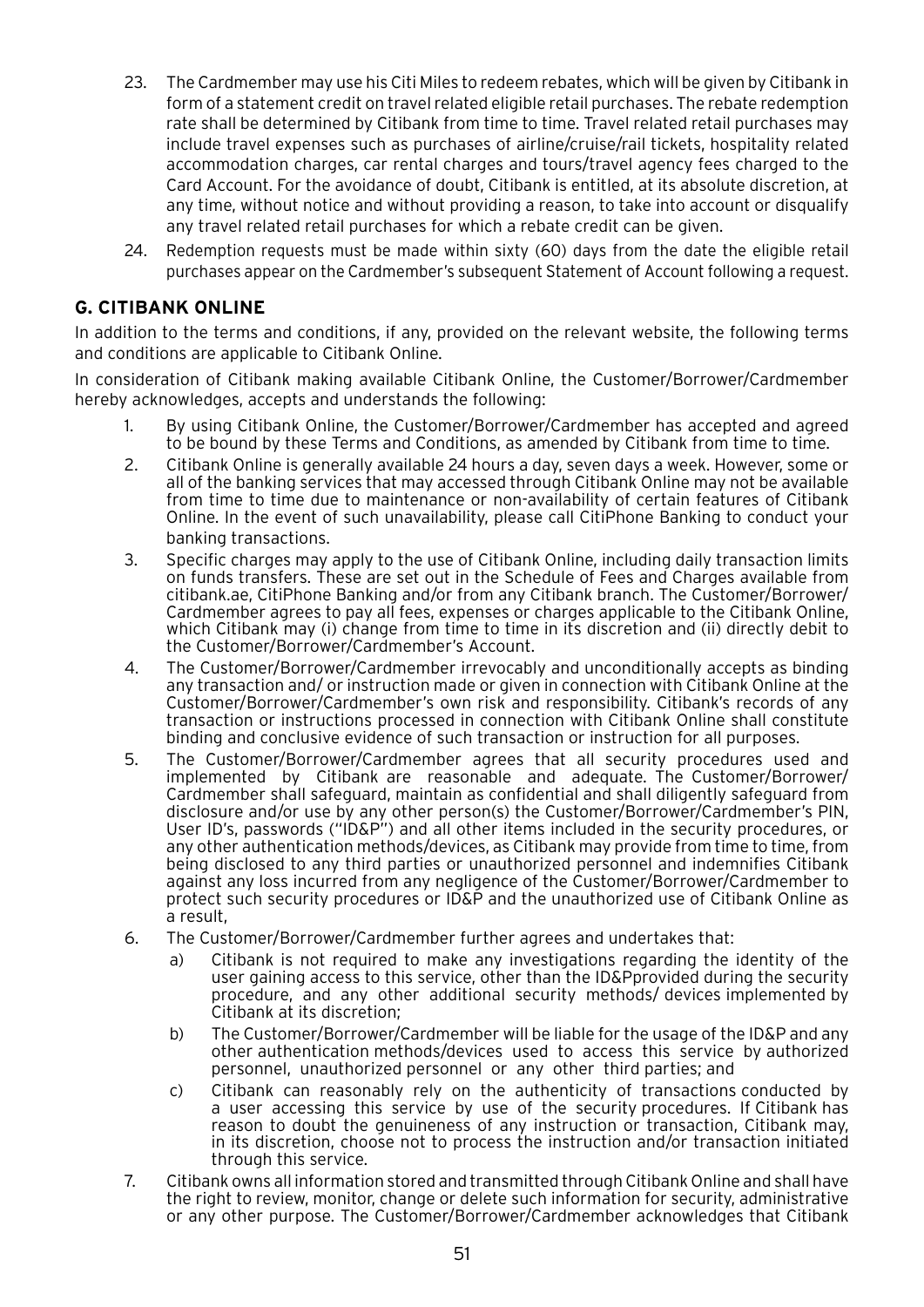23. The Cardmember may use his Citi Miles to redeem rebates, which will be given by Citibank in form of a statement credit on travel related eligible retail purchases. The rebate redemption rate shall be determined by Citibank from time to time. Travel related retail purchases may include travel expenses such as purchases of airline/cruise/rail tickets, hospitality related accommodation charges, car rental charges and tours/travel agency fees charged to the Card Account. For the avoidance of doubt, Citibank is entitled, at its absolute discretion, at any time, without notice and without providing a reason, to take into account or disqualify any travel related retail purchases for which a rebate credit can be given.
24. Redemption requests must be made within sixty (60) days from the date the eligible retail purchases appear on the Cardmember's subsequent Statement of Account following a request.

## G. CITIBANK ONLINE

In addition to the terms and conditions, if any, provided on the relevant website, the following terms and conditions are applicable to Citibank Online.

In consideration of Citibank making available Citibank Online, the Customer/Borrower/Cardmember hereby acknowledges, accepts and understands the following:

1. By using Citibank Online, the Customer/Borrower/Cardmember has accepted and agreed to be bound by these Terms and Conditions, as amended by Citibank from time to time.
2. Citibank Online is generally available 24 hours a day, seven days a week. However, some or all of the banking services that may accessed through Citibank Online may not be available from time to time due to maintenance or non-availability of certain features of Citibank Online. In the event of such unavailability, please call CitiPhone Banking to conduct your banking transactions.
3. Specific charges may apply to the use of Citibank Online, including daily transaction limits on funds transfers. These are set out in the Schedule of Fees and Charges available from citibank.ae, CitiPhone Banking and/or from any Citibank branch. The Customer/Borrower/Cardmember agrees to pay all fees, expenses or charges applicable to the Citibank Online, which Citibank may (i) change from time to time in its discretion and (ii) directly debit to the Customer/Borrower/Cardmember's Account.
4. The Customer/Borrower/Cardmember irrevocably and unconditionally accepts as binding any transaction and/ or instruction made or given in connection with Citibank Online at the Customer/Borrower/Cardmember's own risk and responsibility. Citibank's records of any transaction or instructions processed in connection with Citibank Online shall constitute binding and conclusive evidence of such transaction or instruction for all purposes.
5. The Customer/Borrower/Cardmember agrees that all security procedures used and implemented by Citibank are reasonable and adequate. The Customer/Borrower/Cardmember shall safeguard, maintain as confidential and shall diligently safeguard from disclosure and/or use by any other person(s) the Customer/Borrower/Cardmember's PIN, User ID's, passwords ("ID&P") and all other items included in the security procedures, or any other authentication methods/devices, as Citibank may provide from time to time, from being disclosed to any third parties or unauthorized personnel and indemnifies Citibank against any loss incurred from any negligence of the Customer/Borrower/Cardmember to protect such security procedures or ID&P and the unauthorized use of Citibank Online as a result,
6. The Customer/Borrower/Cardmember further agrees and undertakes that:
   a) Citibank is not required to make any investigations regarding the identity of the user gaining access to this service, other than the ID&Pprovided during the security procedure, and any other additional security methods/ devices implemented by Citibank at its discretion;
   b) The Customer/Borrower/Cardmember will be liable for the usage of the ID&P and any other authentication methods/devices used to access this service by authorized personnel, unauthorized personnel or any other third parties; and
   c) Citibank can reasonably rely on the authenticity of transactions conducted by a user accessing this service by use of the security procedures. If Citibank has reason to doubt the genuineness of any instruction or transaction, Citibank may, in its discretion, choose not to process the instruction and/or transaction initiated through this service.
7. Citibank owns all information stored and transmitted through Citibank Online and shall have the right to review, monitor, change or delete such information for security, administrative or any other purpose. The Customer/Borrower/Cardmember acknowledges that Citibank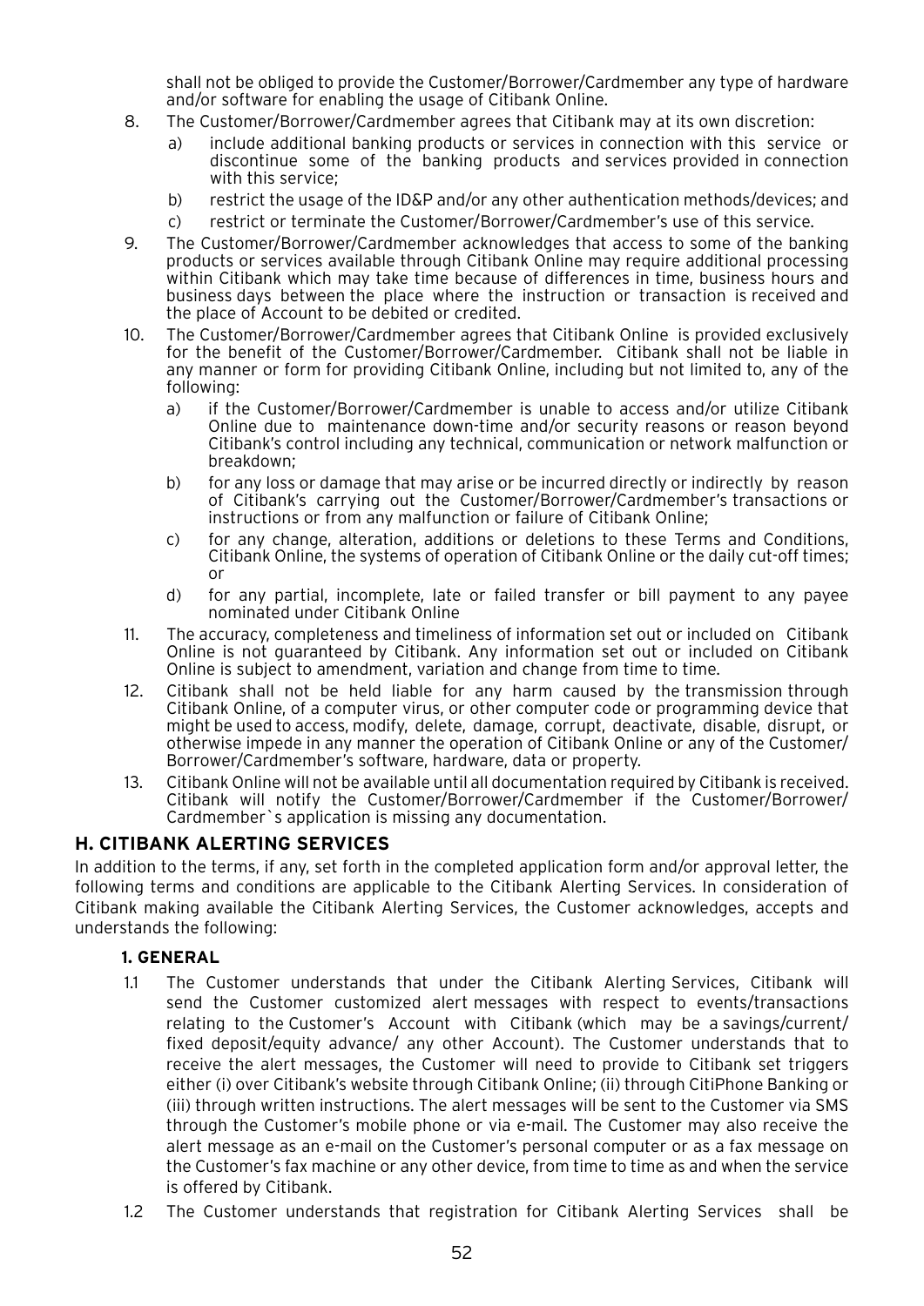shall not be obliged to provide the Customer/Borrower/Cardmember any type of hardware and/or software for enabling the usage of Citibank Online.

8. The Customer/Borrower/Cardmember agrees that Citibank may at its own discretion:
   a) include additional banking products or services in connection with this service or discontinue some of the banking products and services provided in connection with this service;
   b) restrict the usage of the ID&P and/or any other authentication methods/devices; and
   c) restrict or terminate the Customer/Borrower/Cardmember's use of this service.
9. The Customer/Borrower/Cardmember acknowledges that access to some of the banking products or services available through Citibank Online may require additional processing within Citibank which may take time because of differences in time, business hours and business days between the place where the instruction or transaction is received and the place of Account to be debited or credited.
10. The Customer/Borrower/Cardmember agrees that Citibank Online is provided exclusively for the benefit of the Customer/Borrower/Cardmember. Citibank shall not be liable in any manner or form for providing Citibank Online, including but not limited to, any of the following:
    a) if the Customer/Borrower/Cardmember is unable to access and/or utilize Citibank Online due to maintenance down-time and/or security reasons or reason beyond Citibank's control including any technical, communication or network malfunction or breakdown;
    b) for any loss or damage that may arise or be incurred directly or indirectly by reason of Citibank's carrying out the Customer/Borrower/Cardmember's transactions or instructions or from any malfunction or failure of Citibank Online;
    c) for any change, alteration, additions or deletions to these Terms and Conditions, Citibank Online, the systems of operation of Citibank Online or the daily cut-off times; or
    d) for any partial, incomplete, late or failed transfer or bill payment to any payee nominated under Citibank Online
11. The accuracy, completeness and timeliness of information set out or included on Citibank Online is not guaranteed by Citibank. Any information set out or included on Citibank Online is subject to amendment, variation and change from time to time.
12. Citibank shall not be held liable for any harm caused by the transmission through Citibank Online, of a computer virus, or other computer code or programming device that might be used to access, modify, delete, damage, corrupt, deactivate, disable, disrupt, or otherwise impede in any manner the operation of Citibank Online or any of the Customer/Borrower/Cardmember's software, hardware, data or property.
13. Citibank Online will not be available until all documentation required by Citibank is received. Citibank will notify the Customer/Borrower/Cardmember if the Customer/Borrower/Cardmember`s application is missing any documentation.

## H. CITIBANK ALERTING SERVICES

In addition to the terms, if any, set forth in the completed application form and/or approval letter, the following terms and conditions are applicable to the Citibank Alerting Services. In consideration of Citibank making available the Citibank Alerting Services, the Customer acknowledges, accepts and understands the following:

### 1. GENERAL

1.1 The Customer understands that under the Citibank Alerting Services, Citibank will send the Customer customized alert messages with respect to events/transactions relating to the Customer's Account with Citibank (which may be a savings/current/fixed deposit/equity advance/ any other Account). The Customer understands that to receive the alert messages, the Customer will need to provide to Citibank set triggers either (i) over Citibank's website through Citibank Online; (ii) through CitiPhone Banking or (iii) through written instructions. The alert messages will be sent to the Customer via SMS through the Customer's mobile phone or via e-mail. The Customer may also receive the alert message as an e-mail on the Customer's personal computer or as a fax message on the Customer's fax machine or any other device, from time to time as and when the service is offered by Citibank.

1.2 The Customer understands that registration for Citibank Alerting Services shall be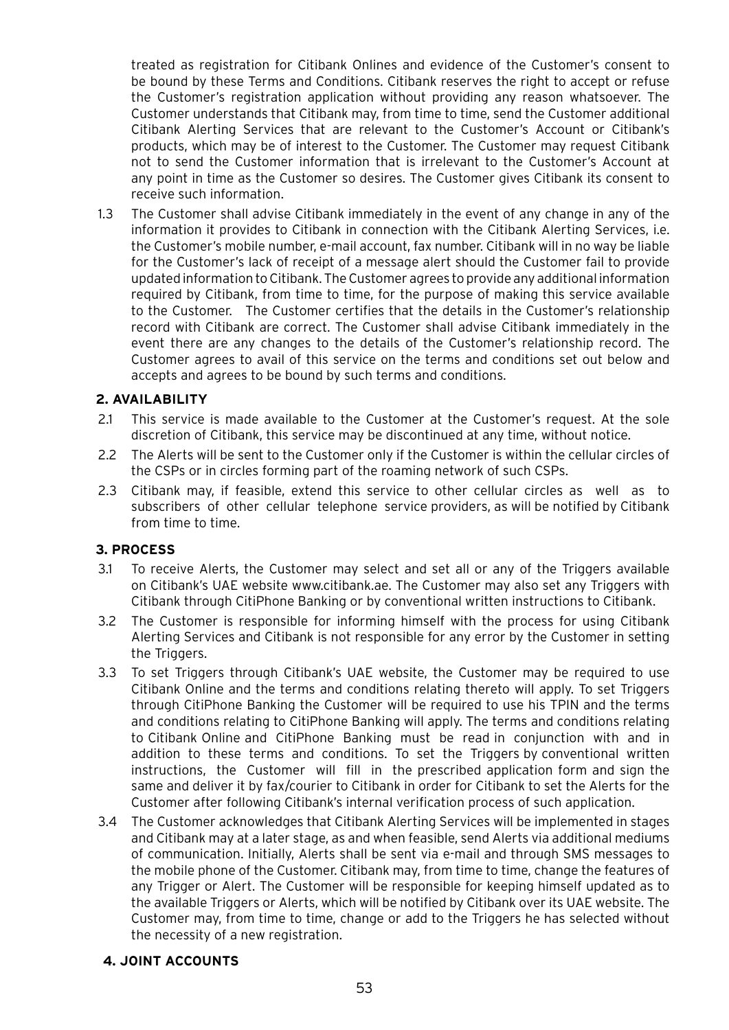treated as registration for Citibank Onlines and evidence of the Customer's consent to be bound by these Terms and Conditions. Citibank reserves the right to accept or refuse the Customer's registration application without providing any reason whatsoever. The Customer understands that Citibank may, from time to time, send the Customer additional Citibank Alerting Services that are relevant to the Customer's Account or Citibank's products, which may be of interest to the Customer. The Customer may request Citibank not to send the Customer information that is irrelevant to the Customer's Account at any point in time as the Customer so desires. The Customer gives Citibank its consent to receive such information.

1.3 The Customer shall advise Citibank immediately in the event of any change in any of the information it provides to Citibank in connection with the Citibank Alerting Services, i.e. the Customer's mobile number, e-mail account, fax number. Citibank will in no way be liable for the Customer's lack of receipt of a message alert should the Customer fail to provide updated information to Citibank. The Customer agrees to provide any additional information required by Citibank, from time to time, for the purpose of making this service available to the Customer. The Customer certifies that the details in the Customer's relationship record with Citibank are correct. The Customer shall advise Citibank immediately in the event there are any changes to the details of the Customer's relationship record. The Customer agrees to avail of this service on the terms and conditions set out below and accepts and agrees to be bound by such terms and conditions.

## 2. AVAILABILITY

2.1 This service is made available to the Customer at the Customer's request. At the sole discretion of Citibank, this service may be discontinued at any time, without notice.

2.2 The Alerts will be sent to the Customer only if the Customer is within the cellular circles of the CSPs or in circles forming part of the roaming network of such CSPs.

2.3 Citibank may, if feasible, extend this service to other cellular circles as well as to subscribers of other cellular telephone service providers, as will be notified by Citibank from time to time.

## 3. PROCESS

3.1 To receive Alerts, the Customer may select and set all or any of the Triggers available on Citibank's UAE website www.citibank.ae. The Customer may also set any Triggers with Citibank through CitiPhone Banking or by conventional written instructions to Citibank.

3.2 The Customer is responsible for informing himself with the process for using Citibank Alerting Services and Citibank is not responsible for any error by the Customer in setting the Triggers.

3.3 To set Triggers through Citibank's UAE website, the Customer may be required to use Citibank Online and the terms and conditions relating thereto will apply. To set Triggers through CitiPhone Banking the Customer will be required to use his TPIN and the terms and conditions relating to CitiPhone Banking will apply. The terms and conditions relating to Citibank Online and CitiPhone Banking must be read in conjunction with and in addition to these terms and conditions. To set the Triggers by conventional written instructions, the Customer will fill in the prescribed application form and sign the same and deliver it by fax/courier to Citibank in order for Citibank to set the Alerts for the Customer after following Citibank's internal verification process of such application.

3.4 The Customer acknowledges that Citibank Alerting Services will be implemented in stages and Citibank may at a later stage, as and when feasible, send Alerts via additional mediums of communication. Initially, Alerts shall be sent via e-mail and through SMS messages to the mobile phone of the Customer. Citibank may, from time to time, change the features of any Trigger or Alert. The Customer will be responsible for keeping himself updated as to the available Triggers or Alerts, which will be notified by Citibank over its UAE website. The Customer may, from time to time, change or add to the Triggers he has selected without the necessity of a new registration.

## 4. JOINT ACCOUNTS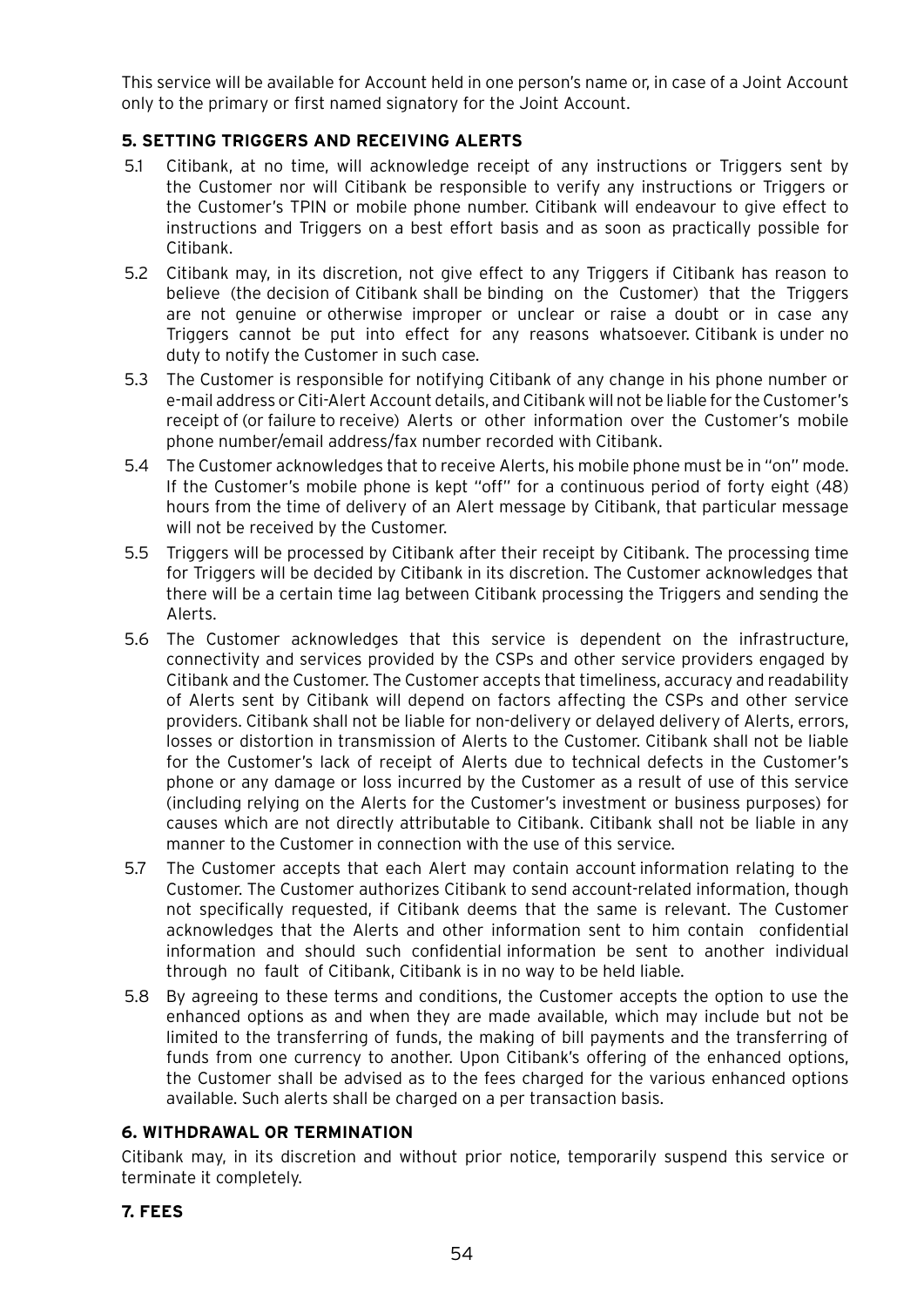This service will be available for Account held in one person's name or, in case of a Joint Account only to the primary or first named signatory for the Joint Account.

### 5. SETTING TRIGGERS AND RECEIVING ALERTS

5.1 Citibank, at no time, will acknowledge receipt of any instructions or Triggers sent by the Customer nor will Citibank be responsible to verify any instructions or Triggers or the Customer's TPIN or mobile phone number. Citibank will endeavour to give effect to instructions and Triggers on a best effort basis and as soon as practically possible for Citibank.

5.2 Citibank may, in its discretion, not give effect to any Triggers if Citibank has reason to believe (the decision of Citibank shall be binding on the Customer) that the Triggers are not genuine or otherwise improper or unclear or raise a doubt or in case any Triggers cannot be put into effect for any reasons whatsoever. Citibank is under no duty to notify the Customer in such case.

5.3 The Customer is responsible for notifying Citibank of any change in his phone number or e-mail address or Citi-Alert Account details, and Citibank will not be liable for the Customer's receipt of (or failure to receive) Alerts or other information over the Customer's mobile phone number/email address/fax number recorded with Citibank.

5.4 The Customer acknowledges that to receive Alerts, his mobile phone must be in "on" mode. If the Customer's mobile phone is kept "off" for a continuous period of forty eight (48) hours from the time of delivery of an Alert message by Citibank, that particular message will not be received by the Customer.

5.5 Triggers will be processed by Citibank after their receipt by Citibank. The processing time for Triggers will be decided by Citibank in its discretion. The Customer acknowledges that there will be a certain time lag between Citibank processing the Triggers and sending the Alerts.

5.6 The Customer acknowledges that this service is dependent on the infrastructure, connectivity and services provided by the CSPs and other service providers engaged by Citibank and the Customer. The Customer accepts that timeliness, accuracy and readability of Alerts sent by Citibank will depend on factors affecting the CSPs and other service providers. Citibank shall not be liable for non-delivery or delayed delivery of Alerts, errors, losses or distortion in transmission of Alerts to the Customer. Citibank shall not be liable for the Customer's lack of receipt of Alerts due to technical defects in the Customer's phone or any damage or loss incurred by the Customer as a result of use of this service (including relying on the Alerts for the Customer's investment or business purposes) for causes which are not directly attributable to Citibank. Citibank shall not be liable in any manner to the Customer in connection with the use of this service.

5.7 The Customer accepts that each Alert may contain account information relating to the Customer. The Customer authorizes Citibank to send account-related information, though not specifically requested, if Citibank deems that the same is relevant. The Customer acknowledges that the Alerts and other information sent to him contain confidential information and should such confidential information be sent to another individual through no fault of Citibank, Citibank is in no way to be held liable.

5.8 By agreeing to these terms and conditions, the Customer accepts the option to use the enhanced options as and when they are made available, which may include but not be limited to the transferring of funds, the making of bill payments and the transferring of funds from one currency to another. Upon Citibank's offering of the enhanced options, the Customer shall be advised as to the fees charged for the various enhanced options available. Such alerts shall be charged on a per transaction basis.

### 6. WITHDRAWAL OR TERMINATION

Citibank may, in its discretion and without prior notice, temporarily suspend this service or terminate it completely.

### 7. FEES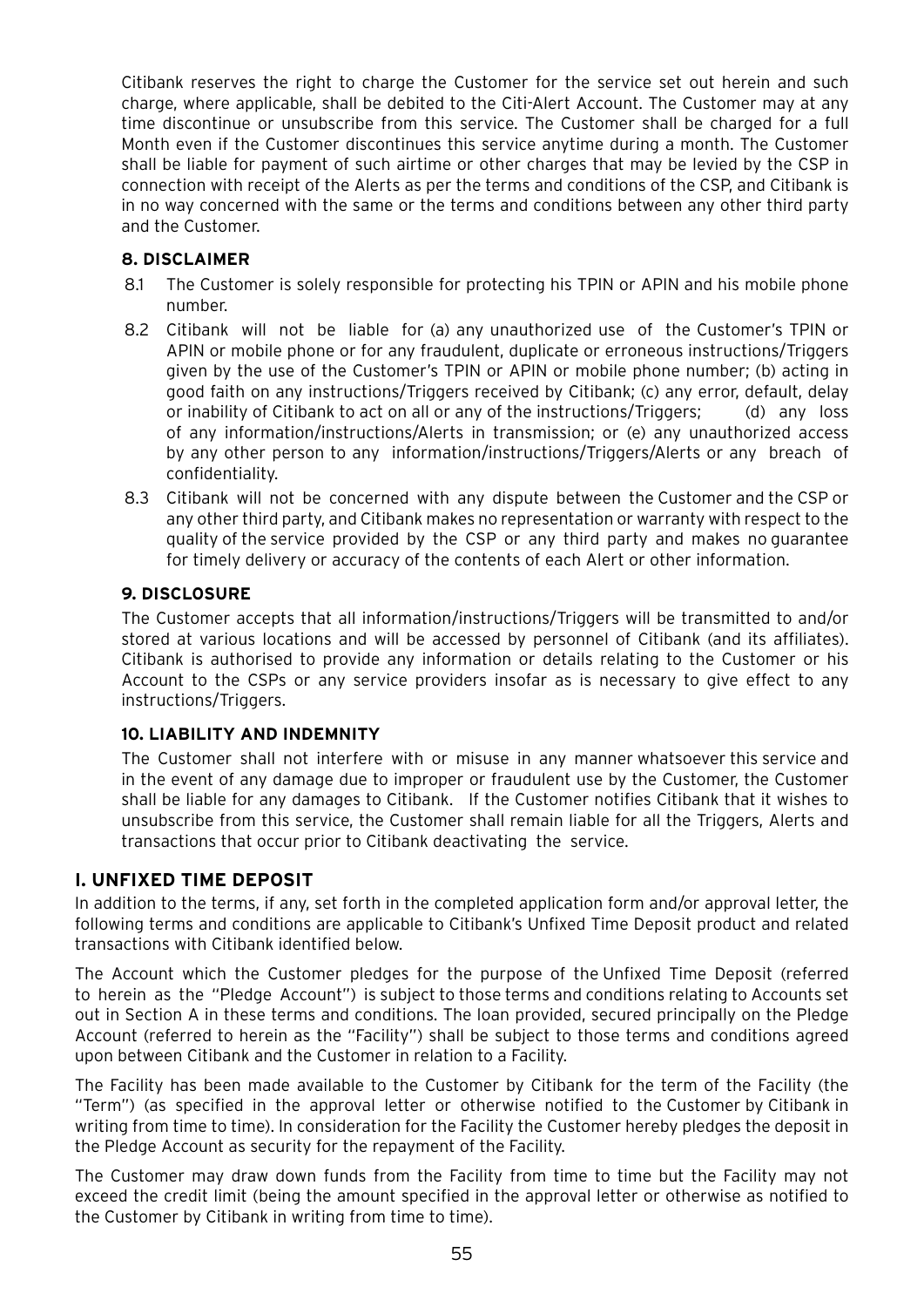Citibank reserves the right to charge the Customer for the service set out herein and such charge, where applicable, shall be debited to the Citi-Alert Account. The Customer may at any time discontinue or unsubscribe from this service. The Customer shall be charged for a full Month even if the Customer discontinues this service anytime during a month. The Customer shall be liable for payment of such airtime or other charges that may be levied by the CSP in connection with receipt of the Alerts as per the terms and conditions of the CSP, and Citibank is in no way concerned with the same or the terms and conditions between any other third party and the Customer.

### 8. DISCLAIMER

8.1 The Customer is solely responsible for protecting his TPIN or APIN and his mobile phone number.

8.2 Citibank will not be liable for (a) any unauthorized use of the Customer's TPIN or APIN or mobile phone or for any fraudulent, duplicate or erroneous instructions/Triggers given by the use of the Customer's TPIN or APIN or mobile phone number; (b) acting in good faith on any instructions/Triggers received by Citibank; (c) any error, default, delay or inability of Citibank to act on all or any of the instructions/Triggers; (d) any loss of any information/instructions/Alerts in transmission; or (e) any unauthorized access by any other person to any information/instructions/Triggers/Alerts or any breach of confidentiality.

8.3 Citibank will not be concerned with any dispute between the Customer and the CSP or any other third party, and Citibank makes no representation or warranty with respect to the quality of the service provided by the CSP or any third party and makes no guarantee for timely delivery or accuracy of the contents of each Alert or other information.

### 9. DISCLOSURE

The Customer accepts that all information/instructions/Triggers will be transmitted to and/or stored at various locations and will be accessed by personnel of Citibank (and its affiliates). Citibank is authorised to provide any information or details relating to the Customer or his Account to the CSPs or any service providers insofar as is necessary to give effect to any instructions/Triggers.

### 10. LIABILITY AND INDEMNITY

The Customer shall not interfere with or misuse in any manner whatsoever this service and in the event of any damage due to improper or fraudulent use by the Customer, the Customer shall be liable for any damages to Citibank. If the Customer notifies Citibank that it wishes to unsubscribe from this service, the Customer shall remain liable for all the Triggers, Alerts and transactions that occur prior to Citibank deactivating the service.

## I. UNFIXED TIME DEPOSIT

In addition to the terms, if any, set forth in the completed application form and/or approval letter, the following terms and conditions are applicable to Citibank's Unfixed Time Deposit product and related transactions with Citibank identified below.

The Account which the Customer pledges for the purpose of the Unfixed Time Deposit (referred to herein as the "Pledge Account") is subject to those terms and conditions relating to Accounts set out in Section A in these terms and conditions. The loan provided, secured principally on the Pledge Account (referred to herein as the "Facility") shall be subject to those terms and conditions agreed upon between Citibank and the Customer in relation to a Facility.

The Facility has been made available to the Customer by Citibank for the term of the Facility (the "Term") (as specified in the approval letter or otherwise notified to the Customer by Citibank in writing from time to time). In consideration for the Facility the Customer hereby pledges the deposit in the Pledge Account as security for the repayment of the Facility.

The Customer may draw down funds from the Facility from time to time but the Facility may not exceed the credit limit (being the amount specified in the approval letter or otherwise as notified to the Customer by Citibank in writing from time to time).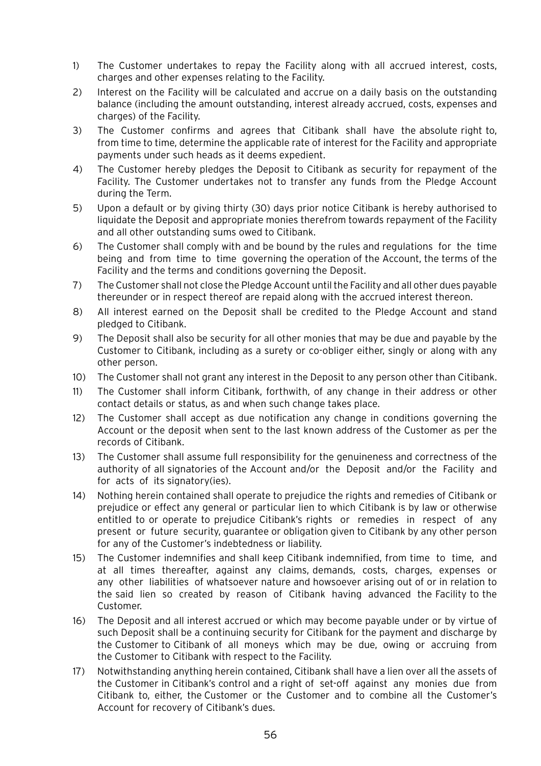1) The Customer undertakes to repay the Facility along with all accrued interest, costs, charges and other expenses relating to the Facility.

2) Interest on the Facility will be calculated and accrue on a daily basis on the outstanding balance (including the amount outstanding, interest already accrued, costs, expenses and charges) of the Facility.

3) The Customer confirms and agrees that Citibank shall have the absolute right to, from time to time, determine the applicable rate of interest for the Facility and appropriate payments under such heads as it deems expedient.

4) The Customer hereby pledges the Deposit to Citibank as security for repayment of the Facility. The Customer undertakes not to transfer any funds from the Pledge Account during the Term.

5) Upon a default or by giving thirty (30) days prior notice Citibank is hereby authorised to liquidate the Deposit and appropriate monies therefrom towards repayment of the Facility and all other outstanding sums owed to Citibank.

6) The Customer shall comply with and be bound by the rules and regulations for the time being and from time to time governing the operation of the Account, the terms of the Facility and the terms and conditions governing the Deposit.

7) The Customer shall not close the Pledge Account until the Facility and all other dues payable thereunder or in respect thereof are repaid along with the accrued interest thereon.

8) All interest earned on the Deposit shall be credited to the Pledge Account and stand pledged to Citibank.

9) The Deposit shall also be security for all other monies that may be due and payable by the Customer to Citibank, including as a surety or co-obliger either, singly or along with any other person.

10) The Customer shall not grant any interest in the Deposit to any person other than Citibank.

11) The Customer shall inform Citibank, forthwith, of any change in their address or other contact details or status, as and when such change takes place.

12) The Customer shall accept as due notification any change in conditions governing the Account or the deposit when sent to the last known address of the Customer as per the records of Citibank.

13) The Customer shall assume full responsibility for the genuineness and correctness of the authority of all signatories of the Account and/or the Deposit and/or the Facility and for acts of its signatory(ies).

14) Nothing herein contained shall operate to prejudice the rights and remedies of Citibank or prejudice or effect any general or particular lien to which Citibank is by law or otherwise entitled to or operate to prejudice Citibank's rights or remedies in respect of any present or future security, guarantee or obligation given to Citibank by any other person for any of the Customer's indebtedness or liability.

15) The Customer indemnifies and shall keep Citibank indemnified, from time to time, and at all times thereafter, against any claims, demands, costs, charges, expenses or any other liabilities of whatsoever nature and howsoever arising out of or in relation to the said lien so created by reason of Citibank having advanced the Facility to the Customer.

16) The Deposit and all interest accrued or which may become payable under or by virtue of such Deposit shall be a continuing security for Citibank for the payment and discharge by the Customer to Citibank of all moneys which may be due, owing or accruing from the Customer to Citibank with respect to the Facility.

17) Notwithstanding anything herein contained, Citibank shall have a lien over all the assets of the Customer in Citibank's control and a right of set-off against any monies due from Citibank to, either, the Customer or the Customer and to combine all the Customer's Account for recovery of Citibank's dues.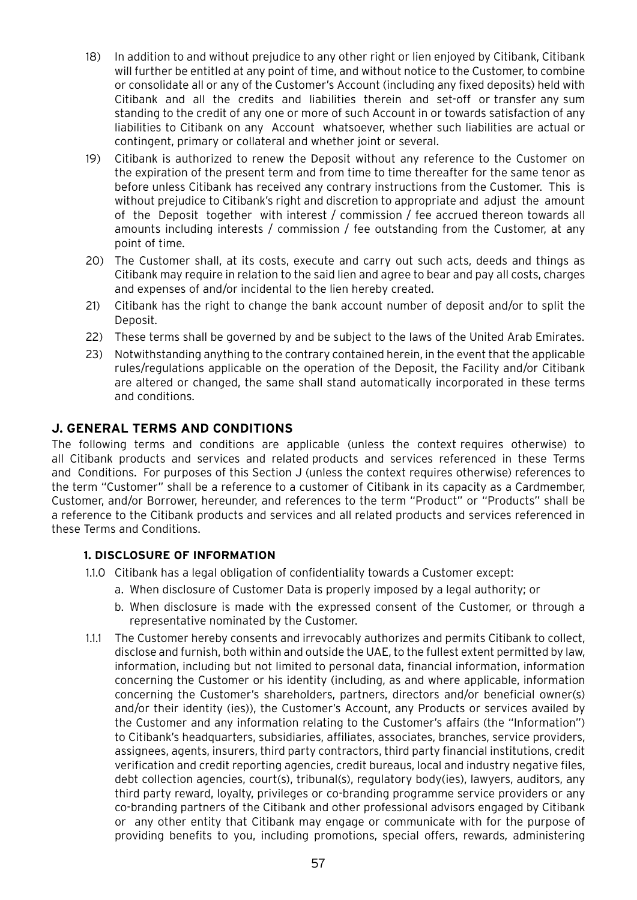18) In addition to and without prejudice to any other right or lien enjoyed by Citibank, Citibank will further be entitled at any point of time, and without notice to the Customer, to combine or consolidate all or any of the Customer's Account (including any fixed deposits) held with Citibank and all the credits and liabilities therein and set-off or transfer any sum standing to the credit of any one or more of such Account in or towards satisfaction of any liabilities to Citibank on any Account whatsoever, whether such liabilities are actual or contingent, primary or collateral and whether joint or several.

19) Citibank is authorized to renew the Deposit without any reference to the Customer on the expiration of the present term and from time to time thereafter for the same tenor as before unless Citibank has received any contrary instructions from the Customer. This is without prejudice to Citibank's right and discretion to appropriate and adjust the amount of the Deposit together with interest / commission / fee accrued thereon towards all amounts including interests / commission / fee outstanding from the Customer, at any point of time.

20) The Customer shall, at its costs, execute and carry out such acts, deeds and things as Citibank may require in relation to the said lien and agree to bear and pay all costs, charges and expenses of and/or incidental to the lien hereby created.

21) Citibank has the right to change the bank account number of deposit and/or to split the Deposit.

22) These terms shall be governed by and be subject to the laws of the United Arab Emirates.

23) Notwithstanding anything to the contrary contained herein, in the event that the applicable rules/regulations applicable on the operation of the Deposit, the Facility and/or Citibank are altered or changed, the same shall stand automatically incorporated in these terms and conditions.

## J. GENERAL TERMS AND CONDITIONS

The following terms and conditions are applicable (unless the context requires otherwise) to all Citibank products and services and related products and services referenced in these Terms and Conditions. For purposes of this Section J (unless the context requires otherwise) references to the term "Customer" shall be a reference to a customer of Citibank in its capacity as a Cardmember, Customer, and/or Borrower, hereunder, and references to the term "Product" or "Products" shall be a reference to the Citibank products and services and all related products and services referenced in these Terms and Conditions.

### 1. DISCLOSURE OF INFORMATION

1.1.0 Citibank has a legal obligation of confidentiality towards a Customer except:

a. When disclosure of Customer Data is properly imposed by a legal authority; or

b. When disclosure is made with the expressed consent of the Customer, or through a representative nominated by the Customer.

1.1.1 The Customer hereby consents and irrevocably authorizes and permits Citibank to collect, disclose and furnish, both within and outside the UAE, to the fullest extent permitted by law, information, including but not limited to personal data, financial information, information concerning the Customer or his identity (including, as and where applicable, information concerning the Customer's shareholders, partners, directors and/or beneficial owner(s) and/or their identity (ies)), the Customer's Account, any Products or services availed by the Customer and any information relating to the Customer's affairs (the "Information") to Citibank's headquarters, subsidiaries, affiliates, associates, branches, service providers, assignees, agents, insurers, third party contractors, third party financial institutions, credit verification and credit reporting agencies, credit bureaus, local and industry negative files, debt collection agencies, court(s), tribunal(s), regulatory body(ies), lawyers, auditors, any third party reward, loyalty, privileges or co-branding programme service providers or any co-branding partners of the Citibank and other professional advisors engaged by Citibank or any other entity that Citibank may engage or communicate with for the purpose of providing benefits to you, including promotions, special offers, rewards, administering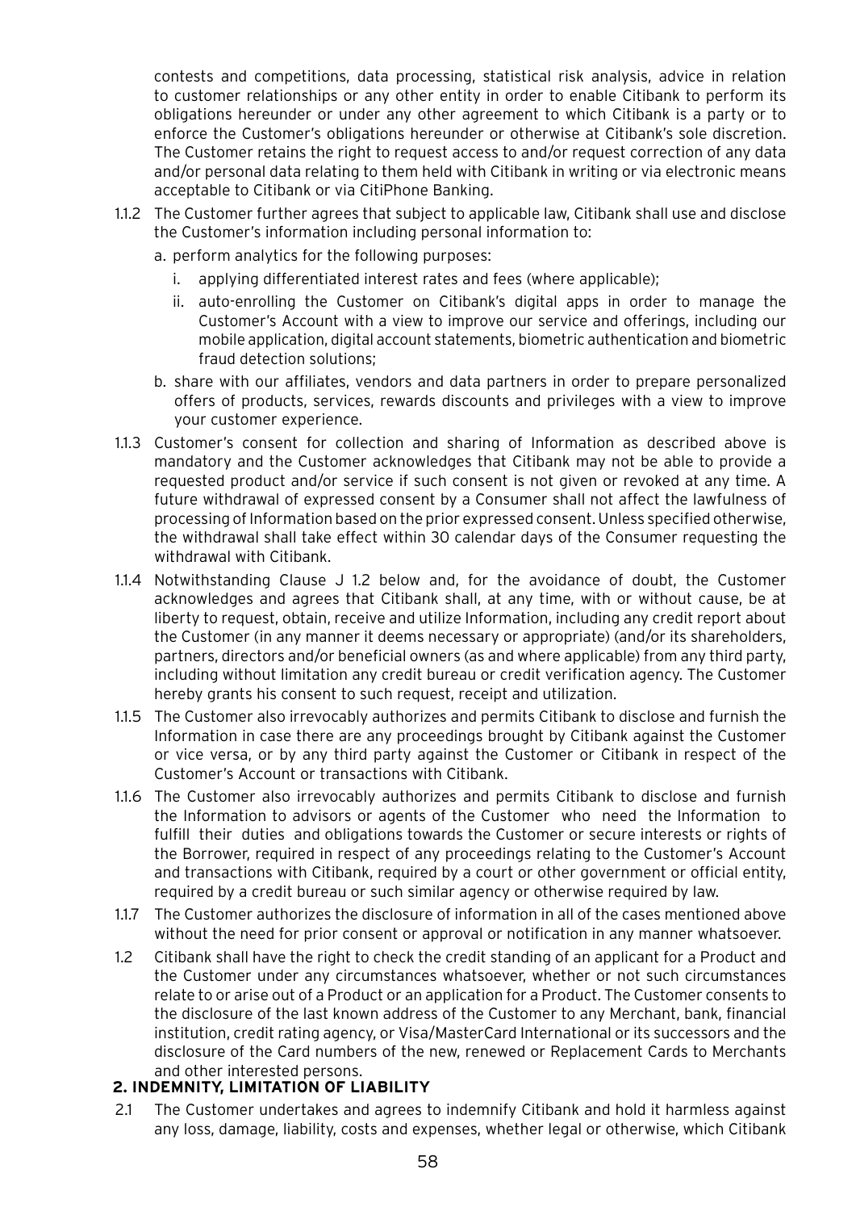contests and competitions, data processing, statistical risk analysis, advice in relation to customer relationships or any other entity in order to enable Citibank to perform its obligations hereunder or under any other agreement to which Citibank is a party or to enforce the Customer's obligations hereunder or otherwise at Citibank's sole discretion. The Customer retains the right to request access to and/or request correction of any data and/or personal data relating to them held with Citibank in writing or via electronic means acceptable to Citibank or via CitiPhone Banking.

1.1.2 The Customer further agrees that subject to applicable law, Citibank shall use and disclose the Customer's information including personal information to:

a. perform analytics for the following purposes:

   i. applying differentiated interest rates and fees (where applicable);

   ii. auto-enrolling the Customer on Citibank's digital apps in order to manage the Customer's Account with a view to improve our service and offerings, including our mobile application, digital account statements, biometric authentication and biometric fraud detection solutions;

b. share with our affiliates, vendors and data partners in order to prepare personalized offers of products, services, rewards discounts and privileges with a view to improve your customer experience.

1.1.3 Customer's consent for collection and sharing of Information as described above is mandatory and the Customer acknowledges that Citibank may not be able to provide a requested product and/or service if such consent is not given or revoked at any time. A future withdrawal of expressed consent by a Consumer shall not affect the lawfulness of processing of Information based on the prior expressed consent. Unless specified otherwise, the withdrawal shall take effect within 30 calendar days of the Consumer requesting the withdrawal with Citibank.

1.1.4 Notwithstanding Clause J 1.2 below and, for the avoidance of doubt, the Customer acknowledges and agrees that Citibank shall, at any time, with or without cause, be at liberty to request, obtain, receive and utilize Information, including any credit report about the Customer (in any manner it deems necessary or appropriate) (and/or its shareholders, partners, directors and/or beneficial owners (as and where applicable) from any third party, including without limitation any credit bureau or credit verification agency. The Customer hereby grants his consent to such request, receipt and utilization.

1.1.5 The Customer also irrevocably authorizes and permits Citibank to disclose and furnish the Information in case there are any proceedings brought by Citibank against the Customer or vice versa, or by any third party against the Customer or Citibank in respect of the Customer's Account or transactions with Citibank.

1.1.6 The Customer also irrevocably authorizes and permits Citibank to disclose and furnish the Information to advisors or agents of the Customer who need the Information to fulfill their duties and obligations towards the Customer or secure interests or rights of the Borrower, required in respect of any proceedings relating to the Customer's Account and transactions with Citibank, required by a court or other government or official entity, required by a credit bureau or such similar agency or otherwise required by law.

1.1.7 The Customer authorizes the disclosure of information in all of the cases mentioned above without the need for prior consent or approval or notification in any manner whatsoever.

1.2 Citibank shall have the right to check the credit standing of an applicant for a Product and the Customer under any circumstances whatsoever, whether or not such circumstances relate to or arise out of a Product or an application for a Product. The Customer consents to the disclosure of the last known address of the Customer to any Merchant, bank, financial institution, credit rating agency, or Visa/MasterCard International or its successors and the disclosure of the Card numbers of the new, renewed or Replacement Cards to Merchants and other interested persons.

## 2. INDEMNITY, LIMITATION OF LIABILITY

2.1 The Customer undertakes and agrees to indemnify Citibank and hold it harmless against any loss, damage, liability, costs and expenses, whether legal or otherwise, which Citibank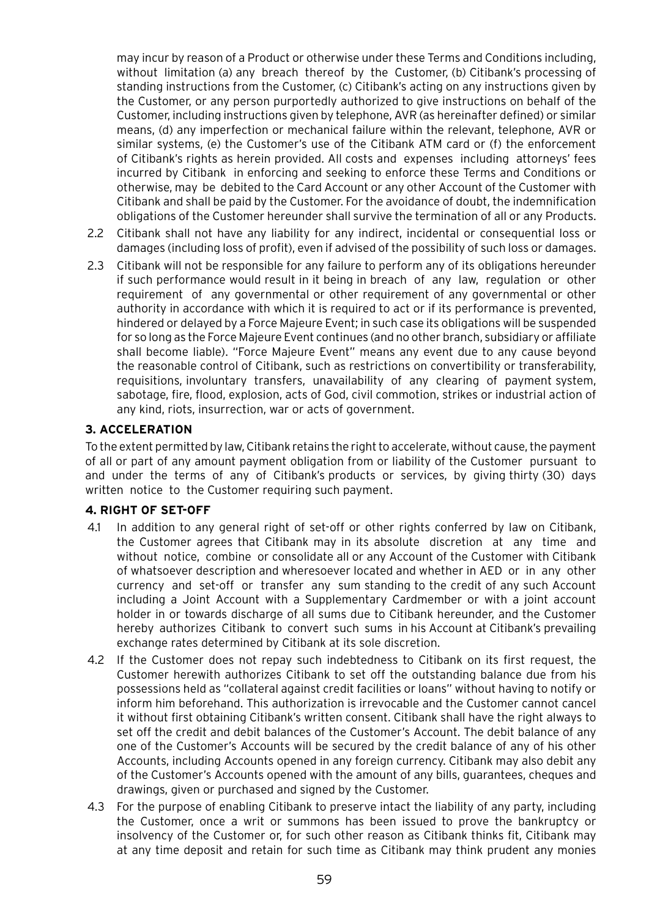may incur by reason of a Product or otherwise under these Terms and Conditions including, without limitation (a) any breach thereof by the Customer, (b) Citibank's processing of standing instructions from the Customer, (c) Citibank's acting on any instructions given by the Customer, or any person purportedly authorized to give instructions on behalf of the Customer, including instructions given by telephone, AVR (as hereinafter defined) or similar means, (d) any imperfection or mechanical failure within the relevant, telephone, AVR or similar systems, (e) the Customer's use of the Citibank ATM card or (f) the enforcement of Citibank's rights as herein provided. All costs and expenses including attorneys' fees incurred by Citibank in enforcing and seeking to enforce these Terms and Conditions or otherwise, may be debited to the Card Account or any other Account of the Customer with Citibank and shall be paid by the Customer. For the avoidance of doubt, the indemnification obligations of the Customer hereunder shall survive the termination of all or any Products.

2.2 Citibank shall not have any liability for any indirect, incidental or consequential loss or damages (including loss of profit), even if advised of the possibility of such loss or damages.

2.3 Citibank will not be responsible for any failure to perform any of its obligations hereunder if such performance would result in it being in breach of any law, regulation or other requirement of any governmental or other requirement of any governmental or other authority in accordance with which it is required to act or if its performance is prevented, hindered or delayed by a Force Majeure Event; in such case its obligations will be suspended for so long as the Force Majeure Event continues (and no other branch, subsidiary or affiliate shall become liable). "Force Majeure Event" means any event due to any cause beyond the reasonable control of Citibank, such as restrictions on convertibility or transferability, requisitions, involuntary transfers, unavailability of any clearing of payment system, sabotage, fire, flood, explosion, acts of God, civil commotion, strikes or industrial action of any kind, riots, insurrection, war or acts of government.

### 3. ACCELERATION

To the extent permitted by law, Citibank retains the right to accelerate, without cause, the payment of all or part of any amount payment obligation from or liability of the Customer pursuant to and under the terms of any of Citibank's products or services, by giving thirty (30) days written notice to the Customer requiring such payment.

### 4. RIGHT OF SET-OFF

4.1 In addition to any general right of set-off or other rights conferred by law on Citibank, the Customer agrees that Citibank may in its absolute discretion at any time and without notice, combine or consolidate all or any Account of the Customer with Citibank of whatsoever description and wheresoever located and whether in AED or in any other currency and set-off or transfer any sum standing to the credit of any such Account including a Joint Account with a Supplementary Cardmember or with a joint account holder in or towards discharge of all sums due to Citibank hereunder, and the Customer hereby authorizes Citibank to convert such sums in his Account at Citibank's prevailing exchange rates determined by Citibank at its sole discretion.

4.2 If the Customer does not repay such indebtedness to Citibank on its first request, the Customer herewith authorizes Citibank to set off the outstanding balance due from his possessions held as "collateral against credit facilities or loans" without having to notify or inform him beforehand. This authorization is irrevocable and the Customer cannot cancel it without first obtaining Citibank's written consent. Citibank shall have the right always to set off the credit and debit balances of the Customer's Account. The debit balance of any one of the Customer's Accounts will be secured by the credit balance of any of his other Accounts, including Accounts opened in any foreign currency. Citibank may also debit any of the Customer's Accounts opened with the amount of any bills, guarantees, cheques and drawings, given or purchased and signed by the Customer.

4.3 For the purpose of enabling Citibank to preserve intact the liability of any party, including the Customer, once a writ or summons has been issued to prove the bankruptcy or insolvency of the Customer or, for such other reason as Citibank thinks fit, Citibank may at any time deposit and retain for such time as Citibank may think prudent any monies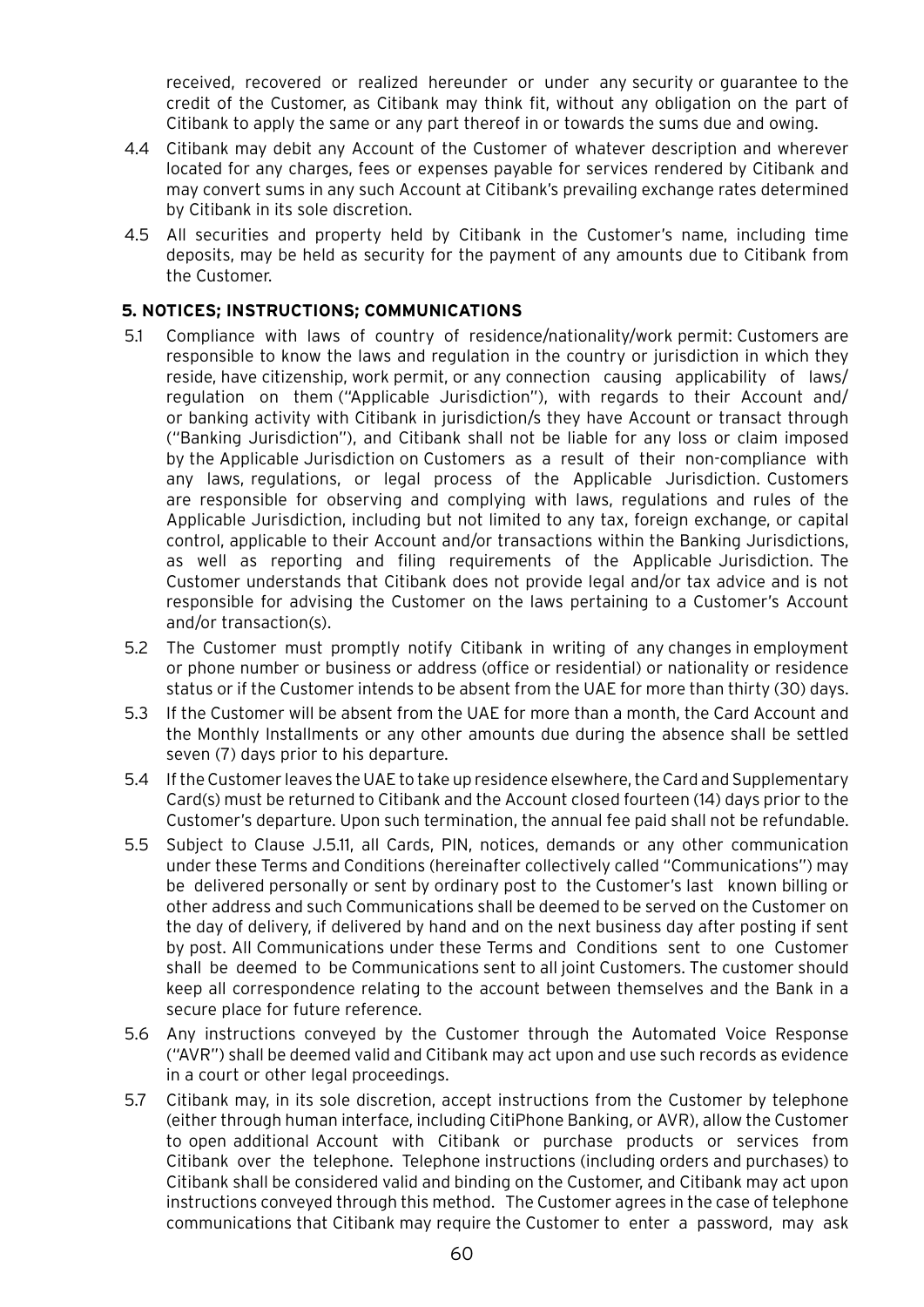received, recovered or realized hereunder or under any security or guarantee to the credit of the Customer, as Citibank may think fit, without any obligation on the part of Citibank to apply the same or any part thereof in or towards the sums due and owing.

4.4 Citibank may debit any Account of the Customer of whatever description and wherever located for any charges, fees or expenses payable for services rendered by Citibank and may convert sums in any such Account at Citibank's prevailing exchange rates determined by Citibank in its sole discretion.

4.5 All securities and property held by Citibank in the Customer's name, including time deposits, may be held as security for the payment of any amounts due to Citibank from the Customer.

**5. NOTICES; INSTRUCTIONS; COMMUNICATIONS**

5.1 Compliance with laws of country of residence/nationality/work permit: Customers are responsible to know the laws and regulation in the country or jurisdiction in which they reside, have citizenship, work permit, or any connection causing applicability of laws/ regulation on them ("Applicable Jurisdiction"), with regards to their Account and/ or banking activity with Citibank in jurisdiction/s they have Account or transact through ("Banking Jurisdiction"), and Citibank shall not be liable for any loss or claim imposed by the Applicable Jurisdiction on Customers as a result of their non-compliance with any laws, regulations, or legal process of the Applicable Jurisdiction. Customers are responsible for observing and complying with laws, regulations and rules of the Applicable Jurisdiction, including but not limited to any tax, foreign exchange, or capital control, applicable to their Account and/or transactions within the Banking Jurisdictions, as well as reporting and filing requirements of the Applicable Jurisdiction. The Customer understands that Citibank does not provide legal and/or tax advice and is not responsible for advising the Customer on the laws pertaining to a Customer's Account and/or transaction(s).

5.2 The Customer must promptly notify Citibank in writing of any changes in employment or phone number or business or address (office or residential) or nationality or residence status or if the Customer intends to be absent from the UAE for more than thirty (30) days.

5.3 If the Customer will be absent from the UAE for more than a month, the Card Account and the Monthly Installments or any other amounts due during the absence shall be settled seven (7) days prior to his departure.

5.4 If the Customer leaves the UAE to take up residence elsewhere, the Card and Supplementary Card(s) must be returned to Citibank and the Account closed fourteen (14) days prior to the Customer's departure. Upon such termination, the annual fee paid shall not be refundable.

5.5 Subject to Clause J.5.11, all Cards, PIN, notices, demands or any other communication under these Terms and Conditions (hereinafter collectively called "Communications") may be delivered personally or sent by ordinary post to the Customer's last known billing or other address and such Communications shall be deemed to be served on the Customer on the day of delivery, if delivered by hand and on the next business day after posting if sent by post. All Communications under these Terms and Conditions sent to one Customer shall be deemed to be Communications sent to all joint Customers. The customer should keep all correspondence relating to the account between themselves and the Bank in a secure place for future reference.

5.6 Any instructions conveyed by the Customer through the Automated Voice Response ("AVR") shall be deemed valid and Citibank may act upon and use such records as evidence in a court or other legal proceedings.

5.7 Citibank may, in its sole discretion, accept instructions from the Customer by telephone (either through human interface, including CitiPhone Banking, or AVR), allow the Customer to open additional Account with Citibank or purchase products or services from Citibank over the telephone. Telephone instructions (including orders and purchases) to Citibank shall be considered valid and binding on the Customer, and Citibank may act upon instructions conveyed through this method. The Customer agrees in the case of telephone communications that Citibank may require the Customer to enter a password, may ask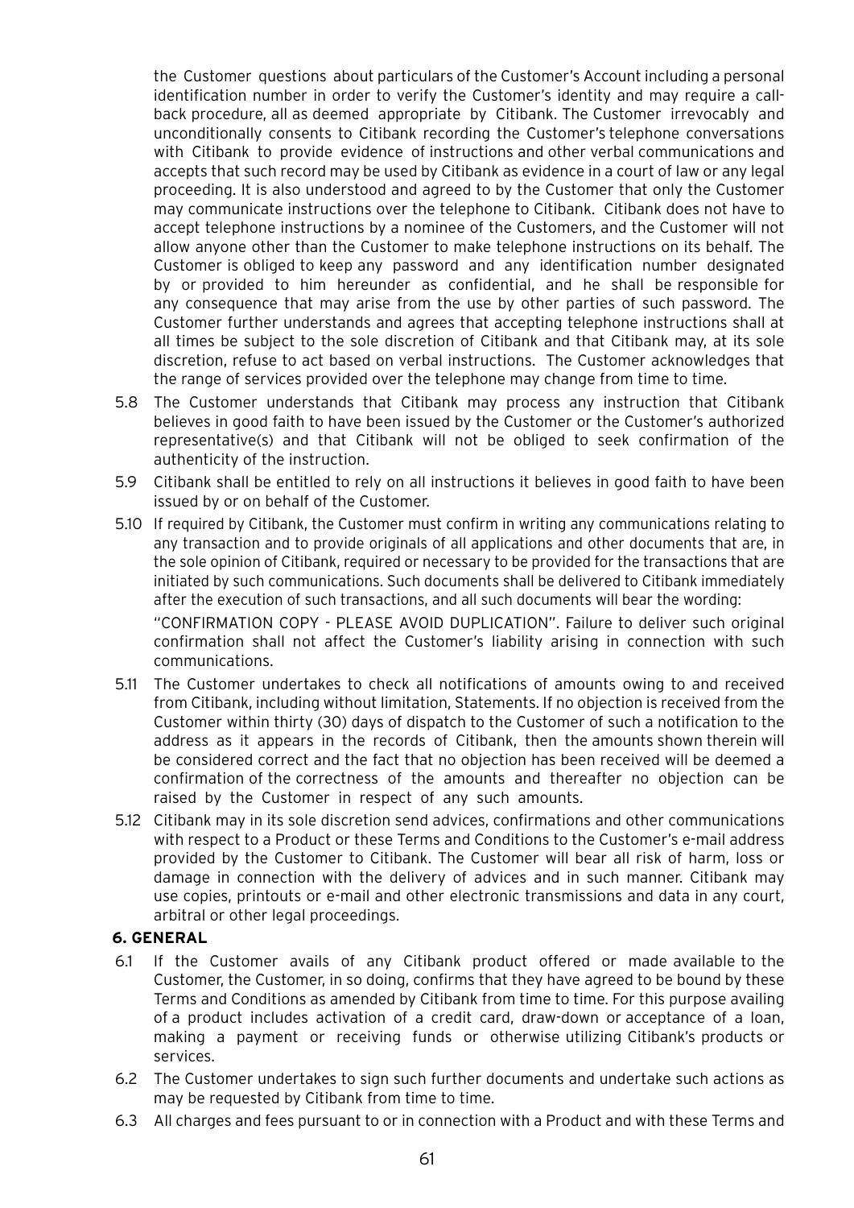the Customer questions about particulars of the Customer's Account including a personal identification number in order to verify the Customer's identity and may require a call-back procedure, all as deemed appropriate by Citibank. The Customer irrevocably and unconditionally consents to Citibank recording the Customer's telephone conversations with Citibank to provide evidence of instructions and other verbal communications and accepts that such record may be used by Citibank as evidence in a court of law or any legal proceeding. It is also understood and agreed to by the Customer that only the Customer may communicate instructions over the telephone to Citibank. Citibank does not have to accept telephone instructions by a nominee of the Customers, and the Customer will not allow anyone other than the Customer to make telephone instructions on its behalf. The Customer is obliged to keep any password and any identification number designated by or provided to him hereunder as confidential, and he shall be responsible for any consequence that may arise from the use by other parties of such password. The Customer further understands and agrees that accepting telephone instructions shall at all times be subject to the sole discretion of Citibank and that Citibank may, at its sole discretion, refuse to act based on verbal instructions. The Customer acknowledges that the range of services provided over the telephone may change from time to time.

5.8 The Customer understands that Citibank may process any instruction that Citibank believes in good faith to have been issued by the Customer or the Customer's authorized representative(s) and that Citibank will not be obliged to seek confirmation of the authenticity of the instruction.

5.9 Citibank shall be entitled to rely on all instructions it believes in good faith to have been issued by or on behalf of the Customer.

5.10 If required by Citibank, the Customer must confirm in writing any communications relating to any transaction and to provide originals of all applications and other documents that are, in the sole opinion of Citibank, required or necessary to be provided for the transactions that are initiated by such communications. Such documents shall be delivered to Citibank immediately after the execution of such transactions, and all such documents will bear the wording:

"CONFIRMATION COPY - PLEASE AVOID DUPLICATION". Failure to deliver such original confirmation shall not affect the Customer's liability arising in connection with such communications.

5.11 The Customer undertakes to check all notifications of amounts owing to and received from Citibank, including without limitation, Statements. If no objection is received from the Customer within thirty (30) days of dispatch to the Customer of such a notification to the address as it appears in the records of Citibank, then the amounts shown therein will be considered correct and the fact that no objection has been received will be deemed a confirmation of the correctness of the amounts and thereafter no objection can be raised by the Customer in respect of any such amounts.

5.12 Citibank may in its sole discretion send advices, confirmations and other communications with respect to a Product or these Terms and Conditions to the Customer's e-mail address provided by the Customer to Citibank. The Customer will bear all risk of harm, loss or damage in connection with the delivery of advices and in such manner. Citibank may use copies, printouts or e-mail and other electronic transmissions and data in any court, arbitral or other legal proceedings.

**6. GENERAL**

6.1 If the Customer avails of any Citibank product offered or made available to the Customer, the Customer, in so doing, confirms that they have agreed to be bound by these Terms and Conditions as amended by Citibank from time to time. For this purpose availing of a product includes activation of a credit card, draw-down or acceptance of a loan, making a payment or receiving funds or otherwise utilizing Citibank's products or services.

6.2 The Customer undertakes to sign such further documents and undertake such actions as may be requested by Citibank from time to time.

6.3 All charges and fees pursuant to or in connection with a Product and with these Terms and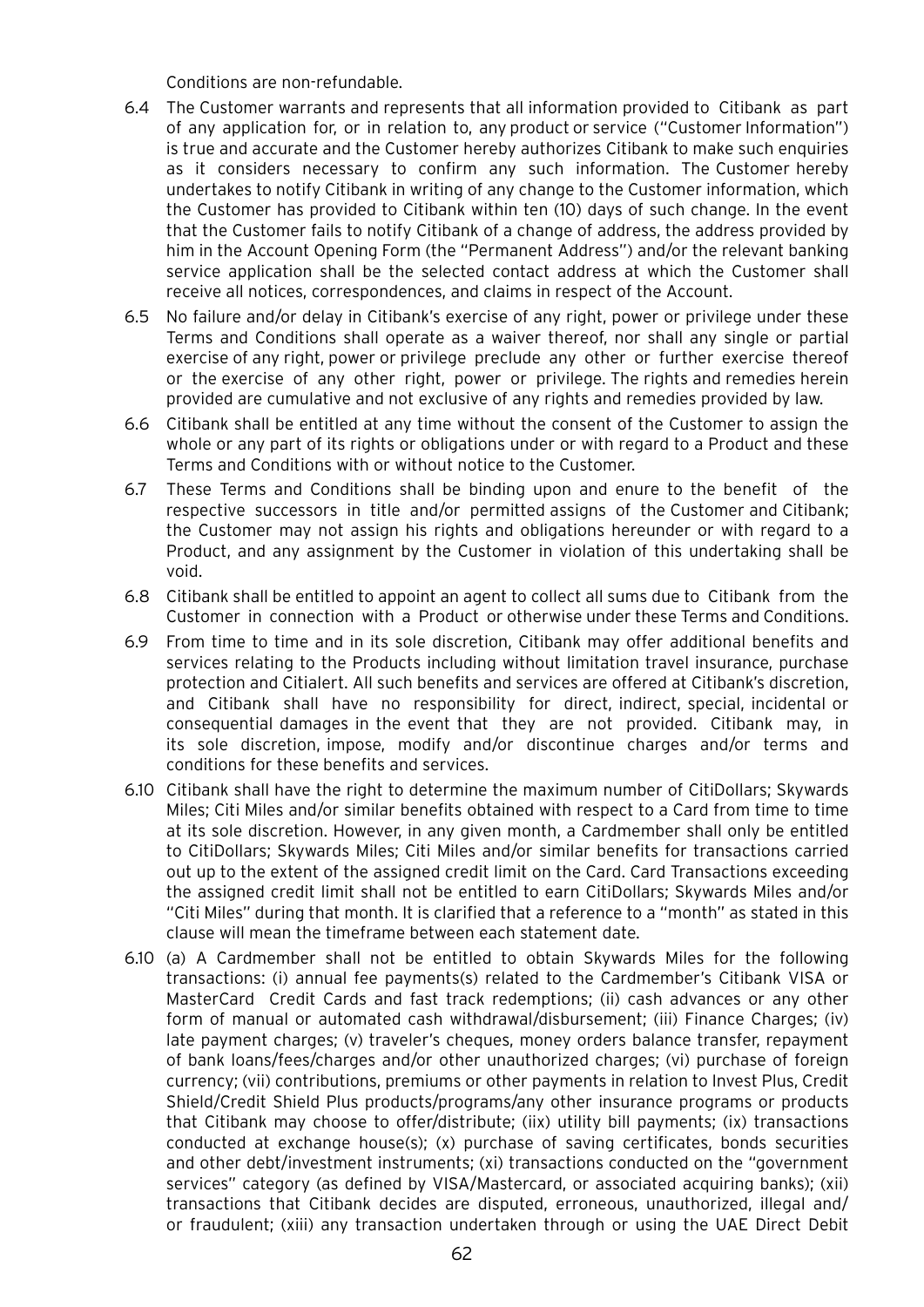Conditions are non-refundable.

6.4 The Customer warrants and represents that all information provided to Citibank as part of any application for, or in relation to, any product or service ("Customer Information") is true and accurate and the Customer hereby authorizes Citibank to make such enquiries as it considers necessary to confirm any such information. The Customer hereby undertakes to notify Citibank in writing of any change to the Customer information, which the Customer has provided to Citibank within ten (10) days of such change. In the event that the Customer fails to notify Citibank of a change of address, the address provided by him in the Account Opening Form (the "Permanent Address") and/or the relevant banking service application shall be the selected contact address at which the Customer shall receive all notices, correspondences, and claims in respect of the Account.

6.5 No failure and/or delay in Citibank's exercise of any right, power or privilege under these Terms and Conditions shall operate as a waiver thereof, nor shall any single or partial exercise of any right, power or privilege preclude any other or further exercise thereof or the exercise of any other right, power or privilege. The rights and remedies herein provided are cumulative and not exclusive of any rights and remedies provided by law.

6.6 Citibank shall be entitled at any time without the consent of the Customer to assign the whole or any part of its rights or obligations under or with regard to a Product and these Terms and Conditions with or without notice to the Customer.

6.7 These Terms and Conditions shall be binding upon and enure to the benefit of the respective successors in title and/or permitted assigns of the Customer and Citibank; the Customer may not assign his rights and obligations hereunder or with regard to a Product, and any assignment by the Customer in violation of this undertaking shall be void.

6.8 Citibank shall be entitled to appoint an agent to collect all sums due to Citibank from the Customer in connection with a Product or otherwise under these Terms and Conditions.

6.9 From time to time and in its sole discretion, Citibank may offer additional benefits and services relating to the Products including without limitation travel insurance, purchase protection and Citialert. All such benefits and services are offered at Citibank's discretion, and Citibank shall have no responsibility for direct, indirect, special, incidental or consequential damages in the event that they are not provided. Citibank may, in its sole discretion, impose, modify and/or discontinue charges and/or terms and conditions for these benefits and services.

6.10 Citibank shall have the right to determine the maximum number of CitiDollars; Skywards Miles; Citi Miles and/or similar benefits obtained with respect to a Card from time to time at its sole discretion. However, in any given month, a Cardmember shall only be entitled to CitiDollars; Skywards Miles; Citi Miles and/or similar benefits for transactions carried out up to the extent of the assigned credit limit on the Card. Card Transactions exceeding the assigned credit limit shall not be entitled to earn CitiDollars; Skywards Miles and/or "Citi Miles" during that month. It is clarified that a reference to a "month" as stated in this clause will mean the timeframe between each statement date.

6.10 (a) A Cardmember shall not be entitled to obtain Skywards Miles for the following transactions: (i) annual fee payments(s) related to the Cardmember's Citibank VISA or MasterCard Credit Cards and fast track redemptions; (ii) cash advances or any other form of manual or automated cash withdrawal/disbursement; (iii) Finance Charges; (iv) late payment charges; (v) traveler's cheques, money orders balance transfer, repayment of bank loans/fees/charges and/or other unauthorized charges; (vi) purchase of foreign currency; (vii) contributions, premiums or other payments in relation to Invest Plus, Credit Shield/Credit Shield Plus products/programs/any other insurance programs or products that Citibank may choose to offer/distribute; (iix) utility bill payments; (ix) transactions conducted at exchange house(s); (x) purchase of saving certificates, bonds securities and other debt/investment instruments; (xi) transactions conducted on the "government services" category (as defined by VISA/Mastercard, or associated acquiring banks); (xii) transactions that Citibank decides are disputed, erroneous, unauthorized, illegal and/or fraudulent; (xiii) any transaction undertaken through or using the UAE Direct Debit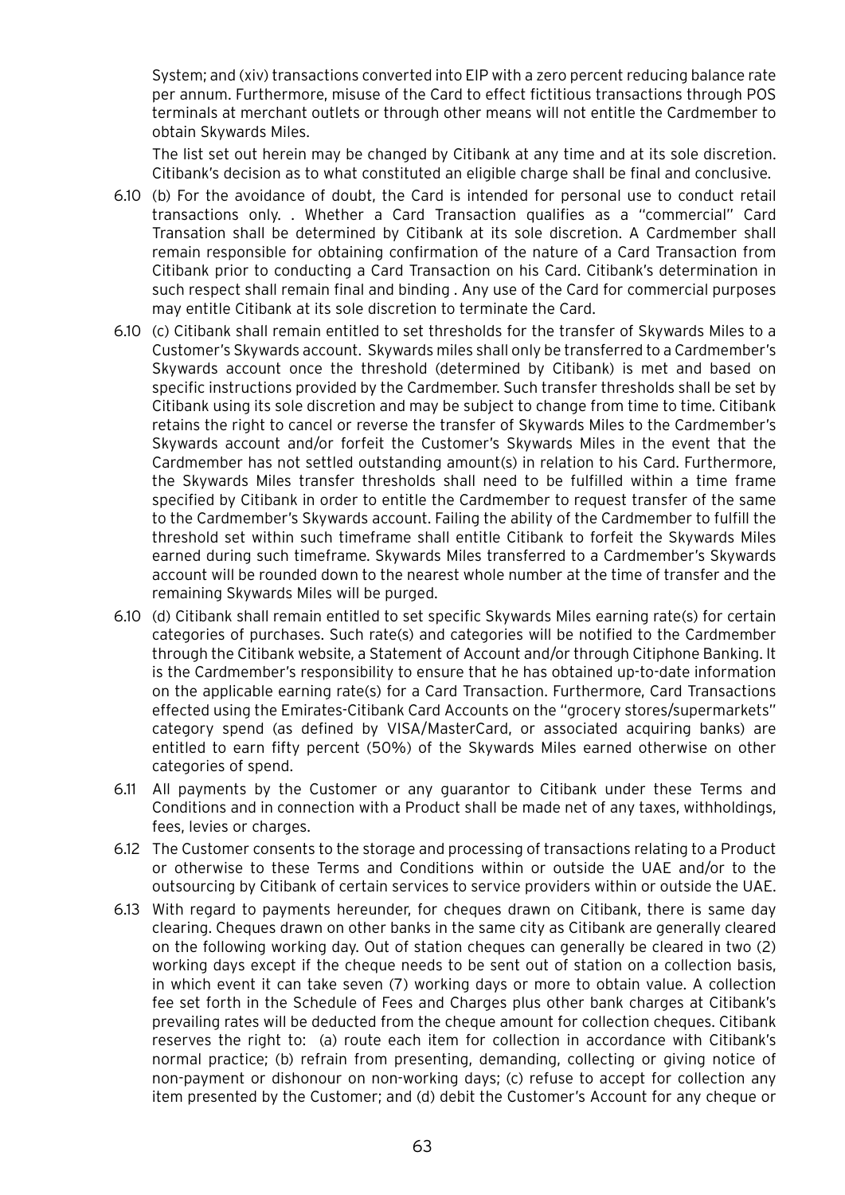System; and (xiv) transactions converted into EIP with a zero percent reducing balance rate per annum. Furthermore, misuse of the Card to effect fictitious transactions through POS terminals at merchant outlets or through other means will not entitle the Cardmember to obtain Skywards Miles.

The list set out herein may be changed by Citibank at any time and at its sole discretion. Citibank's decision as to what constituted an eligible charge shall be final and conclusive.

6.10 (b) For the avoidance of doubt, the Card is intended for personal use to conduct retail transactions only. . Whether a Card Transaction qualifies as a "commercial" Card Transation shall be determined by Citibank at its sole discretion. A Cardmember shall remain responsible for obtaining confirmation of the nature of a Card Transaction from Citibank prior to conducting a Card Transaction on his Card. Citibank's determination in such respect shall remain final and binding . Any use of the Card for commercial purposes may entitle Citibank at its sole discretion to terminate the Card.

6.10 (c) Citibank shall remain entitled to set thresholds for the transfer of Skywards Miles to a Customer's Skywards account. Skywards miles shall only be transferred to a Cardmember's Skywards account once the threshold (determined by Citibank) is met and based on specific instructions provided by the Cardmember. Such transfer thresholds shall be set by Citibank using its sole discretion and may be subject to change from time to time. Citibank retains the right to cancel or reverse the transfer of Skywards Miles to the Cardmember's Skywards account and/or forfeit the Customer's Skywards Miles in the event that the Cardmember has not settled outstanding amount(s) in relation to his Card. Furthermore, the Skywards Miles transfer thresholds shall need to be fulfilled within a time frame specified by Citibank in order to entitle the Cardmember to request transfer of the same to the Cardmember's Skywards account. Failing the ability of the Cardmember to fulfill the threshold set within such timeframe shall entitle Citibank to forfeit the Skywards Miles earned during such timeframe. Skywards Miles transferred to a Cardmember's Skywards account will be rounded down to the nearest whole number at the time of transfer and the remaining Skywards Miles will be purged.

6.10 (d) Citibank shall remain entitled to set specific Skywards Miles earning rate(s) for certain categories of purchases. Such rate(s) and categories will be notified to the Cardmember through the Citibank website, a Statement of Account and/or through Citiphone Banking. It is the Cardmember's responsibility to ensure that he has obtained up-to-date information on the applicable earning rate(s) for a Card Transaction. Furthermore, Card Transactions effected using the Emirates-Citibank Card Accounts on the "grocery stores/supermarkets" category spend (as defined by VISA/MasterCard, or associated acquiring banks) are entitled to earn fifty percent (50%) of the Skywards Miles earned otherwise on other categories of spend.

6.11 All payments by the Customer or any guarantor to Citibank under these Terms and Conditions and in connection with a Product shall be made net of any taxes, withholdings, fees, levies or charges.

6.12 The Customer consents to the storage and processing of transactions relating to a Product or otherwise to these Terms and Conditions within or outside the UAE and/or to the outsourcing by Citibank of certain services to service providers within or outside the UAE.

6.13 With regard to payments hereunder, for cheques drawn on Citibank, there is same day clearing. Cheques drawn on other banks in the same city as Citibank are generally cleared on the following working day. Out of station cheques can generally be cleared in two (2) working days except if the cheque needs to be sent out of station on a collection basis, in which event it can take seven (7) working days or more to obtain value. A collection fee set forth in the Schedule of Fees and Charges plus other bank charges at Citibank's prevailing rates will be deducted from the cheque amount for collection cheques. Citibank reserves the right to: (a) route each item for collection in accordance with Citibank's normal practice; (b) refrain from presenting, demanding, collecting or giving notice of non-payment or dishonour on non-working days; (c) refuse to accept for collection any item presented by the Customer; and (d) debit the Customer's Account for any cheque or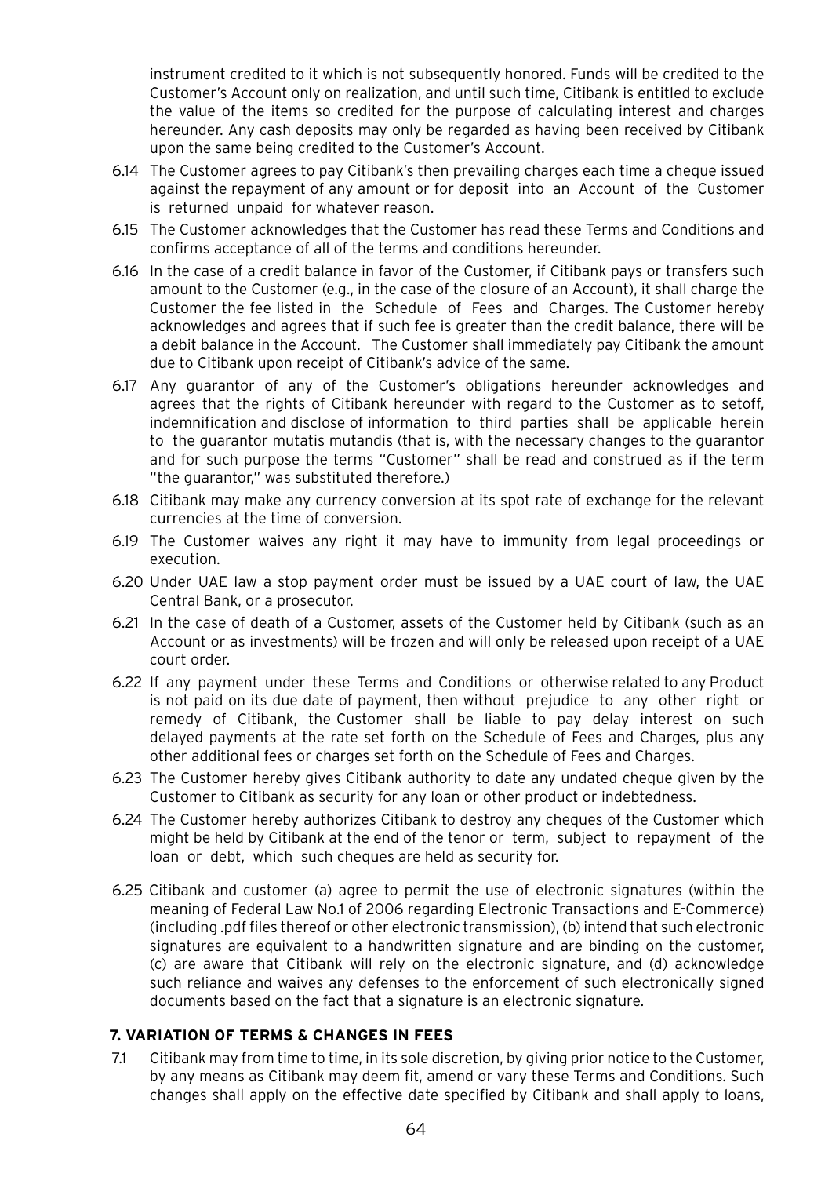instrument credited to it which is not subsequently honored. Funds will be credited to the Customer's Account only on realization, and until such time, Citibank is entitled to exclude the value of the items so credited for the purpose of calculating interest and charges hereunder. Any cash deposits may only be regarded as having been received by Citibank upon the same being credited to the Customer's Account.

6.14 The Customer agrees to pay Citibank's then prevailing charges each time a cheque issued against the repayment of any amount or for deposit into an Account of the Customer is returned unpaid for whatever reason.

6.15 The Customer acknowledges that the Customer has read these Terms and Conditions and confirms acceptance of all of the terms and conditions hereunder.

6.16 In the case of a credit balance in favor of the Customer, if Citibank pays or transfers such amount to the Customer (e.g., in the case of the closure of an Account), it shall charge the Customer the fee listed in the Schedule of Fees and Charges. The Customer hereby acknowledges and agrees that if such fee is greater than the credit balance, there will be a debit balance in the Account. The Customer shall immediately pay Citibank the amount due to Citibank upon receipt of Citibank's advice of the same.

6.17 Any guarantor of any of the Customer's obligations hereunder acknowledges and agrees that the rights of Citibank hereunder with regard to the Customer as to setoff, indemnification and disclose of information to third parties shall be applicable herein to the guarantor mutatis mutandis (that is, with the necessary changes to the guarantor and for such purpose the terms "Customer" shall be read and construed as if the term "the guarantor," was substituted therefore.)

6.18 Citibank may make any currency conversion at its spot rate of exchange for the relevant currencies at the time of conversion.

6.19 The Customer waives any right it may have to immunity from legal proceedings or execution.

6.20 Under UAE law a stop payment order must be issued by a UAE court of law, the UAE Central Bank, or a prosecutor.

6.21 In the case of death of a Customer, assets of the Customer held by Citibank (such as an Account or as investments) will be frozen and will only be released upon receipt of a UAE court order.

6.22 If any payment under these Terms and Conditions or otherwise related to any Product is not paid on its due date of payment, then without prejudice to any other right or remedy of Citibank, the Customer shall be liable to pay delay interest on such delayed payments at the rate set forth on the Schedule of Fees and Charges, plus any other additional fees or charges set forth on the Schedule of Fees and Charges.

6.23 The Customer hereby gives Citibank authority to date any undated cheque given by the Customer to Citibank as security for any loan or other product or indebtedness.

6.24 The Customer hereby authorizes Citibank to destroy any cheques of the Customer which might be held by Citibank at the end of the tenor or term, subject to repayment of the loan or debt, which such cheques are held as security for.

6.25 Citibank and customer (a) agree to permit the use of electronic signatures (within the meaning of Federal Law No.1 of 2006 regarding Electronic Transactions and E-Commerce) (including .pdf files thereof or other electronic transmission), (b) intend that such electronic signatures are equivalent to a handwritten signature and are binding on the customer, (c) are aware that Citibank will rely on the electronic signature, and (d) acknowledge such reliance and waives any defenses to the enforcement of such electronically signed documents based on the fact that a signature is an electronic signature.

## 7. VARIATION OF TERMS & CHANGES IN FEES

7.1 Citibank may from time to time, in its sole discretion, by giving prior notice to the Customer, by any means as Citibank may deem fit, amend or vary these Terms and Conditions. Such changes shall apply on the effective date specified by Citibank and shall apply to loans,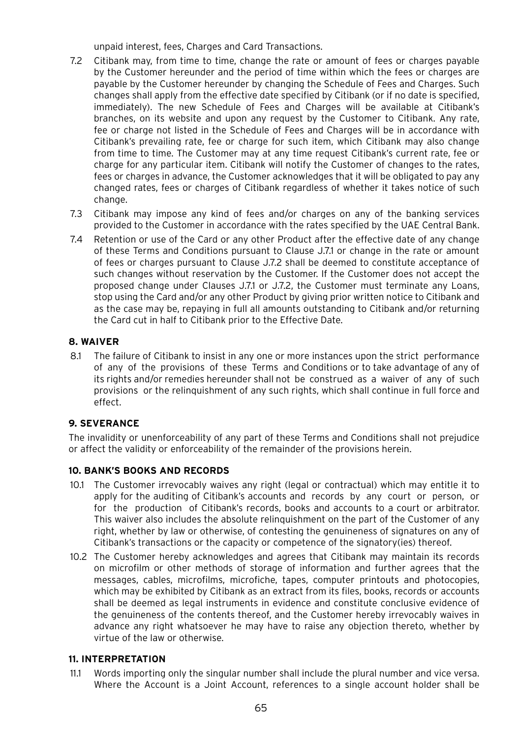unpaid interest, fees, Charges and Card Transactions.

7.2 Citibank may, from time to time, change the rate or amount of fees or charges payable by the Customer hereunder and the period of time within which the fees or charges are payable by the Customer hereunder by changing the Schedule of Fees and Charges. Such changes shall apply from the effective date specified by Citibank (or if no date is specified, immediately). The new Schedule of Fees and Charges will be available at Citibank's branches, on its website and upon any request by the Customer to Citibank. Any rate, fee or charge not listed in the Schedule of Fees and Charges will be in accordance with Citibank's prevailing rate, fee or charge for such item, which Citibank may also change from time to time. The Customer may at any time request Citibank's current rate, fee or charge for any particular item. Citibank will notify the Customer of changes to the rates, fees or charges in advance, the Customer acknowledges that it will be obligated to pay any changed rates, fees or charges of Citibank regardless of whether it takes notice of such change.

7.3 Citibank may impose any kind of fees and/or charges on any of the banking services provided to the Customer in accordance with the rates specified by the UAE Central Bank.

7.4 Retention or use of the Card or any other Product after the effective date of any change of these Terms and Conditions pursuant to Clause J.7.1 or change in the rate or amount of fees or charges pursuant to Clause J.7.2 shall be deemed to constitute acceptance of such changes without reservation by the Customer. If the Customer does not accept the proposed change under Clauses J.7.1 or J.7.2, the Customer must terminate any Loans, stop using the Card and/or any other Product by giving prior written notice to Citibank and as the case may be, repaying in full all amounts outstanding to Citibank and/or returning the Card cut in half to Citibank prior to the Effective Date.

## 8. WAIVER

8.1 The failure of Citibank to insist in any one or more instances upon the strict performance of any of the provisions of these Terms and Conditions or to take advantage of any of its rights and/or remedies hereunder shall not be construed as a waiver of any of such provisions or the relinquishment of any such rights, which shall continue in full force and effect.

## 9. SEVERANCE

The invalidity or unenforceability of any part of these Terms and Conditions shall not prejudice or affect the validity or enforceability of the remainder of the provisions herein.

## 10. BANK'S BOOKS AND RECORDS

10.1 The Customer irrevocably waives any right (legal or contractual) which may entitle it to apply for the auditing of Citibank's accounts and records by any court or person, or for the production of Citibank's records, books and accounts to a court or arbitrator. This waiver also includes the absolute relinquishment on the part of the Customer of any right, whether by law or otherwise, of contesting the genuineness of signatures on any of Citibank's transactions or the capacity or competence of the signatory(ies) thereof.

10.2 The Customer hereby acknowledges and agrees that Citibank may maintain its records on microfilm or other methods of storage of information and further agrees that the messages, cables, microfilms, microfiche, tapes, computer printouts and photocopies, which may be exhibited by Citibank as an extract from its files, books, records or accounts shall be deemed as legal instruments in evidence and constitute conclusive evidence of the genuineness of the contents thereof, and the Customer hereby irrevocably waives in advance any right whatsoever he may have to raise any objection thereto, whether by virtue of the law or otherwise.

## 11. INTERPRETATION

11.1 Words importing only the singular number shall include the plural number and vice versa. Where the Account is a Joint Account, references to a single account holder shall be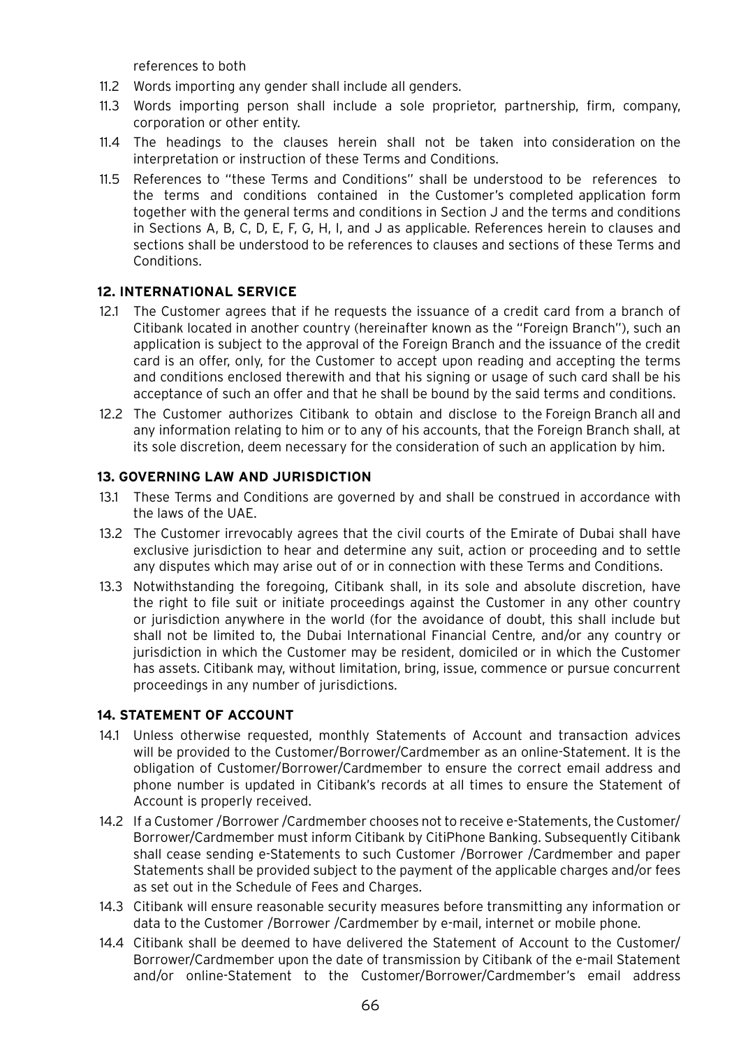references to both

11.2 Words importing any gender shall include all genders.

11.3 Words importing person shall include a sole proprietor, partnership, firm, company, corporation or other entity.

11.4 The headings to the clauses herein shall not be taken into consideration on the interpretation or instruction of these Terms and Conditions.

11.5 References to "these Terms and Conditions" shall be understood to be references to the terms and conditions contained in the Customer's completed application form together with the general terms and conditions in Section J and the terms and conditions in Sections A, B, C, D, E, F, G, H, I, and J as applicable. References herein to clauses and sections shall be understood to be references to clauses and sections of these Terms and Conditions.

### 12. INTERNATIONAL SERVICE

12.1 The Customer agrees that if he requests the issuance of a credit card from a branch of Citibank located in another country (hereinafter known as the "Foreign Branch"), such an application is subject to the approval of the Foreign Branch and the issuance of the credit card is an offer, only, for the Customer to accept upon reading and accepting the terms and conditions enclosed therewith and that his signing or usage of such card shall be his acceptance of such an offer and that he shall be bound by the said terms and conditions.

12.2 The Customer authorizes Citibank to obtain and disclose to the Foreign Branch all and any information relating to him or to any of his accounts, that the Foreign Branch shall, at its sole discretion, deem necessary for the consideration of such an application by him.

### 13. GOVERNING LAW AND JURISDICTION

13.1 These Terms and Conditions are governed by and shall be construed in accordance with the laws of the UAE.

13.2 The Customer irrevocably agrees that the civil courts of the Emirate of Dubai shall have exclusive jurisdiction to hear and determine any suit, action or proceeding and to settle any disputes which may arise out of or in connection with these Terms and Conditions.

13.3 Notwithstanding the foregoing, Citibank shall, in its sole and absolute discretion, have the right to file suit or initiate proceedings against the Customer in any other country or jurisdiction anywhere in the world (for the avoidance of doubt, this shall include but shall not be limited to, the Dubai International Financial Centre, and/or any country or jurisdiction in which the Customer may be resident, domiciled or in which the Customer has assets. Citibank may, without limitation, bring, issue, commence or pursue concurrent proceedings in any number of jurisdictions.

### 14. STATEMENT OF ACCOUNT

14.1 Unless otherwise requested, monthly Statements of Account and transaction advices will be provided to the Customer/Borrower/Cardmember as an online-Statement. It is the obligation of Customer/Borrower/Cardmember to ensure the correct email address and phone number is updated in Citibank's records at all times to ensure the Statement of Account is properly received.

14.2 If a Customer /Borrower /Cardmember chooses not to receive e-Statements, the Customer/ Borrower/Cardmember must inform Citibank by CitiPhone Banking. Subsequently Citibank shall cease sending e-Statements to such Customer /Borrower /Cardmember and paper Statements shall be provided subject to the payment of the applicable charges and/or fees as set out in the Schedule of Fees and Charges.

14.3 Citibank will ensure reasonable security measures before transmitting any information or data to the Customer /Borrower /Cardmember by e-mail, internet or mobile phone.

14.4 Citibank shall be deemed to have delivered the Statement of Account to the Customer/ Borrower/Cardmember upon the date of transmission by Citibank of the e-mail Statement and/or online-Statement to the Customer/Borrower/Cardmember's email address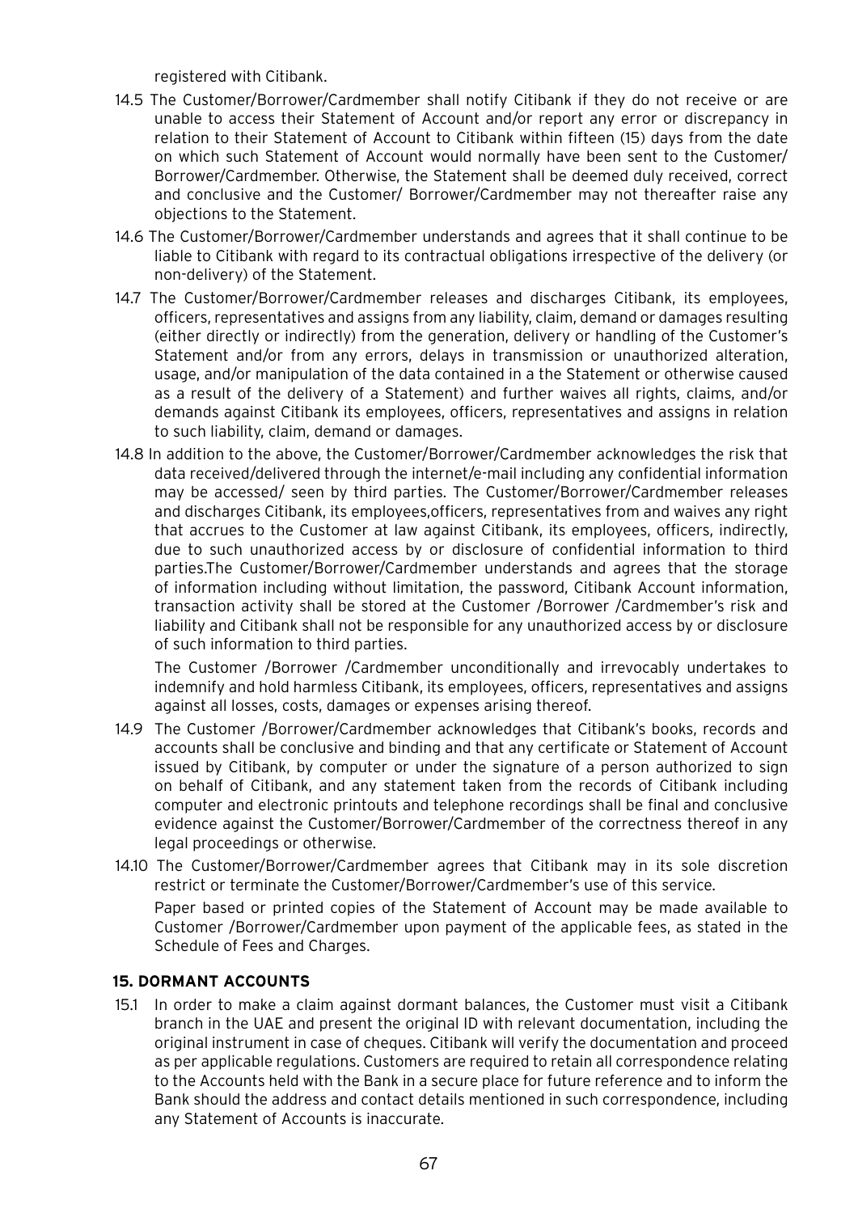registered with Citibank.

14.5 The Customer/Borrower/Cardmember shall notify Citibank if they do not receive or are unable to access their Statement of Account and/or report any error or discrepancy in relation to their Statement of Account to Citibank within fifteen (15) days from the date on which such Statement of Account would normally have been sent to the Customer/ Borrower/Cardmember. Otherwise, the Statement shall be deemed duly received, correct and conclusive and the Customer/ Borrower/Cardmember may not thereafter raise any objections to the Statement.

14.6 The Customer/Borrower/Cardmember understands and agrees that it shall continue to be liable to Citibank with regard to its contractual obligations irrespective of the delivery (or non-delivery) of the Statement.

14.7 The Customer/Borrower/Cardmember releases and discharges Citibank, its employees, officers, representatives and assigns from any liability, claim, demand or damages resulting (either directly or indirectly) from the generation, delivery or handling of the Customer's Statement and/or from any errors, delays in transmission or unauthorized alteration, usage, and/or manipulation of the data contained in a the Statement or otherwise caused as a result of the delivery of a Statement) and further waives all rights, claims, and/or demands against Citibank its employees, officers, representatives and assigns in relation to such liability, claim, demand or damages.

14.8 In addition to the above, the Customer/Borrower/Cardmember acknowledges the risk that data received/delivered through the internet/e-mail including any confidential information may be accessed/ seen by third parties. The Customer/Borrower/Cardmember releases and discharges Citibank, its employees,officers, representatives from and waives any right that accrues to the Customer at law against Citibank, its employees, officers, indirectly, due to such unauthorized access by or disclosure of confidential information to third parties.The Customer/Borrower/Cardmember understands and agrees that the storage of information including without limitation, the password, Citibank Account information, transaction activity shall be stored at the Customer /Borrower /Cardmember's risk and liability and Citibank shall not be responsible for any unauthorized access by or disclosure of such information to third parties.

The Customer /Borrower /Cardmember unconditionally and irrevocably undertakes to indemnify and hold harmless Citibank, its employees, officers, representatives and assigns against all losses, costs, damages or expenses arising thereof.

14.9 The Customer /Borrower/Cardmember acknowledges that Citibank's books, records and accounts shall be conclusive and binding and that any certificate or Statement of Account issued by Citibank, by computer or under the signature of a person authorized to sign on behalf of Citibank, and any statement taken from the records of Citibank including computer and electronic printouts and telephone recordings shall be final and conclusive evidence against the Customer/Borrower/Cardmember of the correctness thereof in any legal proceedings or otherwise.

14.10 The Customer/Borrower/Cardmember agrees that Citibank may in its sole discretion restrict or terminate the Customer/Borrower/Cardmember's use of this service.

Paper based or printed copies of the Statement of Account may be made available to Customer /Borrower/Cardmember upon payment of the applicable fees, as stated in the Schedule of Fees and Charges.

## 15. DORMANT ACCOUNTS

15.1 In order to make a claim against dormant balances, the Customer must visit a Citibank branch in the UAE and present the original ID with relevant documentation, including the original instrument in case of cheques. Citibank will verify the documentation and proceed as per applicable regulations. Customers are required to retain all correspondence relating to the Accounts held with the Bank in a secure place for future reference and to inform the Bank should the address and contact details mentioned in such correspondence, including any Statement of Accounts is inaccurate.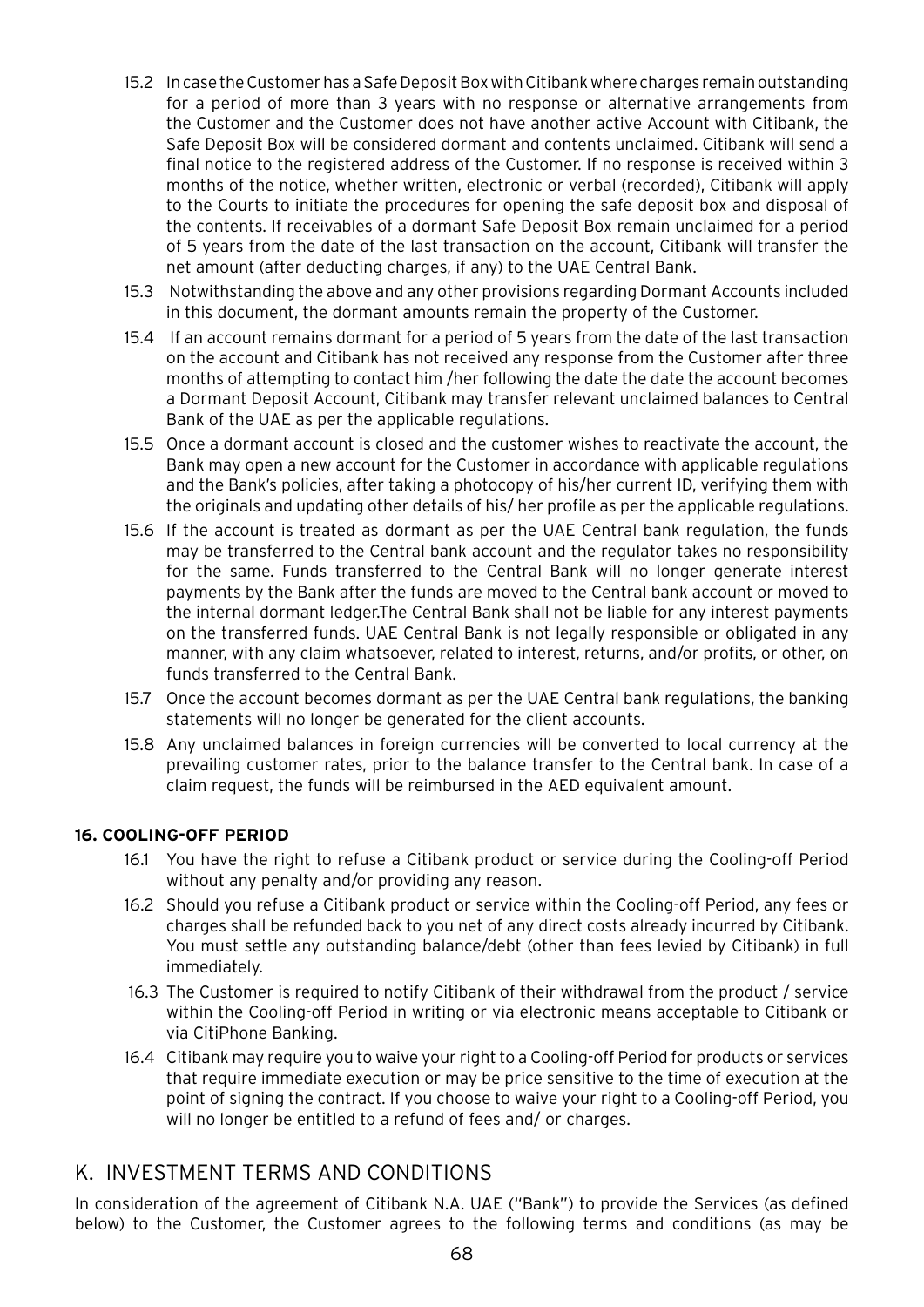15.2 In case the Customer has a Safe Deposit Box with Citibank where charges remain outstanding for a period of more than 3 years with no response or alternative arrangements from the Customer and the Customer does not have another active Account with Citibank, the Safe Deposit Box will be considered dormant and contents unclaimed. Citibank will send a final notice to the registered address of the Customer. If no response is received within 3 months of the notice, whether written, electronic or verbal (recorded), Citibank will apply to the Courts to initiate the procedures for opening the safe deposit box and disposal of the contents. If receivables of a dormant Safe Deposit Box remain unclaimed for a period of 5 years from the date of the last transaction on the account, Citibank will transfer the net amount (after deducting charges, if any) to the UAE Central Bank.

15.3 Notwithstanding the above and any other provisions regarding Dormant Accounts included in this document, the dormant amounts remain the property of the Customer.

15.4 If an account remains dormant for a period of 5 years from the date of the last transaction on the account and Citibank has not received any response from the Customer after three months of attempting to contact him /her following the date the date the account becomes a Dormant Deposit Account, Citibank may transfer relevant unclaimed balances to Central Bank of the UAE as per the applicable regulations.

15.5 Once a dormant account is closed and the customer wishes to reactivate the account, the Bank may open a new account for the Customer in accordance with applicable regulations and the Bank's policies, after taking a photocopy of his/her current ID, verifying them with the originals and updating other details of his/ her profile as per the applicable regulations.

15.6 If the account is treated as dormant as per the UAE Central bank regulation, the funds may be transferred to the Central bank account and the regulator takes no responsibility for the same. Funds transferred to the Central Bank will no longer generate interest payments by the Bank after the funds are moved to the Central bank account or moved to the internal dormant ledger.The Central Bank shall not be liable for any interest payments on the transferred funds. UAE Central Bank is not legally responsible or obligated in any manner, with any claim whatsoever, related to interest, returns, and/or profits, or other, on funds transferred to the Central Bank.

15.7 Once the account becomes dormant as per the UAE Central bank regulations, the banking statements will no longer be generated for the client accounts.

15.8 Any unclaimed balances in foreign currencies will be converted to local currency at the prevailing customer rates, prior to the balance transfer to the Central bank. In case of a claim request, the funds will be reimbursed in the AED equivalent amount.

### 16. COOLING-OFF PERIOD

16.1 You have the right to refuse a Citibank product or service during the Cooling-off Period without any penalty and/or providing any reason.

16.2 Should you refuse a Citibank product or service within the Cooling-off Period, any fees or charges shall be refunded back to you net of any direct costs already incurred by Citibank. You must settle any outstanding balance/debt (other than fees levied by Citibank) in full immediately.

16.3 The Customer is required to notify Citibank of their withdrawal from the product / service within the Cooling-off Period in writing or via electronic means acceptable to Citibank or via CitiPhone Banking.

16.4 Citibank may require you to waive your right to a Cooling-off Period for products or services that require immediate execution or may be price sensitive to the time of execution at the point of signing the contract. If you choose to waive your right to a Cooling-off Period, you will no longer be entitled to a refund of fees and/ or charges.

## K. INVESTMENT TERMS AND CONDITIONS

In consideration of the agreement of Citibank N.A. UAE ("Bank") to provide the Services (as defined below) to the Customer, the Customer agrees to the following terms and conditions (as may be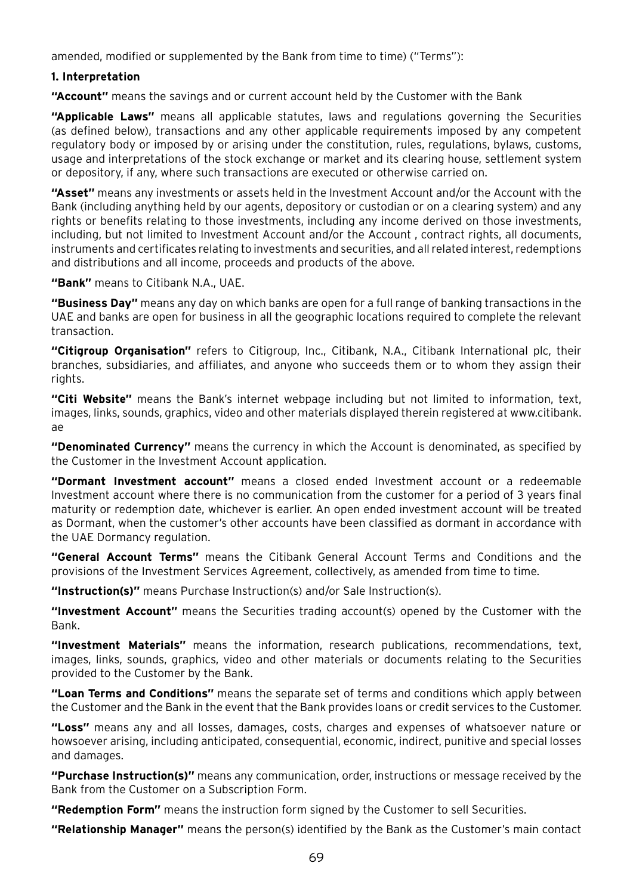amended, modified or supplemented by the Bank from time to time) ("Terms"):

**1. Interpretation**

**"Account"** means the savings and or current account held by the Customer with the Bank

**"Applicable Laws"** means all applicable statutes, laws and regulations governing the Securities (as defined below), transactions and any other applicable requirements imposed by any competent regulatory body or imposed by or arising under the constitution, rules, regulations, bylaws, customs, usage and interpretations of the stock exchange or market and its clearing house, settlement system or depository, if any, where such transactions are executed or otherwise carried on.

**"Asset"** means any investments or assets held in the Investment Account and/or the Account with the Bank (including anything held by our agents, depository or custodian or on a clearing system) and any rights or benefits relating to those investments, including any income derived on those investments, including, but not limited to Investment Account and/or the Account , contract rights, all documents, instruments and certificates relating to investments and securities, and all related interest, redemptions and distributions and all income, proceeds and products of the above.

**"Bank"** means to Citibank N.A., UAE.

**"Business Day"** means any day on which banks are open for a full range of banking transactions in the UAE and banks are open for business in all the geographic locations required to complete the relevant transaction.

**"Citigroup Organisation"** refers to Citigroup, Inc., Citibank, N.A., Citibank International plc, their branches, subsidiaries, and affiliates, and anyone who succeeds them or to whom they assign their rights.

**"Citi Website"** means the Bank's internet webpage including but not limited to information, text, images, links, sounds, graphics, video and other materials displayed therein registered at www.citibank.ae

**"Denominated Currency"** means the currency in which the Account is denominated, as specified by the Customer in the Investment Account application.

**"Dormant Investment account"** means a closed ended Investment account or a redeemable Investment account where there is no communication from the customer for a period of 3 years final maturity or redemption date, whichever is earlier. An open ended investment account will be treated as Dormant, when the customer's other accounts have been classified as dormant in accordance with the UAE Dormancy regulation.

**"General Account Terms"** means the Citibank General Account Terms and Conditions and the provisions of the Investment Services Agreement, collectively, as amended from time to time.

**"Instruction(s)"** means Purchase Instruction(s) and/or Sale Instruction(s).

**"Investment Account"** means the Securities trading account(s) opened by the Customer with the Bank.

**"Investment Materials"** means the information, research publications, recommendations, text, images, links, sounds, graphics, video and other materials or documents relating to the Securities provided to the Customer by the Bank.

**"Loan Terms and Conditions"** means the separate set of terms and conditions which apply between the Customer and the Bank in the event that the Bank provides loans or credit services to the Customer.

**"Loss"** means any and all losses, damages, costs, charges and expenses of whatsoever nature or howsoever arising, including anticipated, consequential, economic, indirect, punitive and special losses and damages.

**"Purchase Instruction(s)"** means any communication, order, instructions or message received by the Bank from the Customer on a Subscription Form.

**"Redemption Form"** means the instruction form signed by the Customer to sell Securities.

**"Relationship Manager"** means the person(s) identified by the Bank as the Customer's main contact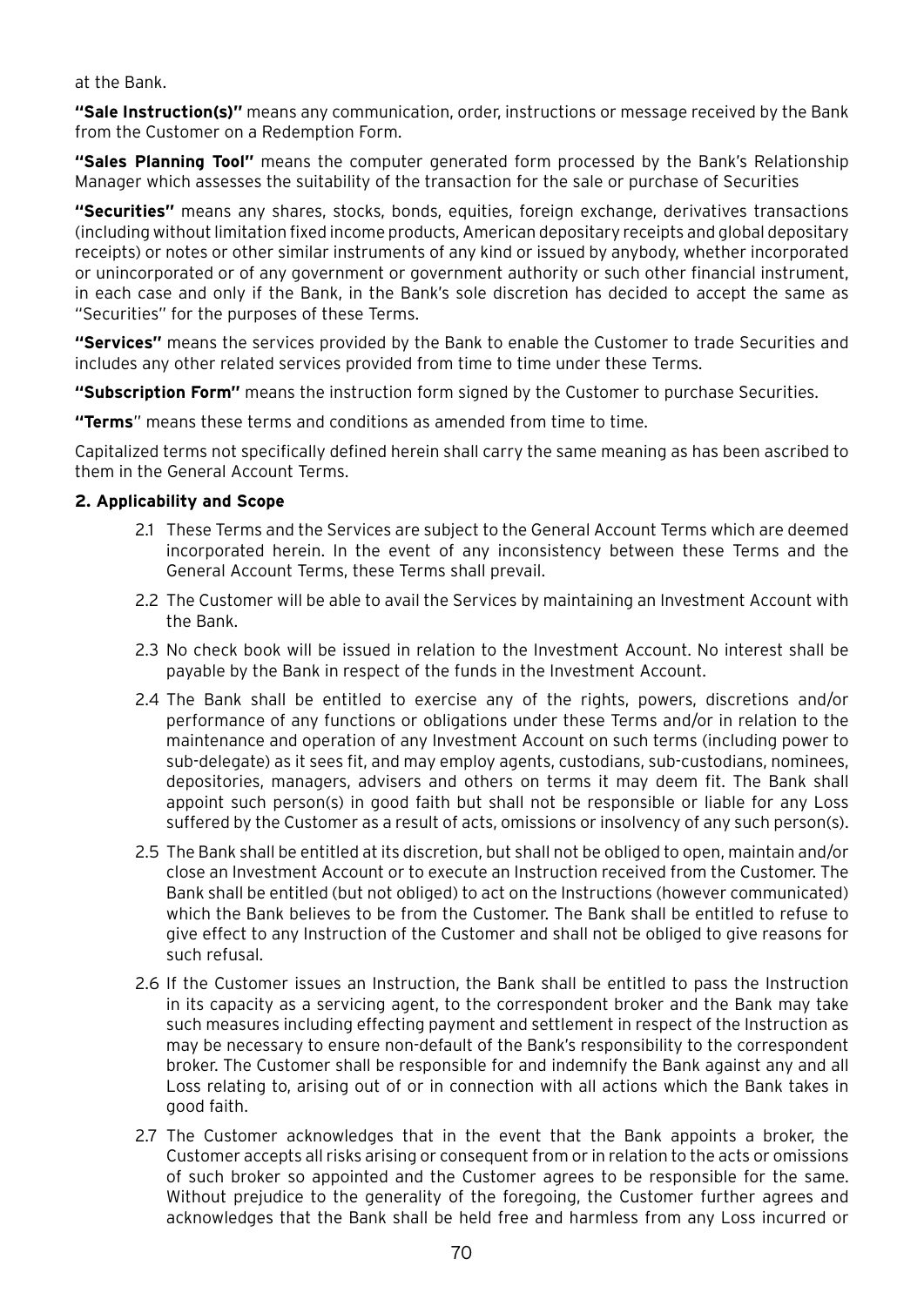at the Bank.

**"Sale Instruction(s)"** means any communication, order, instructions or message received by the Bank from the Customer on a Redemption Form.

**"Sales Planning Tool"** means the computer generated form processed by the Bank's Relationship Manager which assesses the suitability of the transaction for the sale or purchase of Securities

**"Securities"** means any shares, stocks, bonds, equities, foreign exchange, derivatives transactions (including without limitation fixed income products, American depositary receipts and global depositary receipts) or notes or other similar instruments of any kind or issued by anybody, whether incorporated or unincorporated or of any government or government authority or such other financial instrument, in each case and only if the Bank, in the Bank's sole discretion has decided to accept the same as "Securities" for the purposes of these Terms.

**"Services"** means the services provided by the Bank to enable the Customer to trade Securities and includes any other related services provided from time to time under these Terms.

**"Subscription Form"** means the instruction form signed by the Customer to purchase Securities.

**"Terms"** means these terms and conditions as amended from time to time.

Capitalized terms not specifically defined herein shall carry the same meaning as has been ascribed to them in the General Account Terms.

**2. Applicability and Scope**

2.1 These Terms and the Services are subject to the General Account Terms which are deemed incorporated herein. In the event of any inconsistency between these Terms and the General Account Terms, these Terms shall prevail.

2.2 The Customer will be able to avail the Services by maintaining an Investment Account with the Bank.

2.3 No check book will be issued in relation to the Investment Account. No interest shall be payable by the Bank in respect of the funds in the Investment Account.

2.4 The Bank shall be entitled to exercise any of the rights, powers, discretions and/or performance of any functions or obligations under these Terms and/or in relation to the maintenance and operation of any Investment Account on such terms (including power to sub-delegate) as it sees fit, and may employ agents, custodians, sub-custodians, nominees, depositories, managers, advisers and others on terms it may deem fit. The Bank shall appoint such person(s) in good faith but shall not be responsible or liable for any Loss suffered by the Customer as a result of acts, omissions or insolvency of any such person(s).

2.5 The Bank shall be entitled at its discretion, but shall not be obliged to open, maintain and/or close an Investment Account or to execute an Instruction received from the Customer. The Bank shall be entitled (but not obliged) to act on the Instructions (however communicated) which the Bank believes to be from the Customer. The Bank shall be entitled to refuse to give effect to any Instruction of the Customer and shall not be obliged to give reasons for such refusal.

2.6 If the Customer issues an Instruction, the Bank shall be entitled to pass the Instruction in its capacity as a servicing agent, to the correspondent broker and the Bank may take such measures including effecting payment and settlement in respect of the Instruction as may be necessary to ensure non-default of the Bank's responsibility to the correspondent broker. The Customer shall be responsible for and indemnify the Bank against any and all Loss relating to, arising out of or in connection with all actions which the Bank takes in good faith.

2.7 The Customer acknowledges that in the event that the Bank appoints a broker, the Customer accepts all risks arising or consequent from or in relation to the acts or omissions of such broker so appointed and the Customer agrees to be responsible for the same. Without prejudice to the generality of the foregoing, the Customer further agrees and acknowledges that the Bank shall be held free and harmless from any Loss incurred or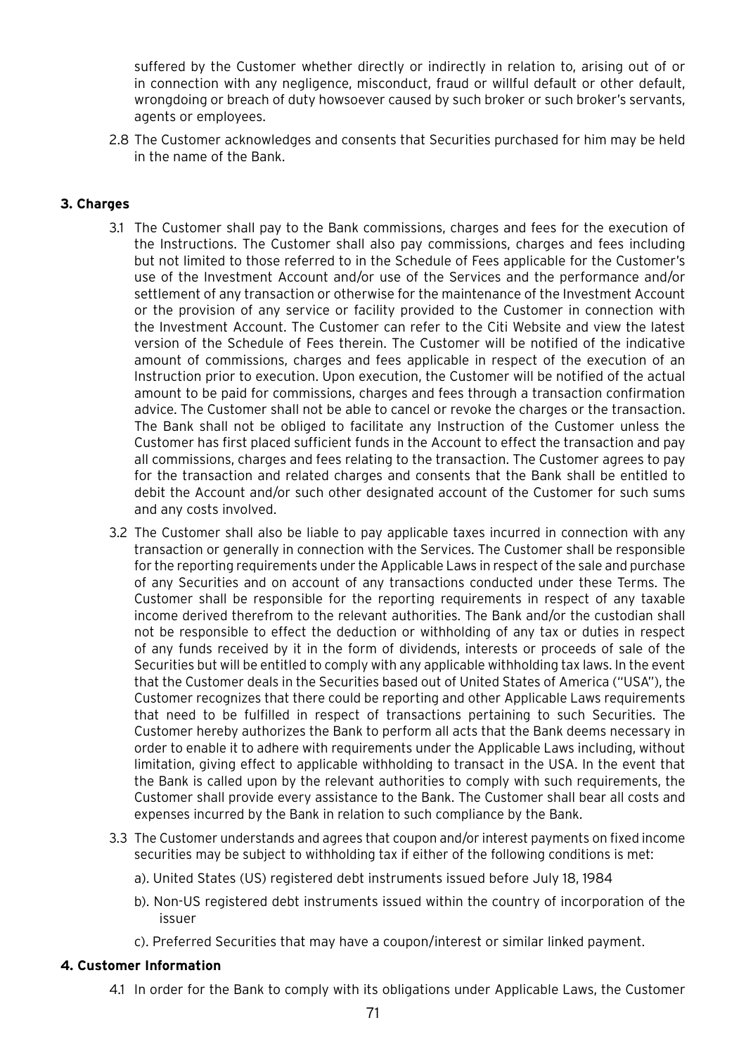suffered by the Customer whether directly or indirectly in relation to, arising out of or in connection with any negligence, misconduct, fraud or willful default or other default, wrongdoing or breach of duty howsoever caused by such broker or such broker's servants, agents or employees.

2.8 The Customer acknowledges and consents that Securities purchased for him may be held in the name of the Bank.

**3. Charges**

3.1 The Customer shall pay to the Bank commissions, charges and fees for the execution of the Instructions. The Customer shall also pay commissions, charges and fees including but not limited to those referred to in the Schedule of Fees applicable for the Customer's use of the Investment Account and/or use of the Services and the performance and/or settlement of any transaction or otherwise for the maintenance of the Investment Account or the provision of any service or facility provided to the Customer in connection with the Investment Account. The Customer can refer to the Citi Website and view the latest version of the Schedule of Fees therein. The Customer will be notified of the indicative amount of commissions, charges and fees applicable in respect of the execution of an Instruction prior to execution. Upon execution, the Customer will be notified of the actual amount to be paid for commissions, charges and fees through a transaction confirmation advice. The Customer shall not be able to cancel or revoke the charges or the transaction. The Bank shall not be obliged to facilitate any Instruction of the Customer unless the Customer has first placed sufficient funds in the Account to effect the transaction and pay all commissions, charges and fees relating to the transaction. The Customer agrees to pay for the transaction and related charges and consents that the Bank shall be entitled to debit the Account and/or such other designated account of the Customer for such sums and any costs involved.

3.2 The Customer shall also be liable to pay applicable taxes incurred in connection with any transaction or generally in connection with the Services. The Customer shall be responsible for the reporting requirements under the Applicable Laws in respect of the sale and purchase of any Securities and on account of any transactions conducted under these Terms. The Customer shall be responsible for the reporting requirements in respect of any taxable income derived therefrom to the relevant authorities. The Bank and/or the custodian shall not be responsible to effect the deduction or withholding of any tax or duties in respect of any funds received by it in the form of dividends, interests or proceeds of sale of the Securities but will be entitled to comply with any applicable withholding tax laws. In the event that the Customer deals in the Securities based out of United States of America ("USA"), the Customer recognizes that there could be reporting and other Applicable Laws requirements that need to be fulfilled in respect of transactions pertaining to such Securities. The Customer hereby authorizes the Bank to perform all acts that the Bank deems necessary in order to enable it to adhere with requirements under the Applicable Laws including, without limitation, giving effect to applicable withholding to transact in the USA. In the event that the Bank is called upon by the relevant authorities to comply with such requirements, the Customer shall provide every assistance to the Bank. The Customer shall bear all costs and expenses incurred by the Bank in relation to such compliance by the Bank.

3.3 The Customer understands and agrees that coupon and/or interest payments on fixed income securities may be subject to withholding tax if either of the following conditions is met:

a). United States (US) registered debt instruments issued before July 18, 1984

b). Non-US registered debt instruments issued within the country of incorporation of the issuer

c). Preferred Securities that may have a coupon/interest or similar linked payment.

**4. Customer Information**

4.1 In order for the Bank to comply with its obligations under Applicable Laws, the Customer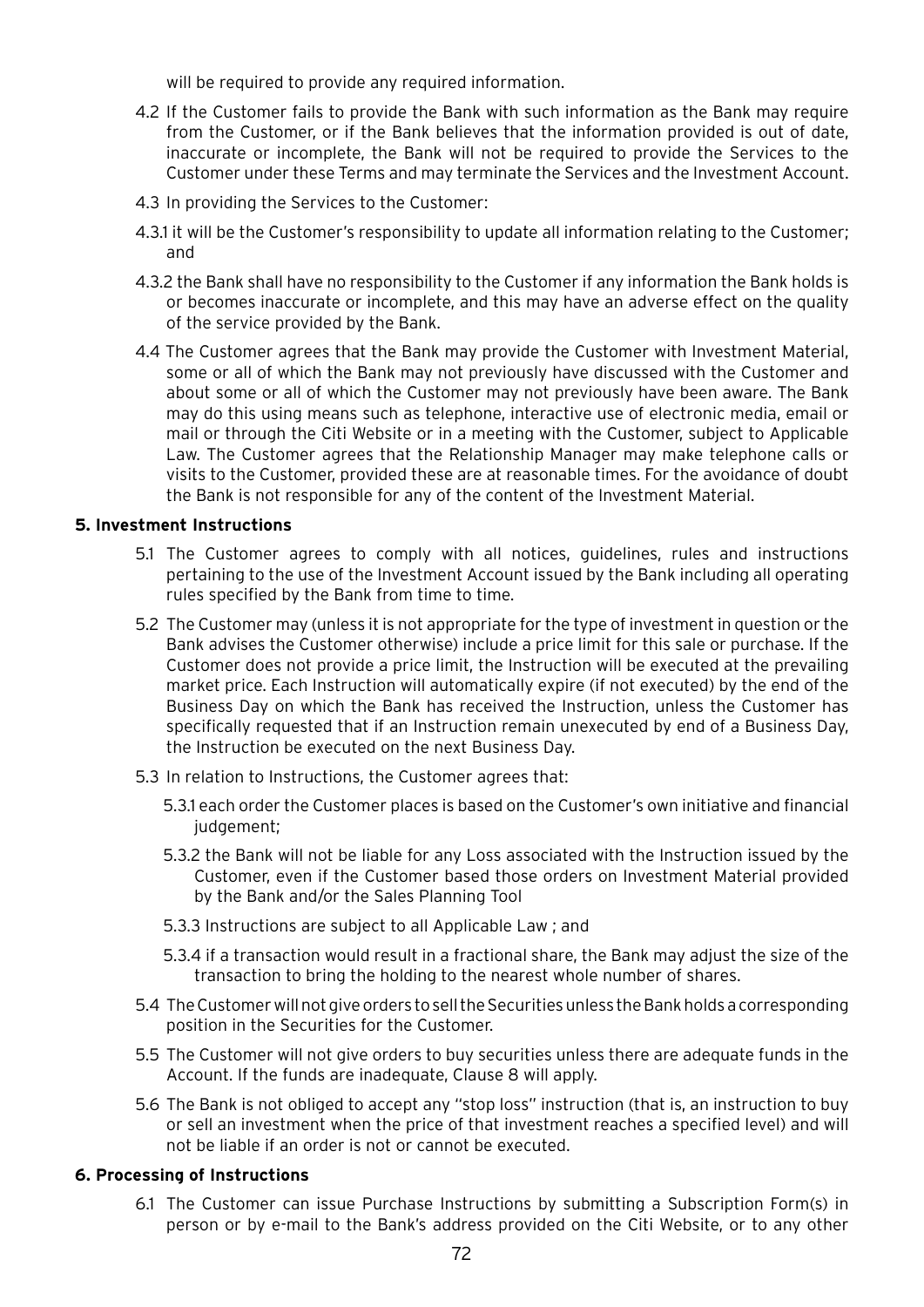will be required to provide any required information.

4.2 If the Customer fails to provide the Bank with such information as the Bank may require from the Customer, or if the Bank believes that the information provided is out of date, inaccurate or incomplete, the Bank will not be required to provide the Services to the Customer under these Terms and may terminate the Services and the Investment Account.

4.3 In providing the Services to the Customer:

4.3.1 it will be the Customer's responsibility to update all information relating to the Customer; and

4.3.2 the Bank shall have no responsibility to the Customer if any information the Bank holds is or becomes inaccurate or incomplete, and this may have an adverse effect on the quality of the service provided by the Bank.

4.4 The Customer agrees that the Bank may provide the Customer with Investment Material, some or all of which the Bank may not previously have discussed with the Customer and about some or all of which the Customer may not previously have been aware. The Bank may do this using means such as telephone, interactive use of electronic media, email or mail or through the Citi Website or in a meeting with the Customer, subject to Applicable Law. The Customer agrees that the Relationship Manager may make telephone calls or visits to the Customer, provided these are at reasonable times. For the avoidance of doubt the Bank is not responsible for any of the content of the Investment Material.

**5. Investment Instructions**

5.1 The Customer agrees to comply with all notices, guidelines, rules and instructions pertaining to the use of the Investment Account issued by the Bank including all operating rules specified by the Bank from time to time.

5.2 The Customer may (unless it is not appropriate for the type of investment in question or the Bank advises the Customer otherwise) include a price limit for this sale or purchase. If the Customer does not provide a price limit, the Instruction will be executed at the prevailing market price. Each Instruction will automatically expire (if not executed) by the end of the Business Day on which the Bank has received the Instruction, unless the Customer has specifically requested that if an Instruction remain unexecuted by end of a Business Day, the Instruction be executed on the next Business Day.

5.3 In relation to Instructions, the Customer agrees that:

5.3.1 each order the Customer places is based on the Customer's own initiative and financial judgement;

5.3.2 the Bank will not be liable for any Loss associated with the Instruction issued by the Customer, even if the Customer based those orders on Investment Material provided by the Bank and/or the Sales Planning Tool

5.3.3 Instructions are subject to all Applicable Law ; and

5.3.4 if a transaction would result in a fractional share, the Bank may adjust the size of the transaction to bring the holding to the nearest whole number of shares.

5.4 The Customer will not give orders to sell the Securities unless the Bank holds a corresponding position in the Securities for the Customer.

5.5 The Customer will not give orders to buy securities unless there are adequate funds in the Account. If the funds are inadequate, Clause 8 will apply.

5.6 The Bank is not obliged to accept any "stop loss" instruction (that is, an instruction to buy or sell an investment when the price of that investment reaches a specified level) and will not be liable if an order is not or cannot be executed.

**6. Processing of Instructions**

6.1 The Customer can issue Purchase Instructions by submitting a Subscription Form(s) in person or by e-mail to the Bank's address provided on the Citi Website, or to any other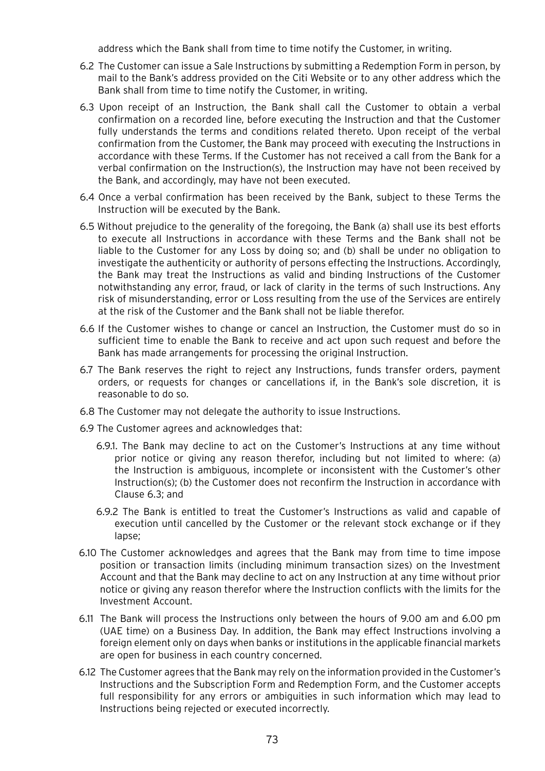address which the Bank shall from time to time notify the Customer, in writing.

6.2 The Customer can issue a Sale Instructions by submitting a Redemption Form in person, by mail to the Bank's address provided on the Citi Website or to any other address which the Bank shall from time to time notify the Customer, in writing.

6.3 Upon receipt of an Instruction, the Bank shall call the Customer to obtain a verbal confirmation on a recorded line, before executing the Instruction and that the Customer fully understands the terms and conditions related thereto. Upon receipt of the verbal confirmation from the Customer, the Bank may proceed with executing the Instructions in accordance with these Terms. If the Customer has not received a call from the Bank for a verbal confirmation on the Instruction(s), the Instruction may have not been received by the Bank, and accordingly, may have not been executed.

6.4 Once a verbal confirmation has been received by the Bank, subject to these Terms the Instruction will be executed by the Bank.

6.5 Without prejudice to the generality of the foregoing, the Bank (a) shall use its best efforts to execute all Instructions in accordance with these Terms and the Bank shall not be liable to the Customer for any Loss by doing so; and (b) shall be under no obligation to investigate the authenticity or authority of persons effecting the Instructions. Accordingly, the Bank may treat the Instructions as valid and binding Instructions of the Customer notwithstanding any error, fraud, or lack of clarity in the terms of such Instructions. Any risk of misunderstanding, error or Loss resulting from the use of the Services are entirely at the risk of the Customer and the Bank shall not be liable therefor.

6.6 If the Customer wishes to change or cancel an Instruction, the Customer must do so in sufficient time to enable the Bank to receive and act upon such request and before the Bank has made arrangements for processing the original Instruction.

6.7 The Bank reserves the right to reject any Instructions, funds transfer orders, payment orders, or requests for changes or cancellations if, in the Bank's sole discretion, it is reasonable to do so.

6.8 The Customer may not delegate the authority to issue Instructions.

6.9 The Customer agrees and acknowledges that:

6.9.1. The Bank may decline to act on the Customer's Instructions at any time without prior notice or giving any reason therefor, including but not limited to where: (a) the Instruction is ambiguous, incomplete or inconsistent with the Customer's other Instruction(s); (b) the Customer does not reconfirm the Instruction in accordance with Clause 6.3; and

6.9.2 The Bank is entitled to treat the Customer's Instructions as valid and capable of execution until cancelled by the Customer or the relevant stock exchange or if they lapse;

6.10 The Customer acknowledges and agrees that the Bank may from time to time impose position or transaction limits (including minimum transaction sizes) on the Investment Account and that the Bank may decline to act on any Instruction at any time without prior notice or giving any reason therefor where the Instruction conflicts with the limits for the Investment Account.

6.11 The Bank will process the Instructions only between the hours of 9.00 am and 6.00 pm (UAE time) on a Business Day. In addition, the Bank may effect Instructions involving a foreign element only on days when banks or institutions in the applicable financial markets are open for business in each country concerned.

6.12 The Customer agrees that the Bank may rely on the information provided in the Customer's Instructions and the Subscription Form and Redemption Form, and the Customer accepts full responsibility for any errors or ambiguities in such information which may lead to Instructions being rejected or executed incorrectly.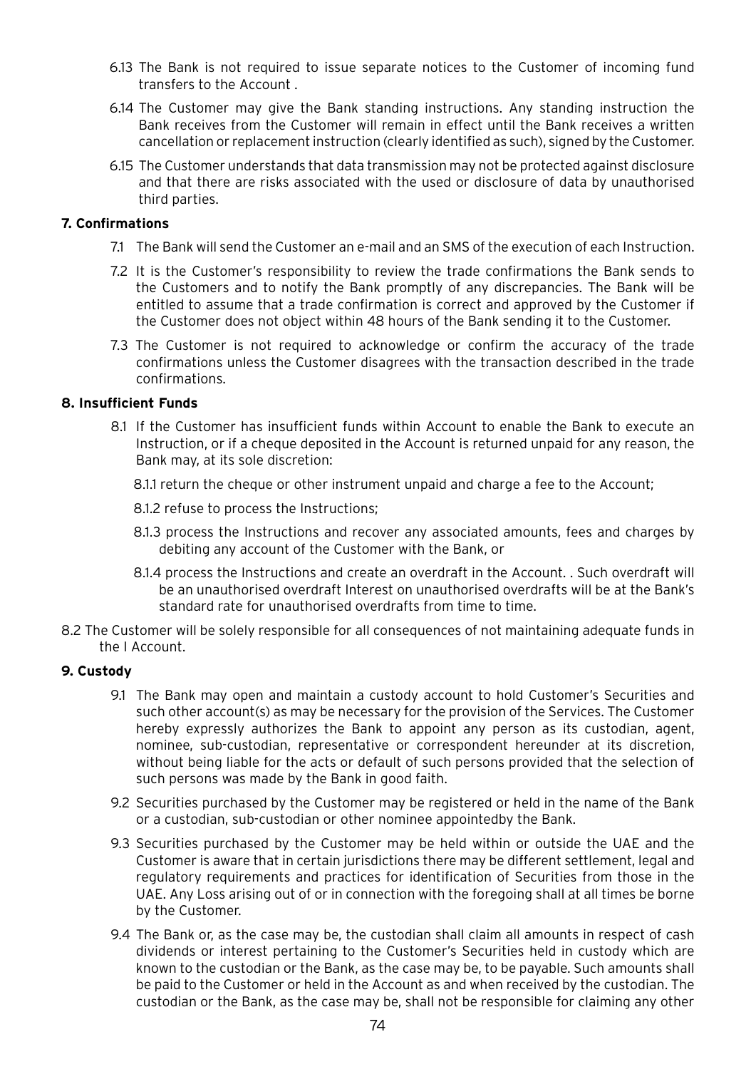6.13 The Bank is not required to issue separate notices to the Customer of incoming fund transfers to the Account .

6.14 The Customer may give the Bank standing instructions. Any standing instruction the Bank receives from the Customer will remain in effect until the Bank receives a written cancellation or replacement instruction (clearly identified as such), signed by the Customer.

6.15 The Customer understands that data transmission may not be protected against disclosure and that there are risks associated with the used or disclosure of data by unauthorised third parties.

**7. Confirmations**

7.1 The Bank will send the Customer an e-mail and an SMS of the execution of each Instruction.

7.2 It is the Customer's responsibility to review the trade confirmations the Bank sends to the Customers and to notify the Bank promptly of any discrepancies. The Bank will be entitled to assume that a trade confirmation is correct and approved by the Customer if the Customer does not object within 48 hours of the Bank sending it to the Customer.

7.3 The Customer is not required to acknowledge or confirm the accuracy of the trade confirmations unless the Customer disagrees with the transaction described in the trade confirmations.

**8. Insufficient Funds**

8.1 If the Customer has insufficient funds within Account to enable the Bank to execute an Instruction, or if a cheque deposited in the Account is returned unpaid for any reason, the Bank may, at its sole discretion:

8.1.1 return the cheque or other instrument unpaid and charge a fee to the Account;

8.1.2 refuse to process the Instructions;

8.1.3 process the Instructions and recover any associated amounts, fees and charges by debiting any account of the Customer with the Bank, or

8.1.4 process the Instructions and create an overdraft in the Account. . Such overdraft will be an unauthorised overdraft Interest on unauthorised overdrafts will be at the Bank's standard rate for unauthorised overdrafts from time to time.

8.2 The Customer will be solely responsible for all consequences of not maintaining adequate funds in the I Account.

**9. Custody**

9.1 The Bank may open and maintain a custody account to hold Customer's Securities and such other account(s) as may be necessary for the provision of the Services. The Customer hereby expressly authorizes the Bank to appoint any person as its custodian, agent, nominee, sub-custodian, representative or correspondent hereunder at its discretion, without being liable for the acts or default of such persons provided that the selection of such persons was made by the Bank in good faith.

9.2 Securities purchased by the Customer may be registered or held in the name of the Bank or a custodian, sub-custodian or other nominee appointedby the Bank.

9.3 Securities purchased by the Customer may be held within or outside the UAE and the Customer is aware that in certain jurisdictions there may be different settlement, legal and regulatory requirements and practices for identification of Securities from those in the UAE. Any Loss arising out of or in connection with the foregoing shall at all times be borne by the Customer.

9.4 The Bank or, as the case may be, the custodian shall claim all amounts in respect of cash dividends or interest pertaining to the Customer's Securities held in custody which are known to the custodian or the Bank, as the case may be, to be payable. Such amounts shall be paid to the Customer or held in the Account as and when received by the custodian. The custodian or the Bank, as the case may be, shall not be responsible for claiming any other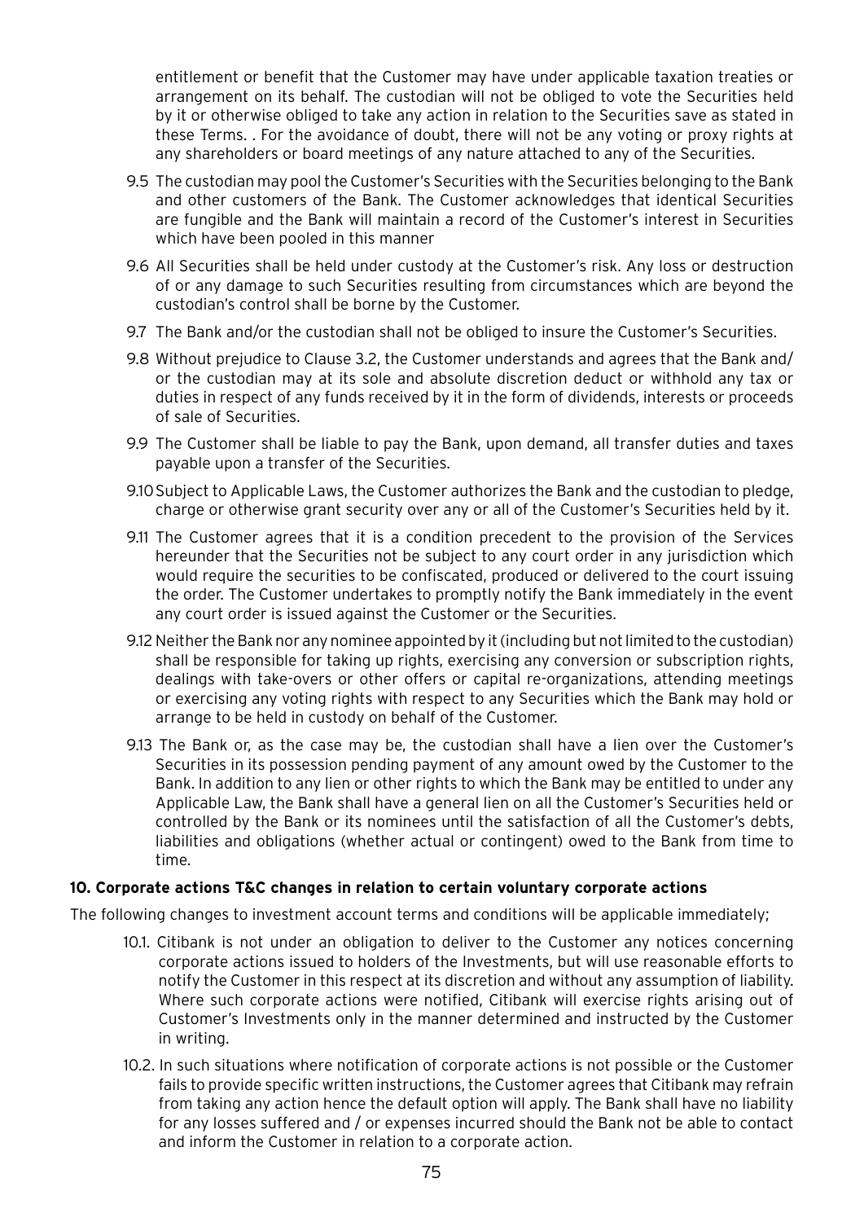entitlement or benefit that the Customer may have under applicable taxation treaties or arrangement on its behalf. The custodian will not be obliged to vote the Securities held by it or otherwise obliged to take any action in relation to the Securities save as stated in these Terms. . For the avoidance of doubt, there will not be any voting or proxy rights at any shareholders or board meetings of any nature attached to any of the Securities.

9.5 The custodian may pool the Customer's Securities with the Securities belonging to the Bank and other customers of the Bank. The Customer acknowledges that identical Securities are fungible and the Bank will maintain a record of the Customer's interest in Securities which have been pooled in this manner

9.6 All Securities shall be held under custody at the Customer's risk. Any loss or destruction of or any damage to such Securities resulting from circumstances which are beyond the custodian's control shall be borne by the Customer.

9.7 The Bank and/or the custodian shall not be obliged to insure the Customer's Securities.

9.8 Without prejudice to Clause 3.2, the Customer understands and agrees that the Bank and/or the custodian may at its sole and absolute discretion deduct or withhold any tax or duties in respect of any funds received by it in the form of dividends, interests or proceeds of sale of Securities.

9.9 The Customer shall be liable to pay the Bank, upon demand, all transfer duties and taxes payable upon a transfer of the Securities.

9.10 Subject to Applicable Laws, the Customer authorizes the Bank and the custodian to pledge, charge or otherwise grant security over any or all of the Customer's Securities held by it.

9.11 The Customer agrees that it is a condition precedent to the provision of the Services hereunder that the Securities not be subject to any court order in any jurisdiction which would require the securities to be confiscated, produced or delivered to the court issuing the order. The Customer undertakes to promptly notify the Bank immediately in the event any court order is issued against the Customer or the Securities.

9.12 Neither the Bank nor any nominee appointed by it (including but not limited to the custodian) shall be responsible for taking up rights, exercising any conversion or subscription rights, dealings with take-overs or other offers or capital re-organizations, attending meetings or exercising any voting rights with respect to any Securities which the Bank may hold or arrange to be held in custody on behalf of the Customer.

9.13 The Bank or, as the case may be, the custodian shall have a lien over the Customer's Securities in its possession pending payment of any amount owed by the Customer to the Bank. In addition to any lien or other rights to which the Bank may be entitled to under any Applicable Law, the Bank shall have a general lien on all the Customer's Securities held or controlled by the Bank or its nominees until the satisfaction of all the Customer's debts, liabilities and obligations (whether actual or contingent) owed to the Bank from time to time.

**10. Corporate actions T&C changes in relation to certain voluntary corporate actions**

The following changes to investment account terms and conditions will be applicable immediately;

10.1. Citibank is not under an obligation to deliver to the Customer any notices concerning corporate actions issued to holders of the Investments, but will use reasonable efforts to notify the Customer in this respect at its discretion and without any assumption of liability. Where such corporate actions were notified, Citibank will exercise rights arising out of Customer's Investments only in the manner determined and instructed by the Customer in writing.

10.2. In such situations where notification of corporate actions is not possible or the Customer fails to provide specific written instructions, the Customer agrees that Citibank may refrain from taking any action hence the default option will apply. The Bank shall have no liability for any losses suffered and / or expenses incurred should the Bank not be able to contact and inform the Customer in relation to a corporate action.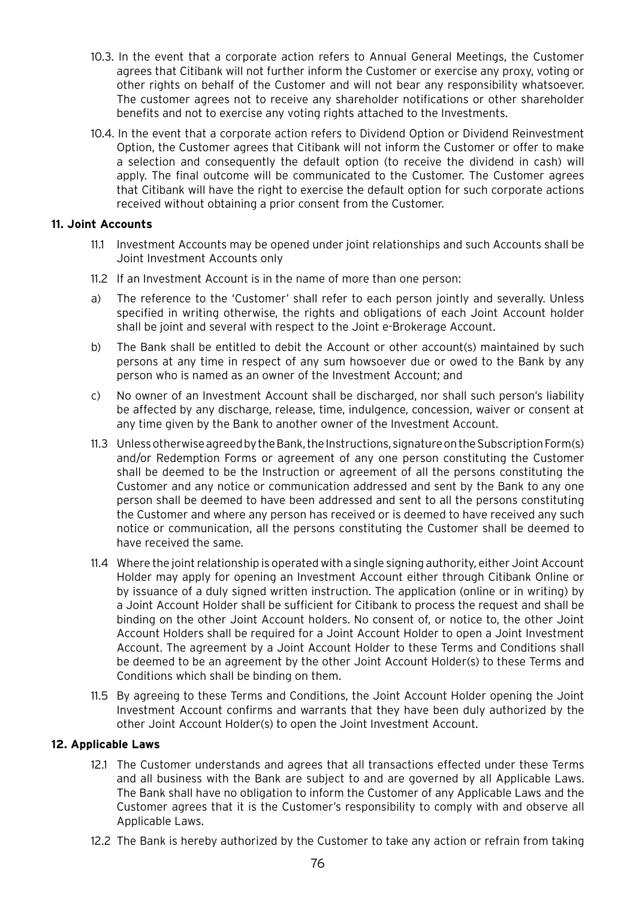10.3. In the event that a corporate action refers to Annual General Meetings, the Customer agrees that Citibank will not further inform the Customer or exercise any proxy, voting or other rights on behalf of the Customer and will not bear any responsibility whatsoever. The customer agrees not to receive any shareholder notifications or other shareholder benefits and not to exercise any voting rights attached to the Investments.

10.4. In the event that a corporate action refers to Dividend Option or Dividend Reinvestment Option, the Customer agrees that Citibank will not inform the Customer or offer to make a selection and consequently the default option (to receive the dividend in cash) will apply. The final outcome will be communicated to the Customer. The Customer agrees that Citibank will have the right to exercise the default option for such corporate actions received without obtaining a prior consent from the Customer.

**11. Joint Accounts**

11.1 Investment Accounts may be opened under joint relationships and such Accounts shall be Joint Investment Accounts only

11.2 If an Investment Account is in the name of more than one person:

a) The reference to the 'Customer' shall refer to each person jointly and severally. Unless specified in writing otherwise, the rights and obligations of each Joint Account holder shall be joint and several with respect to the Joint e-Brokerage Account.

b) The Bank shall be entitled to debit the Account or other account(s) maintained by such persons at any time in respect of any sum howsoever due or owed to the Bank by any person who is named as an owner of the Investment Account; and

c) No owner of an Investment Account shall be discharged, nor shall such person's liability be affected by any discharge, release, time, indulgence, concession, waiver or consent at any time given by the Bank to another owner of the Investment Account.

11.3 Unless otherwise agreed by the Bank, the Instructions, signature on the Subscription Form(s) and/or Redemption Forms or agreement of any one person constituting the Customer shall be deemed to be the Instruction or agreement of all the persons constituting the Customer and any notice or communication addressed and sent by the Bank to any one person shall be deemed to have been addressed and sent to all the persons constituting the Customer and where any person has received or is deemed to have received any such notice or communication, all the persons constituting the Customer shall be deemed to have received the same.

11.4 Where the joint relationship is operated with a single signing authority, either Joint Account Holder may apply for opening an Investment Account either through Citibank Online or by issuance of a duly signed written instruction. The application (online or in writing) by a Joint Account Holder shall be sufficient for Citibank to process the request and shall be binding on the other Joint Account holders. No consent of, or notice to, the other Joint Account Holders shall be required for a Joint Account Holder to open a Joint Investment Account. The agreement by a Joint Account Holder to these Terms and Conditions shall be deemed to be an agreement by the other Joint Account Holder(s) to these Terms and Conditions which shall be binding on them.

11.5 By agreeing to these Terms and Conditions, the Joint Account Holder opening the Joint Investment Account confirms and warrants that they have been duly authorized by the other Joint Account Holder(s) to open the Joint Investment Account.

**12. Applicable Laws**

12.1 The Customer understands and agrees that all transactions effected under these Terms and all business with the Bank are subject to and are governed by all Applicable Laws. The Bank shall have no obligation to inform the Customer of any Applicable Laws and the Customer agrees that it is the Customer's responsibility to comply with and observe all Applicable Laws.

12.2 The Bank is hereby authorized by the Customer to take any action or refrain from taking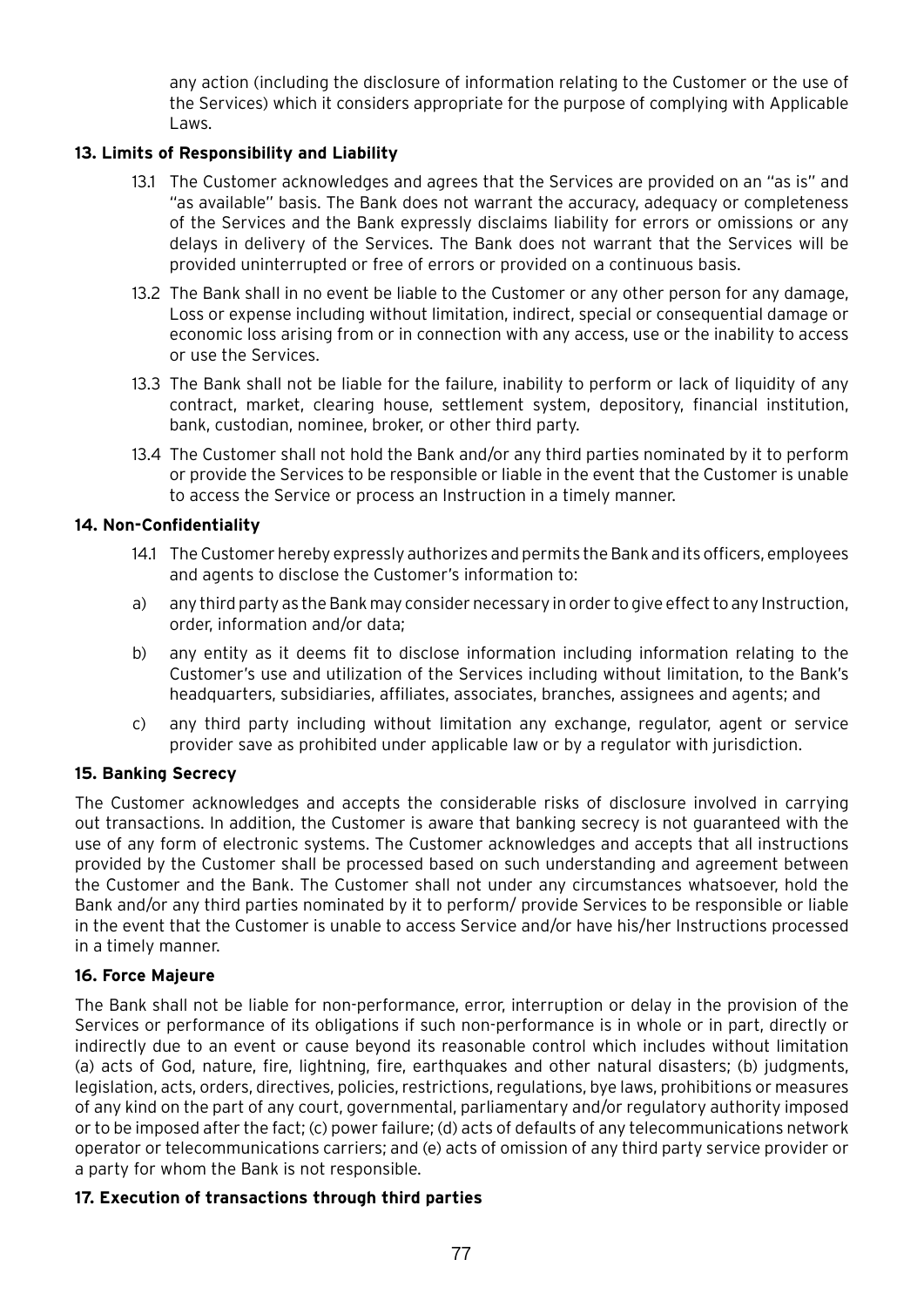any action (including the disclosure of information relating to the Customer or the use of the Services) which it considers appropriate for the purpose of complying with Applicable Laws.

**13. Limits of Responsibility and Liability**

13.1 The Customer acknowledges and agrees that the Services are provided on an "as is" and "as available" basis. The Bank does not warrant the accuracy, adequacy or completeness of the Services and the Bank expressly disclaims liability for errors or omissions or any delays in delivery of the Services. The Bank does not warrant that the Services will be provided uninterrupted or free of errors or provided on a continuous basis.

13.2 The Bank shall in no event be liable to the Customer or any other person for any damage, Loss or expense including without limitation, indirect, special or consequential damage or economic loss arising from or in connection with any access, use or the inability to access or use the Services.

13.3 The Bank shall not be liable for the failure, inability to perform or lack of liquidity of any contract, market, clearing house, settlement system, depository, financial institution, bank, custodian, nominee, broker, or other third party.

13.4 The Customer shall not hold the Bank and/or any third parties nominated by it to perform or provide the Services to be responsible or liable in the event that the Customer is unable to access the Service or process an Instruction in a timely manner.

**14. Non-Confidentiality**

14.1 The Customer hereby expressly authorizes and permits the Bank and its officers, employees and agents to disclose the Customer's information to:

a) any third party as the Bank may consider necessary in order to give effect to any Instruction, order, information and/or data;

b) any entity as it deems fit to disclose information including information relating to the Customer's use and utilization of the Services including without limitation, to the Bank's headquarters, subsidiaries, affiliates, associates, branches, assignees and agents; and

c) any third party including without limitation any exchange, regulator, agent or service provider save as prohibited under applicable law or by a regulator with jurisdiction.

**15. Banking Secrecy**

The Customer acknowledges and accepts the considerable risks of disclosure involved in carrying out transactions. In addition, the Customer is aware that banking secrecy is not guaranteed with the use of any form of electronic systems. The Customer acknowledges and accepts that all instructions provided by the Customer shall be processed based on such understanding and agreement between the Customer and the Bank. The Customer shall not under any circumstances whatsoever, hold the Bank and/or any third parties nominated by it to perform/ provide Services to be responsible or liable in the event that the Customer is unable to access Service and/or have his/her Instructions processed in a timely manner.

**16. Force Majeure**

The Bank shall not be liable for non-performance, error, interruption or delay in the provision of the Services or performance of its obligations if such non-performance is in whole or in part, directly or indirectly due to an event or cause beyond its reasonable control which includes without limitation (a) acts of God, nature, fire, lightning, fire, earthquakes and other natural disasters; (b) judgments, legislation, acts, orders, directives, policies, restrictions, regulations, bye laws, prohibitions or measures of any kind on the part of any court, governmental, parliamentary and/or regulatory authority imposed or to be imposed after the fact; (c) power failure; (d) acts of defaults of any telecommunications network operator or telecommunications carriers; and (e) acts of omission of any third party service provider or a party for whom the Bank is not responsible.

**17. Execution of transactions through third parties**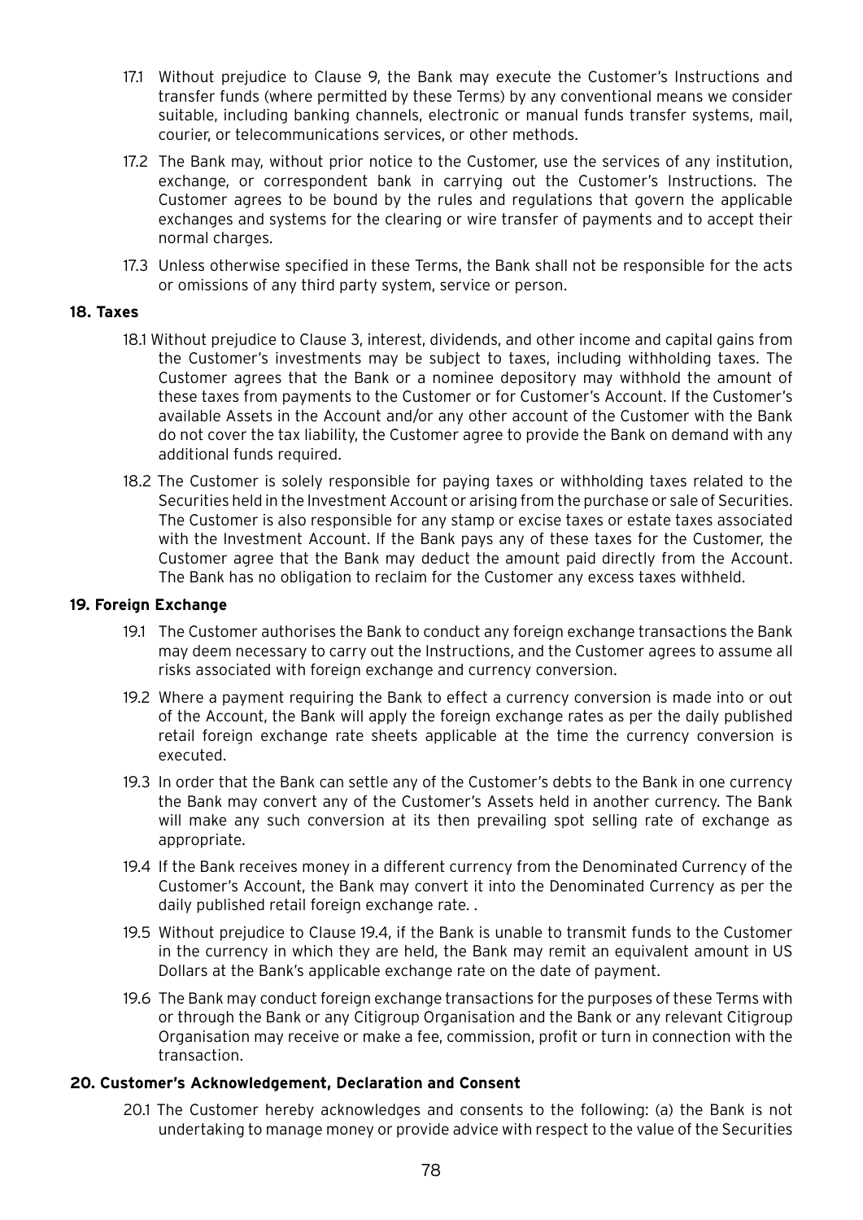17.1 Without prejudice to Clause 9, the Bank may execute the Customer's Instructions and transfer funds (where permitted by these Terms) by any conventional means we consider suitable, including banking channels, electronic or manual funds transfer systems, mail, courier, or telecommunications services, or other methods.

17.2 The Bank may, without prior notice to the Customer, use the services of any institution, exchange, or correspondent bank in carrying out the Customer's Instructions. The Customer agrees to be bound by the rules and regulations that govern the applicable exchanges and systems for the clearing or wire transfer of payments and to accept their normal charges.

17.3 Unless otherwise specified in these Terms, the Bank shall not be responsible for the acts or omissions of any third party system, service or person.

**18. Taxes**

18.1 Without prejudice to Clause 3, interest, dividends, and other income and capital gains from the Customer's investments may be subject to taxes, including withholding taxes. The Customer agrees that the Bank or a nominee depository may withhold the amount of these taxes from payments to the Customer or for Customer's Account. If the Customer's available Assets in the Account and/or any other account of the Customer with the Bank do not cover the tax liability, the Customer agree to provide the Bank on demand with any additional funds required.

18.2 The Customer is solely responsible for paying taxes or withholding taxes related to the Securities held in the Investment Account or arising from the purchase or sale of Securities. The Customer is also responsible for any stamp or excise taxes or estate taxes associated with the Investment Account. If the Bank pays any of these taxes for the Customer, the Customer agree that the Bank may deduct the amount paid directly from the Account. The Bank has no obligation to reclaim for the Customer any excess taxes withheld.

**19. Foreign Exchange**

19.1 The Customer authorises the Bank to conduct any foreign exchange transactions the Bank may deem necessary to carry out the Instructions, and the Customer agrees to assume all risks associated with foreign exchange and currency conversion.

19.2 Where a payment requiring the Bank to effect a currency conversion is made into or out of the Account, the Bank will apply the foreign exchange rates as per the daily published retail foreign exchange rate sheets applicable at the time the currency conversion is executed.

19.3 In order that the Bank can settle any of the Customer's debts to the Bank in one currency the Bank may convert any of the Customer's Assets held in another currency. The Bank will make any such conversion at its then prevailing spot selling rate of exchange as appropriate.

19.4 If the Bank receives money in a different currency from the Denominated Currency of the Customer's Account, the Bank may convert it into the Denominated Currency as per the daily published retail foreign exchange rate. .

19.5 Without prejudice to Clause 19.4, if the Bank is unable to transmit funds to the Customer in the currency in which they are held, the Bank may remit an equivalent amount in US Dollars at the Bank's applicable exchange rate on the date of payment.

19.6 The Bank may conduct foreign exchange transactions for the purposes of these Terms with or through the Bank or any Citigroup Organisation and the Bank or any relevant Citigroup Organisation may receive or make a fee, commission, profit or turn in connection with the transaction.

**20. Customer's Acknowledgement, Declaration and Consent**

20.1 The Customer hereby acknowledges and consents to the following: (a) the Bank is not undertaking to manage money or provide advice with respect to the value of the Securities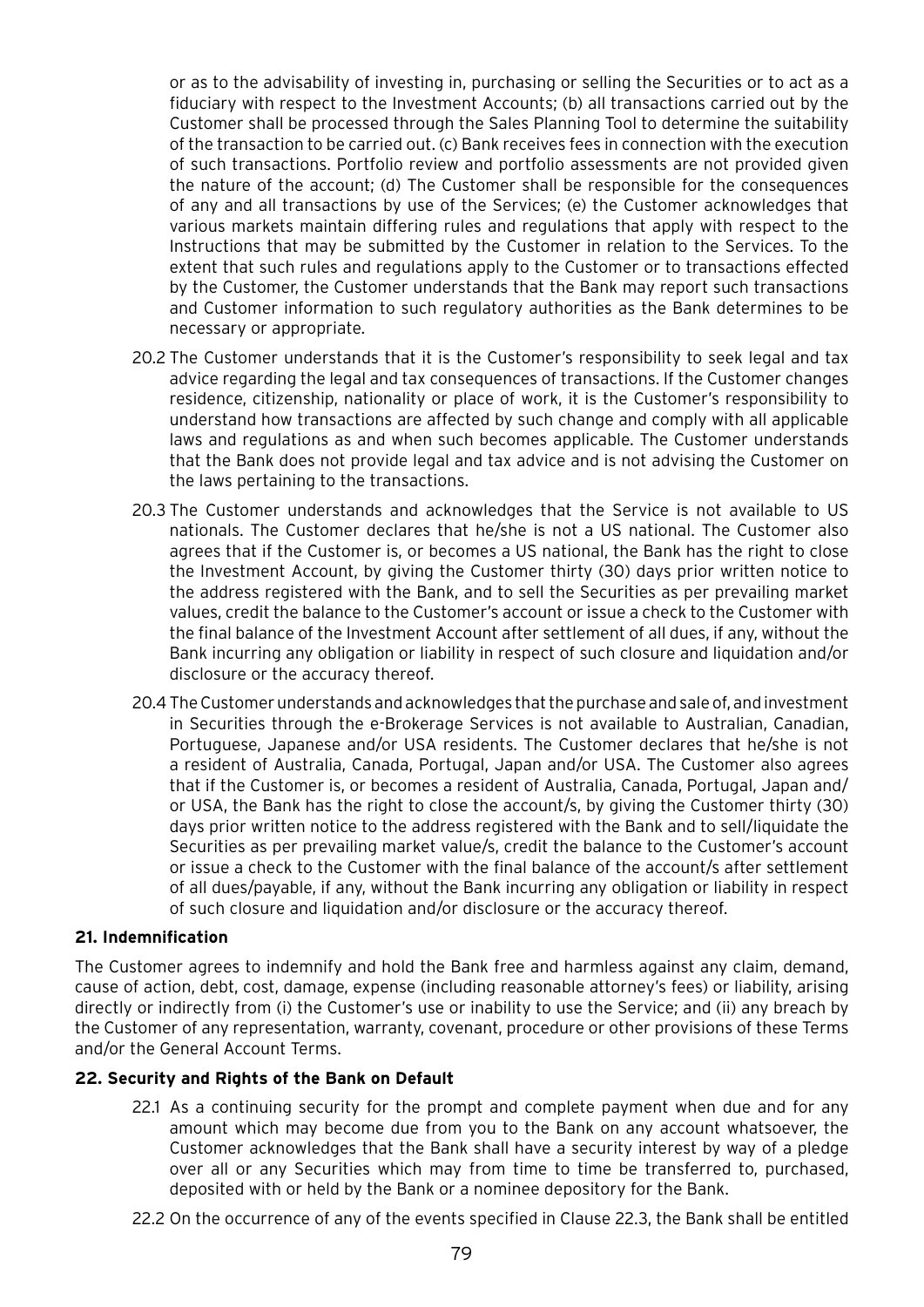or as to the advisability of investing in, purchasing or selling the Securities or to act as a fiduciary with respect to the Investment Accounts; (b) all transactions carried out by the Customer shall be processed through the Sales Planning Tool to determine the suitability of the transaction to be carried out. (c) Bank receives fees in connection with the execution of such transactions. Portfolio review and portfolio assessments are not provided given the nature of the account; (d) The Customer shall be responsible for the consequences of any and all transactions by use of the Services; (e) the Customer acknowledges that various markets maintain differing rules and regulations that apply with respect to the Instructions that may be submitted by the Customer in relation to the Services. To the extent that such rules and regulations apply to the Customer or to transactions effected by the Customer, the Customer understands that the Bank may report such transactions and Customer information to such regulatory authorities as the Bank determines to be necessary or appropriate.

20.2 The Customer understands that it is the Customer's responsibility to seek legal and tax advice regarding the legal and tax consequences of transactions. If the Customer changes residence, citizenship, nationality or place of work, it is the Customer's responsibility to understand how transactions are affected by such change and comply with all applicable laws and regulations as and when such becomes applicable. The Customer understands that the Bank does not provide legal and tax advice and is not advising the Customer on the laws pertaining to the transactions.

20.3 The Customer understands and acknowledges that the Service is not available to US nationals. The Customer declares that he/she is not a US national. The Customer also agrees that if the Customer is, or becomes a US national, the Bank has the right to close the Investment Account, by giving the Customer thirty (30) days prior written notice to the address registered with the Bank, and to sell the Securities as per prevailing market values, credit the balance to the Customer's account or issue a check to the Customer with the final balance of the Investment Account after settlement of all dues, if any, without the Bank incurring any obligation or liability in respect of such closure and liquidation and/or disclosure or the accuracy thereof.

20.4 The Customer understands and acknowledges that the purchase and sale of, and investment in Securities through the e-Brokerage Services is not available to Australian, Canadian, Portuguese, Japanese and/or USA residents. The Customer declares that he/she is not a resident of Australia, Canada, Portugal, Japan and/or USA. The Customer also agrees that if the Customer is, or becomes a resident of Australia, Canada, Portugal, Japan and/or USA, the Bank has the right to close the account/s, by giving the Customer thirty (30) days prior written notice to the address registered with the Bank and to sell/liquidate the Securities as per prevailing market value/s, credit the balance to the Customer's account or issue a check to the Customer with the final balance of the account/s after settlement of all dues/payable, if any, without the Bank incurring any obligation or liability in respect of such closure and liquidation and/or disclosure or the accuracy thereof.

**21. Indemnification**

The Customer agrees to indemnify and hold the Bank free and harmless against any claim, demand, cause of action, debt, cost, damage, expense (including reasonable attorney's fees) or liability, arising directly or indirectly from (i) the Customer's use or inability to use the Service; and (ii) any breach by the Customer of any representation, warranty, covenant, procedure or other provisions of these Terms and/or the General Account Terms.

**22. Security and Rights of the Bank on Default**

22.1 As a continuing security for the prompt and complete payment when due and for any amount which may become due from you to the Bank on any account whatsoever, the Customer acknowledges that the Bank shall have a security interest by way of a pledge over all or any Securities which may from time to time be transferred to, purchased, deposited with or held by the Bank or a nominee depository for the Bank.

22.2 On the occurrence of any of the events specified in Clause 22.3, the Bank shall be entitled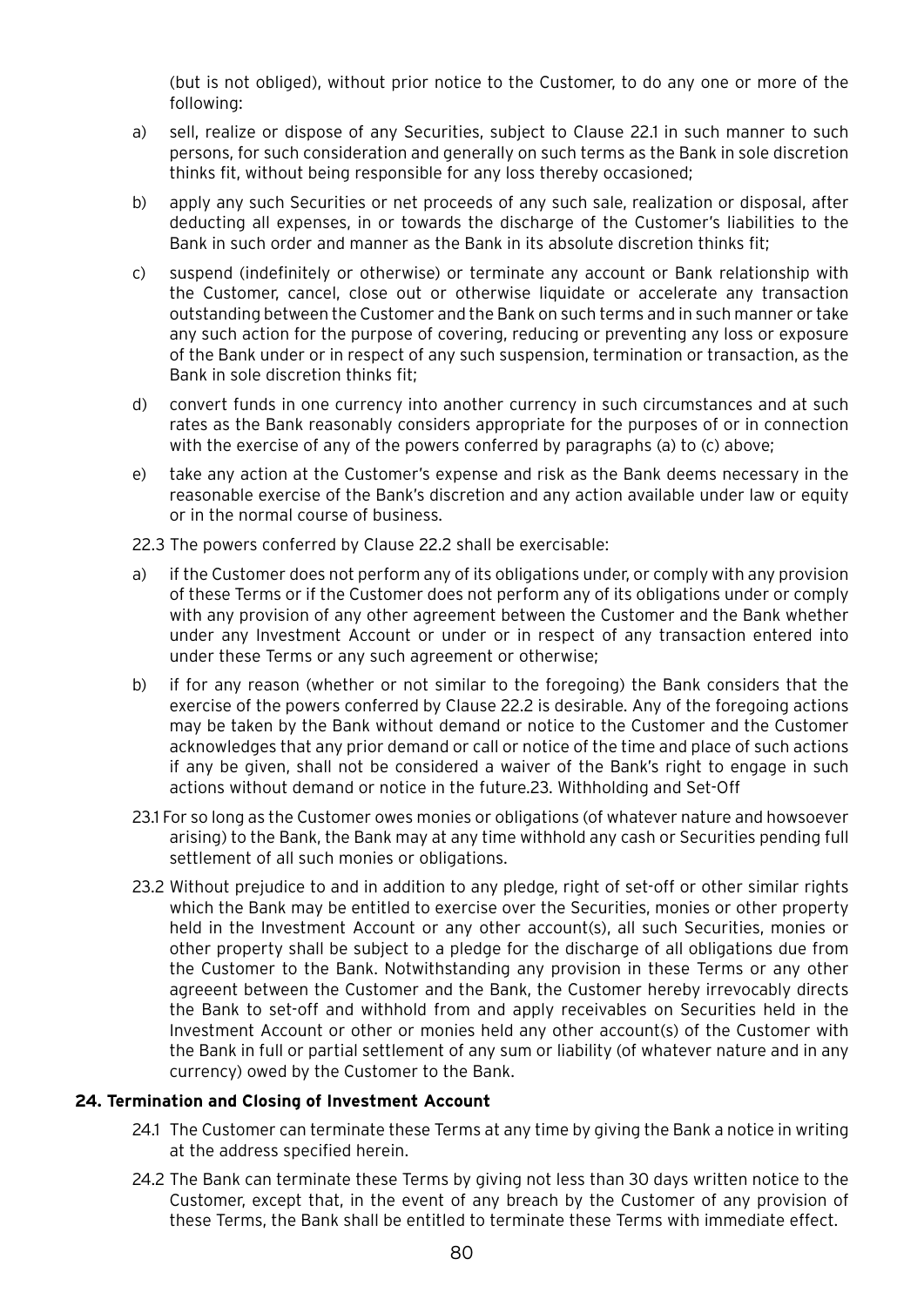(but is not obliged), without prior notice to the Customer, to do any one or more of the following:

a) sell, realize or dispose of any Securities, subject to Clause 22.1 in such manner to such persons, for such consideration and generally on such terms as the Bank in sole discretion thinks fit, without being responsible for any loss thereby occasioned;

b) apply any such Securities or net proceeds of any such sale, realization or disposal, after deducting all expenses, in or towards the discharge of the Customer's liabilities to the Bank in such order and manner as the Bank in its absolute discretion thinks fit;

c) suspend (indefinitely or otherwise) or terminate any account or Bank relationship with the Customer, cancel, close out or otherwise liquidate or accelerate any transaction outstanding between the Customer and the Bank on such terms and in such manner or take any such action for the purpose of covering, reducing or preventing any loss or exposure of the Bank under or in respect of any such suspension, termination or transaction, as the Bank in sole discretion thinks fit;

d) convert funds in one currency into another currency in such circumstances and at such rates as the Bank reasonably considers appropriate for the purposes of or in connection with the exercise of any of the powers conferred by paragraphs (a) to (c) above;

e) take any action at the Customer's expense and risk as the Bank deems necessary in the reasonable exercise of the Bank's discretion and any action available under law or equity or in the normal course of business.

22.3 The powers conferred by Clause 22.2 shall be exercisable:

a) if the Customer does not perform any of its obligations under, or comply with any provision of these Terms or if the Customer does not perform any of its obligations under or comply with any provision of any other agreement between the Customer and the Bank whether under any Investment Account or under or in respect of any transaction entered into under these Terms or any such agreement or otherwise;

b) if for any reason (whether or not similar to the foregoing) the Bank considers that the exercise of the powers conferred by Clause 22.2 is desirable. Any of the foregoing actions may be taken by the Bank without demand or notice to the Customer and the Customer acknowledges that any prior demand or call or notice of the time and place of such actions if any be given, shall not be considered a waiver of the Bank's right to engage in such actions without demand or notice in the future.23. Withholding and Set-Off

23.1 For so long as the Customer owes monies or obligations (of whatever nature and howsoever arising) to the Bank, the Bank may at any time withhold any cash or Securities pending full settlement of all such monies or obligations.

23.2 Without prejudice to and in addition to any pledge, right of set-off or other similar rights which the Bank may be entitled to exercise over the Securities, monies or other property held in the Investment Account or any other account(s), all such Securities, monies or other property shall be subject to a pledge for the discharge of all obligations due from the Customer to the Bank. Notwithstanding any provision in these Terms or any other agreeent between the Customer and the Bank, the Customer hereby irrevocably directs the Bank to set-off and withhold from and apply receivables on Securities held in the Investment Account or other or monies held any other account(s) of the Customer with the Bank in full or partial settlement of any sum or liability (of whatever nature and in any currency) owed by the Customer to the Bank.

## 24. Termination and Closing of Investment Account

24.1 The Customer can terminate these Terms at any time by giving the Bank a notice in writing at the address specified herein.

24.2 The Bank can terminate these Terms by giving not less than 30 days written notice to the Customer, except that, in the event of any breach by the Customer of any provision of these Terms, the Bank shall be entitled to terminate these Terms with immediate effect.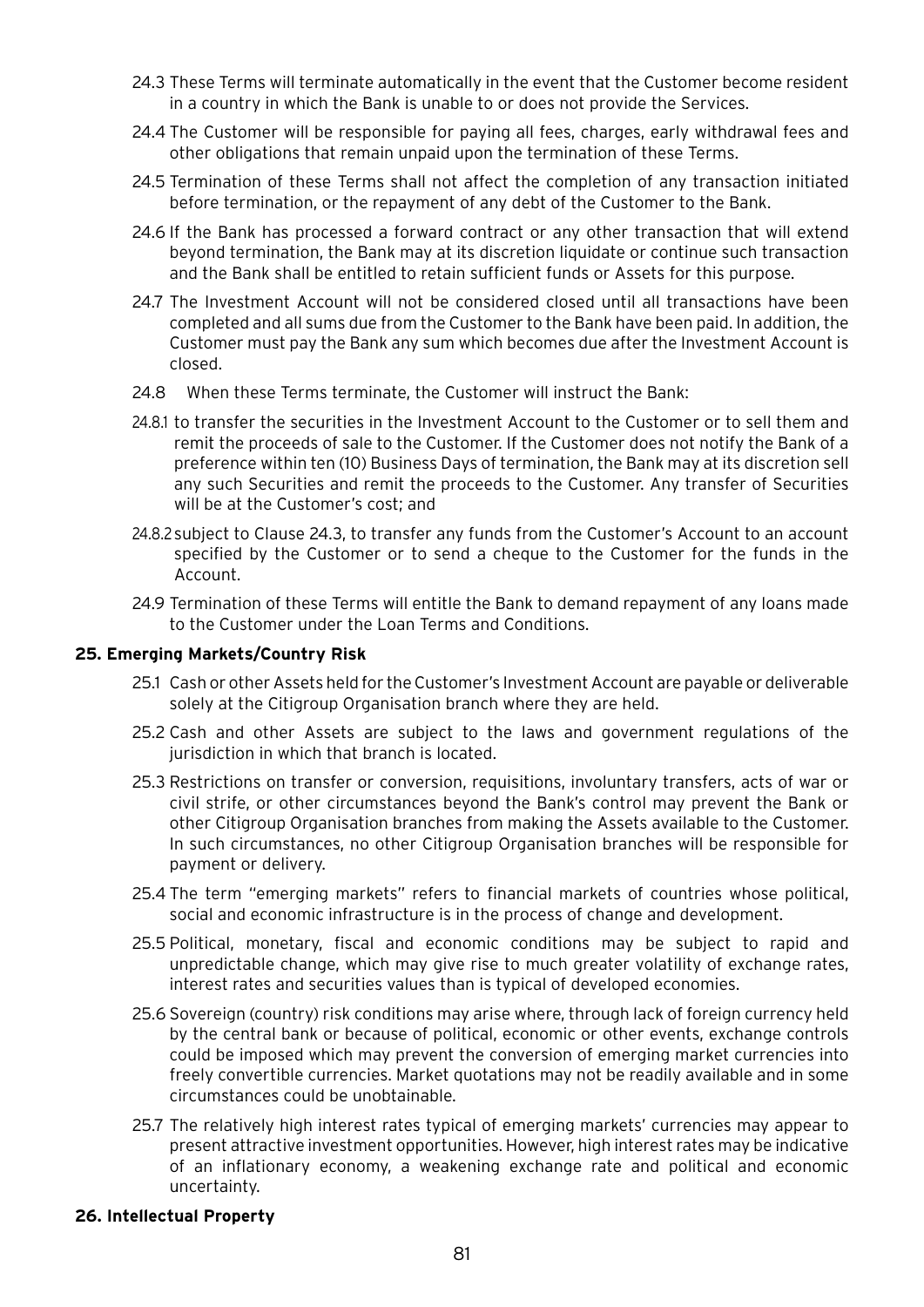24.3 These Terms will terminate automatically in the event that the Customer become resident in a country in which the Bank is unable to or does not provide the Services.

24.4 The Customer will be responsible for paying all fees, charges, early withdrawal fees and other obligations that remain unpaid upon the termination of these Terms.

24.5 Termination of these Terms shall not affect the completion of any transaction initiated before termination, or the repayment of any debt of the Customer to the Bank.

24.6 If the Bank has processed a forward contract or any other transaction that will extend beyond termination, the Bank may at its discretion liquidate or continue such transaction and the Bank shall be entitled to retain sufficient funds or Assets for this purpose.

24.7 The Investment Account will not be considered closed until all transactions have been completed and all sums due from the Customer to the Bank have been paid. In addition, the Customer must pay the Bank any sum which becomes due after the Investment Account is closed.

24.8 When these Terms terminate, the Customer will instruct the Bank:

24.8.1 to transfer the securities in the Investment Account to the Customer or to sell them and remit the proceeds of sale to the Customer. If the Customer does not notify the Bank of a preference within ten (10) Business Days of termination, the Bank may at its discretion sell any such Securities and remit the proceeds to the Customer. Any transfer of Securities will be at the Customer's cost; and

24.8.2 subject to Clause 24.3, to transfer any funds from the Customer's Account to an account specified by the Customer or to send a cheque to the Customer for the funds in the Account.

24.9 Termination of these Terms will entitle the Bank to demand repayment of any loans made to the Customer under the Loan Terms and Conditions.

## 25. Emerging Markets/Country Risk

25.1 Cash or other Assets held for the Customer's Investment Account are payable or deliverable solely at the Citigroup Organisation branch where they are held.

25.2 Cash and other Assets are subject to the laws and government regulations of the jurisdiction in which that branch is located.

25.3 Restrictions on transfer or conversion, requisitions, involuntary transfers, acts of war or civil strife, or other circumstances beyond the Bank's control may prevent the Bank or other Citigroup Organisation branches from making the Assets available to the Customer. In such circumstances, no other Citigroup Organisation branches will be responsible for payment or delivery.

25.4 The term "emerging markets" refers to financial markets of countries whose political, social and economic infrastructure is in the process of change and development.

25.5 Political, monetary, fiscal and economic conditions may be subject to rapid and unpredictable change, which may give rise to much greater volatility of exchange rates, interest rates and securities values than is typical of developed economies.

25.6 Sovereign (country) risk conditions may arise where, through lack of foreign currency held by the central bank or because of political, economic or other events, exchange controls could be imposed which may prevent the conversion of emerging market currencies into freely convertible currencies. Market quotations may not be readily available and in some circumstances could be unobtainable.

25.7 The relatively high interest rates typical of emerging markets' currencies may appear to present attractive investment opportunities. However, high interest rates may be indicative of an inflationary economy, a weakening exchange rate and political and economic uncertainty.

## 26. Intellectual Property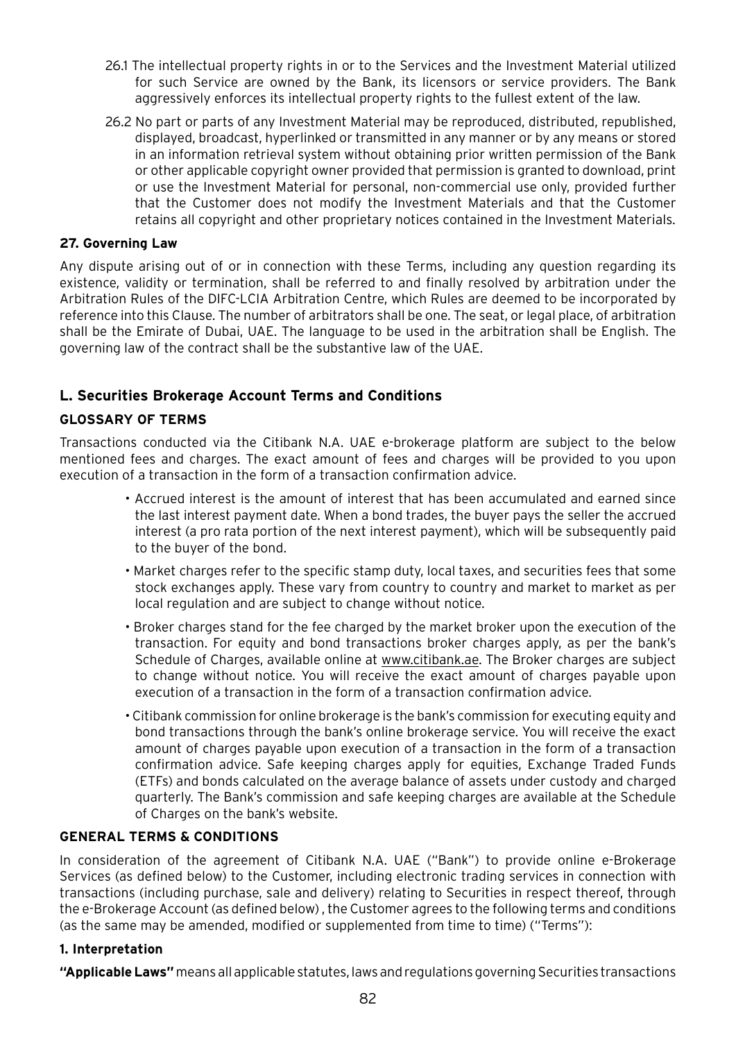26.1 The intellectual property rights in or to the Services and the Investment Material utilized for such Service are owned by the Bank, its licensors or service providers. The Bank aggressively enforces its intellectual property rights to the fullest extent of the law.

26.2 No part or parts of any Investment Material may be reproduced, distributed, republished, displayed, broadcast, hyperlinked or transmitted in any manner or by any means or stored in an information retrieval system without obtaining prior written permission of the Bank or other applicable copyright owner provided that permission is granted to download, print or use the Investment Material for personal, non-commercial use only, provided further that the Customer does not modify the Investment Materials and that the Customer retains all copyright and other proprietary notices contained in the Investment Materials.

#### 27. Governing Law

Any dispute arising out of or in connection with these Terms, including any question regarding its existence, validity or termination, shall be referred to and finally resolved by arbitration under the Arbitration Rules of the DIFC-LCIA Arbitration Centre, which Rules are deemed to be incorporated by reference into this Clause. The number of arbitrators shall be one. The seat, or legal place, of arbitration shall be the Emirate of Dubai, UAE. The language to be used in the arbitration shall be English. The governing law of the contract shall be the substantive law of the UAE.

## L. Securities Brokerage Account Terms and Conditions

### GLOSSARY OF TERMS

Transactions conducted via the Citibank N.A. UAE e-brokerage platform are subject to the below mentioned fees and charges. The exact amount of fees and charges will be provided to you upon execution of a transaction in the form of a transaction confirmation advice.

- Accrued interest is the amount of interest that has been accumulated and earned since the last interest payment date. When a bond trades, the buyer pays the seller the accrued interest (a pro rata portion of the next interest payment), which will be subsequently paid to the buyer of the bond.
- Market charges refer to the specific stamp duty, local taxes, and securities fees that some stock exchanges apply. These vary from country to country and market to market as per local regulation and are subject to change without notice.
- Broker charges stand for the fee charged by the market broker upon the execution of the transaction. For equity and bond transactions broker charges apply, as per the bank's Schedule of Charges, available online at www.citibank.ae. The Broker charges are subject to change without notice. You will receive the exact amount of charges payable upon execution of a transaction in the form of a transaction confirmation advice.
- Citibank commission for online brokerage is the bank's commission for executing equity and bond transactions through the bank's online brokerage service. You will receive the exact amount of charges payable upon execution of a transaction in the form of a transaction confirmation advice. Safe keeping charges apply for equities, Exchange Traded Funds (ETFs) and bonds calculated on the average balance of assets under custody and charged quarterly. The Bank's commission and safe keeping charges are available at the Schedule of Charges on the bank's website.

### GENERAL TERMS & CONDITIONS

In consideration of the agreement of Citibank N.A. UAE ("Bank") to provide online e-Brokerage Services (as defined below) to the Customer, including electronic trading services in connection with transactions (including purchase, sale and delivery) relating to Securities in respect thereof, through the e-Brokerage Account (as defined below) , the Customer agrees to the following terms and conditions (as the same may be amended, modified or supplemented from time to time) ("Terms"):

#### 1. Interpretation

**"Applicable Laws"** means all applicable statutes, laws and regulations governing Securities transactions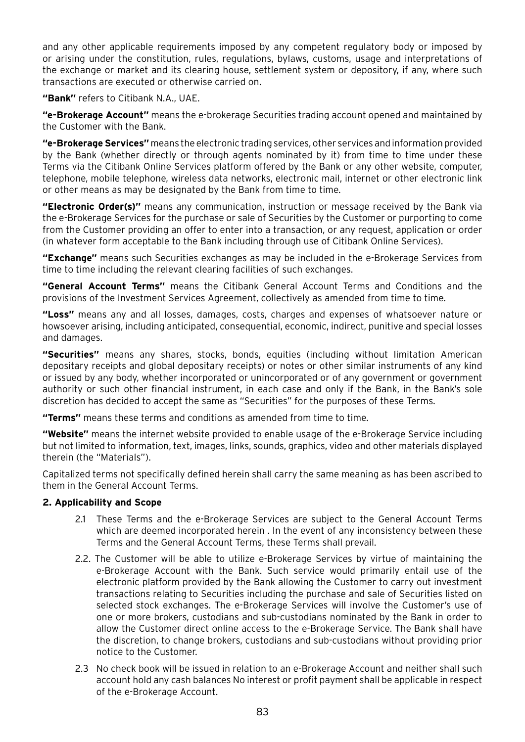and any other applicable requirements imposed by any competent regulatory body or imposed by or arising under the constitution, rules, regulations, bylaws, customs, usage and interpretations of the exchange or market and its clearing house, settlement system or depository, if any, where such transactions are executed or otherwise carried on.

**"Bank"** refers to Citibank N.A., UAE.

**"e-Brokerage Account"** means the e-brokerage Securities trading account opened and maintained by the Customer with the Bank.

**"e-Brokerage Services"** means the electronic trading services, other services and information provided by the Bank (whether directly or through agents nominated by it) from time to time under these Terms via the Citibank Online Services platform offered by the Bank or any other website, computer, telephone, mobile telephone, wireless data networks, electronic mail, internet or other electronic link or other means as may be designated by the Bank from time to time.

**"Electronic Order(s)"** means any communication, instruction or message received by the Bank via the e-Brokerage Services for the purchase or sale of Securities by the Customer or purporting to come from the Customer providing an offer to enter into a transaction, or any request, application or order (in whatever form acceptable to the Bank including through use of Citibank Online Services).

**"Exchange"** means such Securities exchanges as may be included in the e-Brokerage Services from time to time including the relevant clearing facilities of such exchanges.

**"General Account Terms"** means the Citibank General Account Terms and Conditions and the provisions of the Investment Services Agreement, collectively as amended from time to time.

**"Loss"** means any and all losses, damages, costs, charges and expenses of whatsoever nature or howsoever arising, including anticipated, consequential, economic, indirect, punitive and special losses and damages.

**"Securities"** means any shares, stocks, bonds, equities (including without limitation American depositary receipts and global depositary receipts) or notes or other similar instruments of any kind or issued by any body, whether incorporated or unincorporated or of any government or government authority or such other financial instrument, in each case and only if the Bank, in the Bank's sole discretion has decided to accept the same as "Securities" for the purposes of these Terms.

**"Terms"** means these terms and conditions as amended from time to time.

**"Website"** means the internet website provided to enable usage of the e-Brokerage Service including but not limited to information, text, images, links, sounds, graphics, video and other materials displayed therein (the "Materials").

Capitalized terms not specifically defined herein shall carry the same meaning as has been ascribed to them in the General Account Terms.

**2. Applicability and Scope**

2.1 These Terms and the e-Brokerage Services are subject to the General Account Terms which are deemed incorporated herein . In the event of any inconsistency between these Terms and the General Account Terms, these Terms shall prevail.

2.2. The Customer will be able to utilize e-Brokerage Services by virtue of maintaining the e-Brokerage Account with the Bank. Such service would primarily entail use of the electronic platform provided by the Bank allowing the Customer to carry out investment transactions relating to Securities including the purchase and sale of Securities listed on selected stock exchanges. The e-Brokerage Services will involve the Customer's use of one or more brokers, custodians and sub-custodians nominated by the Bank in order to allow the Customer direct online access to the e-Brokerage Service. The Bank shall have the discretion, to change brokers, custodians and sub-custodians without providing prior notice to the Customer.

2.3 No check book will be issued in relation to an e-Brokerage Account and neither shall such account hold any cash balances No interest or profit payment shall be applicable in respect of the e-Brokerage Account.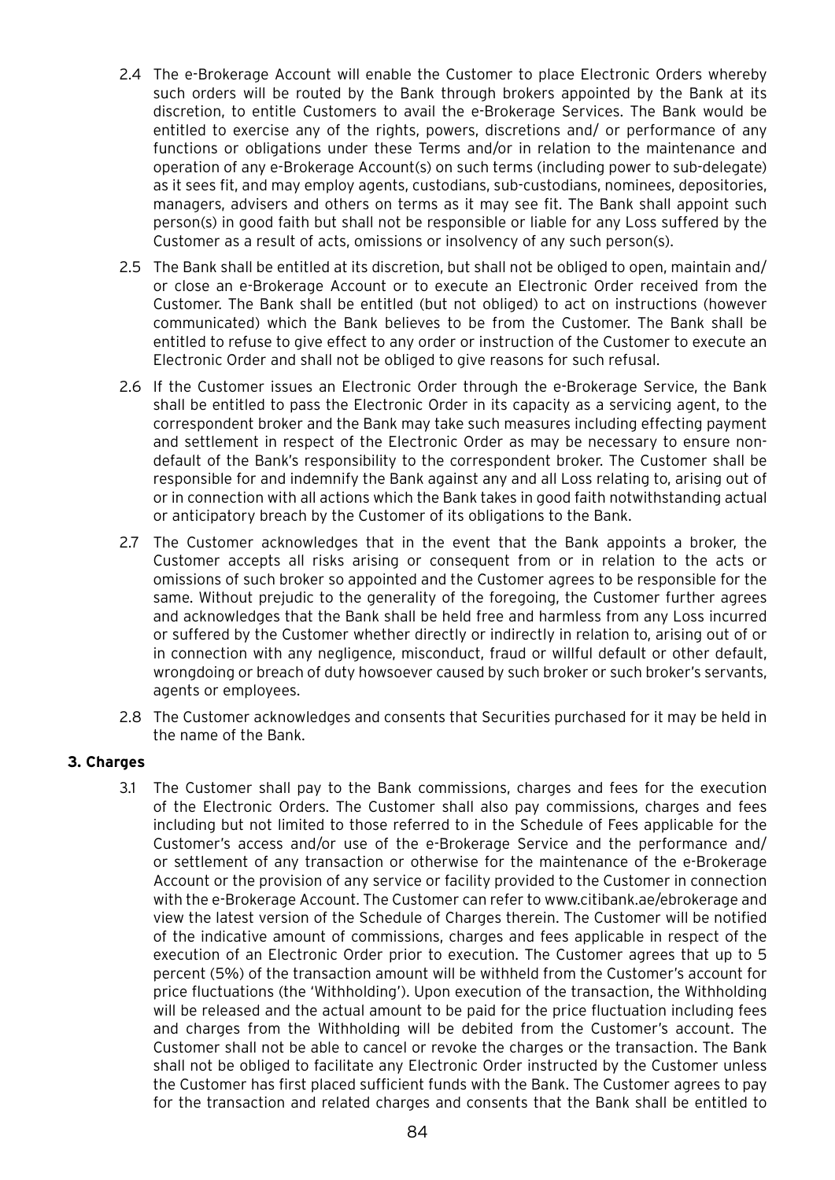2.4 The e-Brokerage Account will enable the Customer to place Electronic Orders whereby such orders will be routed by the Bank through brokers appointed by the Bank at its discretion, to entitle Customers to avail the e-Brokerage Services. The Bank would be entitled to exercise any of the rights, powers, discretions and/ or performance of any functions or obligations under these Terms and/or in relation to the maintenance and operation of any e-Brokerage Account(s) on such terms (including power to sub-delegate) as it sees fit, and may employ agents, custodians, sub-custodians, nominees, depositories, managers, advisers and others on terms as it may see fit. The Bank shall appoint such person(s) in good faith but shall not be responsible or liable for any Loss suffered by the Customer as a result of acts, omissions or insolvency of any such person(s).

2.5 The Bank shall be entitled at its discretion, but shall not be obliged to open, maintain and/ or close an e-Brokerage Account or to execute an Electronic Order received from the Customer. The Bank shall be entitled (but not obliged) to act on instructions (however communicated) which the Bank believes to be from the Customer. The Bank shall be entitled to refuse to give effect to any order or instruction of the Customer to execute an Electronic Order and shall not be obliged to give reasons for such refusal.

2.6 If the Customer issues an Electronic Order through the e-Brokerage Service, the Bank shall be entitled to pass the Electronic Order in its capacity as a servicing agent, to the correspondent broker and the Bank may take such measures including effecting payment and settlement in respect of the Electronic Order as may be necessary to ensure non-default of the Bank's responsibility to the correspondent broker. The Customer shall be responsible for and indemnify the Bank against any and all Loss relating to, arising out of or in connection with all actions which the Bank takes in good faith notwithstanding actual or anticipatory breach by the Customer of its obligations to the Bank.

2.7 The Customer acknowledges that in the event that the Bank appoints a broker, the Customer accepts all risks arising or consequent from or in relation to the acts or omissions of such broker so appointed and the Customer agrees to be responsible for the same. Without prejudic to the generality of the foregoing, the Customer further agrees and acknowledges that the Bank shall be held free and harmless from any Loss incurred or suffered by the Customer whether directly or indirectly in relation to, arising out of or in connection with any negligence, misconduct, fraud or willful default or other default, wrongdoing or breach of duty howsoever caused by such broker or such broker's servants, agents or employees.

2.8 The Customer acknowledges and consents that Securities purchased for it may be held in the name of the Bank.

### 3. Charges

3.1 The Customer shall pay to the Bank commissions, charges and fees for the execution of the Electronic Orders. The Customer shall also pay commissions, charges and fees including but not limited to those referred to in the Schedule of Fees applicable for the Customer's access and/or use of the e-Brokerage Service and the performance and/ or settlement of any transaction or otherwise for the maintenance of the e-Brokerage Account or the provision of any service or facility provided to the Customer in connection with the e-Brokerage Account. The Customer can refer to www.citibank.ae/ebrokerage and view the latest version of the Schedule of Charges therein. The Customer will be notified of the indicative amount of commissions, charges and fees applicable in respect of the execution of an Electronic Order prior to execution. The Customer agrees that up to 5 percent (5%) of the transaction amount will be withheld from the Customer's account for price fluctuations (the 'Withholding'). Upon execution of the transaction, the Withholding will be released and the actual amount to be paid for the price fluctuation including fees and charges from the Withholding will be debited from the Customer's account. The Customer shall not be able to cancel or revoke the charges or the transaction. The Bank shall not be obliged to facilitate any Electronic Order instructed by the Customer unless the Customer has first placed sufficient funds with the Bank. The Customer agrees to pay for the transaction and related charges and consents that the Bank shall be entitled to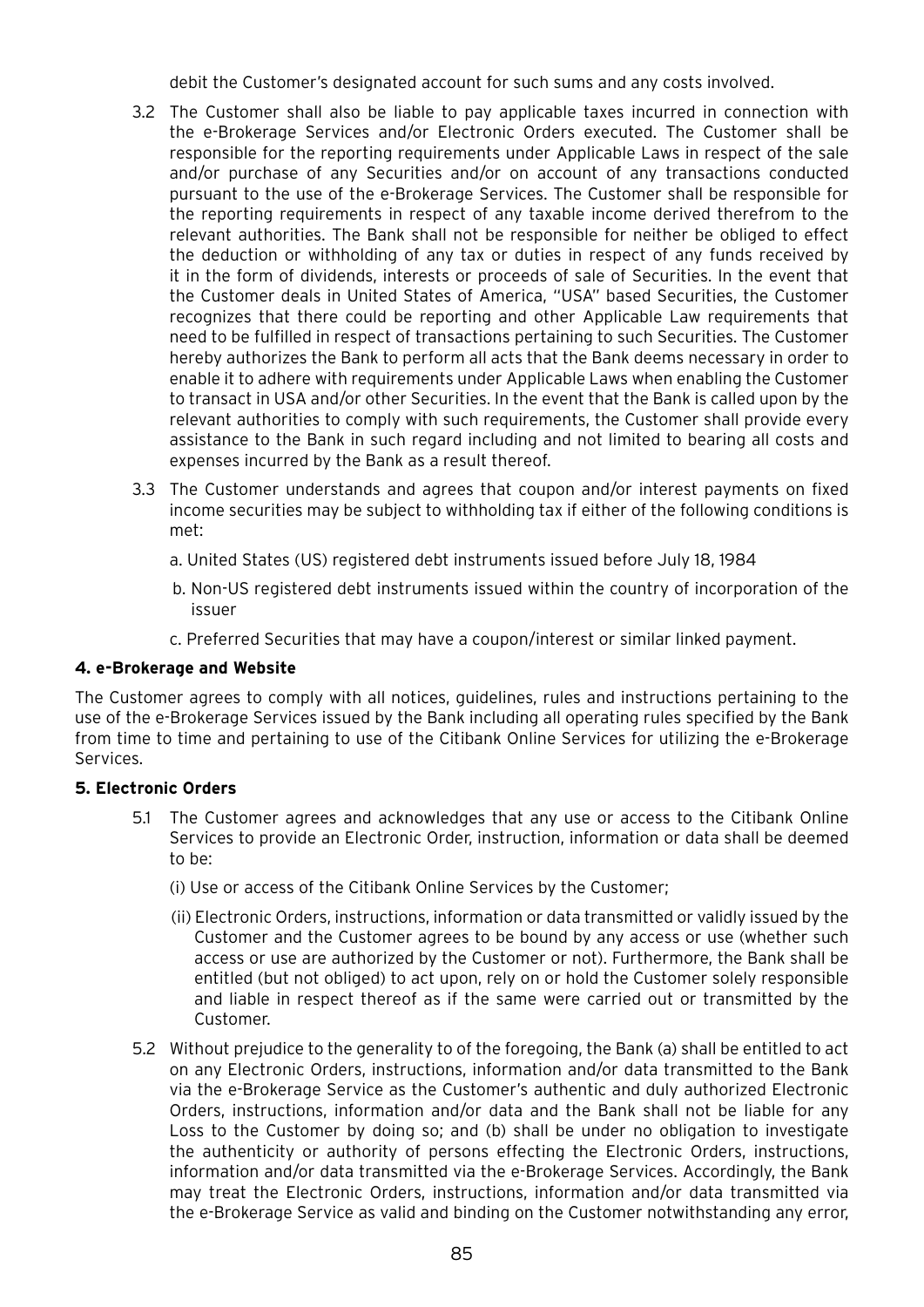debit the Customer's designated account for such sums and any costs involved.

3.2 The Customer shall also be liable to pay applicable taxes incurred in connection with the e-Brokerage Services and/or Electronic Orders executed. The Customer shall be responsible for the reporting requirements under Applicable Laws in respect of the sale and/or purchase of any Securities and/or on account of any transactions conducted pursuant to the use of the e-Brokerage Services. The Customer shall be responsible for the reporting requirements in respect of any taxable income derived therefrom to the relevant authorities. The Bank shall not be responsible for neither be obliged to effect the deduction or withholding of any tax or duties in respect of any funds received by it in the form of dividends, interests or proceeds of sale of Securities. In the event that the Customer deals in United States of America, "USA" based Securities, the Customer recognizes that there could be reporting and other Applicable Law requirements that need to be fulfilled in respect of transactions pertaining to such Securities. The Customer hereby authorizes the Bank to perform all acts that the Bank deems necessary in order to enable it to adhere with requirements under Applicable Laws when enabling the Customer to transact in USA and/or other Securities. In the event that the Bank is called upon by the relevant authorities to comply with such requirements, the Customer shall provide every assistance to the Bank in such regard including and not limited to bearing all costs and expenses incurred by the Bank as a result thereof.

3.3 The Customer understands and agrees that coupon and/or interest payments on fixed income securities may be subject to withholding tax if either of the following conditions is met:

a. United States (US) registered debt instruments issued before July 18, 1984

b. Non-US registered debt instruments issued within the country of incorporation of the issuer

c. Preferred Securities that may have a coupon/interest or similar linked payment.

**4. e-Brokerage and Website**

The Customer agrees to comply with all notices, guidelines, rules and instructions pertaining to the use of the e-Brokerage Services issued by the Bank including all operating rules specified by the Bank from time to time and pertaining to use of the Citibank Online Services for utilizing the e-Brokerage Services.

**5. Electronic Orders**

5.1 The Customer agrees and acknowledges that any use or access to the Citibank Online Services to provide an Electronic Order, instruction, information or data shall be deemed to be:

(i) Use or access of the Citibank Online Services by the Customer;

(ii) Electronic Orders, instructions, information or data transmitted or validly issued by the Customer and the Customer agrees to be bound by any access or use (whether such access or use are authorized by the Customer or not). Furthermore, the Bank shall be entitled (but not obliged) to act upon, rely on or hold the Customer solely responsible and liable in respect thereof as if the same were carried out or transmitted by the Customer.

5.2 Without prejudice to the generality to of the foregoing, the Bank (a) shall be entitled to act on any Electronic Orders, instructions, information and/or data transmitted to the Bank via the e-Brokerage Service as the Customer's authentic and duly authorized Electronic Orders, instructions, information and/or data and the Bank shall not be liable for any Loss to the Customer by doing so; and (b) shall be under no obligation to investigate the authenticity or authority of persons effecting the Electronic Orders, instructions, information and/or data transmitted via the e-Brokerage Services. Accordingly, the Bank may treat the Electronic Orders, instructions, information and/or data transmitted via the e-Brokerage Service as valid and binding on the Customer notwithstanding any error,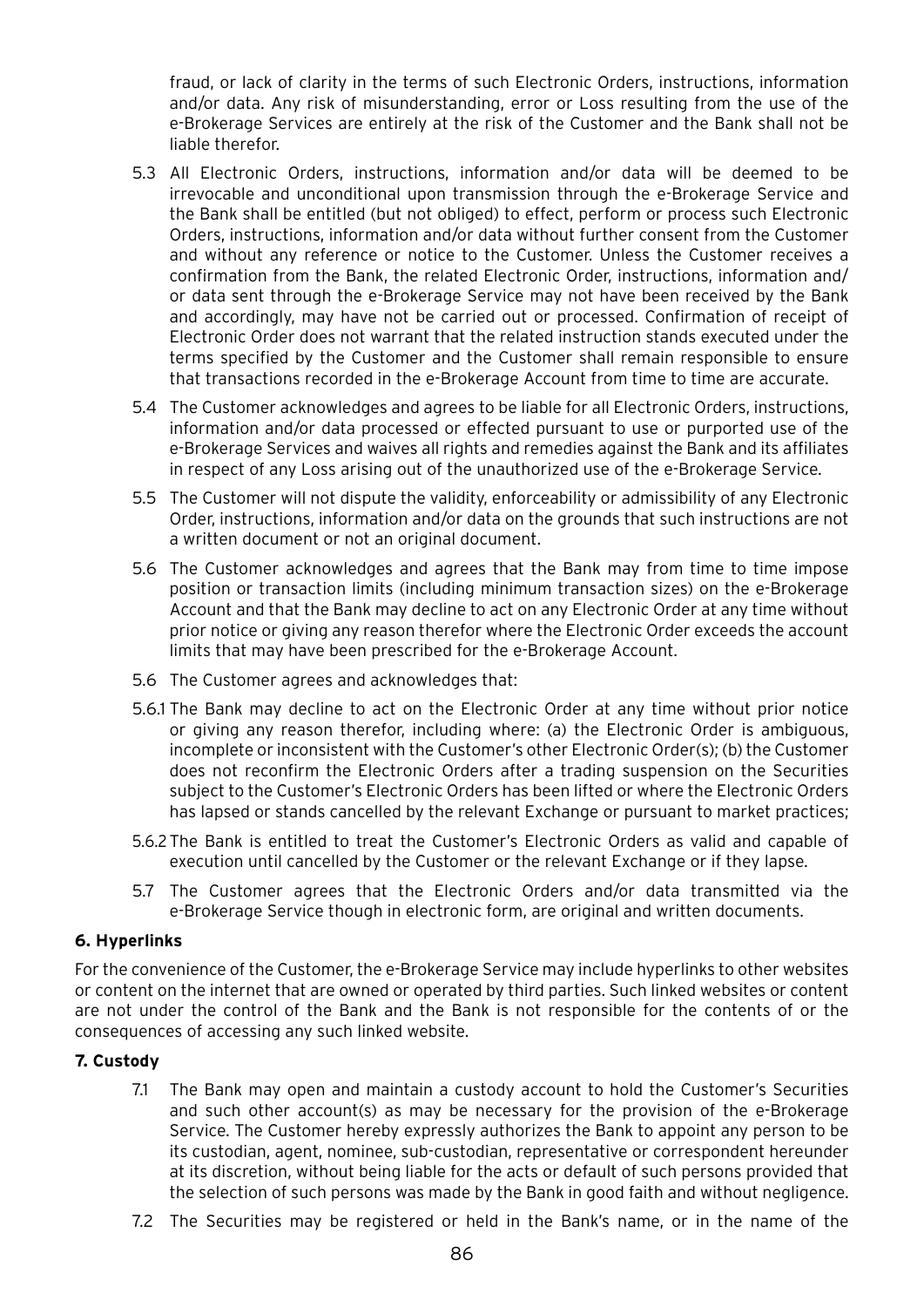fraud, or lack of clarity in the terms of such Electronic Orders, instructions, information and/or data. Any risk of misunderstanding, error or Loss resulting from the use of the e-Brokerage Services are entirely at the risk of the Customer and the Bank shall not be liable therefor.

5.3 All Electronic Orders, instructions, information and/or data will be deemed to be irrevocable and unconditional upon transmission through the e-Brokerage Service and the Bank shall be entitled (but not obliged) to effect, perform or process such Electronic Orders, instructions, information and/or data without further consent from the Customer and without any reference or notice to the Customer. Unless the Customer receives a confirmation from the Bank, the related Electronic Order, instructions, information and/or data sent through the e-Brokerage Service may not have been received by the Bank and accordingly, may have not be carried out or processed. Confirmation of receipt of Electronic Order does not warrant that the related instruction stands executed under the terms specified by the Customer and the Customer shall remain responsible to ensure that transactions recorded in the e-Brokerage Account from time to time are accurate.

5.4 The Customer acknowledges and agrees to be liable for all Electronic Orders, instructions, information and/or data processed or effected pursuant to use or purported use of the e-Brokerage Services and waives all rights and remedies against the Bank and its affiliates in respect of any Loss arising out of the unauthorized use of the e-Brokerage Service.

5.5 The Customer will not dispute the validity, enforceability or admissibility of any Electronic Order, instructions, information and/or data on the grounds that such instructions are not a written document or not an original document.

5.6 The Customer acknowledges and agrees that the Bank may from time to time impose position or transaction limits (including minimum transaction sizes) on the e-Brokerage Account and that the Bank may decline to act on any Electronic Order at any time without prior notice or giving any reason therefor where the Electronic Order exceeds the account limits that may have been prescribed for the e-Brokerage Account.

5.6 The Customer agrees and acknowledges that:

5.6.1 The Bank may decline to act on the Electronic Order at any time without prior notice or giving any reason therefor, including where: (a) the Electronic Order is ambiguous, incomplete or inconsistent with the Customer's other Electronic Order(s); (b) the Customer does not reconfirm the Electronic Orders after a trading suspension on the Securities subject to the Customer's Electronic Orders has been lifted or where the Electronic Orders has lapsed or stands cancelled by the relevant Exchange or pursuant to market practices;

5.6.2 The Bank is entitled to treat the Customer's Electronic Orders as valid and capable of execution until cancelled by the Customer or the relevant Exchange or if they lapse.

5.7 The Customer agrees that the Electronic Orders and/or data transmitted via the e-Brokerage Service though in electronic form, are original and written documents.

### 6. Hyperlinks

For the convenience of the Customer, the e-Brokerage Service may include hyperlinks to other websites or content on the internet that are owned or operated by third parties. Such linked websites or content are not under the control of the Bank and the Bank is not responsible for the contents of or the consequences of accessing any such linked website.

### 7. Custody

7.1 The Bank may open and maintain a custody account to hold the Customer's Securities and such other account(s) as may be necessary for the provision of the e-Brokerage Service. The Customer hereby expressly authorizes the Bank to appoint any person to be its custodian, agent, nominee, sub-custodian, representative or correspondent hereunder at its discretion, without being liable for the acts or default of such persons provided that the selection of such persons was made by the Bank in good faith and without negligence.

7.2 The Securities may be registered or held in the Bank's name, or in the name of the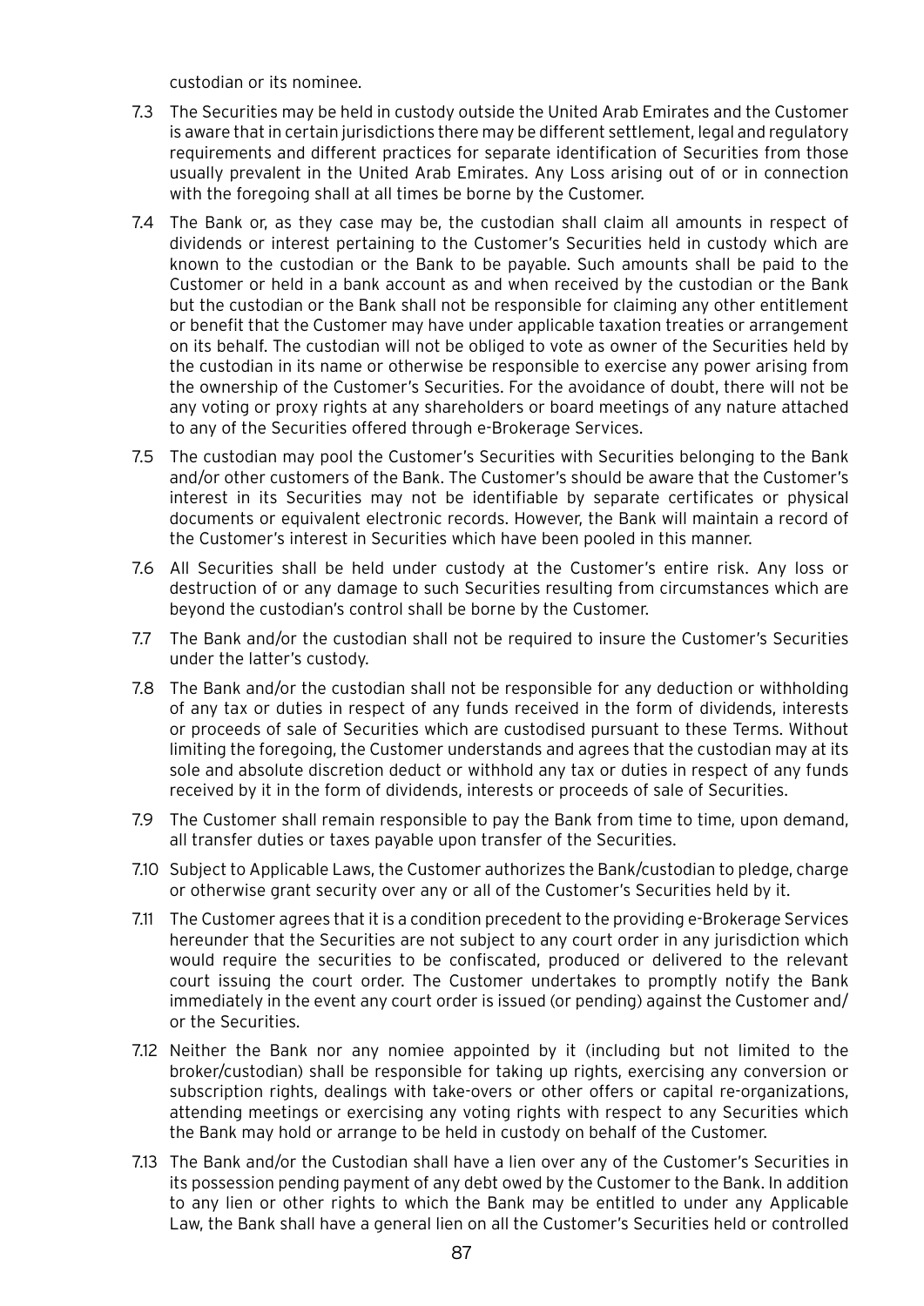custodian or its nominee.

7.3 The Securities may be held in custody outside the United Arab Emirates and the Customer is aware that in certain jurisdictions there may be different settlement, legal and regulatory requirements and different practices for separate identification of Securities from those usually prevalent in the United Arab Emirates. Any Loss arising out of or in connection with the foregoing shall at all times be borne by the Customer.

7.4 The Bank or, as they case may be, the custodian shall claim all amounts in respect of dividends or interest pertaining to the Customer's Securities held in custody which are known to the custodian or the Bank to be payable. Such amounts shall be paid to the Customer or held in a bank account as and when received by the custodian or the Bank but the custodian or the Bank shall not be responsible for claiming any other entitlement or benefit that the Customer may have under applicable taxation treaties or arrangement on its behalf. The custodian will not be obliged to vote as owner of the Securities held by the custodian in its name or otherwise be responsible to exercise any power arising from the ownership of the Customer's Securities. For the avoidance of doubt, there will not be any voting or proxy rights at any shareholders or board meetings of any nature attached to any of the Securities offered through e-Brokerage Services.

7.5 The custodian may pool the Customer's Securities with Securities belonging to the Bank and/or other customers of the Bank. The Customer's should be aware that the Customer's interest in its Securities may not be identifiable by separate certificates or physical documents or equivalent electronic records. However, the Bank will maintain a record of the Customer's interest in Securities which have been pooled in this manner.

7.6 All Securities shall be held under custody at the Customer's entire risk. Any loss or destruction of or any damage to such Securities resulting from circumstances which are beyond the custodian's control shall be borne by the Customer.

7.7 The Bank and/or the custodian shall not be required to insure the Customer's Securities under the latter's custody.

7.8 The Bank and/or the custodian shall not be responsible for any deduction or withholding of any tax or duties in respect of any funds received in the form of dividends, interests or proceeds of sale of Securities which are custodised pursuant to these Terms. Without limiting the foregoing, the Customer understands and agrees that the custodian may at its sole and absolute discretion deduct or withhold any tax or duties in respect of any funds received by it in the form of dividends, interests or proceeds of sale of Securities.

7.9 The Customer shall remain responsible to pay the Bank from time to time, upon demand, all transfer duties or taxes payable upon transfer of the Securities.

7.10 Subject to Applicable Laws, the Customer authorizes the Bank/custodian to pledge, charge or otherwise grant security over any or all of the Customer's Securities held by it.

7.11 The Customer agrees that it is a condition precedent to the providing e-Brokerage Services hereunder that the Securities are not subject to any court order in any jurisdiction which would require the securities to be confiscated, produced or delivered to the relevant court issuing the court order. The Customer undertakes to promptly notify the Bank immediately in the event any court order is issued (or pending) against the Customer and/or the Securities.

7.12 Neither the Bank nor any nomiee appointed by it (including but not limited to the broker/custodian) shall be responsible for taking up rights, exercising any conversion or subscription rights, dealings with take-overs or other offers or capital re-organizations, attending meetings or exercising any voting rights with respect to any Securities which the Bank may hold or arrange to be held in custody on behalf of the Customer.

7.13 The Bank and/or the Custodian shall have a lien over any of the Customer's Securities in its possession pending payment of any debt owed by the Customer to the Bank. In addition to any lien or other rights to which the Bank may be entitled to under any Applicable Law, the Bank shall have a general lien on all the Customer's Securities held or controlled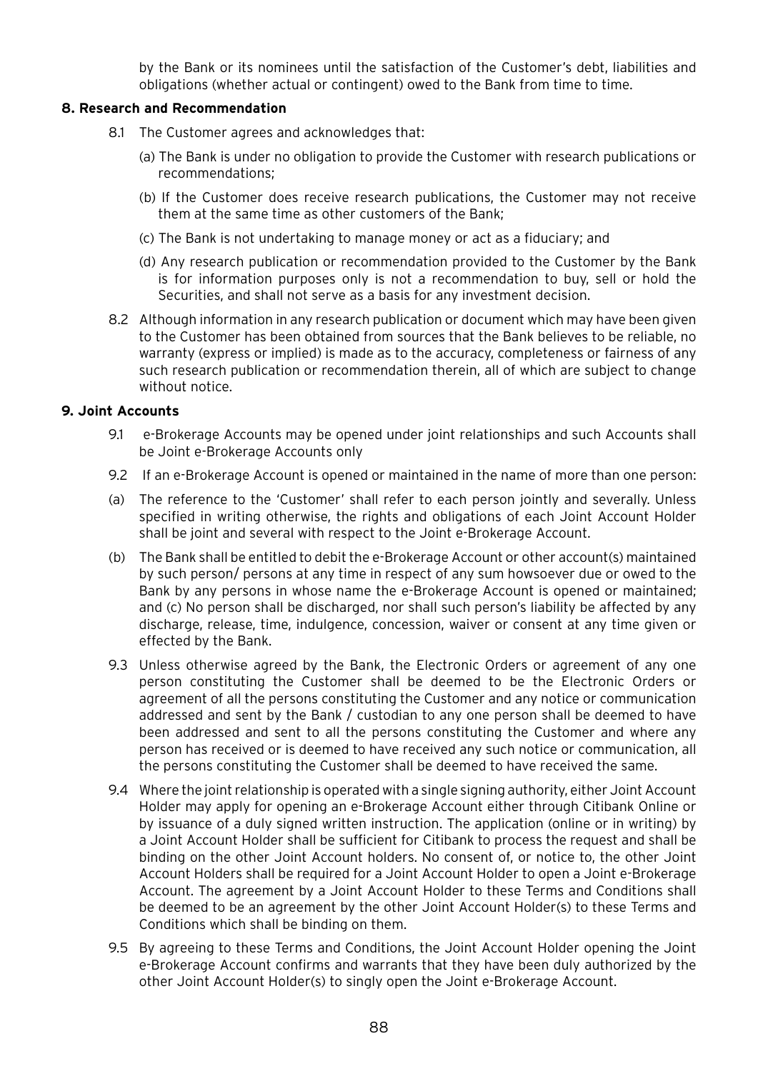by the Bank or its nominees until the satisfaction of the Customer's debt, liabilities and obligations (whether actual or contingent) owed to the Bank from time to time.

**8. Research and Recommendation**

8.1 The Customer agrees and acknowledges that:

(a) The Bank is under no obligation to provide the Customer with research publications or recommendations;

(b) If the Customer does receive research publications, the Customer may not receive them at the same time as other customers of the Bank;

(c) The Bank is not undertaking to manage money or act as a fiduciary; and

(d) Any research publication or recommendation provided to the Customer by the Bank is for information purposes only is not a recommendation to buy, sell or hold the Securities, and shall not serve as a basis for any investment decision.

8.2 Although information in any research publication or document which may have been given to the Customer has been obtained from sources that the Bank believes to be reliable, no warranty (express or implied) is made as to the accuracy, completeness or fairness of any such research publication or recommendation therein, all of which are subject to change without notice.

**9. Joint Accounts**

9.1 e-Brokerage Accounts may be opened under joint relationships and such Accounts shall be Joint e-Brokerage Accounts only

9.2 If an e-Brokerage Account is opened or maintained in the name of more than one person:

(a) The reference to the 'Customer' shall refer to each person jointly and severally. Unless specified in writing otherwise, the rights and obligations of each Joint Account Holder shall be joint and several with respect to the Joint e-Brokerage Account.

(b) The Bank shall be entitled to debit the e-Brokerage Account or other account(s) maintained by such person/ persons at any time in respect of any sum howsoever due or owed to the Bank by any persons in whose name the e-Brokerage Account is opened or maintained; and (c) No person shall be discharged, nor shall such person's liability be affected by any discharge, release, time, indulgence, concession, waiver or consent at any time given or effected by the Bank.

9.3 Unless otherwise agreed by the Bank, the Electronic Orders or agreement of any one person constituting the Customer shall be deemed to be the Electronic Orders or agreement of all the persons constituting the Customer and any notice or communication addressed and sent by the Bank / custodian to any one person shall be deemed to have been addressed and sent to all the persons constituting the Customer and where any person has received or is deemed to have received any such notice or communication, all the persons constituting the Customer shall be deemed to have received the same.

9.4 Where the joint relationship is operated with a single signing authority, either Joint Account Holder may apply for opening an e-Brokerage Account either through Citibank Online or by issuance of a duly signed written instruction. The application (online or in writing) by a Joint Account Holder shall be sufficient for Citibank to process the request and shall be binding on the other Joint Account holders. No consent of, or notice to, the other Joint Account Holders shall be required for a Joint Account Holder to open a Joint e-Brokerage Account. The agreement by a Joint Account Holder to these Terms and Conditions shall be deemed to be an agreement by the other Joint Account Holder(s) to these Terms and Conditions which shall be binding on them.

9.5 By agreeing to these Terms and Conditions, the Joint Account Holder opening the Joint e-Brokerage Account confirms and warrants that they have been duly authorized by the other Joint Account Holder(s) to singly open the Joint e-Brokerage Account.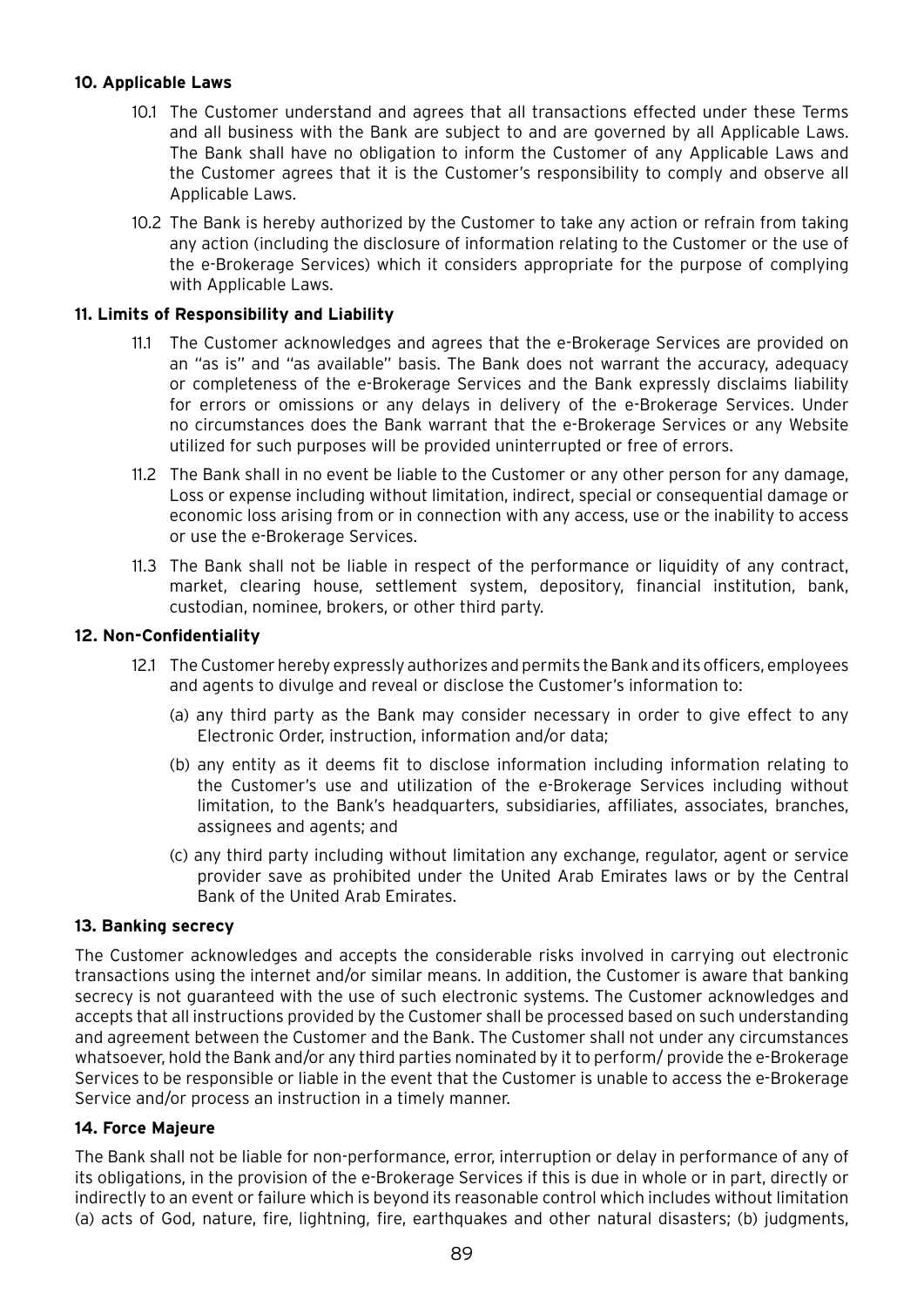### 10. Applicable Laws

10.1 The Customer understand and agrees that all transactions effected under these Terms and all business with the Bank are subject to and are governed by all Applicable Laws. The Bank shall have no obligation to inform the Customer of any Applicable Laws and the Customer agrees that it is the Customer's responsibility to comply and observe all Applicable Laws.

10.2 The Bank is hereby authorized by the Customer to take any action or refrain from taking any action (including the disclosure of information relating to the Customer or the use of the e-Brokerage Services) which it considers appropriate for the purpose of complying with Applicable Laws.

### 11. Limits of Responsibility and Liability

11.1 The Customer acknowledges and agrees that the e-Brokerage Services are provided on an "as is" and "as available" basis. The Bank does not warrant the accuracy, adequacy or completeness of the e-Brokerage Services and the Bank expressly disclaims liability for errors or omissions or any delays in delivery of the e-Brokerage Services. Under no circumstances does the Bank warrant that the e-Brokerage Services or any Website utilized for such purposes will be provided uninterrupted or free of errors.

11.2 The Bank shall in no event be liable to the Customer or any other person for any damage, Loss or expense including without limitation, indirect, special or consequential damage or economic loss arising from or in connection with any access, use or the inability to access or use the e-Brokerage Services.

11.3 The Bank shall not be liable in respect of the performance or liquidity of any contract, market, clearing house, settlement system, depository, financial institution, bank, custodian, nominee, brokers, or other third party.

### 12. Non-Confidentiality

12.1 The Customer hereby expressly authorizes and permits the Bank and its officers, employees and agents to divulge and reveal or disclose the Customer's information to:

(a) any third party as the Bank may consider necessary in order to give effect to any Electronic Order, instruction, information and/or data;

(b) any entity as it deems fit to disclose information including information relating to the Customer's use and utilization of the e-Brokerage Services including without limitation, to the Bank's headquarters, subsidiaries, affiliates, associates, branches, assignees and agents; and

(c) any third party including without limitation any exchange, regulator, agent or service provider save as prohibited under the United Arab Emirates laws or by the Central Bank of the United Arab Emirates.

### 13. Banking secrecy

The Customer acknowledges and accepts the considerable risks involved in carrying out electronic transactions using the internet and/or similar means. In addition, the Customer is aware that banking secrecy is not guaranteed with the use of such electronic systems. The Customer acknowledges and accepts that all instructions provided by the Customer shall be processed based on such understanding and agreement between the Customer and the Bank. The Customer shall not under any circumstances whatsoever, hold the Bank and/or any third parties nominated by it to perform/ provide the e-Brokerage Services to be responsible or liable in the event that the Customer is unable to access the e-Brokerage Service and/or process an instruction in a timely manner.

### 14. Force Majeure

The Bank shall not be liable for non-performance, error, interruption or delay in performance of any of its obligations, in the provision of the e-Brokerage Services if this is due in whole or in part, directly or indirectly to an event or failure which is beyond its reasonable control which includes without limitation (a) acts of God, nature, fire, lightning, fire, earthquakes and other natural disasters; (b) judgments,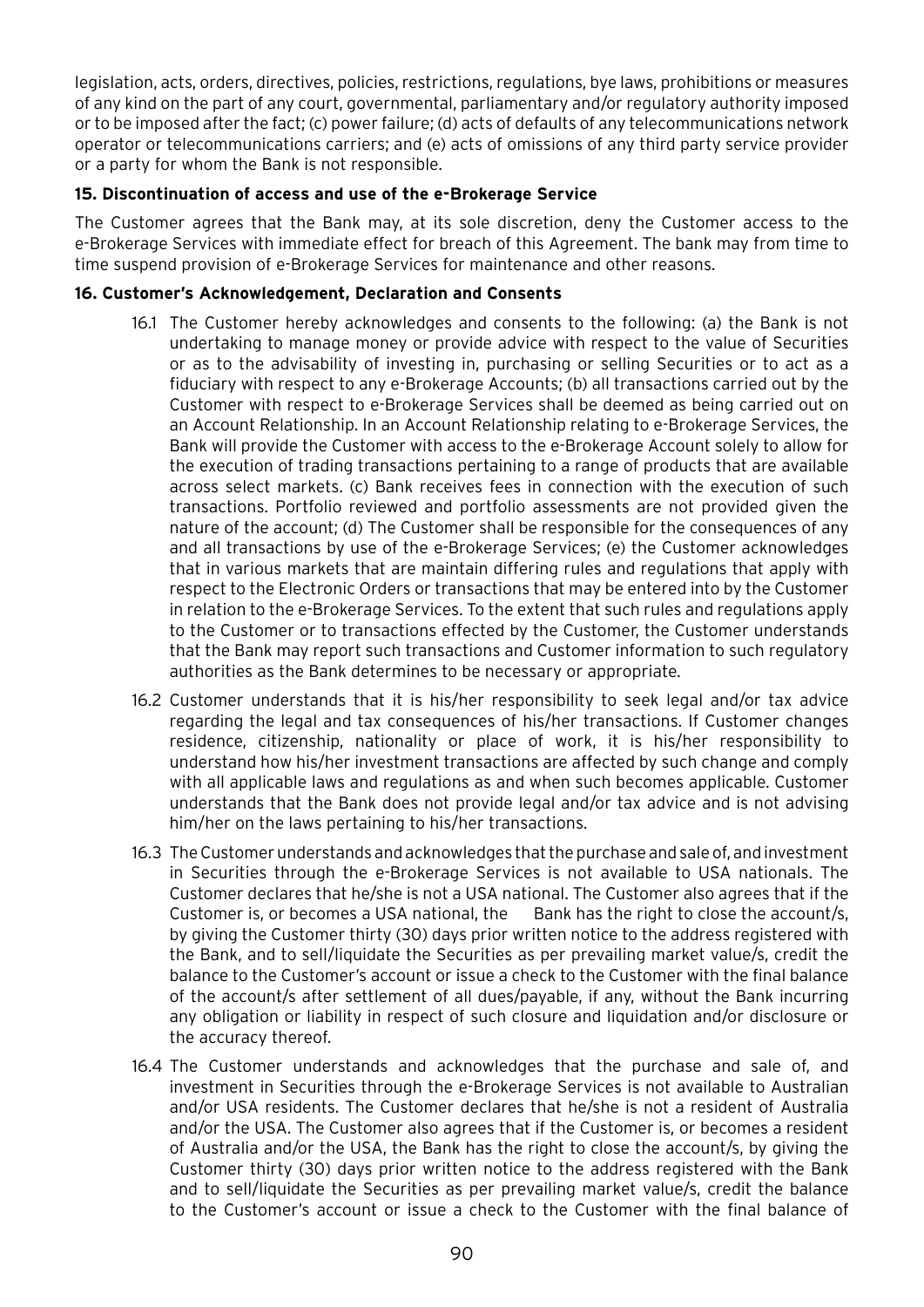legislation, acts, orders, directives, policies, restrictions, regulations, bye laws, prohibitions or measures of any kind on the part of any court, governmental, parliamentary and/or regulatory authority imposed or to be imposed after the fact; (c) power failure; (d) acts of defaults of any telecommunications network operator or telecommunications carriers; and (e) acts of omissions of any third party service provider or a party for whom the Bank is not responsible.

**15. Discontinuation of access and use of the e-Brokerage Service**

The Customer agrees that the Bank may, at its sole discretion, deny the Customer access to the e-Brokerage Services with immediate effect for breach of this Agreement. The bank may from time to time suspend provision of e-Brokerage Services for maintenance and other reasons.

**16. Customer's Acknowledgement, Declaration and Consents**

16.1 The Customer hereby acknowledges and consents to the following: (a) the Bank is not undertaking to manage money or provide advice with respect to the value of Securities or as to the advisability of investing in, purchasing or selling Securities or to act as a fiduciary with respect to any e-Brokerage Accounts; (b) all transactions carried out by the Customer with respect to e-Brokerage Services shall be deemed as being carried out on an Account Relationship. In an Account Relationship relating to e-Brokerage Services, the Bank will provide the Customer with access to the e-Brokerage Account solely to allow for the execution of trading transactions pertaining to a range of products that are available across select markets. (c) Bank receives fees in connection with the execution of such transactions. Portfolio reviewed and portfolio assessments are not provided given the nature of the account; (d) The Customer shall be responsible for the consequences of any and all transactions by use of the e-Brokerage Services; (e) the Customer acknowledges that in various markets that are maintain differing rules and regulations that apply with respect to the Electronic Orders or transactions that may be entered into by the Customer in relation to the e-Brokerage Services. To the extent that such rules and regulations apply to the Customer or to transactions effected by the Customer, the Customer understands that the Bank may report such transactions and Customer information to such regulatory authorities as the Bank determines to be necessary or appropriate.

16.2 Customer understands that it is his/her responsibility to seek legal and/or tax advice regarding the legal and tax consequences of his/her transactions. If Customer changes residence, citizenship, nationality or place of work, it is his/her responsibility to understand how his/her investment transactions are affected by such change and comply with all applicable laws and regulations as and when such becomes applicable. Customer understands that the Bank does not provide legal and/or tax advice and is not advising him/her on the laws pertaining to his/her transactions.

16.3 The Customer understands and acknowledges that the purchase and sale of, and investment in Securities through the e-Brokerage Services is not available to USA nationals. The Customer declares that he/she is not a USA national. The Customer also agrees that if the Customer is, or becomes a USA national, the Bank has the right to close the account/s, by giving the Customer thirty (30) days prior written notice to the address registered with the Bank, and to sell/liquidate the Securities as per prevailing market value/s, credit the balance to the Customer's account or issue a check to the Customer with the final balance of the account/s after settlement of all dues/payable, if any, without the Bank incurring any obligation or liability in respect of such closure and liquidation and/or disclosure or the accuracy thereof.

16.4 The Customer understands and acknowledges that the purchase and sale of, and investment in Securities through the e-Brokerage Services is not available to Australian and/or USA residents. The Customer declares that he/she is not a resident of Australia and/or the USA. The Customer also agrees that if the Customer is, or becomes a resident of Australia and/or the USA, the Bank has the right to close the account/s, by giving the Customer thirty (30) days prior written notice to the address registered with the Bank and to sell/liquidate the Securities as per prevailing market value/s, credit the balance to the Customer's account or issue a check to the Customer with the final balance of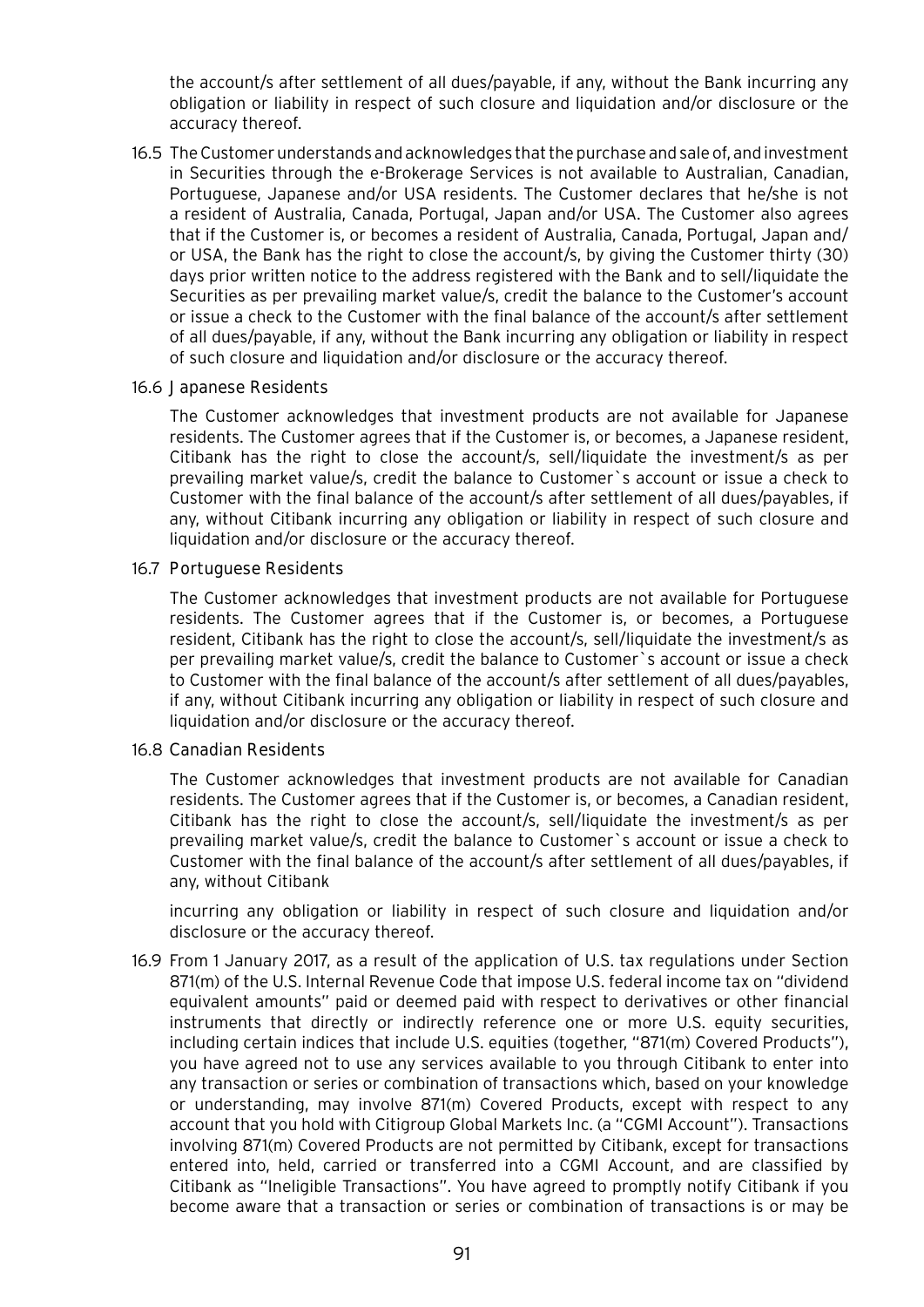the account/s after settlement of all dues/payable, if any, without the Bank incurring any obligation or liability in respect of such closure and liquidation and/or disclosure or the accuracy thereof.

16.5 The Customer understands and acknowledges that the purchase and sale of, and investment in Securities through the e-Brokerage Services is not available to Australian, Canadian, Portuguese, Japanese and/or USA residents. The Customer declares that he/she is not a resident of Australia, Canada, Portugal, Japan and/or USA. The Customer also agrees that if the Customer is, or becomes a resident of Australia, Canada, Portugal, Japan and/ or USA, the Bank has the right to close the account/s, by giving the Customer thirty (30) days prior written notice to the address registered with the Bank and to sell/liquidate the Securities as per prevailing market value/s, credit the balance to the Customer's account or issue a check to the Customer with the final balance of the account/s after settlement of all dues/payable, if any, without the Bank incurring any obligation or liability in respect of such closure and liquidation and/or disclosure or the accuracy thereof.

16.6 Japanese Residents

The Customer acknowledges that investment products are not available for Japanese residents. The Customer agrees that if the Customer is, or becomes, a Japanese resident, Citibank has the right to close the account/s, sell/liquidate the investment/s as per prevailing market value/s, credit the balance to Customer`s account or issue a check to Customer with the final balance of the account/s after settlement of all dues/payables, if any, without Citibank incurring any obligation or liability in respect of such closure and liquidation and/or disclosure or the accuracy thereof.

16.7 Portuguese Residents

The Customer acknowledges that investment products are not available for Portuguese residents. The Customer agrees that if the Customer is, or becomes, a Portuguese resident, Citibank has the right to close the account/s, sell/liquidate the investment/s as per prevailing market value/s, credit the balance to Customer`s account or issue a check to Customer with the final balance of the account/s after settlement of all dues/payables, if any, without Citibank incurring any obligation or liability in respect of such closure and liquidation and/or disclosure or the accuracy thereof.

16.8 Canadian Residents

The Customer acknowledges that investment products are not available for Canadian residents. The Customer agrees that if the Customer is, or becomes, a Canadian resident, Citibank has the right to close the account/s, sell/liquidate the investment/s as per prevailing market value/s, credit the balance to Customer`s account or issue a check to Customer with the final balance of the account/s after settlement of all dues/payables, if any, without Citibank

incurring any obligation or liability in respect of such closure and liquidation and/or disclosure or the accuracy thereof.

16.9 From 1 January 2017, as a result of the application of U.S. tax regulations under Section 871(m) of the U.S. Internal Revenue Code that impose U.S. federal income tax on "dividend equivalent amounts" paid or deemed paid with respect to derivatives or other financial instruments that directly or indirectly reference one or more U.S. equity securities, including certain indices that include U.S. equities (together, "871(m) Covered Products"), you have agreed not to use any services available to you through Citibank to enter into any transaction or series or combination of transactions which, based on your knowledge or understanding, may involve 871(m) Covered Products, except with respect to any account that you hold with Citigroup Global Markets Inc. (a "CGMI Account"). Transactions involving 871(m) Covered Products are not permitted by Citibank, except for transactions entered into, held, carried or transferred into a CGMI Account, and are classified by Citibank as "Ineligible Transactions". You have agreed to promptly notify Citibank if you become aware that a transaction or series or combination of transactions is or may be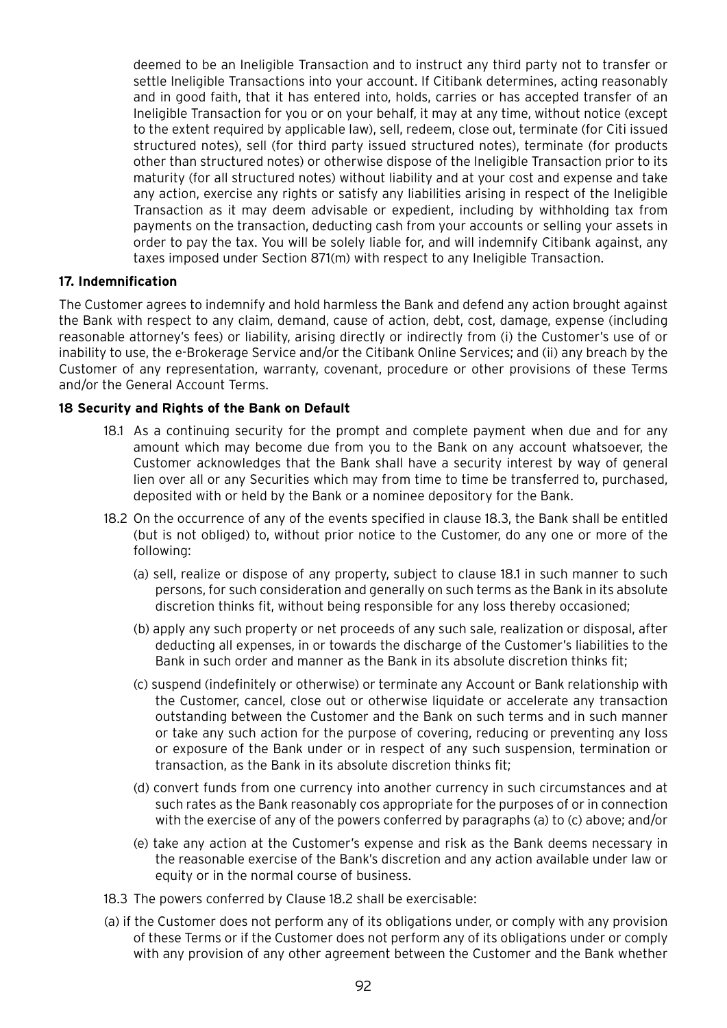deemed to be an Ineligible Transaction and to instruct any third party not to transfer or settle Ineligible Transactions into your account. If Citibank determines, acting reasonably and in good faith, that it has entered into, holds, carries or has accepted transfer of an Ineligible Transaction for you or on your behalf, it may at any time, without notice (except to the extent required by applicable law), sell, redeem, close out, terminate (for Citi issued structured notes), sell (for third party issued structured notes), terminate (for products other than structured notes) or otherwise dispose of the Ineligible Transaction prior to its maturity (for all structured notes) without liability and at your cost and expense and take any action, exercise any rights or satisfy any liabilities arising in respect of the Ineligible Transaction as it may deem advisable or expedient, including by withholding tax from payments on the transaction, deducting cash from your accounts or selling your assets in order to pay the tax. You will be solely liable for, and will indemnify Citibank against, any taxes imposed under Section 871(m) with respect to any Ineligible Transaction.

**17. Indemnification**

The Customer agrees to indemnify and hold harmless the Bank and defend any action brought against the Bank with respect to any claim, demand, cause of action, debt, cost, damage, expense (including reasonable attorney's fees) or liability, arising directly or indirectly from (i) the Customer's use of or inability to use, the e-Brokerage Service and/or the Citibank Online Services; and (ii) any breach by the Customer of any representation, warranty, covenant, procedure or other provisions of these Terms and/or the General Account Terms.

**18 Security and Rights of the Bank on Default**

18.1 As a continuing security for the prompt and complete payment when due and for any amount which may become due from you to the Bank on any account whatsoever, the Customer acknowledges that the Bank shall have a security interest by way of general lien over all or any Securities which may from time to time be transferred to, purchased, deposited with or held by the Bank or a nominee depository for the Bank.

18.2 On the occurrence of any of the events specified in clause 18.3, the Bank shall be entitled (but is not obliged) to, without prior notice to the Customer, do any one or more of the following:

(a) sell, realize or dispose of any property, subject to clause 18.1 in such manner to such persons, for such consideration and generally on such terms as the Bank in its absolute discretion thinks fit, without being responsible for any loss thereby occasioned;

(b) apply any such property or net proceeds of any such sale, realization or disposal, after deducting all expenses, in or towards the discharge of the Customer's liabilities to the Bank in such order and manner as the Bank in its absolute discretion thinks fit;

(c) suspend (indefinitely or otherwise) or terminate any Account or Bank relationship with the Customer, cancel, close out or otherwise liquidate or accelerate any transaction outstanding between the Customer and the Bank on such terms and in such manner or take any such action for the purpose of covering, reducing or preventing any loss or exposure of the Bank under or in respect of any such suspension, termination or transaction, as the Bank in its absolute discretion thinks fit;

(d) convert funds from one currency into another currency in such circumstances and at such rates as the Bank reasonably cos appropriate for the purposes of or in connection with the exercise of any of the powers conferred by paragraphs (a) to (c) above; and/or

(e) take any action at the Customer's expense and risk as the Bank deems necessary in the reasonable exercise of the Bank's discretion and any action available under law or equity or in the normal course of business.

18.3 The powers conferred by Clause 18.2 shall be exercisable:

(a) if the Customer does not perform any of its obligations under, or comply with any provision of these Terms or if the Customer does not perform any of its obligations under or comply with any provision of any other agreement between the Customer and the Bank whether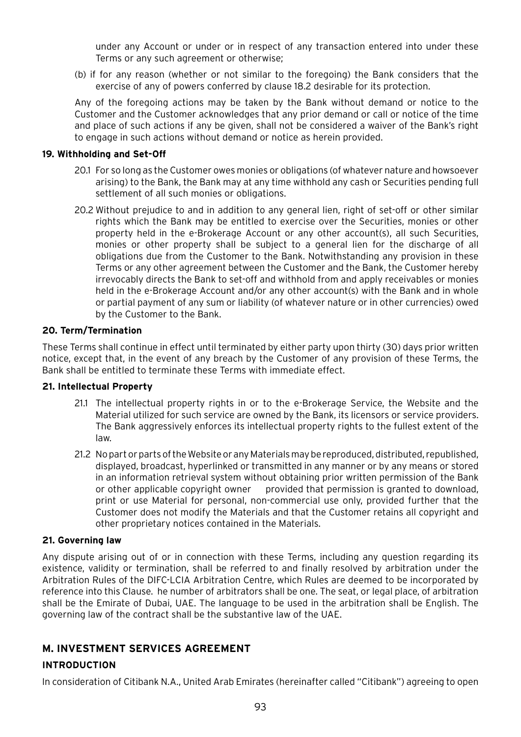under any Account or under or in respect of any transaction entered into under these Terms or any such agreement or otherwise;

(b) if for any reason (whether or not similar to the foregoing) the Bank considers that the exercise of any of powers conferred by clause 18.2 desirable for its protection.

Any of the foregoing actions may be taken by the Bank without demand or notice to the Customer and the Customer acknowledges that any prior demand or call or notice of the time and place of such actions if any be given, shall not be considered a waiver of the Bank's right to engage in such actions without demand or notice as herein provided.

**19. Withholding and Set-Off**

20.1 For so long as the Customer owes monies or obligations (of whatever nature and howsoever arising) to the Bank, the Bank may at any time withhold any cash or Securities pending full settlement of all such monies or obligations.

20.2 Without prejudice to and in addition to any general lien, right of set-off or other similar rights which the Bank may be entitled to exercise over the Securities, monies or other property held in the e-Brokerage Account or any other account(s), all such Securities, monies or other property shall be subject to a general lien for the discharge of all obligations due from the Customer to the Bank. Notwithstanding any provision in these Terms or any other agreement between the Customer and the Bank, the Customer hereby irrevocably directs the Bank to set-off and withhold from and apply receivables or monies held in the e-Brokerage Account and/or any other account(s) with the Bank and in whole or partial payment of any sum or liability (of whatever nature or in other currencies) owed by the Customer to the Bank.

**20. Term/Termination**

These Terms shall continue in effect until terminated by either party upon thirty (30) days prior written notice, except that, in the event of any breach by the Customer of any provision of these Terms, the Bank shall be entitled to terminate these Terms with immediate effect.

**21. Intellectual Property**

21.1 The intellectual property rights in or to the e-Brokerage Service, the Website and the Material utilized for such service are owned by the Bank, its licensors or service providers. The Bank aggressively enforces its intellectual property rights to the fullest extent of the law.

21.2 No part or parts of the Website or any Materials may be reproduced, distributed, republished, displayed, broadcast, hyperlinked or transmitted in any manner or by any means or stored in an information retrieval system without obtaining prior written permission of the Bank or other applicable copyright owner provided that permission is granted to download, print or use Material for personal, non-commercial use only, provided further that the Customer does not modify the Materials and that the Customer retains all copyright and other proprietary notices contained in the Materials.

**21. Governing law**

Any dispute arising out of or in connection with these Terms, including any question regarding its existence, validity or termination, shall be referred to and finally resolved by arbitration under the Arbitration Rules of the DIFC-LCIA Arbitration Centre, which Rules are deemed to be incorporated by reference into this Clause. he number of arbitrators shall be one. The seat, or legal place, of arbitration shall be the Emirate of Dubai, UAE. The language to be used in the arbitration shall be English. The governing law of the contract shall be the substantive law of the UAE.

## M. INVESTMENT SERVICES AGREEMENT

### INTRODUCTION

In consideration of Citibank N.A., United Arab Emirates (hereinafter called "Citibank") agreeing to open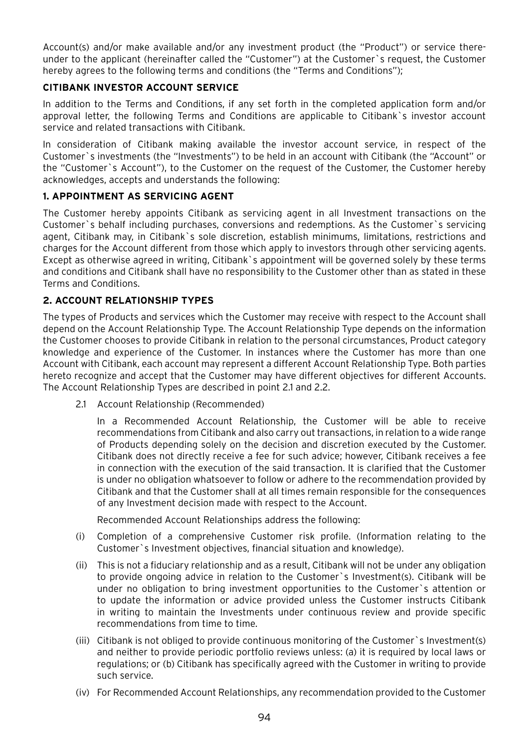Account(s) and/or make available and/or any investment product (the "Product") or service thereunder to the applicant (hereinafter called the "Customer") at the Customer`s request, the Customer hereby agrees to the following terms and conditions (the "Terms and Conditions");

## CITIBANK INVESTOR ACCOUNT SERVICE

In addition to the Terms and Conditions, if any set forth in the completed application form and/or approval letter, the following Terms and Conditions are applicable to Citibank`s investor account service and related transactions with Citibank.

In consideration of Citibank making available the investor account service, in respect of the Customer`s investments (the "Investments") to be held in an account with Citibank (the "Account" or the "Customer`s Account"), to the Customer on the request of the Customer, the Customer hereby acknowledges, accepts and understands the following:

## 1. APPOINTMENT AS SERVICING AGENT

The Customer hereby appoints Citibank as servicing agent in all Investment transactions on the Customer`s behalf including purchases, conversions and redemptions. As the Customer`s servicing agent, Citibank may, in Citibank`s sole discretion, establish minimums, limitations, restrictions and charges for the Account different from those which apply to investors through other servicing agents. Except as otherwise agreed in writing, Citibank`s appointment will be governed solely by these terms and conditions and Citibank shall have no responsibility to the Customer other than as stated in these Terms and Conditions.

## 2. ACCOUNT RELATIONSHIP TYPES

The types of Products and services which the Customer may receive with respect to the Account shall depend on the Account Relationship Type. The Account Relationship Type depends on the information the Customer chooses to provide Citibank in relation to the personal circumstances, Product category knowledge and experience of the Customer. In instances where the Customer has more than one Account with Citibank, each account may represent a different Account Relationship Type. Both parties hereto recognize and accept that the Customer may have different objectives for different Accounts. The Account Relationship Types are described in point 2.1 and 2.2.

2.1 Account Relationship (Recommended)

In a Recommended Account Relationship, the Customer will be able to receive recommendations from Citibank and also carry out transactions, in relation to a wide range of Products depending solely on the decision and discretion executed by the Customer. Citibank does not directly receive a fee for such advice; however, Citibank receives a fee in connection with the execution of the said transaction. It is clarified that the Customer is under no obligation whatsoever to follow or adhere to the recommendation provided by Citibank and that the Customer shall at all times remain responsible for the consequences of any Investment decision made with respect to the Account.

Recommended Account Relationships address the following:

(i) Completion of a comprehensive Customer risk profile. (Information relating to the Customer`s Investment objectives, financial situation and knowledge).

(ii) This is not a fiduciary relationship and as a result, Citibank will not be under any obligation to provide ongoing advice in relation to the Customer`s Investment(s). Citibank will be under no obligation to bring investment opportunities to the Customer`s attention or to update the information or advice provided unless the Customer instructs Citibank in writing to maintain the Investments under continuous review and provide specific recommendations from time to time.

(iii) Citibank is not obliged to provide continuous monitoring of the Customer`s Investment(s) and neither to provide periodic portfolio reviews unless: (a) it is required by local laws or regulations; or (b) Citibank has specifically agreed with the Customer in writing to provide such service.

(iv) For Recommended Account Relationships, any recommendation provided to the Customer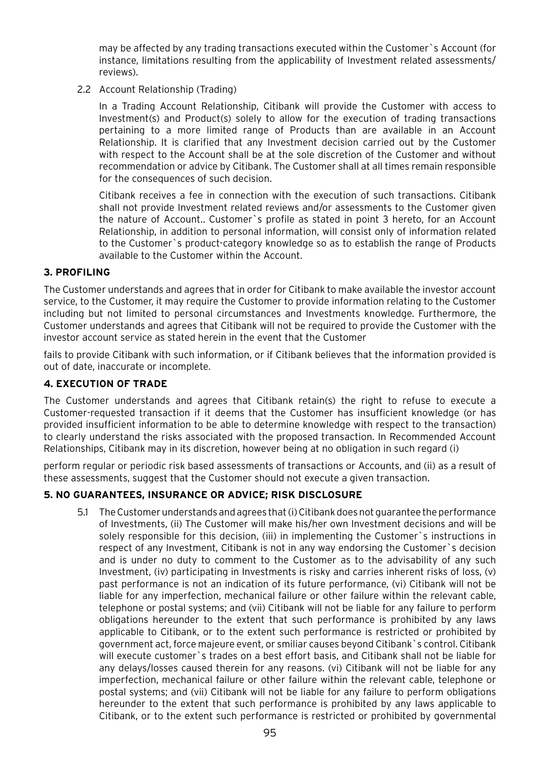may be affected by any trading transactions executed within the Customer`s Account (for instance, limitations resulting from the applicability of Investment related assessments/ reviews).

2.2 Account Relationship (Trading)

In a Trading Account Relationship, Citibank will provide the Customer with access to Investment(s) and Product(s) solely to allow for the execution of trading transactions pertaining to a more limited range of Products than are available in an Account Relationship. It is clarified that any Investment decision carried out by the Customer with respect to the Account shall be at the sole discretion of the Customer and without recommendation or advice by Citibank. The Customer shall at all times remain responsible for the consequences of such decision.

Citibank receives a fee in connection with the execution of such transactions. Citibank shall not provide Investment related reviews and/or assessments to the Customer given the nature of Account.. Customer`s profile as stated in point 3 hereto, for an Account Relationship, in addition to personal information, will consist only of information related to the Customer`s product-category knowledge so as to establish the range of Products available to the Customer within the Account.

## 3. PROFILING

The Customer understands and agrees that in order for Citibank to make available the investor account service, to the Customer, it may require the Customer to provide information relating to the Customer including but not limited to personal circumstances and Investments knowledge. Furthermore, the Customer understands and agrees that Citibank will not be required to provide the Customer with the investor account service as stated herein in the event that the Customer

fails to provide Citibank with such information, or if Citibank believes that the information provided is out of date, inaccurate or incomplete.

## 4. EXECUTION OF TRADE

The Customer understands and agrees that Citibank retain(s) the right to refuse to execute a Customer-requested transaction if it deems that the Customer has insufficient knowledge (or has provided insufficient information to be able to determine knowledge with respect to the transaction) to clearly understand the risks associated with the proposed transaction. In Recommended Account Relationships, Citibank may in its discretion, however being at no obligation in such regard (i)

perform regular or periodic risk based assessments of transactions or Accounts, and (ii) as a result of these assessments, suggest that the Customer should not execute a given transaction.

## 5. NO GUARANTEES, INSURANCE OR ADVICE; RISK DISCLOSURE

5.1 The Customer understands and agrees that (i) Citibank does not guarantee the performance of Investments, (ii) The Customer will make his/her own Investment decisions and will be solely responsible for this decision, (iii) in implementing the Customer`s instructions in respect of any Investment, Citibank is not in any way endorsing the Customer`s decision and is under no duty to comment to the Customer as to the advisability of any such Investment, (iv) participating in Investments is risky and carries inherent risks of loss, (v) past performance is not an indication of its future performance, (vi) Citibank will not be liable for any imperfection, mechanical failure or other failure within the relevant cable, telephone or postal systems; and (vii) Citibank will not be liable for any failure to perform obligations hereunder to the extent that such performance is prohibited by any laws applicable to Citibank, or to the extent such performance is restricted or prohibited by government act, force majeure event, or smiliar causes beyond Citibank`s control. Citibank will execute customer`s trades on a best effort basis, and Citibank shall not be liable for any delays/losses caused therein for any reasons. (vi) Citibank will not be liable for any imperfection, mechanical failure or other failure within the relevant cable, telephone or postal systems; and (vii) Citibank will not be liable for any failure to perform obligations hereunder to the extent that such performance is prohibited by any laws applicable to Citibank, or to the extent such performance is restricted or prohibited by governmental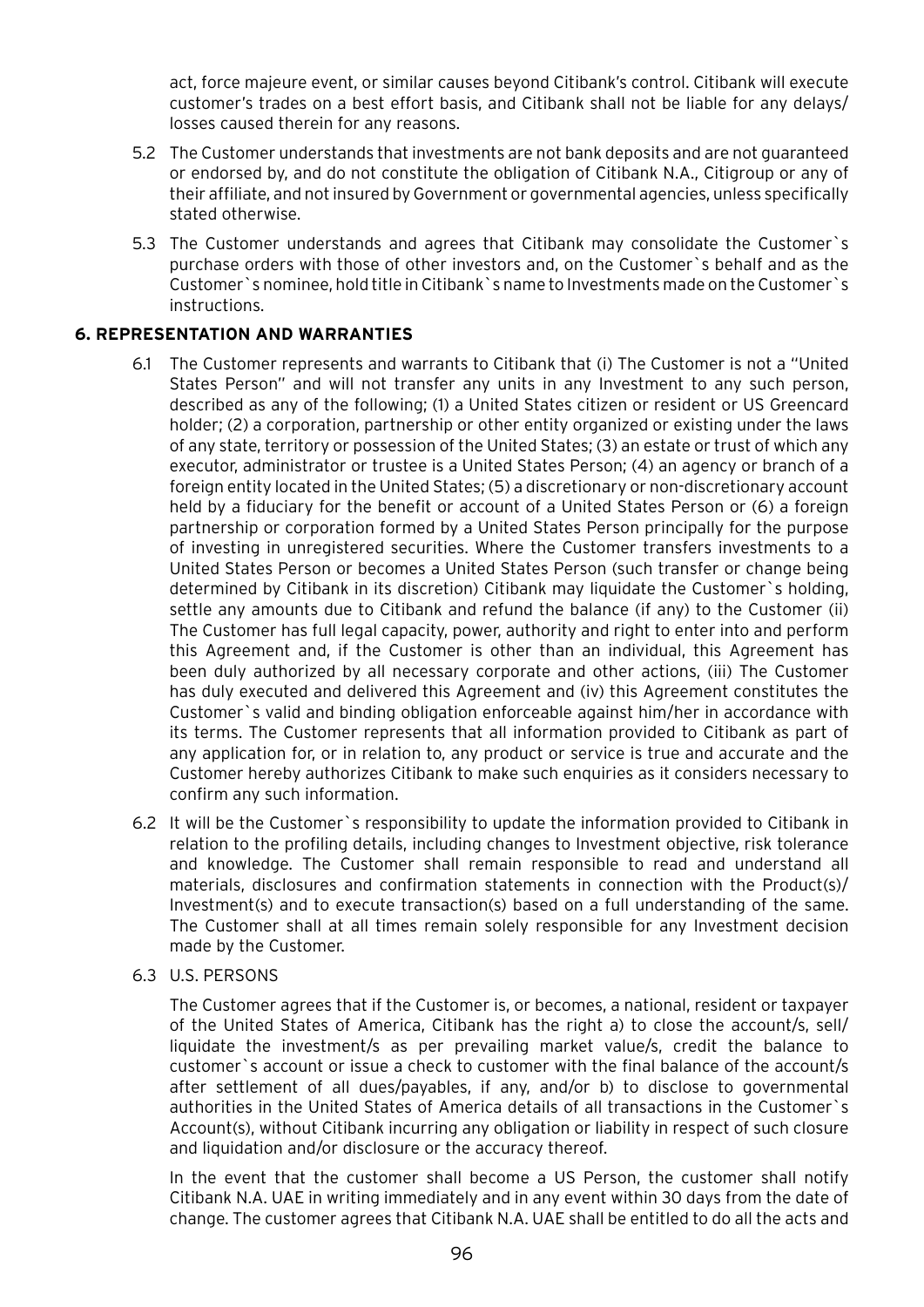act, force majeure event, or similar causes beyond Citibank's control. Citibank will execute customer's trades on a best effort basis, and Citibank shall not be liable for any delays/ losses caused therein for any reasons.

5.2 The Customer understands that investments are not bank deposits and are not guaranteed or endorsed by, and do not constitute the obligation of Citibank N.A., Citigroup or any of their affiliate, and not insured by Government or governmental agencies, unless specifically stated otherwise.

5.3 The Customer understands and agrees that Citibank may consolidate the Customer`s purchase orders with those of other investors and, on the Customer`s behalf and as the Customer`s nominee, hold title in Citibank`s name to Investments made on the Customer`s instructions.

## 6. REPRESENTATION AND WARRANTIES

6.1 The Customer represents and warrants to Citibank that (i) The Customer is not a "United States Person" and will not transfer any units in any Investment to any such person, described as any of the following; (1) a United States citizen or resident or US Greencard holder; (2) a corporation, partnership or other entity organized or existing under the laws of any state, territory or possession of the United States; (3) an estate or trust of which any executor, administrator or trustee is a United States Person; (4) an agency or branch of a foreign entity located in the United States; (5) a discretionary or non-discretionary account held by a fiduciary for the benefit or account of a United States Person or (6) a foreign partnership or corporation formed by a United States Person principally for the purpose of investing in unregistered securities. Where the Customer transfers investments to a United States Person or becomes a United States Person (such transfer or change being determined by Citibank in its discretion) Citibank may liquidate the Customer`s holding, settle any amounts due to Citibank and refund the balance (if any) to the Customer (ii) The Customer has full legal capacity, power, authority and right to enter into and perform this Agreement and, if the Customer is other than an individual, this Agreement has been duly authorized by all necessary corporate and other actions, (iii) The Customer has duly executed and delivered this Agreement and (iv) this Agreement constitutes the Customer`s valid and binding obligation enforceable against him/her in accordance with its terms. The Customer represents that all information provided to Citibank as part of any application for, or in relation to, any product or service is true and accurate and the Customer hereby authorizes Citibank to make such enquiries as it considers necessary to confirm any such information.

6.2 It will be the Customer`s responsibility to update the information provided to Citibank in relation to the profiling details, including changes to Investment objective, risk tolerance and knowledge. The Customer shall remain responsible to read and understand all materials, disclosures and confirmation statements in connection with the Product(s)/ Investment(s) and to execute transaction(s) based on a full understanding of the same. The Customer shall at all times remain solely responsible for any Investment decision made by the Customer.

6.3 U.S. PERSONS

The Customer agrees that if the Customer is, or becomes, a national, resident or taxpayer of the United States of America, Citibank has the right a) to close the account/s, sell/ liquidate the investment/s as per prevailing market value/s, credit the balance to customer`s account or issue a check to customer with the final balance of the account/s after settlement of all dues/payables, if any, and/or b) to disclose to governmental authorities in the United States of America details of all transactions in the Customer`s Account(s), without Citibank incurring any obligation or liability in respect of such closure and liquidation and/or disclosure or the accuracy thereof.

In the event that the customer shall become a US Person, the customer shall notify Citibank N.A. UAE in writing immediately and in any event within 30 days from the date of change. The customer agrees that Citibank N.A. UAE shall be entitled to do all the acts and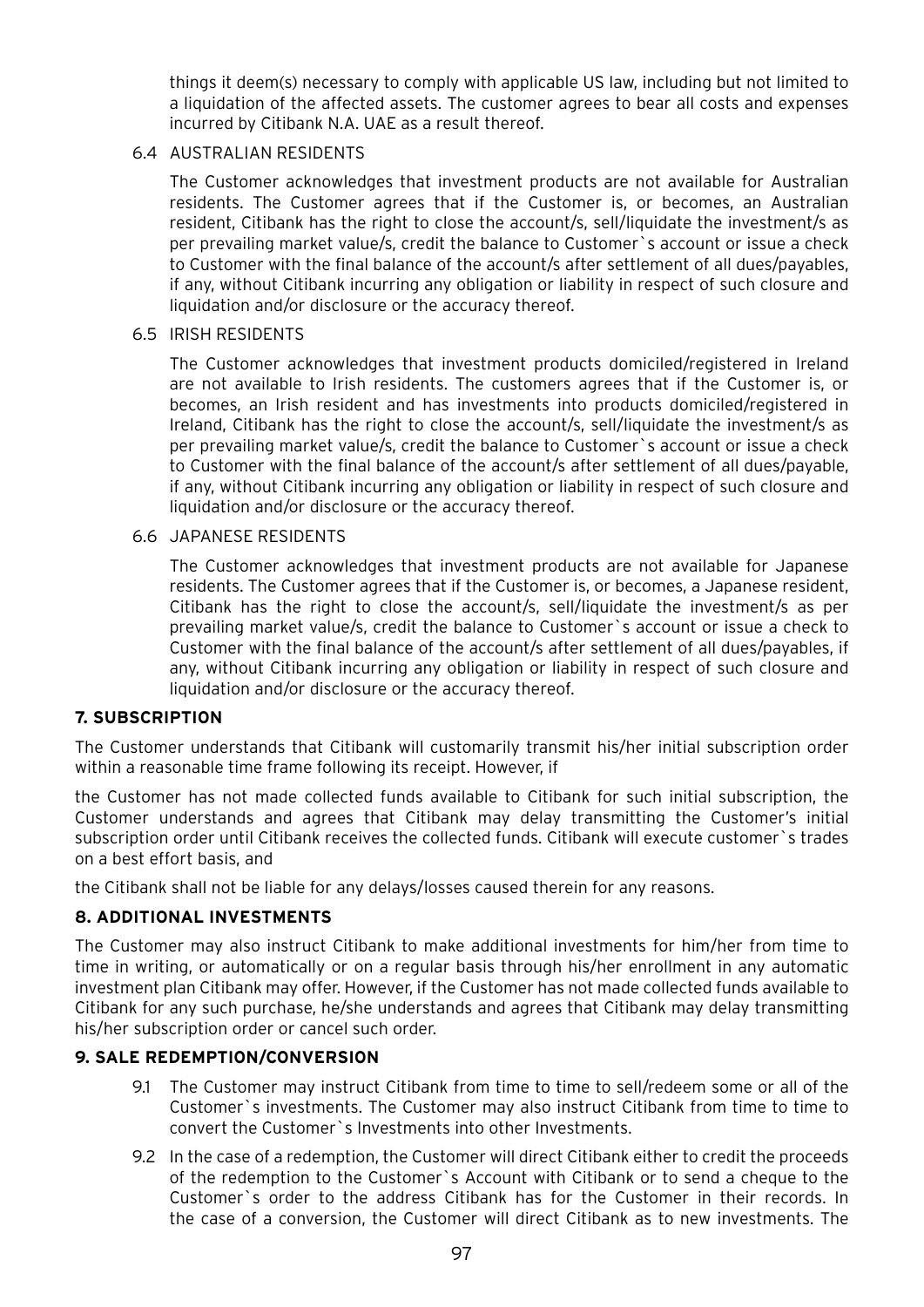things it deem(s) necessary to comply with applicable US law, including but not limited to a liquidation of the affected assets. The customer agrees to bear all costs and expenses incurred by Citibank N.A. UAE as a result thereof.

6.4 AUSTRALIAN RESIDENTS

The Customer acknowledges that investment products are not available for Australian residents. The Customer agrees that if the Customer is, or becomes, an Australian resident, Citibank has the right to close the account/s, sell/liquidate the investment/s as per prevailing market value/s, credit the balance to Customer`s account or issue a check to Customer with the final balance of the account/s after settlement of all dues/payables, if any, without Citibank incurring any obligation or liability in respect of such closure and liquidation and/or disclosure or the accuracy thereof.

6.5 IRISH RESIDENTS

The Customer acknowledges that investment products domiciled/registered in Ireland are not available to Irish residents. The customers agrees that if the Customer is, or becomes, an Irish resident and has investments into products domiciled/registered in Ireland, Citibank has the right to close the account/s, sell/liquidate the investment/s as per prevailing market value/s, credit the balance to Customer`s account or issue a check to Customer with the final balance of the account/s after settlement of all dues/payable, if any, without Citibank incurring any obligation or liability in respect of such closure and liquidation and/or disclosure or the accuracy thereof.

6.6 JAPANESE RESIDENTS

The Customer acknowledges that investment products are not available for Japanese residents. The Customer agrees that if the Customer is, or becomes, a Japanese resident, Citibank has the right to close the account/s, sell/liquidate the investment/s as per prevailing market value/s, credit the balance to Customer`s account or issue a check to Customer with the final balance of the account/s after settlement of all dues/payables, if any, without Citibank incurring any obligation or liability in respect of such closure and liquidation and/or disclosure or the accuracy thereof.

## 7. SUBSCRIPTION

The Customer understands that Citibank will customarily transmit his/her initial subscription order within a reasonable time frame following its receipt. However, if

the Customer has not made collected funds available to Citibank for such initial subscription, the Customer understands and agrees that Citibank may delay transmitting the Customer's initial subscription order until Citibank receives the collected funds. Citibank will execute customer`s trades on a best effort basis, and

the Citibank shall not be liable for any delays/losses caused therein for any reasons.

## 8. ADDITIONAL INVESTMENTS

The Customer may also instruct Citibank to make additional investments for him/her from time to time in writing, or automatically or on a regular basis through his/her enrollment in any automatic investment plan Citibank may offer. However, if the Customer has not made collected funds available to Citibank for any such purchase, he/she understands and agrees that Citibank may delay transmitting his/her subscription order or cancel such order.

## 9. SALE REDEMPTION/CONVERSION

9.1 The Customer may instruct Citibank from time to time to sell/redeem some or all of the Customer`s investments. The Customer may also instruct Citibank from time to time to convert the Customer`s Investments into other Investments.

9.2 In the case of a redemption, the Customer will direct Citibank either to credit the proceeds of the redemption to the Customer`s Account with Citibank or to send a cheque to the Customer`s order to the address Citibank has for the Customer in their records. In the case of a conversion, the Customer will direct Citibank as to new investments. The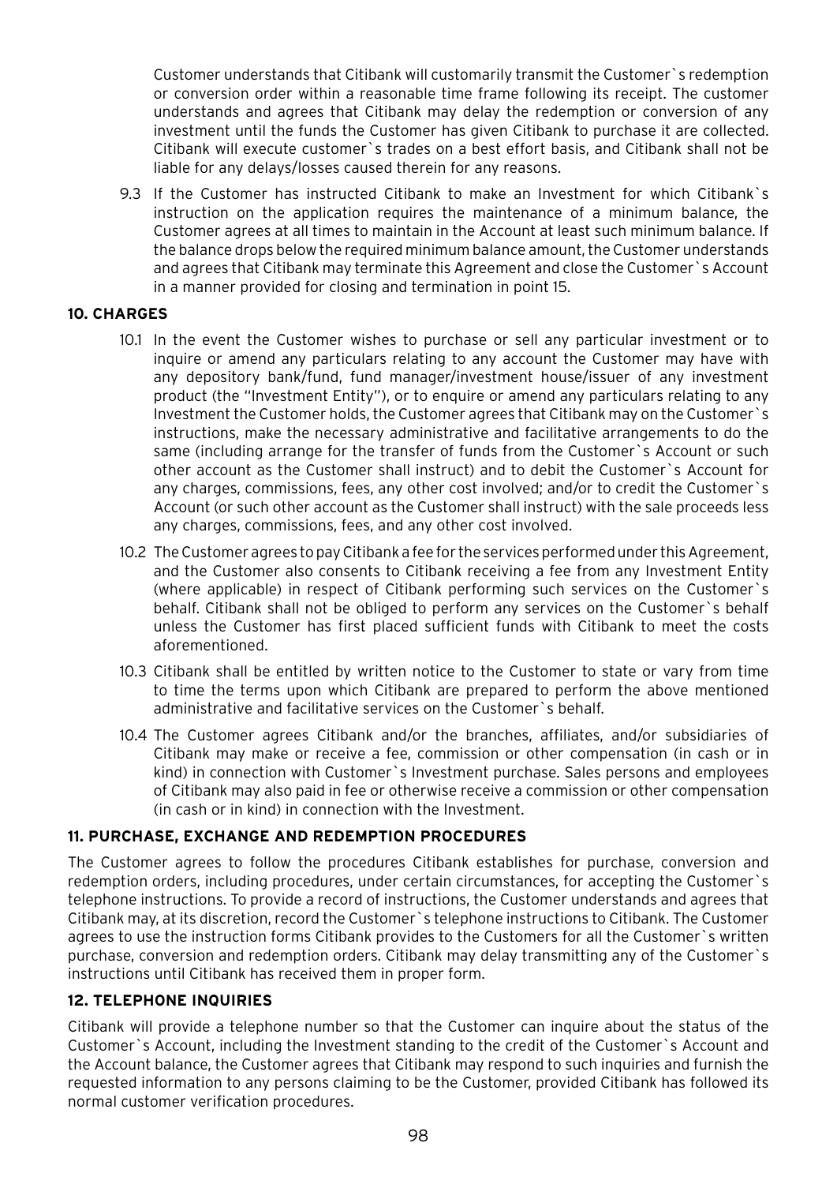Customer understands that Citibank will customarily transmit the Customer`s redemption or conversion order within a reasonable time frame following its receipt. The customer understands and agrees that Citibank may delay the redemption or conversion of any investment until the funds the Customer has given Citibank to purchase it are collected. Citibank will execute customer`s trades on a best effort basis, and Citibank shall not be liable for any delays/losses caused therein for any reasons.

9.3 If the Customer has instructed Citibank to make an Investment for which Citibank`s instruction on the application requires the maintenance of a minimum balance, the Customer agrees at all times to maintain in the Account at least such minimum balance. If the balance drops below the required minimum balance amount, the Customer understands and agrees that Citibank may terminate this Agreement and close the Customer`s Account in a manner provided for closing and termination in point 15.

### 10. CHARGES

10.1 In the event the Customer wishes to purchase or sell any particular investment or to inquire or amend any particulars relating to any account the Customer may have with any depository bank/fund, fund manager/investment house/issuer of any investment product (the "Investment Entity"), or to enquire or amend any particulars relating to any Investment the Customer holds, the Customer agrees that Citibank may on the Customer`s instructions, make the necessary administrative and facilitative arrangements to do the same (including arrange for the transfer of funds from the Customer`s Account or such other account as the Customer shall instruct) and to debit the Customer`s Account for any charges, commissions, fees, any other cost involved; and/or to credit the Customer`s Account (or such other account as the Customer shall instruct) with the sale proceeds less any charges, commissions, fees, and any other cost involved.

10.2 The Customer agrees to pay Citibank a fee for the services performed under this Agreement, and the Customer also consents to Citibank receiving a fee from any Investment Entity (where applicable) in respect of Citibank performing such services on the Customer`s behalf. Citibank shall not be obliged to perform any services on the Customer`s behalf unless the Customer has first placed sufficient funds with Citibank to meet the costs aforementioned.

10.3 Citibank shall be entitled by written notice to the Customer to state or vary from time to time the terms upon which Citibank are prepared to perform the above mentioned administrative and facilitative services on the Customer`s behalf.

10.4 The Customer agrees Citibank and/or the branches, affiliates, and/or subsidiaries of Citibank may make or receive a fee, commission or other compensation (in cash or in kind) in connection with Customer`s Investment purchase. Sales persons and employees of Citibank may also paid in fee or otherwise receive a commission or other compensation (in cash or in kind) in connection with the Investment.

### 11. PURCHASE, EXCHANGE AND REDEMPTION PROCEDURES

The Customer agrees to follow the procedures Citibank establishes for purchase, conversion and redemption orders, including procedures, under certain circumstances, for accepting the Customer`s telephone instructions. To provide a record of instructions, the Customer understands and agrees that Citibank may, at its discretion, record the Customer`s telephone instructions to Citibank. The Customer agrees to use the instruction forms Citibank provides to the Customers for all the Customer`s written purchase, conversion and redemption orders. Citibank may delay transmitting any of the Customer`s instructions until Citibank has received them in proper form.

### 12. TELEPHONE INQUIRIES

Citibank will provide a telephone number so that the Customer can inquire about the status of the Customer`s Account, including the Investment standing to the credit of the Customer`s Account and the Account balance, the Customer agrees that Citibank may respond to such inquiries and furnish the requested information to any persons claiming to be the Customer, provided Citibank has followed its normal customer verification procedures.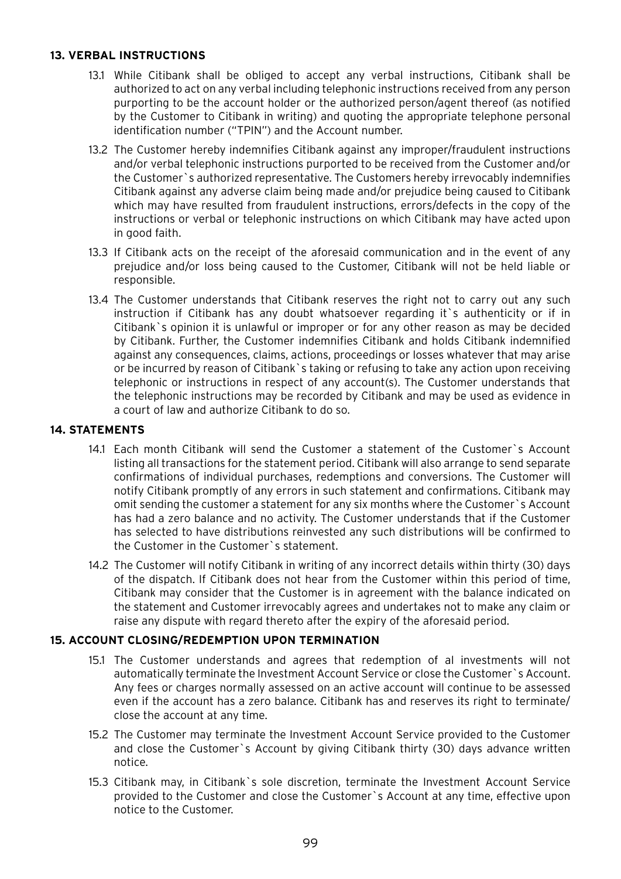## 13. VERBAL INSTRUCTIONS

13.1 While Citibank shall be obliged to accept any verbal instructions, Citibank shall be authorized to act on any verbal including telephonic instructions received from any person purporting to be the account holder or the authorized person/agent thereof (as notified by the Customer to Citibank in writing) and quoting the appropriate telephone personal identification number ("TPIN") and the Account number.

13.2 The Customer hereby indemnifies Citibank against any improper/fraudulent instructions and/or verbal telephonic instructions purported to be received from the Customer and/or the Customer`s authorized representative. The Customers hereby irrevocably indemnifies Citibank against any adverse claim being made and/or prejudice being caused to Citibank which may have resulted from fraudulent instructions, errors/defects in the copy of the instructions or verbal or telephonic instructions on which Citibank may have acted upon in good faith.

13.3 If Citibank acts on the receipt of the aforesaid communication and in the event of any prejudice and/or loss being caused to the Customer, Citibank will not be held liable or responsible.

13.4 The Customer understands that Citibank reserves the right not to carry out any such instruction if Citibank has any doubt whatsoever regarding it`s authenticity or if in Citibank`s opinion it is unlawful or improper or for any other reason as may be decided by Citibank. Further, the Customer indemnifies Citibank and holds Citibank indemnified against any consequences, claims, actions, proceedings or losses whatever that may arise or be incurred by reason of Citibank`s taking or refusing to take any action upon receiving telephonic or instructions in respect of any account(s). The Customer understands that the telephonic instructions may be recorded by Citibank and may be used as evidence in a court of law and authorize Citibank to do so.

## 14. STATEMENTS

14.1 Each month Citibank will send the Customer a statement of the Customer`s Account listing all transactions for the statement period. Citibank will also arrange to send separate confirmations of individual purchases, redemptions and conversions. The Customer will notify Citibank promptly of any errors in such statement and confirmations. Citibank may omit sending the customer a statement for any six months where the Customer`s Account has had a zero balance and no activity. The Customer understands that if the Customer has selected to have distributions reinvested any such distributions will be confirmed to the Customer in the Customer`s statement.

14.2 The Customer will notify Citibank in writing of any incorrect details within thirty (30) days of the dispatch. If Citibank does not hear from the Customer within this period of time, Citibank may consider that the Customer is in agreement with the balance indicated on the statement and Customer irrevocably agrees and undertakes not to make any claim or raise any dispute with regard thereto after the expiry of the aforesaid period.

## 15. ACCOUNT CLOSING/REDEMPTION UPON TERMINATION

15.1 The Customer understands and agrees that redemption of al investments will not automatically terminate the Investment Account Service or close the Customer`s Account. Any fees or charges normally assessed on an active account will continue to be assessed even if the account has a zero balance. Citibank has and reserves its right to terminate/ close the account at any time.

15.2 The Customer may terminate the Investment Account Service provided to the Customer and close the Customer`s Account by giving Citibank thirty (30) days advance written notice.

15.3 Citibank may, in Citibank`s sole discretion, terminate the Investment Account Service provided to the Customer and close the Customer`s Account at any time, effective upon notice to the Customer.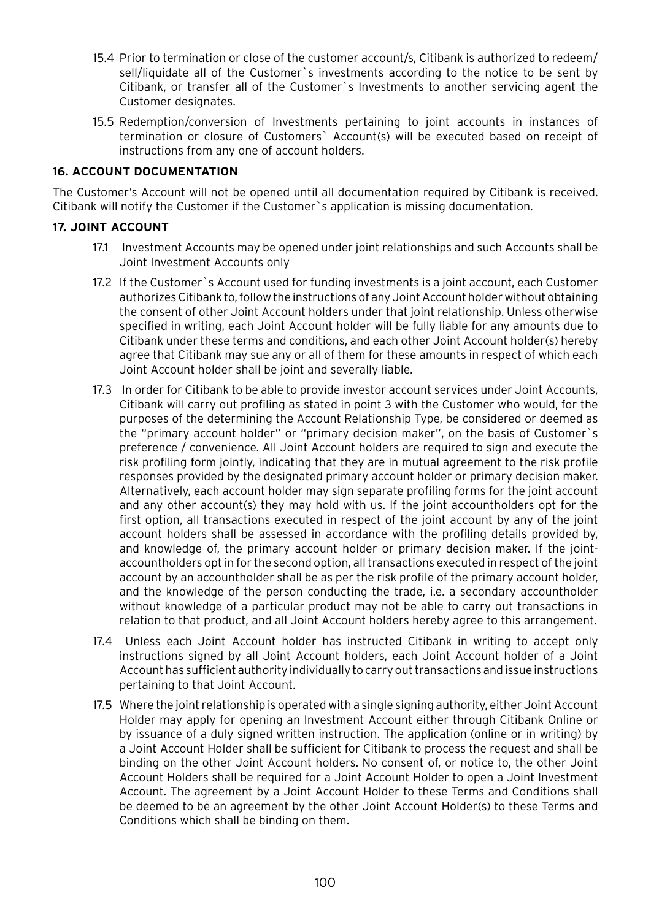15.4 Prior to termination or close of the customer account/s, Citibank is authorized to redeem/ sell/liquidate all of the Customer`s investments according to the notice to be sent by Citibank, or transfer all of the Customer`s Investments to another servicing agent the Customer designates.

15.5 Redemption/conversion of Investments pertaining to joint accounts in instances of termination or closure of Customers` Account(s) will be executed based on receipt of instructions from any one of account holders.

**16. ACCOUNT DOCUMENTATION**

The Customer's Account will not be opened until all documentation required by Citibank is received. Citibank will notify the Customer if the Customer`s application is missing documentation.

**17. JOINT ACCOUNT**

17.1 Investment Accounts may be opened under joint relationships and such Accounts shall be Joint Investment Accounts only

17.2 If the Customer`s Account used for funding investments is a joint account, each Customer authorizes Citibank to, follow the instructions of any Joint Account holder without obtaining the consent of other Joint Account holders under that joint relationship. Unless otherwise specified in writing, each Joint Account holder will be fully liable for any amounts due to Citibank under these terms and conditions, and each other Joint Account holder(s) hereby agree that Citibank may sue any or all of them for these amounts in respect of which each Joint Account holder shall be joint and severally liable.

17.3 In order for Citibank to be able to provide investor account services under Joint Accounts, Citibank will carry out profiling as stated in point 3 with the Customer who would, for the purposes of the determining the Account Relationship Type, be considered or deemed as the "primary account holder" or "primary decision maker", on the basis of Customer`s preference / convenience. All Joint Account holders are required to sign and execute the risk profiling form jointly, indicating that they are in mutual agreement to the risk profile responses provided by the designated primary account holder or primary decision maker. Alternatively, each account holder may sign separate profiling forms for the joint account and any other account(s) they may hold with us. If the joint accountholders opt for the first option, all transactions executed in respect of the joint account by any of the joint account holders shall be assessed in accordance with the profiling details provided by, and knowledge of, the primary account holder or primary decision maker. If the joint-accountholders opt in for the second option, all transactions executed in respect of the joint account by an accountholder shall be as per the risk profile of the primary account holder, and the knowledge of the person conducting the trade, i.e. a secondary accountholder without knowledge of a particular product may not be able to carry out transactions in relation to that product, and all Joint Account holders hereby agree to this arrangement.

17.4 Unless each Joint Account holder has instructed Citibank in writing to accept only instructions signed by all Joint Account holders, each Joint Account holder of a Joint Account has sufficient authority individually to carry out transactions and issue instructions pertaining to that Joint Account.

17.5 Where the joint relationship is operated with a single signing authority, either Joint Account Holder may apply for opening an Investment Account either through Citibank Online or by issuance of a duly signed written instruction. The application (online or in writing) by a Joint Account Holder shall be sufficient for Citibank to process the request and shall be binding on the other Joint Account holders. No consent of, or notice to, the other Joint Account Holders shall be required for a Joint Account Holder to open a Joint Investment Account. The agreement by a Joint Account Holder to these Terms and Conditions shall be deemed to be an agreement by the other Joint Account Holder(s) to these Terms and Conditions which shall be binding on them.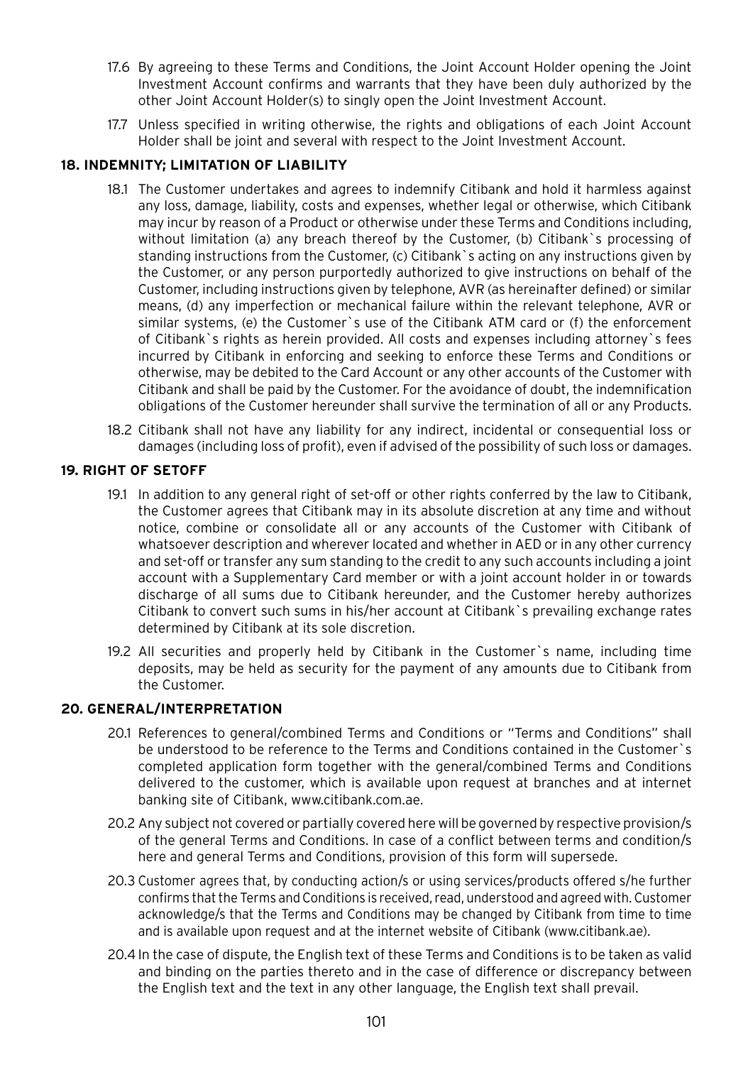17.6 By agreeing to these Terms and Conditions, the Joint Account Holder opening the Joint Investment Account confirms and warrants that they have been duly authorized by the other Joint Account Holder(s) to singly open the Joint Investment Account.

17.7 Unless specified in writing otherwise, the rights and obligations of each Joint Account Holder shall be joint and several with respect to the Joint Investment Account.

## 18. INDEMNITY; LIMITATION OF LIABILITY

18.1 The Customer undertakes and agrees to indemnify Citibank and hold it harmless against any loss, damage, liability, costs and expenses, whether legal or otherwise, which Citibank may incur by reason of a Product or otherwise under these Terms and Conditions including, without limitation (a) any breach thereof by the Customer, (b) Citibank`s processing of standing instructions from the Customer, (c) Citibank`s acting on any instructions given by the Customer, or any person purportedly authorized to give instructions on behalf of the Customer, including instructions given by telephone, AVR (as hereinafter defined) or similar means, (d) any imperfection or mechanical failure within the relevant telephone, AVR or similar systems, (e) the Customer`s use of the Citibank ATM card or (f) the enforcement of Citibank`s rights as herein provided. All costs and expenses including attorney`s fees incurred by Citibank in enforcing and seeking to enforce these Terms and Conditions or otherwise, may be debited to the Card Account or any other accounts of the Customer with Citibank and shall be paid by the Customer. For the avoidance of doubt, the indemnification obligations of the Customer hereunder shall survive the termination of all or any Products.

18.2 Citibank shall not have any liability for any indirect, incidental or consequential loss or damages (including loss of profit), even if advised of the possibility of such loss or damages.

## 19. RIGHT OF SETOFF

19.1 In addition to any general right of set-off or other rights conferred by the law to Citibank, the Customer agrees that Citibank may in its absolute discretion at any time and without notice, combine or consolidate all or any accounts of the Customer with Citibank of whatsoever description and wherever located and whether in AED or in any other currency and set-off or transfer any sum standing to the credit to any such accounts including a joint account with a Supplementary Card member or with a joint account holder in or towards discharge of all sums due to Citibank hereunder, and the Customer hereby authorizes Citibank to convert such sums in his/her account at Citibank`s prevailing exchange rates determined by Citibank at its sole discretion.

19.2 All securities and properly held by Citibank in the Customer`s name, including time deposits, may be held as security for the payment of any amounts due to Citibank from the Customer.

## 20. GENERAL/INTERPRETATION

20.1 References to general/combined Terms and Conditions or "Terms and Conditions" shall be understood to be reference to the Terms and Conditions contained in the Customer`s completed application form together with the general/combined Terms and Conditions delivered to the customer, which is available upon request at branches and at internet banking site of Citibank, www.citibank.com.ae.

20.2 Any subject not covered or partially covered here will be governed by respective provision/s of the general Terms and Conditions. In case of a conflict between terms and condition/s here and general Terms and Conditions, provision of this form will supersede.

20.3 Customer agrees that, by conducting action/s or using services/products offered s/he further confirms that the Terms and Conditions is received, read, understood and agreed with. Customer acknowledge/s that the Terms and Conditions may be changed by Citibank from time to time and is available upon request and at the internet website of Citibank (www.citibank.ae).

20.4 In the case of dispute, the English text of these Terms and Conditions is to be taken as valid and binding on the parties thereto and in the case of difference or discrepancy between the English text and the text in any other language, the English text shall prevail.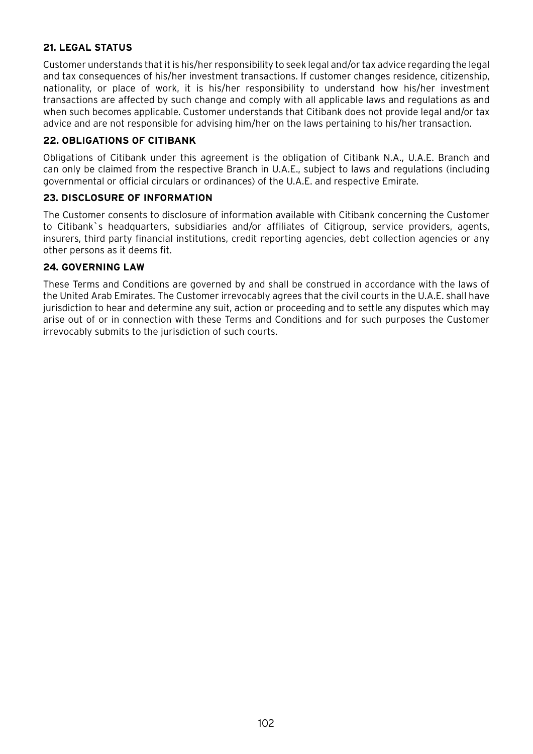**21. LEGAL STATUS**

Customer understands that it is his/her responsibility to seek legal and/or tax advice regarding the legal and tax consequences of his/her investment transactions. If customer changes residence, citizenship, nationality, or place of work, it is his/her responsibility to understand how his/her investment transactions are affected by such change and comply with all applicable laws and regulations as and when such becomes applicable. Customer understands that Citibank does not provide legal and/or tax advice and are not responsible for advising him/her on the laws pertaining to his/her transaction.

**22. OBLIGATIONS OF CITIBANK**

Obligations of Citibank under this agreement is the obligation of Citibank N.A., U.A.E. Branch and can only be claimed from the respective Branch in U.A.E., subject to laws and regulations (including governmental or official circulars or ordinances) of the U.A.E. and respective Emirate.

**23. DISCLOSURE OF INFORMATION**

The Customer consents to disclosure of information available with Citibank concerning the Customer to Citibank`s headquarters, subsidiaries and/or affiliates of Citigroup, service providers, agents, insurers, third party financial institutions, credit reporting agencies, debt collection agencies or any other persons as it deems fit.

**24. GOVERNING LAW**

These Terms and Conditions are governed by and shall be construed in accordance with the laws of the United Arab Emirates. The Customer irrevocably agrees that the civil courts in the U.A.E. shall have jurisdiction to hear and determine any suit, action or proceeding and to settle any disputes which may arise out of or in connection with these Terms and Conditions and for such purposes the Customer irrevocably submits to the jurisdiction of such courts.